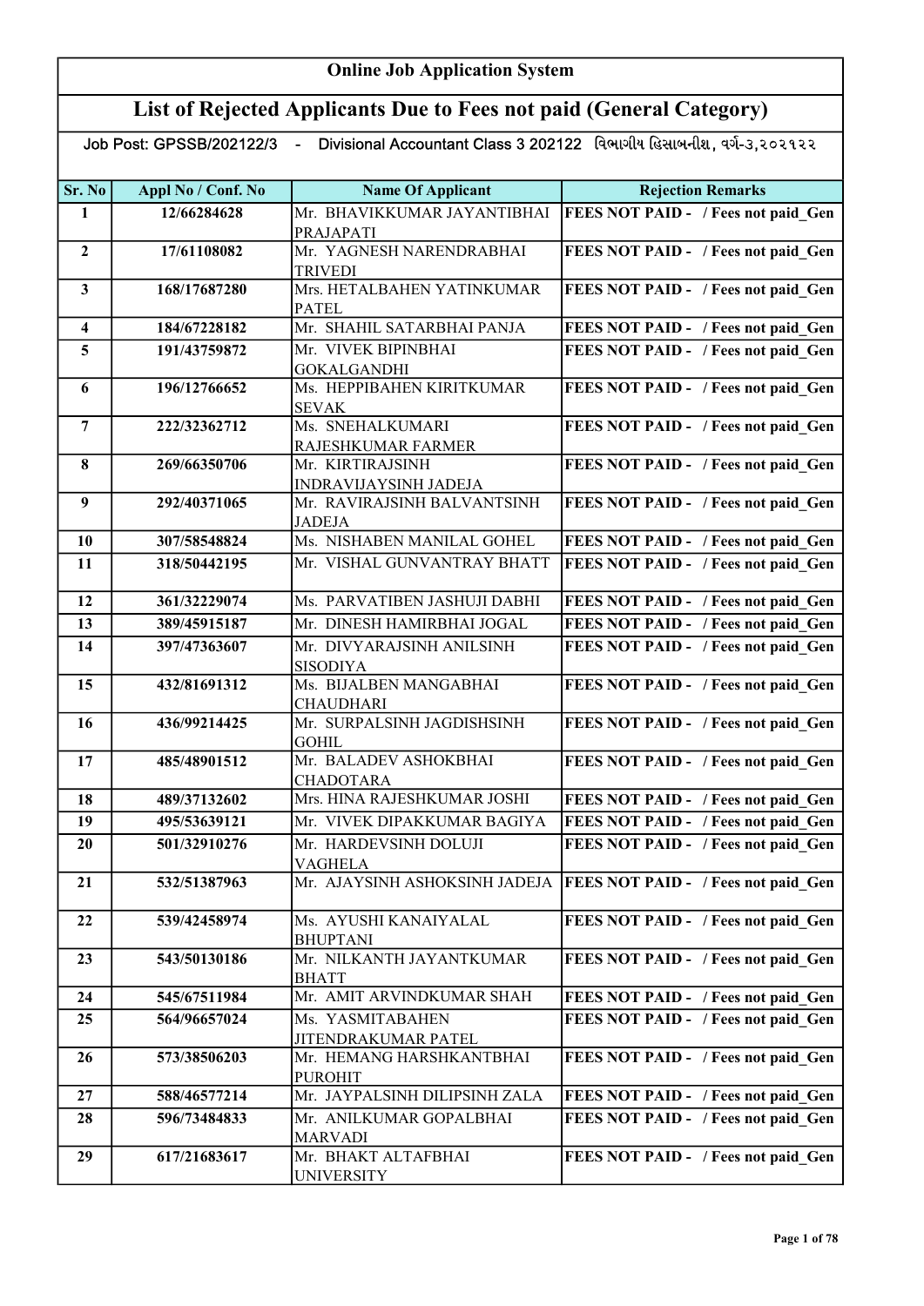# Online Job Application System

## List of Rejected Applicants Due to Fees not paid (General Category)

Job Post: GPSSB/202122/3 - Divisional Accountant Class 3 202122 વિભાગીય હિસાબનીશ, વર્ગ-૩,૨૦૨૧૨૨

| Sr. No | Appl No / Conf. No | Name Of Applicant | Rejection Remarks |
|---|---|---|---|
| 1 | 12/66284628 | Mr. BHAVIKKUMAR JAYANTIBHAI PRAJAPATI | FEES NOT PAID - / Fees not paid_Gen |
| 2 | 17/61108082 | Mr. YAGNESH NARENDRABHAI TRIVEDI | FEES NOT PAID - / Fees not paid_Gen |
| 3 | 168/17687280 | Mrs. HETALBAHEN YATINKUMAR PATEL | FEES NOT PAID - / Fees not paid_Gen |
| 4 | 184/67228182 | Mr. SHAHIL SATARBHAI PANJA | FEES NOT PAID - / Fees not paid_Gen |
| 5 | 191/43759872 | Mr. VIVEK BIPINBHAI GOKALGANDHI | FEES NOT PAID - / Fees not paid_Gen |
| 6 | 196/12766652 | Ms. HEPPIBAHEN KIRITKUMAR SEVAK | FEES NOT PAID - / Fees not paid_Gen |
| 7 | 222/32362712 | Ms. SNEHALKUMARI RAJESHKUMAR FARMER | FEES NOT PAID - / Fees not paid_Gen |
| 8 | 269/66350706 | Mr. KIRTIRAJSINH INDRAVIJAYSINH JADEJA | FEES NOT PAID - / Fees not paid_Gen |
| 9 | 292/40371065 | Mr. RAVIRAJSINH BALVANTSINH JADEJA | FEES NOT PAID - / Fees not paid_Gen |
| 10 | 307/58548824 | Ms. NISHABEN MANILAL GOHEL | FEES NOT PAID - / Fees not paid_Gen |
| 11 | 318/50442195 | Mr. VISHAL GUNVANTRAY BHATT | FEES NOT PAID - / Fees not paid_Gen |
| 12 | 361/32229074 | Ms. PARVATIBEN JASHUJI DABHI | FEES NOT PAID - / Fees not paid_Gen |
| 13 | 389/45915187 | Mr. DINESH HAMIRBHAI JOGAL | FEES NOT PAID - / Fees not paid_Gen |
| 14 | 397/47363607 | Mr. DIVYARAJSINH ANILSINH SISODIYA | FEES NOT PAID - / Fees not paid_Gen |
| 15 | 432/81691312 | Ms. BIJALBEN MANGABHAI CHAUDHARI | FEES NOT PAID - / Fees not paid_Gen |
| 16 | 436/99214425 | Mr. SURPALSINH JAGDISHSINH GOHIL | FEES NOT PAID - / Fees not paid_Gen |
| 17 | 485/48901512 | Mr. BALADEV ASHOKBHAI CHADOTARA | FEES NOT PAID - / Fees not paid_Gen |
| 18 | 489/37132602 | Mrs. HINA RAJESHKUMAR JOSHI | FEES NOT PAID - / Fees not paid_Gen |
| 19 | 495/53639121 | Mr. VIVEK DIPAKKUMAR BAGIYA | FEES NOT PAID - / Fees not paid_Gen |
| 20 | 501/32910276 | Mr. HARDEVSINH DOLUJI VAGHELA | FEES NOT PAID - / Fees not paid_Gen |
| 21 | 532/51387963 | Mr. AJAYSINH ASHOKSINH JADEJA | FEES NOT PAID - / Fees not paid_Gen |
| 22 | 539/42458974 | Ms. AYUSHI KANAIYALAL BHUPTANI | FEES NOT PAID - / Fees not paid_Gen |
| 23 | 543/50130186 | Mr. NILKANTH JAYANTKUMAR BHATT | FEES NOT PAID - / Fees not paid_Gen |
| 24 | 545/67511984 | Mr. AMIT ARVINDKUMAR SHAH | FEES NOT PAID - / Fees not paid_Gen |
| 25 | 564/96657024 | Ms. YASMITABAHEN JITENDRAKUMAR PATEL | FEES NOT PAID - / Fees not paid_Gen |
| 26 | 573/38506203 | Mr. HEMANG HARSHKANTBHAI PUROHIT | FEES NOT PAID - / Fees not paid_Gen |
| 27 | 588/46577214 | Mr. JAYPALSINH DILIPSINH ZALA | FEES NOT PAID - / Fees not paid_Gen |
| 28 | 596/73484833 | Mr. ANILKUMAR GOPALBHAI MARVADI | FEES NOT PAID - / Fees not paid_Gen |
| 29 | 617/21683617 | Mr. BHAKT ALTAFBHAI UNIVERSITY | FEES NOT PAID - / Fees not paid_Gen |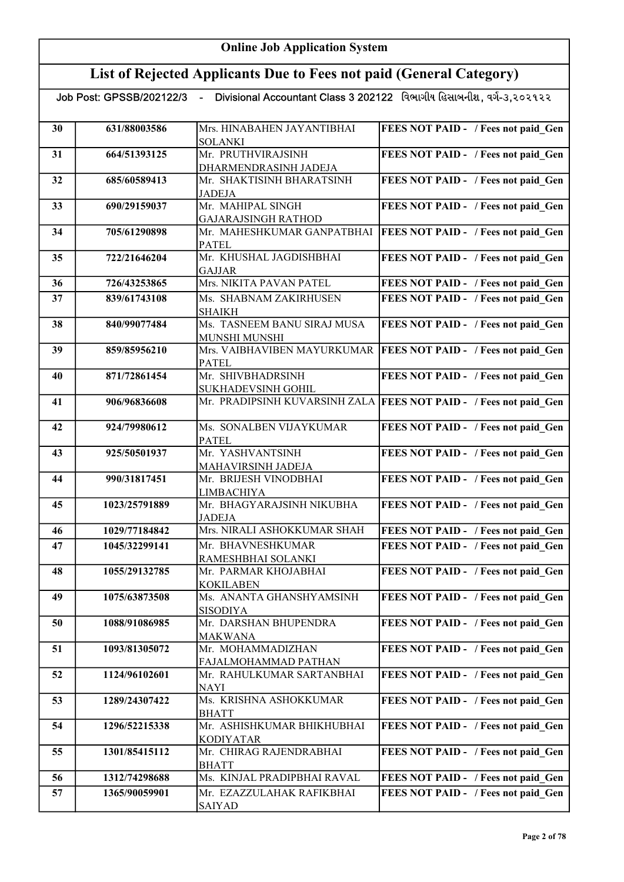# Online Job Application System

## List of Rejected Applicants Due to Fees not paid (General Category)

Job Post: GPSSB/202122/3 - Divisional Accountant Class 3 202122 વિભાગીય હિસાબનીશ, વર્ગ-૩,૨૦૨૧૨૨

| | | | |
|---|---|---|---|
| 30 | 631/88003586 | Mrs. HINABAHEN JAYANTIBHAI SOLANKI | FEES NOT PAID - / Fees not paid_Gen |
| 31 | 664/51393125 | Mr. PRUTHVIRAJSINH DHARMENDRASINH JADEJA | FEES NOT PAID - / Fees not paid_Gen |
| 32 | 685/60589413 | Mr. SHAKTISINH BHARATSINH JADEJA | FEES NOT PAID - / Fees not paid_Gen |
| 33 | 690/29159037 | Mr. MAHIPAL SINGH GAJARAJSINGH RATHOD | FEES NOT PAID - / Fees not paid_Gen |
| 34 | 705/61290898 | Mr. MAHESHKUMAR GANPATBHAI PATEL | FEES NOT PAID - / Fees not paid_Gen |
| 35 | 722/21646204 | Mr. KHUSHAL JAGDISHBHAI GAJJAR | FEES NOT PAID - / Fees not paid_Gen |
| 36 | 726/43253865 | Mrs. NIKITA PAVAN PATEL | FEES NOT PAID - / Fees not paid_Gen |
| 37 | 839/61743108 | Ms. SHABNAM ZAKIRHUSEN SHAIKH | FEES NOT PAID - / Fees not paid_Gen |
| 38 | 840/99077484 | Ms. TASNEEM BANU SIRAJ MUSA MUNSHI MUNSHI | FEES NOT PAID - / Fees not paid_Gen |
| 39 | 859/85956210 | Mrs. VAIBHAVIBEN MAYURKUMAR PATEL | FEES NOT PAID - / Fees not paid_Gen |
| 40 | 871/72861454 | Mr. SHIVBHADRSINH SUKHADEVSINH GOHIL | FEES NOT PAID - / Fees not paid_Gen |
| 41 | 906/96836608 | Mr. PRADIPSINH KUVARSINH ZALA | FEES NOT PAID - / Fees not paid_Gen |
| 42 | 924/79980612 | Ms. SONALBEN VIJAYKUMAR PATEL | FEES NOT PAID - / Fees not paid_Gen |
| 43 | 925/50501937 | Mr. YASHVANTSINH MAHAVIRSINH JADEJA | FEES NOT PAID - / Fees not paid_Gen |
| 44 | 990/31817451 | Mr. BRIJESH VINODBHAI LIMBACHIYA | FEES NOT PAID - / Fees not paid_Gen |
| 45 | 1023/25791889 | Mr. BHAGYARAJSINH NIKUBHA JADEJA | FEES NOT PAID - / Fees not paid_Gen |
| 46 | 1029/77184842 | Mrs. NIRALI ASHOKKUMAR SHAH | FEES NOT PAID - / Fees not paid_Gen |
| 47 | 1045/32299141 | Mr. BHAVNESHKUMAR RAMESHBHAI SOLANKI | FEES NOT PAID - / Fees not paid_Gen |
| 48 | 1055/29132785 | Mr. PARMAR KHOJABHAI KOKILABEN | FEES NOT PAID - / Fees not paid_Gen |
| 49 | 1075/63873508 | Ms. ANANTA GHANSHYAMSINH SISODIYA | FEES NOT PAID - / Fees not paid_Gen |
| 50 | 1088/91086985 | Mr. DARSHAN BHUPENDRA MAKWANA | FEES NOT PAID - / Fees not paid_Gen |
| 51 | 1093/81305072 | Mr. MOHAMMADIZHAN FAJALMOHAMMAD PATHAN | FEES NOT PAID - / Fees not paid_Gen |
| 52 | 1124/96102601 | Mr. RAHULKUMAR SARTANBHAI NAYI | FEES NOT PAID - / Fees not paid_Gen |
| 53 | 1289/24307422 | Ms. KRISHNA ASHOKKUMAR BHATT | FEES NOT PAID - / Fees not paid_Gen |
| 54 | 1296/52215338 | Mr. ASHISHKUMAR BHIKHUBHAI KODIYATAR | FEES NOT PAID - / Fees not paid_Gen |
| 55 | 1301/85415112 | Mr. CHIRAG RAJENDRABHAI BHATT | FEES NOT PAID - / Fees not paid_Gen |
| 56 | 1312/74298688 | Ms. KINJAL PRADIPBHAI RAVAL | FEES NOT PAID - / Fees not paid_Gen |
| 57 | 1365/90059901 | Mr. EZAZZULAHAK RAFIKBHAI SAIYAD | FEES NOT PAID - / Fees not paid_Gen |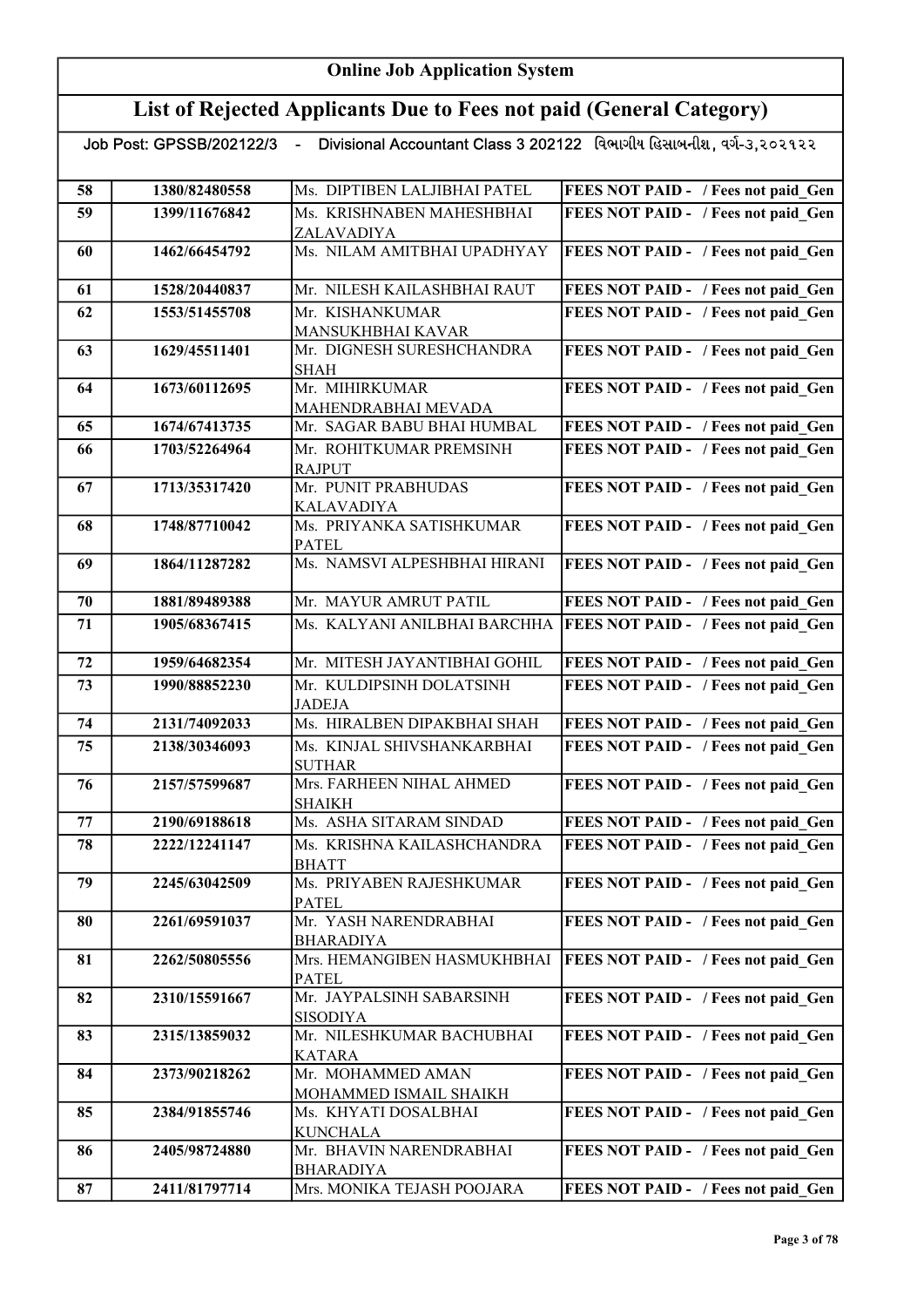# Online Job Application System

## List of Rejected Applicants Due to Fees not paid (General Category)

Job Post: GPSSB/202122/3 - Divisional Accountant Class 3 202122 વિભાગીય હિસાબનીશ, વર્ગ-૩,૨૦૨૧૨૨

| | | | |
|---|---|---|---|
| 58 | 1380/82480558 | Ms. DIPTIBEN LALJIBHAI PATEL | FEES NOT PAID - / Fees not paid_Gen |
| 59 | 1399/11676842 | Ms. KRISHNABEN MAHESHBHAI ZALAVADIYA | FEES NOT PAID - / Fees not paid_Gen |
| 60 | 1462/66454792 | Ms. NILAM AMITBHAI UPADHYAY | FEES NOT PAID - / Fees not paid_Gen |
| 61 | 1528/20440837 | Mr. NILESH KAILASHBHAI RAUT | FEES NOT PAID - / Fees not paid_Gen |
| 62 | 1553/51455708 | Mr. KISHANKUMAR MANSUKHBHAI KAVAR | FEES NOT PAID - / Fees not paid_Gen |
| 63 | 1629/45511401 | Mr. DIGNESH SURESHCHANDRA SHAH | FEES NOT PAID - / Fees not paid_Gen |
| 64 | 1673/60112695 | Mr. MIHIRKUMAR MAHENDRABHAI MEVADA | FEES NOT PAID - / Fees not paid_Gen |
| 65 | 1674/67413735 | Mr. SAGAR BABU BHAI HUMBAL | FEES NOT PAID - / Fees not paid_Gen |
| 66 | 1703/52264964 | Mr. ROHITKUMAR PREMSINH RAJPUT | FEES NOT PAID - / Fees not paid_Gen |
| 67 | 1713/35317420 | Mr. PUNIT PRABHUDAS KALAVADIYA | FEES NOT PAID - / Fees not paid_Gen |
| 68 | 1748/87710042 | Ms. PRIYANKA SATISHKUMAR PATEL | FEES NOT PAID - / Fees not paid_Gen |
| 69 | 1864/11287282 | Ms. NAMSVI ALPESHBHAI HIRANI | FEES NOT PAID - / Fees not paid_Gen |
| 70 | 1881/89489388 | Mr. MAYUR AMRUT PATIL | FEES NOT PAID - / Fees not paid_Gen |
| 71 | 1905/68367415 | Ms. KALYANI ANILBHAI BARCHHA | FEES NOT PAID - / Fees not paid_Gen |
| 72 | 1959/64682354 | Mr. MITESH JAYANTIBHAI GOHIL | FEES NOT PAID - / Fees not paid_Gen |
| 73 | 1990/88852230 | Mr. KULDIPSINH DOLATSINH JADEJA | FEES NOT PAID - / Fees not paid_Gen |
| 74 | 2131/74092033 | Ms. HIRALBEN DIPAKBHAI SHAH | FEES NOT PAID - / Fees not paid_Gen |
| 75 | 2138/30346093 | Ms. KINJAL SHIVSHANKARBHAI SUTHAR | FEES NOT PAID - / Fees not paid_Gen |
| 76 | 2157/57599687 | Mrs. FARHEEN NIHAL AHMED SHAIKH | FEES NOT PAID - / Fees not paid_Gen |
| 77 | 2190/69188618 | Ms. ASHA SITARAM SINDAD | FEES NOT PAID - / Fees not paid_Gen |
| 78 | 2222/12241147 | Ms. KRISHNA KAILASHCHANDRA BHATT | FEES NOT PAID - / Fees not paid_Gen |
| 79 | 2245/63042509 | Ms. PRIYABEN RAJESHKUMAR PATEL | FEES NOT PAID - / Fees not paid_Gen |
| 80 | 2261/69591037 | Mr. YASH NARENDRABHAI BHARADIYA | FEES NOT PAID - / Fees not paid_Gen |
| 81 | 2262/50805556 | Mrs. HEMANGIBEN HASMUKHBHAI PATEL | FEES NOT PAID - / Fees not paid_Gen |
| 82 | 2310/15591667 | Mr. JAYPALSINH SABARSINH SISODIYA | FEES NOT PAID - / Fees not paid_Gen |
| 83 | 2315/13859032 | Mr. NILESHKUMAR BACHUBHAI KATARA | FEES NOT PAID - / Fees not paid_Gen |
| 84 | 2373/90218262 | Mr. MOHAMMED AMAN MOHAMMED ISMAIL SHAIKH | FEES NOT PAID - / Fees not paid_Gen |
| 85 | 2384/91855746 | Ms. KHYATI DOSALBHAI KUNCHALA | FEES NOT PAID - / Fees not paid_Gen |
| 86 | 2405/98724880 | Mr. BHAVIN NARENDRABHAI BHARADIYA | FEES NOT PAID - / Fees not paid_Gen |
| 87 | 2411/81797714 | Mrs. MONIKA TEJASH POOJARA | FEES NOT PAID - / Fees not paid_Gen |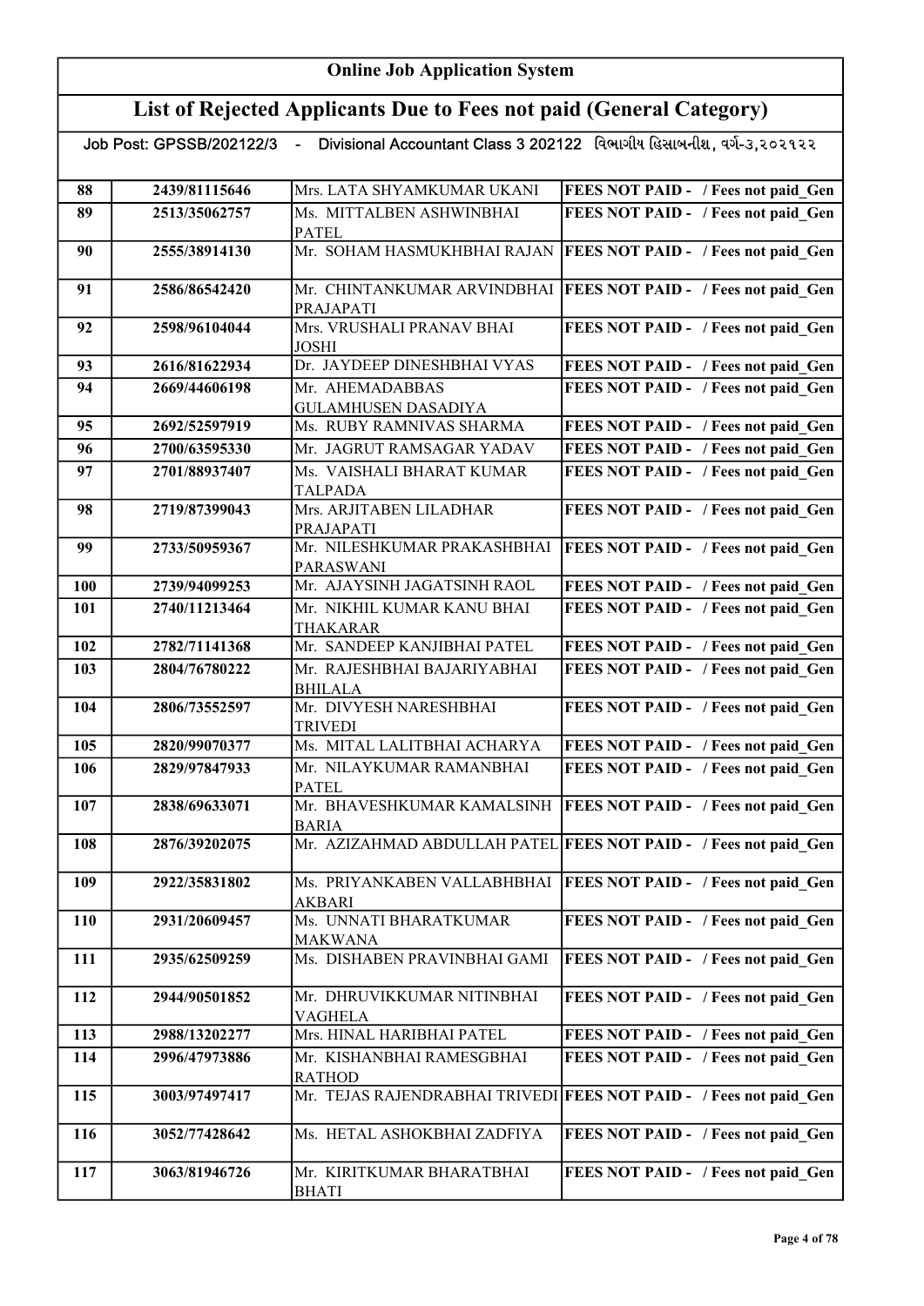# Online Job Application System

## List of Rejected Applicants Due to Fees not paid (General Category)

Job Post: GPSSB/202122/3 - Divisional Accountant Class 3 202122 વિભાગીય હિસાબનીશ, વર્ગ-૩,૨૦૨૧૨૨

| | | | |
|---|---|---|---|
| 88 | 2439/81115646 | Mrs. LATA SHYAMKUMAR UKANI | FEES NOT PAID - / Fees not paid_Gen |
| 89 | 2513/35062757 | Ms. MITTALBEN ASHWINBHAI PATEL | FEES NOT PAID - / Fees not paid_Gen |
| 90 | 2555/38914130 | Mr. SOHAM HASMUKHBHAI RAJAN | FEES NOT PAID - / Fees not paid_Gen |
| 91 | 2586/86542420 | Mr. CHINTANKUMAR ARVINDBHAI PRAJAPATI | FEES NOT PAID - / Fees not paid_Gen |
| 92 | 2598/96104044 | Mrs. VRUSHALI PRANAV BHAI JOSHI | FEES NOT PAID - / Fees not paid_Gen |
| 93 | 2616/81622934 | Dr. JAYDEEP DINESHBHAI VYAS | FEES NOT PAID - / Fees not paid_Gen |
| 94 | 2669/44606198 | Mr. AHEMADABBAS GULAMHUSEN DASADIYA | FEES NOT PAID - / Fees not paid_Gen |
| 95 | 2692/52597919 | Ms. RUBY RAMNIVAS SHARMA | FEES NOT PAID - / Fees not paid_Gen |
| 96 | 2700/63595330 | Mr. JAGRUT RAMSAGAR YADAV | FEES NOT PAID - / Fees not paid_Gen |
| 97 | 2701/88937407 | Ms. VAISHALI BHARAT KUMAR TALPADA | FEES NOT PAID - / Fees not paid_Gen |
| 98 | 2719/87399043 | Mrs. ARJITABEN LILADHAR PRAJAPATI | FEES NOT PAID - / Fees not paid_Gen |
| 99 | 2733/50959367 | Mr. NILESHKUMAR PRAKASHBHAI PARASWANI | FEES NOT PAID - / Fees not paid_Gen |
| 100 | 2739/94099253 | Mr. AJAYSINH JAGATSINH RAOL | FEES NOT PAID - / Fees not paid_Gen |
| 101 | 2740/11213464 | Mr. NIKHIL KUMAR KANU BHAI THAKARAR | FEES NOT PAID - / Fees not paid_Gen |
| 102 | 2782/71141368 | Mr. SANDEEP KANJIBHAI PATEL | FEES NOT PAID - / Fees not paid_Gen |
| 103 | 2804/76780222 | Mr. RAJESHBHAI BAJARIYABHAI BHILALA | FEES NOT PAID - / Fees not paid_Gen |
| 104 | 2806/73552597 | Mr. DIVYESH NARESHBHAI TRIVEDI | FEES NOT PAID - / Fees not paid_Gen |
| 105 | 2820/99070377 | Ms. MITAL LALITBHAI ACHARYA | FEES NOT PAID - / Fees not paid_Gen |
| 106 | 2829/97847933 | Mr. NILAYKUMAR RAMANBHAI PATEL | FEES NOT PAID - / Fees not paid_Gen |
| 107 | 2838/69633071 | Mr. BHAVESHKUMAR KAMALSINH BARIA | FEES NOT PAID - / Fees not paid_Gen |
| 108 | 2876/39202075 | Mr. AZIZAHMAD ABDULLAH PATEL | FEES NOT PAID - / Fees not paid_Gen |
| 109 | 2922/35831802 | Ms. PRIYANKABEN VALLABHBHAI AKBARI | FEES NOT PAID - / Fees not paid_Gen |
| 110 | 2931/20609457 | Ms. UNNATI BHARATKUMAR MAKWANA | FEES NOT PAID - / Fees not paid_Gen |
| 111 | 2935/62509259 | Ms. DISHABEN PRAVINBHAI GAMI | FEES NOT PAID - / Fees not paid_Gen |
| 112 | 2944/90501852 | Mr. DHRUVIKKUMAR NITINBHAI VAGHELA | FEES NOT PAID - / Fees not paid_Gen |
| 113 | 2988/13202277 | Mrs. HINAL HARIBHAI PATEL | FEES NOT PAID - / Fees not paid_Gen |
| 114 | 2996/47973886 | Mr. KISHANBHAI RAMESGBHAI RATHOD | FEES NOT PAID - / Fees not paid_Gen |
| 115 | 3003/97497417 | Mr. TEJAS RAJENDRABHAI TRIVEDI | FEES NOT PAID - / Fees not paid_Gen |
| 116 | 3052/77428642 | Ms. HETAL ASHOKBHAI ZADFIYA | FEES NOT PAID - / Fees not paid_Gen |
| 117 | 3063/81946726 | Mr. KIRITKUMAR BHARATBHAI BHATI | FEES NOT PAID - / Fees not paid_Gen |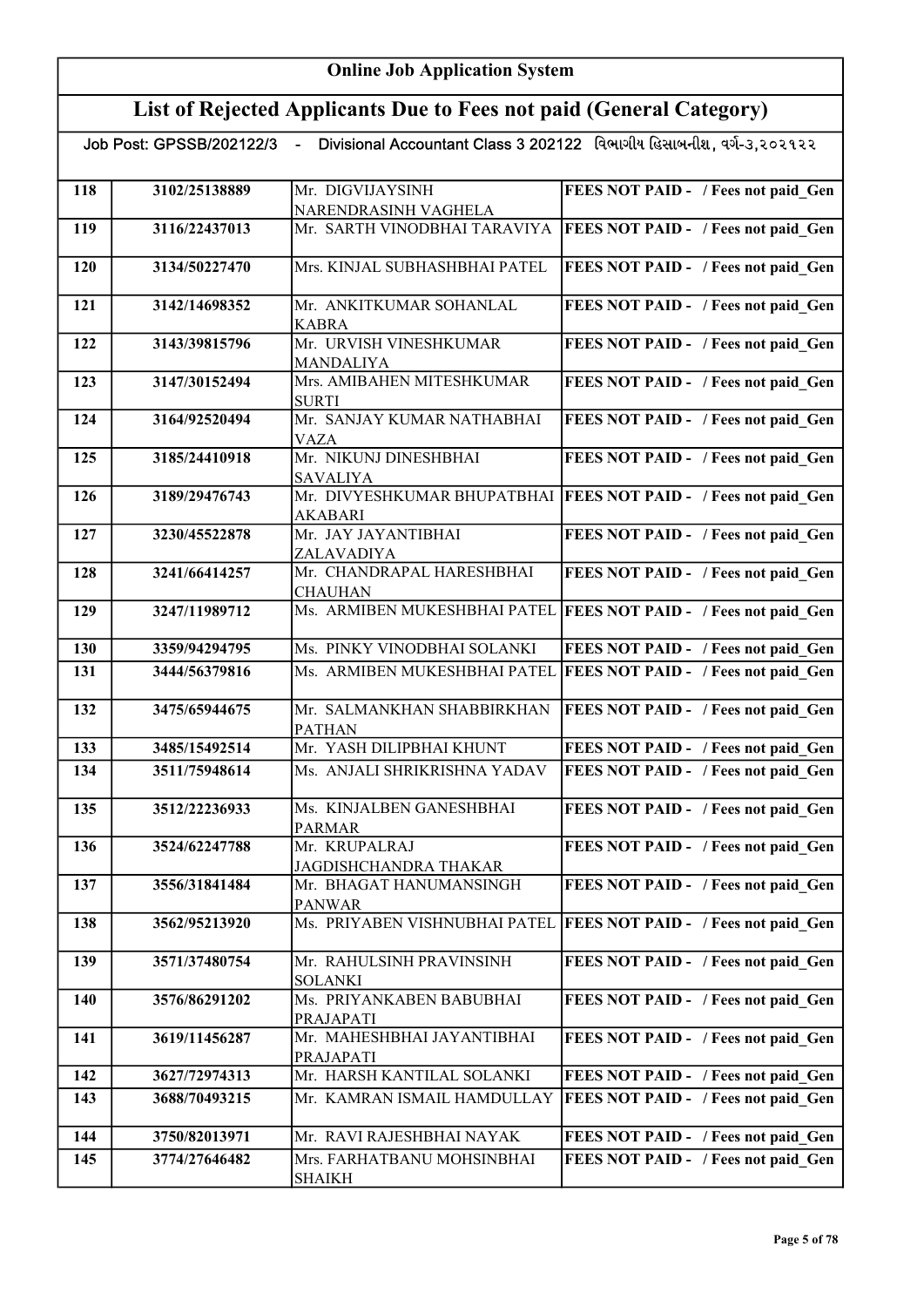# Online Job Application System

## List of Rejected Applicants Due to Fees not paid (General Category)

Job Post: GPSSB/202122/3 - Divisional Accountant Class 3 202122 વિભાગીય હિસાબનીશ, વર્ગ-૩,૨૦૨૧૨૨

| | | | |
|---|---|---|---|
| 118 | 3102/25138889 | Mr. DIGVIJAYSINH NARENDRASINH VAGHELA | FEES NOT PAID - / Fees not paid_Gen |
| 119 | 3116/22437013 | Mr. SARTH VINODBHAI TARAVIYA | FEES NOT PAID - / Fees not paid_Gen |
| 120 | 3134/50227470 | Mrs. KINJAL SUBHASHBHAI PATEL | FEES NOT PAID - / Fees not paid_Gen |
| 121 | 3142/14698352 | Mr. ANKITKUMAR SOHANLAL KABRA | FEES NOT PAID - / Fees not paid_Gen |
| 122 | 3143/39815796 | Mr. URVISH VINESHKUMAR MANDALIYA | FEES NOT PAID - / Fees not paid_Gen |
| 123 | 3147/30152494 | Mrs. AMIBAHEN MITESHKUMAR SURTI | FEES NOT PAID - / Fees not paid_Gen |
| 124 | 3164/92520494 | Mr. SANJAY KUMAR NATHABHAI VAZA | FEES NOT PAID - / Fees not paid_Gen |
| 125 | 3185/24410918 | Mr. NIKUNJ DINESHBHAI SAVALIYA | FEES NOT PAID - / Fees not paid_Gen |
| 126 | 3189/29476743 | Mr. DIVYESHKUMAR BHUPATBHAI AKABARI | FEES NOT PAID - / Fees not paid_Gen |
| 127 | 3230/45522878 | Mr. JAY JAYANTIBHAI ZALAVADIYA | FEES NOT PAID - / Fees not paid_Gen |
| 128 | 3241/66414257 | Mr. CHANDRAPAL HARESHBHAI CHAUHAN | FEES NOT PAID - / Fees not paid_Gen |
| 129 | 3247/11989712 | Ms. ARMIBEN MUKESHBHAI PATEL | FEES NOT PAID - / Fees not paid_Gen |
| 130 | 3359/94294795 | Ms. PINKY VINODBHAI SOLANKI | FEES NOT PAID - / Fees not paid_Gen |
| 131 | 3444/56379816 | Ms. ARMIBEN MUKESHBHAI PATEL | FEES NOT PAID - / Fees not paid_Gen |
| 132 | 3475/65944675 | Mr. SALMANKHAN SHABBIRKHAN PATHAN | FEES NOT PAID - / Fees not paid_Gen |
| 133 | 3485/15492514 | Mr. YASH DILIPBHAI KHUNT | FEES NOT PAID - / Fees not paid_Gen |
| 134 | 3511/75948614 | Ms. ANJALI SHRIKRISHNA YADAV | FEES NOT PAID - / Fees not paid_Gen |
| 135 | 3512/22236933 | Ms. KINJALBEN GANESHBHAI PARMAR | FEES NOT PAID - / Fees not paid_Gen |
| 136 | 3524/62247788 | Mr. KRUPALRAJ JAGDISHCHANDRA THAKAR | FEES NOT PAID - / Fees not paid_Gen |
| 137 | 3556/31841484 | Mr. BHAGAT HANUMANSINGH PANWAR | FEES NOT PAID - / Fees not paid_Gen |
| 138 | 3562/95213920 | Ms. PRIYABEN VISHNUBHAI PATEL | FEES NOT PAID - / Fees not paid_Gen |
| 139 | 3571/37480754 | Mr. RAHULSINH PRAVINSINH SOLANKI | FEES NOT PAID - / Fees not paid_Gen |
| 140 | 3576/86291202 | Ms. PRIYANKABEN BABUBHAI PRAJAPATI | FEES NOT PAID - / Fees not paid_Gen |
| 141 | 3619/11456287 | Mr. MAHESHBHAI JAYANTIBHAI PRAJAPATI | FEES NOT PAID - / Fees not paid_Gen |
| 142 | 3627/72974313 | Mr. HARSH KANTILAL SOLANKI | FEES NOT PAID - / Fees not paid_Gen |
| 143 | 3688/70493215 | Mr. KAMRAN ISMAIL HAMDULLAY | FEES NOT PAID - / Fees not paid_Gen |
| 144 | 3750/82013971 | Mr. RAVI RAJESHBHAI NAYAK | FEES NOT PAID - / Fees not paid_Gen |
| 145 | 3774/27646482 | Mrs. FARHATBANU MOHSINBHAI SHAIKH | FEES NOT PAID - / Fees not paid_Gen |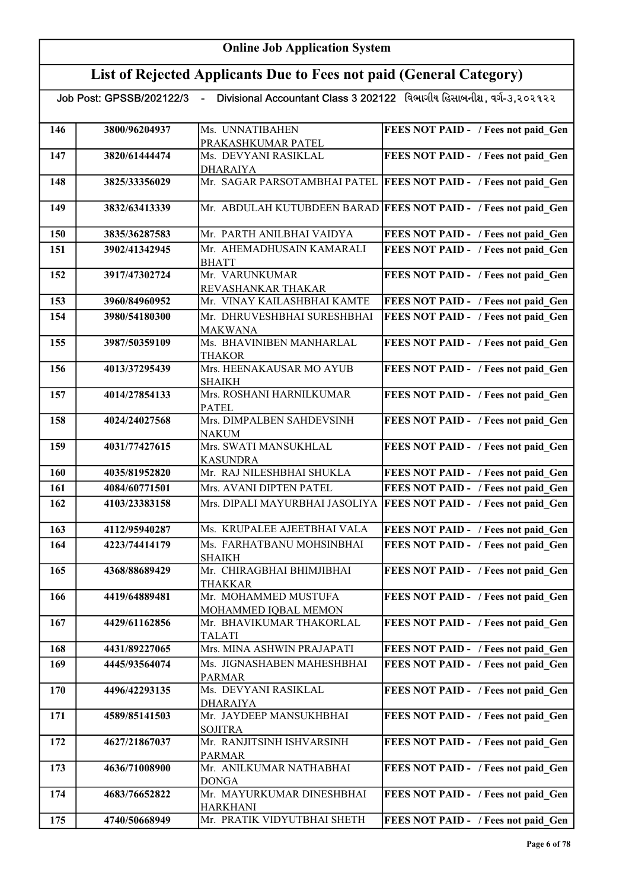# Online Job Application System

## List of Rejected Applicants Due to Fees not paid (General Category)

Job Post: GPSSB/202122/3 - Divisional Accountant Class 3 202122 વિભાગીય હિસાબનીશ, વર્ગ-૩,૨૦૨૧૨૨

| | | | |
|---|---|---|---|
| 146 | 3800/96204937 | Ms. UNNATIBAHEN PRAKASHKUMAR PATEL | FEES NOT PAID - / Fees not paid_Gen |
| 147 | 3820/61444474 | Ms. DEVYANI RASIKLAL DHARAIYA | FEES NOT PAID - / Fees not paid_Gen |
| 148 | 3825/33356029 | Mr. SAGAR PARSOTAMBHAI PATEL | FEES NOT PAID - / Fees not paid_Gen |
| 149 | 3832/63413339 | Mr. ABDULAH KUTUBDEEN BARAD | FEES NOT PAID - / Fees not paid_Gen |
| 150 | 3835/36287583 | Mr. PARTH ANILBHAI VAIDYA | FEES NOT PAID - / Fees not paid_Gen |
| 151 | 3902/41342945 | Mr. AHEMADHUSAIN KAMARALI BHATT | FEES NOT PAID - / Fees not paid_Gen |
| 152 | 3917/47302724 | Mr. VARUNKUMAR REVASHANKAR THAKAR | FEES NOT PAID - / Fees not paid_Gen |
| 153 | 3960/84960952 | Mr. VINAY KAILASHBHAI KAMTE | FEES NOT PAID - / Fees not paid_Gen |
| 154 | 3980/54180300 | Mr. DHRUVESHBHAI SURESHBHAI MAKWANA | FEES NOT PAID - / Fees not paid_Gen |
| 155 | 3987/50359109 | Ms. BHAVINIBEN MANHARLAL THAKOR | FEES NOT PAID - / Fees not paid_Gen |
| 156 | 4013/37295439 | Mrs. HEENAKAUSAR MO AYUB SHAIKH | FEES NOT PAID - / Fees not paid_Gen |
| 157 | 4014/27854133 | Mrs. ROSHANI HARNILKUMAR PATEL | FEES NOT PAID - / Fees not paid_Gen |
| 158 | 4024/24027568 | Mrs. DIMPALBEN SAHDEVSINH NAKUM | FEES NOT PAID - / Fees not paid_Gen |
| 159 | 4031/77427615 | Mrs. SWATI MANSUKHLAL KASUNDRA | FEES NOT PAID - / Fees not paid_Gen |
| 160 | 4035/81952820 | Mr. RAJ NILESHBHAI SHUKLA | FEES NOT PAID - / Fees not paid_Gen |
| 161 | 4084/60771501 | Mrs. AVANI DIPTEN PATEL | FEES NOT PAID - / Fees not paid_Gen |
| 162 | 4103/23383158 | Mrs. DIPALI MAYURBHAI JASOLIYA | FEES NOT PAID - / Fees not paid_Gen |
| 163 | 4112/95940287 | Ms. KRUPALEE AJEETBHAI VALA | FEES NOT PAID - / Fees not paid_Gen |
| 164 | 4223/74414179 | Ms. FARHATBANU MOHSINBHAI SHAIKH | FEES NOT PAID - / Fees not paid_Gen |
| 165 | 4368/88689429 | Mr. CHIRAGBHAI BHIMJIBHAI THAKKAR | FEES NOT PAID - / Fees not paid_Gen |
| 166 | 4419/64889481 | Mr. MOHAMMED MUSTUFA MOHAMMED IQBAL MEMON | FEES NOT PAID - / Fees not paid_Gen |
| 167 | 4429/61162856 | Mr. BHAVIKUMAR THAKORLAL TALATI | FEES NOT PAID - / Fees not paid_Gen |
| 168 | 4431/89227065 | Mrs. MINA ASHWIN PRAJAPATI | FEES NOT PAID - / Fees not paid_Gen |
| 169 | 4445/93564074 | Ms. JIGNASHABEN MAHESHBHAI PARMAR | FEES NOT PAID - / Fees not paid_Gen |
| 170 | 4496/42293135 | Ms. DEVYANI RASIKLAL DHARAIYA | FEES NOT PAID - / Fees not paid_Gen |
| 171 | 4589/85141503 | Mr. JAYDEEP MANSUKHBHAI SOJITRA | FEES NOT PAID - / Fees not paid_Gen |
| 172 | 4627/21867037 | Mr. RANJITSINH ISHVARSINH PARMAR | FEES NOT PAID - / Fees not paid_Gen |
| 173 | 4636/71008900 | Mr. ANILKUMAR NATHABHAI DONGA | FEES NOT PAID - / Fees not paid_Gen |
| 174 | 4683/76652822 | Mr. MAYURKUMAR DINESHBHAI HARKHANI | FEES NOT PAID - / Fees not paid_Gen |
| 175 | 4740/50668949 | Mr. PRATIK VIDYUTBHAI SHETH | FEES NOT PAID - / Fees not paid_Gen |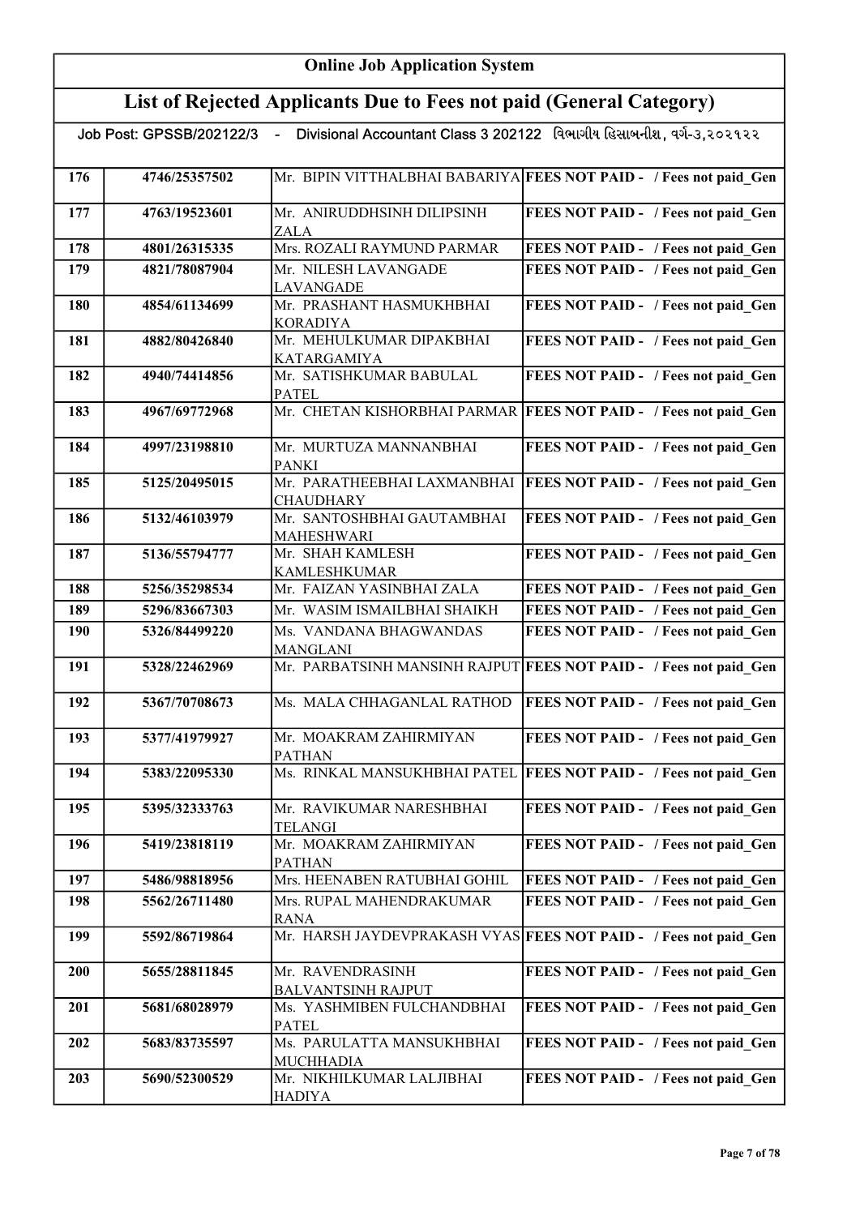# Online Job Application System

## List of Rejected Applicants Due to Fees not paid (General Category)

Job Post: GPSSB/202122/3 - Divisional Accountant Class 3 202122 વિભાગીય હિસાબનીશ, વર્ગ-૩,૨૦૨૧૨૨

| | | | |
|---|---|---|---|
| 176 | 4746/25357502 | Mr. BIPIN VITTHALBHAI BABARIYA | FEES NOT PAID - / Fees not paid_Gen |
| 177 | 4763/19523601 | Mr. ANIRUDDHSINH DILIPSINH ZALA | FEES NOT PAID - / Fees not paid_Gen |
| 178 | 4801/26315335 | Mrs. ROZALI RAYMUND PARMAR | FEES NOT PAID - / Fees not paid_Gen |
| 179 | 4821/78087904 | Mr. NILESH LAVANGADE LAVANGADE | FEES NOT PAID - / Fees not paid_Gen |
| 180 | 4854/61134699 | Mr. PRASHANT HASMUKHBHAI KORADIYA | FEES NOT PAID - / Fees not paid_Gen |
| 181 | 4882/80426840 | Mr. MEHULKUMAR DIPAKBHAI KATARGAMIYA | FEES NOT PAID - / Fees not paid_Gen |
| 182 | 4940/74414856 | Mr. SATISHKUMAR BABULAL PATEL | FEES NOT PAID - / Fees not paid_Gen |
| 183 | 4967/69772968 | Mr. CHETAN KISHORBHAI PARMAR | FEES NOT PAID - / Fees not paid_Gen |
| 184 | 4997/23198810 | Mr. MURTUZA MANNANBHAI PANKI | FEES NOT PAID - / Fees not paid_Gen |
| 185 | 5125/20495015 | Mr. PARATHEEBHAI LAXMANBHAI CHAUDHARY | FEES NOT PAID - / Fees not paid_Gen |
| 186 | 5132/46103979 | Mr. SANTOSHBHAI GAUTAMBHAI MAHESHWARI | FEES NOT PAID - / Fees not paid_Gen |
| 187 | 5136/55794777 | Mr. SHAH KAMLESH KAMLESHKUMAR | FEES NOT PAID - / Fees not paid_Gen |
| 188 | 5256/35298534 | Mr. FAIZAN YASINBHAI ZALA | FEES NOT PAID - / Fees not paid_Gen |
| 189 | 5296/83667303 | Mr. WASIM ISMAILBHAI SHAIKH | FEES NOT PAID - / Fees not paid_Gen |
| 190 | 5326/84499220 | Ms. VANDANA BHAGWANDAS MANGLANI | FEES NOT PAID - / Fees not paid_Gen |
| 191 | 5328/22462969 | Mr. PARBATSINH MANSINH RAJPUT | FEES NOT PAID - / Fees not paid_Gen |
| 192 | 5367/70708673 | Ms. MALA CHHAGANLAL RATHOD | FEES NOT PAID - / Fees not paid_Gen |
| 193 | 5377/41979927 | Mr. MOAKRAM ZAHIRMIYAN PATHAN | FEES NOT PAID - / Fees not paid_Gen |
| 194 | 5383/22095330 | Ms. RINKAL MANSUKHBHAI PATEL | FEES NOT PAID - / Fees not paid_Gen |
| 195 | 5395/32333763 | Mr. RAVIKUMAR NARESHBHAI TELANGI | FEES NOT PAID - / Fees not paid_Gen |
| 196 | 5419/23818119 | Mr. MOAKRAM ZAHIRMIYAN PATHAN | FEES NOT PAID - / Fees not paid_Gen |
| 197 | 5486/98818956 | Mrs. HEENABEN RATUBHAI GOHIL | FEES NOT PAID - / Fees not paid_Gen |
| 198 | 5562/26711480 | Mrs. RUPAL MAHENDRAKUMAR RANA | FEES NOT PAID - / Fees not paid_Gen |
| 199 | 5592/86719864 | Mr. HARSH JAYDEVPRAKASH VYAS | FEES NOT PAID - / Fees not paid_Gen |
| 200 | 5655/28811845 | Mr. RAVENDRASINH BALVANTSINH RAJPUT | FEES NOT PAID - / Fees not paid_Gen |
| 201 | 5681/68028979 | Ms. YASHMIBEN FULCHANDBHAI PATEL | FEES NOT PAID - / Fees not paid_Gen |
| 202 | 5683/83735597 | Ms. PARULATTA MANSUKHBHAI MUCHHADIA | FEES NOT PAID - / Fees not paid_Gen |
| 203 | 5690/52300529 | Mr. NIKHILKUMAR LALJIBHAI HADIYA | FEES NOT PAID - / Fees not paid_Gen |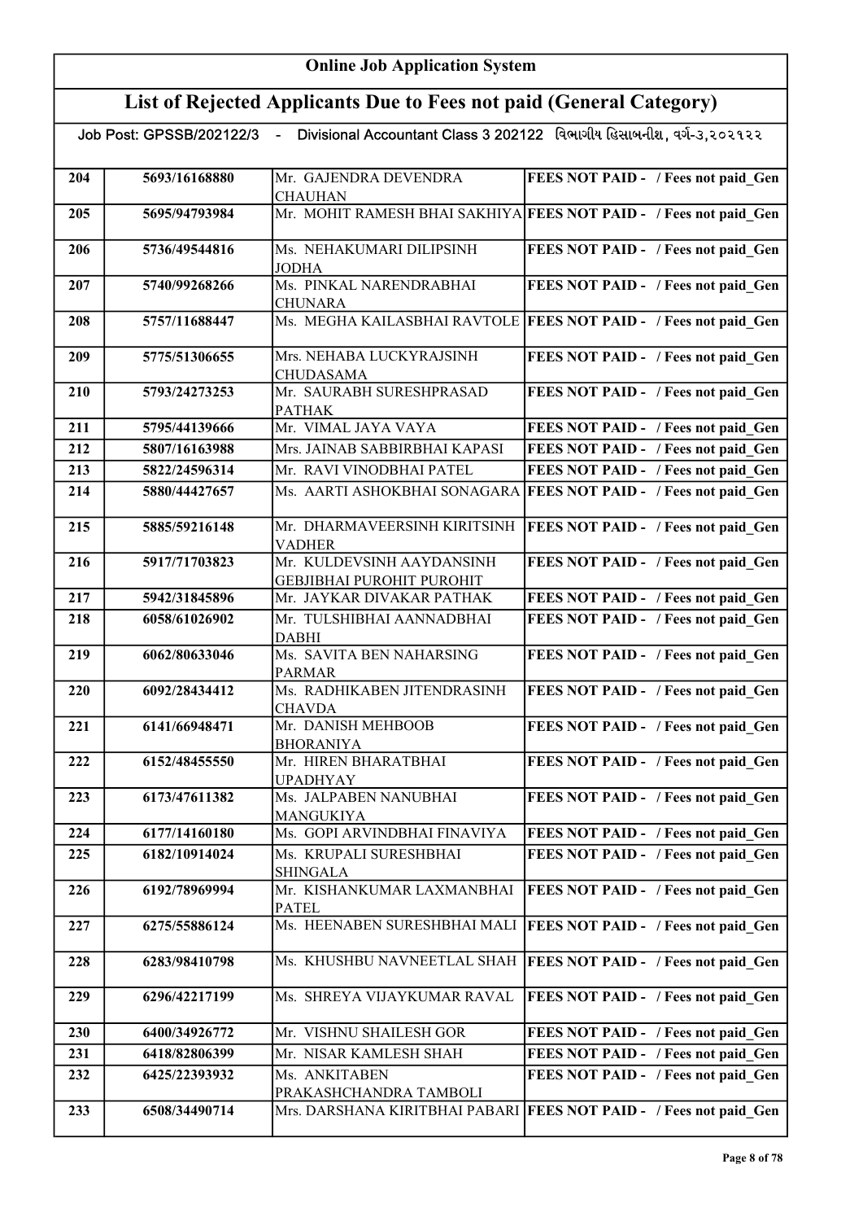# Online Job Application System

## List of Rejected Applicants Due to Fees not paid (General Category)

Job Post: GPSSB/202122/3 - Divisional Accountant Class 3 202122 વિભાગીય હિસાબનીશ, વર્ગ-૩,૨૦૨૧૨૨

| | | | |
|---|---|---|---|
| 204 | 5693/16168880 | Mr. GAJENDRA DEVENDRA CHAUHAN | FEES NOT PAID - / Fees not paid_Gen |
| 205 | 5695/94793984 | Mr. MOHIT RAMESH BHAI SAKHIYA | FEES NOT PAID - / Fees not paid_Gen |
| 206 | 5736/49544816 | Ms. NEHAKUMARI DILIPSINH JODHA | FEES NOT PAID - / Fees not paid_Gen |
| 207 | 5740/99268266 | Ms. PINKAL NARENDRABHAI CHUNARA | FEES NOT PAID - / Fees not paid_Gen |
| 208 | 5757/11688447 | Ms. MEGHA KAILASBHAI RAVTOLE | FEES NOT PAID - / Fees not paid_Gen |
| 209 | 5775/51306655 | Mrs. NEHABA LUCKYRAJSINH CHUDASAMA | FEES NOT PAID - / Fees not paid_Gen |
| 210 | 5793/24273253 | Mr. SAURABH SURESHPRASAD PATHAK | FEES NOT PAID - / Fees not paid_Gen |
| 211 | 5795/44139666 | Mr. VIMAL JAYA VAYA | FEES NOT PAID - / Fees not paid_Gen |
| 212 | 5807/16163988 | Mrs. JAINAB SABBIRBHAI KAPASI | FEES NOT PAID - / Fees not paid_Gen |
| 213 | 5822/24596314 | Mr. RAVI VINODBHAI PATEL | FEES NOT PAID - / Fees not paid_Gen |
| 214 | 5880/44427657 | Ms. AARTI ASHOKBHAI SONAGARA | FEES NOT PAID - / Fees not paid_Gen |
| 215 | 5885/59216148 | Mr. DHARMAVEERSINH KIRITSINH VADHER | FEES NOT PAID - / Fees not paid_Gen |
| 216 | 5917/71703823 | Mr. KULDEVSINH AAYDANSINH GEBJIBHAI PUROHIT PUROHIT | FEES NOT PAID - / Fees not paid_Gen |
| 217 | 5942/31845896 | Mr. JAYKAR DIVAKAR PATHAK | FEES NOT PAID - / Fees not paid_Gen |
| 218 | 6058/61026902 | Mr. TULSHIBHAI AANNADBHAI DABHI | FEES NOT PAID - / Fees not paid_Gen |
| 219 | 6062/80633046 | Ms. SAVITA BEN NAHARSING PARMAR | FEES NOT PAID - / Fees not paid_Gen |
| 220 | 6092/28434412 | Ms. RADHIKABEN JITENDRASINH CHAVDA | FEES NOT PAID - / Fees not paid_Gen |
| 221 | 6141/66948471 | Mr. DANISH MEHBOOB BHORANIYA | FEES NOT PAID - / Fees not paid_Gen |
| 222 | 6152/48455550 | Mr. HIREN BHARATBHAI UPADHYAY | FEES NOT PAID - / Fees not paid_Gen |
| 223 | 6173/47611382 | Ms. JALPABEN NANUBHAI MANGUKIYA | FEES NOT PAID - / Fees not paid_Gen |
| 224 | 6177/14160180 | Ms. GOPI ARVINDBHAI FINAVIYA | FEES NOT PAID - / Fees not paid_Gen |
| 225 | 6182/10914024 | Ms. KRUPALI SURESHBHAI SHINGALA | FEES NOT PAID - / Fees not paid_Gen |
| 226 | 6192/78969994 | Mr. KISHANKUMAR LAXMANBHAI PATEL | FEES NOT PAID - / Fees not paid_Gen |
| 227 | 6275/55886124 | Ms. HEENABEN SURESHBHAI MALI | FEES NOT PAID - / Fees not paid_Gen |
| 228 | 6283/98410798 | Ms. KHUSHBU NAVNEETLAL SHAH | FEES NOT PAID - / Fees not paid_Gen |
| 229 | 6296/42217199 | Ms. SHREYA VIJAYKUMAR RAVAL | FEES NOT PAID - / Fees not paid_Gen |
| 230 | 6400/34926772 | Mr. VISHNU SHAILESH GOR | FEES NOT PAID - / Fees not paid_Gen |
| 231 | 6418/82806399 | Mr. NISAR KAMLESH SHAH | FEES NOT PAID - / Fees not paid_Gen |
| 232 | 6425/22393932 | Ms. ANKITABEN PRAKASHCHANDRA TAMBOLI | FEES NOT PAID - / Fees not paid_Gen |
| 233 | 6508/34490714 | Mrs. DARSHANA KIRITBHAI PABARI | FEES NOT PAID - / Fees not paid_Gen |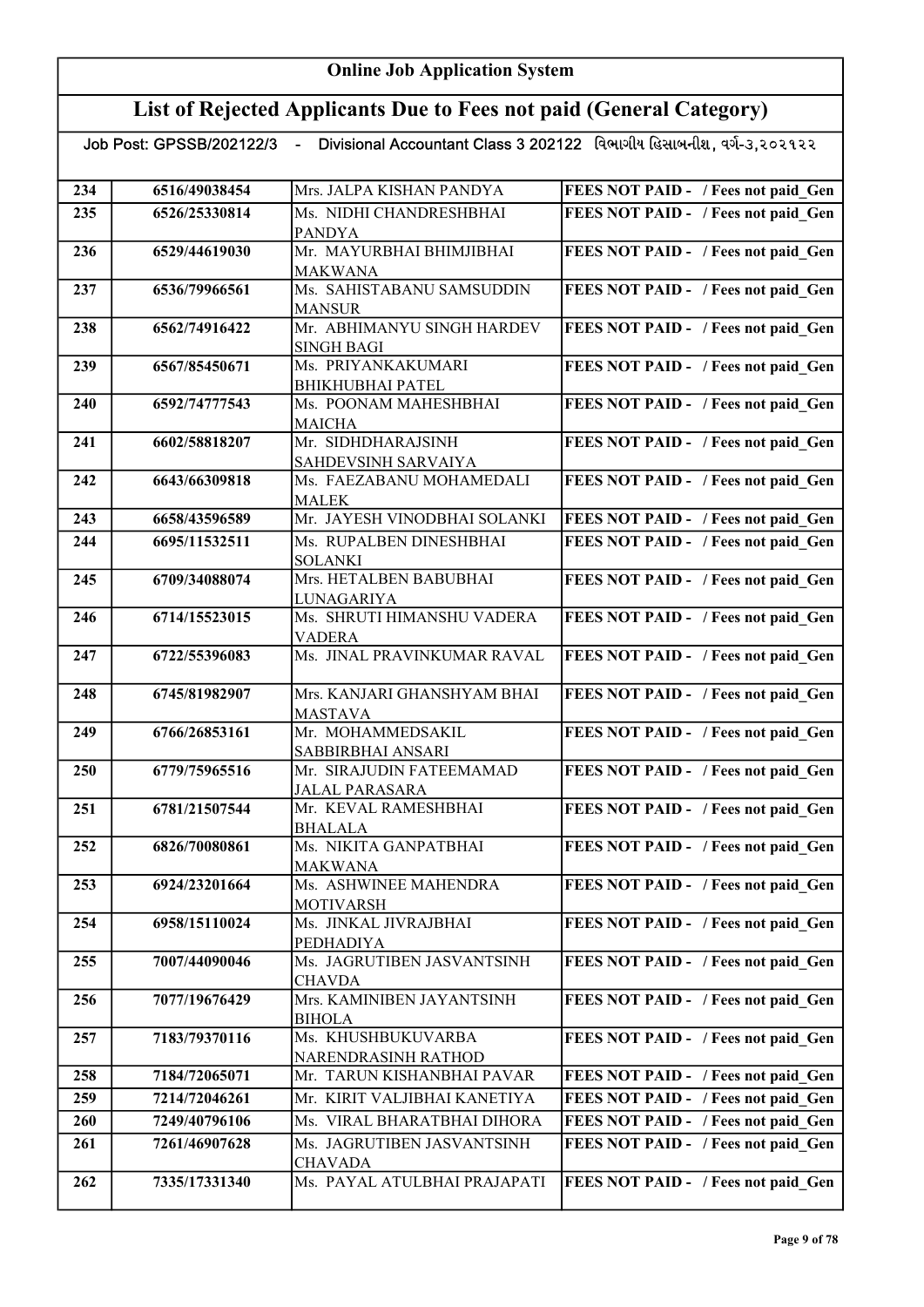# Online Job Application System

## List of Rejected Applicants Due to Fees not paid (General Category)

Job Post: GPSSB/202122/3 - Divisional Accountant Class 3 202122 વિભાગીય હિસાબનીશ, વર્ગ-૩,૨૦૨૧૨૨

| | | | |
|---|---|---|---|
| 234 | 6516/49038454 | Mrs. JALPA KISHAN PANDYA | FEES NOT PAID - / Fees not paid_Gen |
| 235 | 6526/25330814 | Ms. NIDHI CHANDRESHBHAI PANDYA | FEES NOT PAID - / Fees not paid_Gen |
| 236 | 6529/44619030 | Mr. MAYURBHAI BHIMJIBHAI MAKWANA | FEES NOT PAID - / Fees not paid_Gen |
| 237 | 6536/79966561 | Ms. SAHISTABANU SAMSUDDIN MANSUR | FEES NOT PAID - / Fees not paid_Gen |
| 238 | 6562/74916422 | Mr. ABHIMANYU SINGH HARDEV SINGH BAGI | FEES NOT PAID - / Fees not paid_Gen |
| 239 | 6567/85450671 | Ms. PRIYANKAKUMARI BHIKHUBHAI PATEL | FEES NOT PAID - / Fees not paid_Gen |
| 240 | 6592/74777543 | Ms. POONAM MAHESHBHAI MAICHA | FEES NOT PAID - / Fees not paid_Gen |
| 241 | 6602/58818207 | Mr. SIDHDHARAJSINH SAHDEVSINH SARVAIYA | FEES NOT PAID - / Fees not paid_Gen |
| 242 | 6643/66309818 | Ms. FAEZABANU MOHAMEDALI MALEK | FEES NOT PAID - / Fees not paid_Gen |
| 243 | 6658/43596589 | Mr. JAYESH VINODBHAI SOLANKI | FEES NOT PAID - / Fees not paid_Gen |
| 244 | 6695/11532511 | Ms. RUPALBEN DINESHBHAI SOLANKI | FEES NOT PAID - / Fees not paid_Gen |
| 245 | 6709/34088074 | Mrs. HETALBEN BABUBHAI LUNAGARIYA | FEES NOT PAID - / Fees not paid_Gen |
| 246 | 6714/15523015 | Ms. SHRUTI HIMANSHU VADERA VADERA | FEES NOT PAID - / Fees not paid_Gen |
| 247 | 6722/55396083 | Ms. JINAL PRAVINKUMAR RAVAL | FEES NOT PAID - / Fees not paid_Gen |
| 248 | 6745/81982907 | Mrs. KANJARI GHANSHYAM BHAI MASTAVA | FEES NOT PAID - / Fees not paid_Gen |
| 249 | 6766/26853161 | Mr. MOHAMMEDSAKIL SABBIRBHAI ANSARI | FEES NOT PAID - / Fees not paid_Gen |
| 250 | 6779/75965516 | Mr. SIRAJUDIN FATEEMAMAD JALAL PARASARA | FEES NOT PAID - / Fees not paid_Gen |
| 251 | 6781/21507544 | Mr. KEVAL RAMESHBHAI BHALALA | FEES NOT PAID - / Fees not paid_Gen |
| 252 | 6826/70080861 | Ms. NIKITA GANPATBHAI MAKWANA | FEES NOT PAID - / Fees not paid_Gen |
| 253 | 6924/23201664 | Ms. ASHWINEE MAHENDRA MOTIVARSH | FEES NOT PAID - / Fees not paid_Gen |
| 254 | 6958/15110024 | Ms. JINKAL JIVRAJBHAI PEDHADIYA | FEES NOT PAID - / Fees not paid_Gen |
| 255 | 7007/44090046 | Ms. JAGRUTIBEN JASVANTSINH CHAVDA | FEES NOT PAID - / Fees not paid_Gen |
| 256 | 7077/19676429 | Mrs. KAMINIBEN JAYANTSINH BIHOLA | FEES NOT PAID - / Fees not paid_Gen |
| 257 | 7183/79370116 | Ms. KHUSHBUKUVARBA NARENDRASINH RATHOD | FEES NOT PAID - / Fees not paid_Gen |
| 258 | 7184/72065071 | Mr. TARUN KISHANBHAI PAVAR | FEES NOT PAID - / Fees not paid_Gen |
| 259 | 7214/72046261 | Mr. KIRIT VALJIBHAI KANETIYA | FEES NOT PAID - / Fees not paid_Gen |
| 260 | 7249/40796106 | Ms. VIRAL BHARATBHAI DIHORA | FEES NOT PAID - / Fees not paid_Gen |
| 261 | 7261/46907628 | Ms. JAGRUTIBEN JASVANTSINH CHAVADA | FEES NOT PAID - / Fees not paid_Gen |
| 262 | 7335/17331340 | Ms. PAYAL ATULBHAI PRAJAPATI | FEES NOT PAID - / Fees not paid_Gen |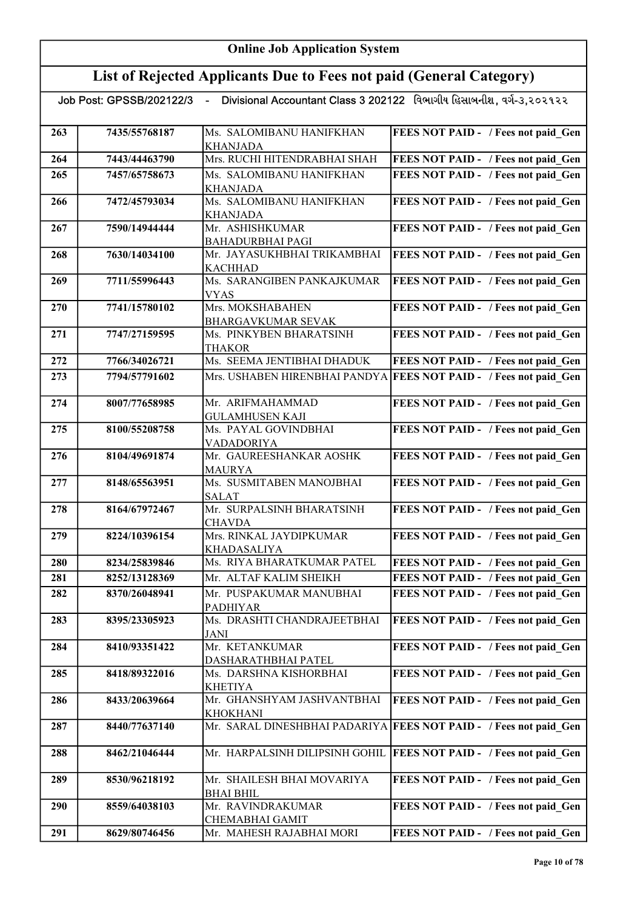# Online Job Application System

## List of Rejected Applicants Due to Fees not paid (General Category)

Job Post: GPSSB/202122/3 - Divisional Accountant Class 3 202122 વિભાગીય હિસાબનીશ, વર્ગ-૩,૨૦૨૧૨૨

| | | | |
|---|---|---|---|
| 263 | 7435/55768187 | Ms. SALOMIBANU HANIFKHAN KHANJADA | FEES NOT PAID - / Fees not paid_Gen |
| 264 | 7443/44463790 | Mrs. RUCHI HITENDRABHAI SHAH | FEES NOT PAID - / Fees not paid_Gen |
| 265 | 7457/65758673 | Ms. SALOMIBANU HANIFKHAN KHANJADA | FEES NOT PAID - / Fees not paid_Gen |
| 266 | 7472/45793034 | Ms. SALOMIBANU HANIFKHAN KHANJADA | FEES NOT PAID - / Fees not paid_Gen |
| 267 | 7590/14944444 | Mr. ASHISHKUMAR BAHADURBHAI PAGI | FEES NOT PAID - / Fees not paid_Gen |
| 268 | 7630/14034100 | Mr. JAYASUKHBHAI TRIKAMBHAI KACHHAD | FEES NOT PAID - / Fees not paid_Gen |
| 269 | 7711/55996443 | Ms. SARANGIBEN PANKAJKUMAR VYAS | FEES NOT PAID - / Fees not paid_Gen |
| 270 | 7741/15780102 | Mrs. MOKSHABAHEN BHARGAVKUMAR SEVAK | FEES NOT PAID - / Fees not paid_Gen |
| 271 | 7747/27159595 | Ms. PINKYBEN BHARATSINH THAKOR | FEES NOT PAID - / Fees not paid_Gen |
| 272 | 7766/34026721 | Ms. SEEMA JENTIBHAI DHADUK | FEES NOT PAID - / Fees not paid_Gen |
| 273 | 7794/57791602 | Mrs. USHABEN HIRENBHAI PANDYA | FEES NOT PAID - / Fees not paid_Gen |
| 274 | 8007/77658985 | Mr. ARIFMAHAMMAD GULAMHUSEN KAJI | FEES NOT PAID - / Fees not paid_Gen |
| 275 | 8100/55208758 | Ms. PAYAL GOVINDBHAI VADADORIYA | FEES NOT PAID - / Fees not paid_Gen |
| 276 | 8104/49691874 | Mr. GAUREESHANKAR AOSHK MAURYA | FEES NOT PAID - / Fees not paid_Gen |
| 277 | 8148/65563951 | Ms. SUSMITABEN MANOJBHAI SALAT | FEES NOT PAID - / Fees not paid_Gen |
| 278 | 8164/67972467 | Mr. SURPALSINH BHARATSINH CHAVDA | FEES NOT PAID - / Fees not paid_Gen |
| 279 | 8224/10396154 | Mrs. RINKAL JAYDIPKUMAR KHADASALIYA | FEES NOT PAID - / Fees not paid_Gen |
| 280 | 8234/25839846 | Ms. RIYA BHARATKUMAR PATEL | FEES NOT PAID - / Fees not paid_Gen |
| 281 | 8252/13128369 | Mr. ALTAF KALIM SHEIKH | FEES NOT PAID - / Fees not paid_Gen |
| 282 | 8370/26048941 | Mr. PUSPAKUMAR MANUBHAI PADHIYAR | FEES NOT PAID - / Fees not paid_Gen |
| 283 | 8395/23305923 | Ms. DRASHTI CHANDRAJEETBHAI JANI | FEES NOT PAID - / Fees not paid_Gen |
| 284 | 8410/93351422 | Mr. KETANKUMAR DASHARATHBHAI PATEL | FEES NOT PAID - / Fees not paid_Gen |
| 285 | 8418/89322016 | Ms. DARSHNA KISHORBHAI KHETIYA | FEES NOT PAID - / Fees not paid_Gen |
| 286 | 8433/20639664 | Mr. GHANSHYAM JASHVANTBHAI KHOKHANI | FEES NOT PAID - / Fees not paid_Gen |
| 287 | 8440/77637140 | Mr. SARAL DINESHBHAI PADARIYA | FEES NOT PAID - / Fees not paid_Gen |
| 288 | 8462/21046444 | Mr. HARPALSINH DILIPSINH GOHIL | FEES NOT PAID - / Fees not paid_Gen |
| 289 | 8530/96218192 | Mr. SHAILESH BHAI MOVARIYA BHAI BHIL | FEES NOT PAID - / Fees not paid_Gen |
| 290 | 8559/64038103 | Mr. RAVINDRAKUMAR CHEMABHAI GAMIT | FEES NOT PAID - / Fees not paid_Gen |
| 291 | 8629/80746456 | Mr. MAHESH RAJABHAI MORI | FEES NOT PAID - / Fees not paid_Gen |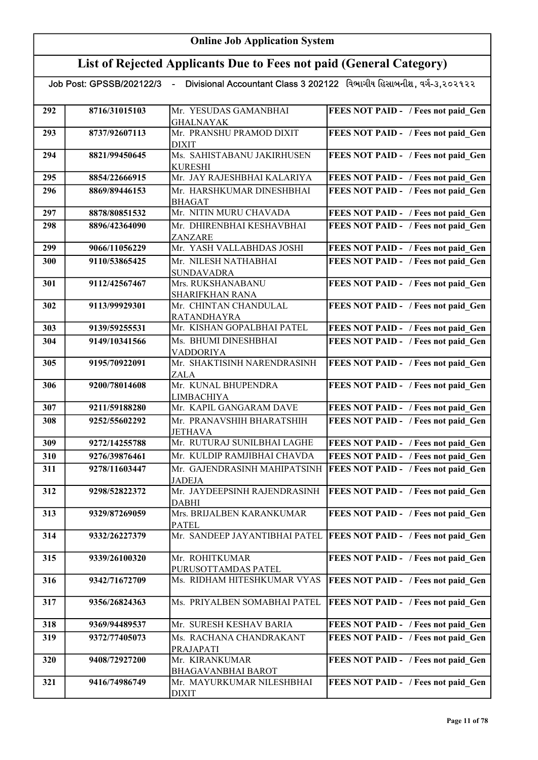# Online Job Application System

## List of Rejected Applicants Due to Fees not paid (General Category)

Job Post: GPSSB/202122/3 - Divisional Accountant Class 3 202122 વિભાગીય હિસાબનીશ, વર્ગ-૩,૨૦૨૧૨૨

| | | | |
|---|---|---|---|
| 292 | 8716/31015103 | Mr. YESUDAS GAMANBHAI GHALNAYAK | FEES NOT PAID - / Fees not paid_Gen |
| 293 | 8737/92607113 | Mr. PRANSHU PRAMOD DIXIT DIXIT | FEES NOT PAID - / Fees not paid_Gen |
| 294 | 8821/99450645 | Ms. SAHISTABANU JAKIRHUSEN KURESHI | FEES NOT PAID - / Fees not paid_Gen |
| 295 | 8854/22666915 | Mr. JAY RAJESHBHAI KALARIYA | FEES NOT PAID - / Fees not paid_Gen |
| 296 | 8869/89446153 | Mr. HARSHKUMAR DINESHBHAI BHAGAT | FEES NOT PAID - / Fees not paid_Gen |
| 297 | 8878/80851532 | Mr. NITIN MURU CHAVADA | FEES NOT PAID - / Fees not paid_Gen |
| 298 | 8896/42364090 | Mr. DHIRENBHAI KESHAVBHAI ZANZARE | FEES NOT PAID - / Fees not paid_Gen |
| 299 | 9066/11056229 | Mr. YASH VALLABHDAS JOSHI | FEES NOT PAID - / Fees not paid_Gen |
| 300 | 9110/53865425 | Mr. NILESH NATHABHAI SUNDAVADRA | FEES NOT PAID - / Fees not paid_Gen |
| 301 | 9112/42567467 | Mrs. RUKSHANABANU SHARIFKHAN RANA | FEES NOT PAID - / Fees not paid_Gen |
| 302 | 9113/99929301 | Mr. CHINTAN CHANDULAL RATANDHAYRA | FEES NOT PAID - / Fees not paid_Gen |
| 303 | 9139/59255531 | Mr. KISHAN GOPALBHAI PATEL | FEES NOT PAID - / Fees not paid_Gen |
| 304 | 9149/10341566 | Ms. BHUMI DINESHBHAI VADDORIYA | FEES NOT PAID - / Fees not paid_Gen |
| 305 | 9195/70922091 | Mr. SHAKTISINH NARENDRASINH ZALA | FEES NOT PAID - / Fees not paid_Gen |
| 306 | 9200/78014608 | Mr. KUNAL BHUPENDRA LIMBACHIYA | FEES NOT PAID - / Fees not paid_Gen |
| 307 | 9211/59188280 | Mr. KAPIL GANGARAM DAVE | FEES NOT PAID - / Fees not paid_Gen |
| 308 | 9252/55602292 | Mr. PRANAVSHIH BHARATSHIH JETHAVA | FEES NOT PAID - / Fees not paid_Gen |
| 309 | 9272/14255788 | Mr. RUTURAJ SUNILBHAI LAGHE | FEES NOT PAID - / Fees not paid_Gen |
| 310 | 9276/39876461 | Mr. KULDIP RAMJIBHAI CHAVDA | FEES NOT PAID - / Fees not paid_Gen |
| 311 | 9278/11603447 | Mr. GAJENDRASINH MAHIPATSINH JADEJA | FEES NOT PAID - / Fees not paid_Gen |
| 312 | 9298/52822372 | Mr. JAYDEEPSINH RAJENDRASINH DABHI | FEES NOT PAID - / Fees not paid_Gen |
| 313 | 9329/87269059 | Mrs. BRIJALBEN KARANKUMAR PATEL | FEES NOT PAID - / Fees not paid_Gen |
| 314 | 9332/26227379 | Mr. SANDEEP JAYANTIBHAI PATEL | FEES NOT PAID - / Fees not paid_Gen |
| 315 | 9339/26100320 | Mr. ROHITKUMAR PURUSOTTAMDAS PATEL | FEES NOT PAID - / Fees not paid_Gen |
| 316 | 9342/71672709 | Ms. RIDHAM HITESHKUMAR VYAS | FEES NOT PAID - / Fees not paid_Gen |
| 317 | 9356/26824363 | Ms. PRIYALBEN SOMABHAI PATEL | FEES NOT PAID - / Fees not paid_Gen |
| 318 | 9369/94489537 | Mr. SURESH KESHAV BARIA | FEES NOT PAID - / Fees not paid_Gen |
| 319 | 9372/77405073 | Ms. RACHANA CHANDRAKANT PRAJAPATI | FEES NOT PAID - / Fees not paid_Gen |
| 320 | 9408/72927200 | Mr. KIRANKUMAR BHAGAVANBHAI BAROT | FEES NOT PAID - / Fees not paid_Gen |
| 321 | 9416/74986749 | Mr. MAYURKUMAR NILESHBHAI DIXIT | FEES NOT PAID - / Fees not paid_Gen |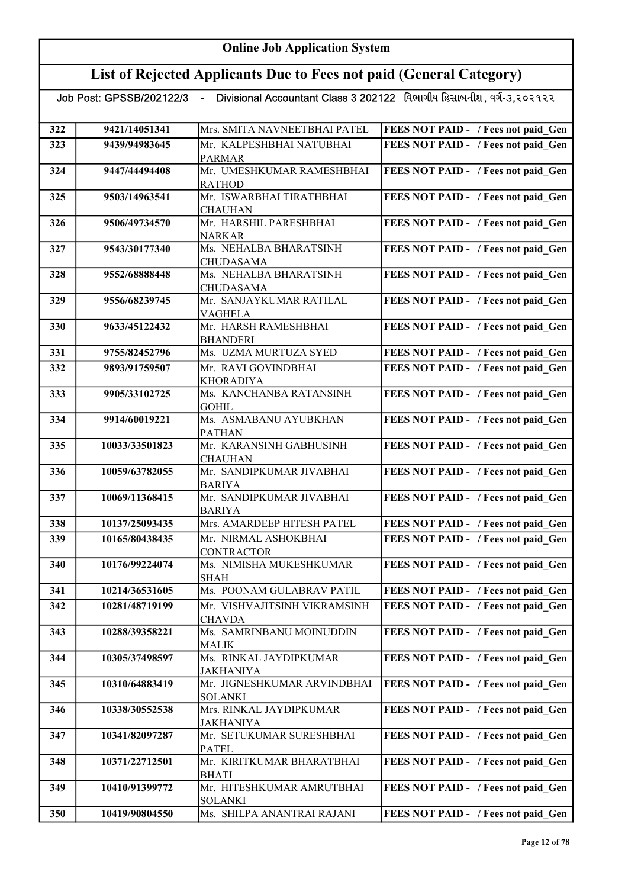# Online Job Application System

## List of Rejected Applicants Due to Fees not paid (General Category)

**Job Post: GPSSB/202122/3 - Divisional Accountant Class 3 202122 વિભાગીય હિસાબનીશ, વર્ગ-૩,૨૦૨૧૨૨**

| | | | |
|---|---|---|---|
| 322 | 9421/14051341 | Mrs. SMITA NAVNEETBHAI PATEL | FEES NOT PAID - / Fees not paid_Gen |
| 323 | 9439/94983645 | Mr. KALPESHBHAI NATUBHAI PARMAR | FEES NOT PAID - / Fees not paid_Gen |
| 324 | 9447/44494408 | Mr. UMESHKUMAR RAMESHBHAI RATHOD | FEES NOT PAID - / Fees not paid_Gen |
| 325 | 9503/14963541 | Mr. ISWARBHAI TIRATHBHAI CHAUHAN | FEES NOT PAID - / Fees not paid_Gen |
| 326 | 9506/49734570 | Mr. HARSHIL PARESHBHAI NARKAR | FEES NOT PAID - / Fees not paid_Gen |
| 327 | 9543/30177340 | Ms. NEHALBA BHARATSINH CHUDASAMA | FEES NOT PAID - / Fees not paid_Gen |
| 328 | 9552/68888448 | Ms. NEHALBA BHARATSINH CHUDASAMA | FEES NOT PAID - / Fees not paid_Gen |
| 329 | 9556/68239745 | Mr. SANJAYKUMAR RATILAL VAGHELA | FEES NOT PAID - / Fees not paid_Gen |
| 330 | 9633/45122432 | Mr. HARSH RAMESHBHAI BHANDERI | FEES NOT PAID - / Fees not paid_Gen |
| 331 | 9755/82452796 | Ms. UZMA MURTUZA SYED | FEES NOT PAID - / Fees not paid_Gen |
| 332 | 9893/91759507 | Mr. RAVI GOVINDBHAI KHORADIYA | FEES NOT PAID - / Fees not paid_Gen |
| 333 | 9905/33102725 | Ms. KANCHANBA RATANSINH GOHIL | FEES NOT PAID - / Fees not paid_Gen |
| 334 | 9914/60019221 | Ms. ASMABANU AYUBKHAN PATHAN | FEES NOT PAID - / Fees not paid_Gen |
| 335 | 10033/33501823 | Mr. KARANSINH GABHUSINH CHAUHAN | FEES NOT PAID - / Fees not paid_Gen |
| 336 | 10059/63782055 | Mr. SANDIPKUMAR JIVABHAI BARIYA | FEES NOT PAID - / Fees not paid_Gen |
| 337 | 10069/11368415 | Mr. SANDIPKUMAR JIVABHAI BARIYA | FEES NOT PAID - / Fees not paid_Gen |
| 338 | 10137/25093435 | Mrs. AMARDEEP HITESH PATEL | FEES NOT PAID - / Fees not paid_Gen |
| 339 | 10165/80438435 | Mr. NIRMAL ASHOKBHAI CONTRACTOR | FEES NOT PAID - / Fees not paid_Gen |
| 340 | 10176/99224074 | Ms. NIMISHA MUKESHKUMAR SHAH | FEES NOT PAID - / Fees not paid_Gen |
| 341 | 10214/36531605 | Ms. POONAM GULABRAV PATIL | FEES NOT PAID - / Fees not paid_Gen |
| 342 | 10281/48719199 | Mr. VISHVAJITSINH VIKRAMSINH CHAVDA | FEES NOT PAID - / Fees not paid_Gen |
| 343 | 10288/39358221 | Ms. SAMRINBANU MOINUDDIN MALIK | FEES NOT PAID - / Fees not paid_Gen |
| 344 | 10305/37498597 | Ms. RINKAL JAYDIPKUMAR JAKHANIYA | FEES NOT PAID - / Fees not paid_Gen |
| 345 | 10310/64883419 | Mr. JIGNESHKUMAR ARVINDBHAI SOLANKI | FEES NOT PAID - / Fees not paid_Gen |
| 346 | 10338/30552538 | Mrs. RINKAL JAYDIPKUMAR JAKHANIYA | FEES NOT PAID - / Fees not paid_Gen |
| 347 | 10341/82097287 | Mr. SETUKUMAR SURESHBHAI PATEL | FEES NOT PAID - / Fees not paid_Gen |
| 348 | 10371/22712501 | Mr. KIRITKUMAR BHARATBHAI BHATI | FEES NOT PAID - / Fees not paid_Gen |
| 349 | 10410/91399772 | Mr. HITESHKUMAR AMRUTBHAI SOLANKI | FEES NOT PAID - / Fees not paid_Gen |
| 350 | 10419/90804550 | Ms. SHILPA ANANTRAI RAJANI | FEES NOT PAID - / Fees not paid_Gen |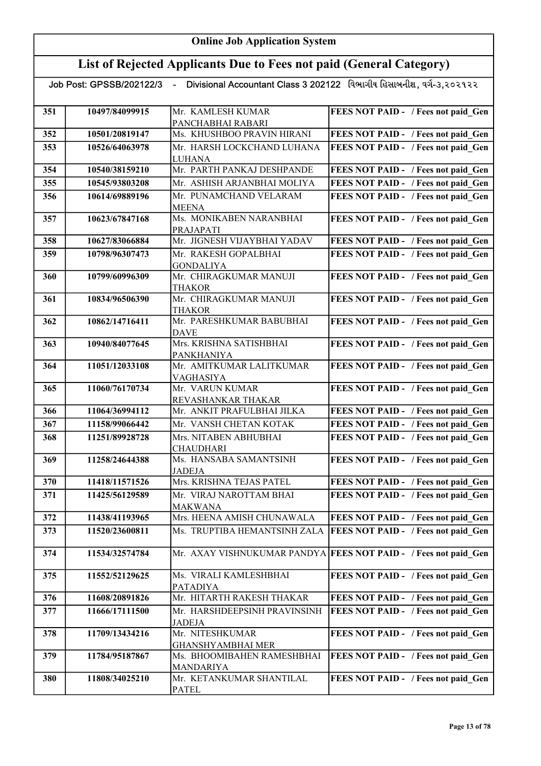# Online Job Application System

## List of Rejected Applicants Due to Fees not paid (General Category)

Job Post: GPSSB/202122/3 - Divisional Accountant Class 3 202122 વિભાગીય હિસાબનીશ, વર્ગ-૩,૨૦૨૧૨૨

| | | | |
|---|---|---|---|
| 351 | 10497/84099915 | Mr. KAMLESH KUMAR PANCHABHAI RABARI | FEES NOT PAID - / Fees not paid_Gen |
| 352 | 10501/20819147 | Ms. KHUSHBOO PRAVIN HIRANI | FEES NOT PAID - / Fees not paid_Gen |
| 353 | 10526/64063978 | Mr. HARSH LOCKCHAND LUHANA LUHANA | FEES NOT PAID - / Fees not paid_Gen |
| 354 | 10540/38159210 | Mr. PARTH PANKAJ DESHPANDE | FEES NOT PAID - / Fees not paid_Gen |
| 355 | 10545/93803208 | Mr. ASHISH ARJANBHAI MOLIYA | FEES NOT PAID - / Fees not paid_Gen |
| 356 | 10614/69889196 | Mr. PUNAMCHAND VELARAM MEENA | FEES NOT PAID - / Fees not paid_Gen |
| 357 | 10623/67847168 | Ms. MONIKABEN NARANBHAI PRAJAPATI | FEES NOT PAID - / Fees not paid_Gen |
| 358 | 10627/83066884 | Mr. JIGNESH VIJAYBHAI YADAV | FEES NOT PAID - / Fees not paid_Gen |
| 359 | 10798/96307473 | Mr. RAKESH GOPALBHAI GONDALIYA | FEES NOT PAID - / Fees not paid_Gen |
| 360 | 10799/60996309 | Mr. CHIRAGKUMAR MANUJI THAKOR | FEES NOT PAID - / Fees not paid_Gen |
| 361 | 10834/96506390 | Mr. CHIRAGKUMAR MANUJI THAKOR | FEES NOT PAID - / Fees not paid_Gen |
| 362 | 10862/14716411 | Mr. PARESHKUMAR BABUBHAI DAVE | FEES NOT PAID - / Fees not paid_Gen |
| 363 | 10940/84077645 | Mrs. KRISHNA SATISHBHAI PANKHANIYA | FEES NOT PAID - / Fees not paid_Gen |
| 364 | 11051/12033108 | Mr. AMITKUMAR LALITKUMAR VAGHASIYA | FEES NOT PAID - / Fees not paid_Gen |
| 365 | 11060/76170734 | Mr. VARUN KUMAR REVASHANKAR THAKAR | FEES NOT PAID - / Fees not paid_Gen |
| 366 | 11064/36994112 | Mr. ANKIT PRAFULBHAI JILKA | FEES NOT PAID - / Fees not paid_Gen |
| 367 | 11158/99066442 | Mr. VANSH CHETAN KOTAK | FEES NOT PAID - / Fees not paid_Gen |
| 368 | 11251/89928728 | Mrs. NITABEN ABHUBHAI CHAUDHARI | FEES NOT PAID - / Fees not paid_Gen |
| 369 | 11258/24644388 | Ms. HANSABA SAMANTSINH JADEJA | FEES NOT PAID - / Fees not paid_Gen |
| 370 | 11418/11571526 | Mrs. KRISHNA TEJAS PATEL | FEES NOT PAID - / Fees not paid_Gen |
| 371 | 11425/56129589 | Mr. VIRAJ NAROTTAM BHAI MAKWANA | FEES NOT PAID - / Fees not paid_Gen |
| 372 | 11438/41193965 | Mrs. HEENA AMISH CHUNAWALA | FEES NOT PAID - / Fees not paid_Gen |
| 373 | 11520/23600811 | Ms. TRUPTIBA HEMANTSINH ZALA | FEES NOT PAID - / Fees not paid_Gen |
| 374 | 11534/32574784 | Mr. AXAY VISHNUKUMAR PANDYA | FEES NOT PAID - / Fees not paid_Gen |
| 375 | 11552/52129625 | Ms. VIRALI KAMLESHBHAI PATADIYA | FEES NOT PAID - / Fees not paid_Gen |
| 376 | 11608/20891826 | Mr. HITARTH RAKESH THAKAR | FEES NOT PAID - / Fees not paid_Gen |
| 377 | 11666/17111500 | Mr. HARSHDEEPSINH PRAVINSINH JADEJA | FEES NOT PAID - / Fees not paid_Gen |
| 378 | 11709/13434216 | Mr. NITESHKUMAR GHANSHYAMBHAI MER | FEES NOT PAID - / Fees not paid_Gen |
| 379 | 11784/95187867 | Ms. BHOOMIBAHEN RAMESHBHAI MANDARIYA | FEES NOT PAID - / Fees not paid_Gen |
| 380 | 11808/34025210 | Mr. KETANKUMAR SHANTILAL PATEL | FEES NOT PAID - / Fees not paid_Gen |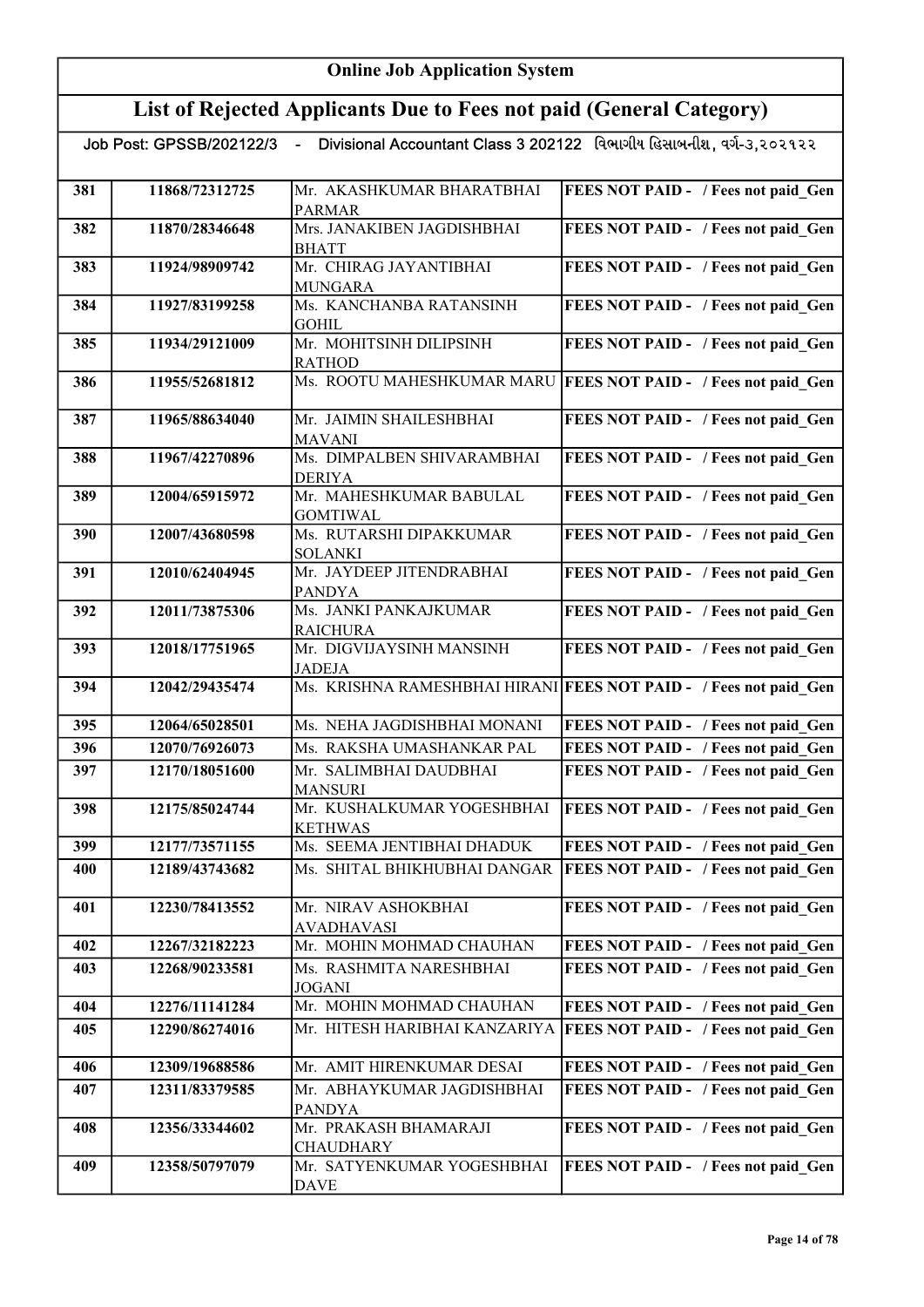# Online Job Application System

## List of Rejected Applicants Due to Fees not paid (General Category)

Job Post: GPSSB/202122/3 - Divisional Accountant Class 3 202122 વિભાગીય હિસાબનીશ, વર્ગ-૩,૨૦૨૧૨૨

| | | | |
|---|---|---|---|
| 381 | 11868/72312725 | Mr. AKASHKUMAR BHARATBHAI PARMAR | FEES NOT PAID - / Fees not paid_Gen |
| 382 | 11870/28346648 | Mrs. JANAKIBEN JAGDISHBHAI BHATT | FEES NOT PAID - / Fees not paid_Gen |
| 383 | 11924/98909742 | Mr. CHIRAG JAYANTIBHAI MUNGARA | FEES NOT PAID - / Fees not paid_Gen |
| 384 | 11927/83199258 | Ms. KANCHANBA RATANSINH GOHIL | FEES NOT PAID - / Fees not paid_Gen |
| 385 | 11934/29121009 | Mr. MOHITSINH DILIPSINH RATHOD | FEES NOT PAID - / Fees not paid_Gen |
| 386 | 11955/52681812 | Ms. ROOTU MAHESHKUMAR MARU | FEES NOT PAID - / Fees not paid_Gen |
| 387 | 11965/88634040 | Mr. JAIMIN SHAILESHBHAI MAVANI | FEES NOT PAID - / Fees not paid_Gen |
| 388 | 11967/42270896 | Ms. DIMPALBEN SHIVARAMBHAI DERIYA | FEES NOT PAID - / Fees not paid_Gen |
| 389 | 12004/65915972 | Mr. MAHESHKUMAR BABULAL GOMTIWAL | FEES NOT PAID - / Fees not paid_Gen |
| 390 | 12007/43680598 | Ms. RUTARSHI DIPAKKUMAR SOLANKI | FEES NOT PAID - / Fees not paid_Gen |
| 391 | 12010/62404945 | Mr. JAYDEEP JITENDRABHAI PANDYA | FEES NOT PAID - / Fees not paid_Gen |
| 392 | 12011/73875306 | Ms. JANKI PANKAJKUMAR RAICHURA | FEES NOT PAID - / Fees not paid_Gen |
| 393 | 12018/17751965 | Mr. DIGVIJAYSINH MANSINH JADEJA | FEES NOT PAID - / Fees not paid_Gen |
| 394 | 12042/29435474 | Ms. KRISHNA RAMESHBHAI HIRANI | FEES NOT PAID - / Fees not paid_Gen |
| 395 | 12064/65028501 | Ms. NEHA JAGDISHBHAI MONANI | FEES NOT PAID - / Fees not paid_Gen |
| 396 | 12070/76926073 | Ms. RAKSHA UMASHANKAR PAL | FEES NOT PAID - / Fees not paid_Gen |
| 397 | 12170/18051600 | Mr. SALIMBHAI DAUDBHAI MANSURI | FEES NOT PAID - / Fees not paid_Gen |
| 398 | 12175/85024744 | Mr. KUSHALKUMAR YOGESHBHAI KETHWAS | FEES NOT PAID - / Fees not paid_Gen |
| 399 | 12177/73571155 | Ms. SEEMA JENTIBHAI DHADUK | FEES NOT PAID - / Fees not paid_Gen |
| 400 | 12189/43743682 | Ms. SHITAL BHIKHUBHAI DANGAR | FEES NOT PAID - / Fees not paid_Gen |
| 401 | 12230/78413552 | Mr. NIRAV ASHOKBHAI AVADHAVASI | FEES NOT PAID - / Fees not paid_Gen |
| 402 | 12267/32182223 | Mr. MOHIN MOHMAD CHAUHAN | FEES NOT PAID - / Fees not paid_Gen |
| 403 | 12268/90233581 | Ms. RASHMITA NARESHBHAI JOGANI | FEES NOT PAID - / Fees not paid_Gen |
| 404 | 12276/11141284 | Mr. MOHIN MOHMAD CHAUHAN | FEES NOT PAID - / Fees not paid_Gen |
| 405 | 12290/86274016 | Mr. HITESH HARIBHAI KANZARIYA | FEES NOT PAID - / Fees not paid_Gen |
| 406 | 12309/19688586 | Mr. AMIT HIRENKUMAR DESAI | FEES NOT PAID - / Fees not paid_Gen |
| 407 | 12311/83379585 | Mr. ABHAYKUMAR JAGDISHBHAI PANDYA | FEES NOT PAID - / Fees not paid_Gen |
| 408 | 12356/33344602 | Mr. PRAKASH BHAMARAJI CHAUDHARY | FEES NOT PAID - / Fees not paid_Gen |
| 409 | 12358/50797079 | Mr. SATYENKUMAR YOGESHBHAI DAVE | FEES NOT PAID - / Fees not paid_Gen |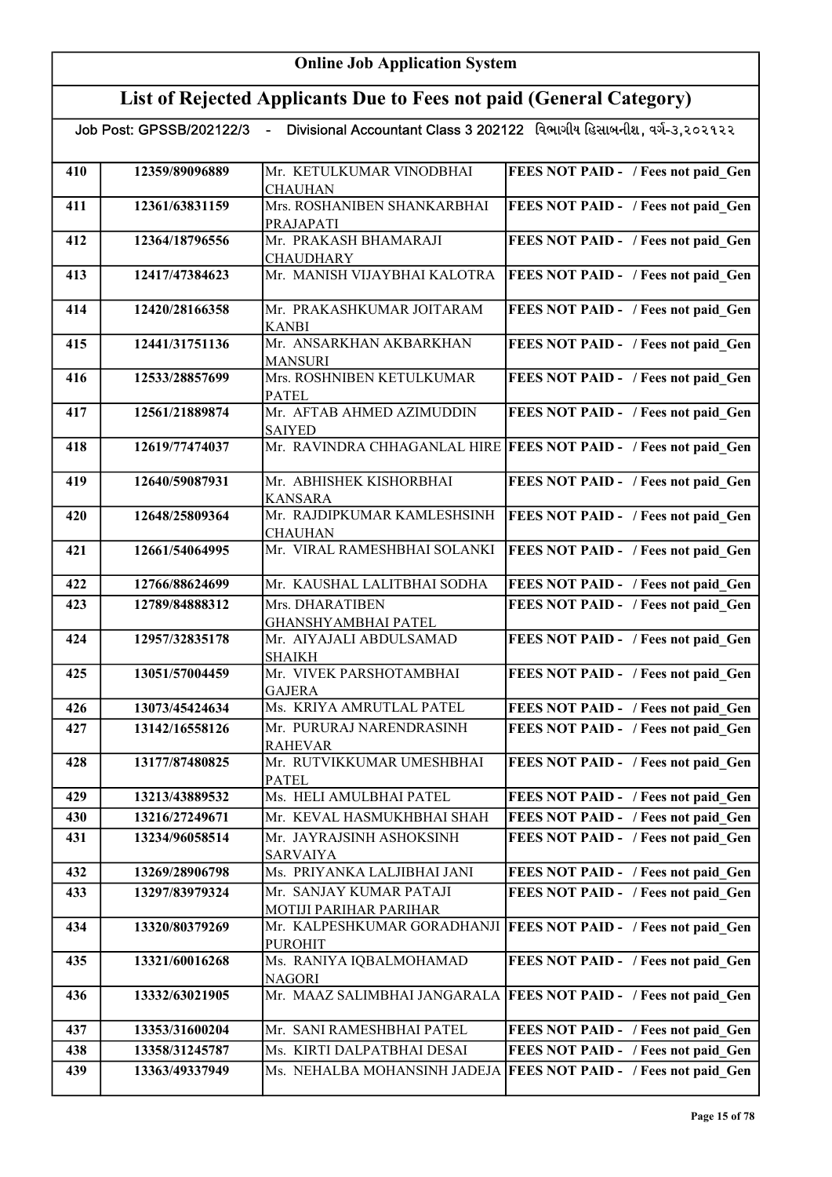## Online Job Application System

## List of Rejected Applicants Due to Fees not paid (General Category)

Job Post: GPSSB/202122/3 - Divisional Accountant Class 3 202122 વિભાગીય હિસાબનીશ, વર્ગ-૩,૨૦૨૧૨૨

| | | | |
|---|---|---|---|
| 410 | 12359/89096889 | Mr. KETULKUMAR VINODBHAI CHAUHAN | FEES NOT PAID - / Fees not paid_Gen |
| 411 | 12361/63831159 | Mrs. ROSHANIBEN SHANKARBHAI PRAJAPATI | FEES NOT PAID - / Fees not paid_Gen |
| 412 | 12364/18796556 | Mr. PRAKASH BHAMARAJI CHAUDHARY | FEES NOT PAID - / Fees not paid_Gen |
| 413 | 12417/47384623 | Mr. MANISH VIJAYBHAI KALOTRA | FEES NOT PAID - / Fees not paid_Gen |
| 414 | 12420/28166358 | Mr. PRAKASHKUMAR JOITARAM KANBI | FEES NOT PAID - / Fees not paid_Gen |
| 415 | 12441/31751136 | Mr. ANSARKHAN AKBARKHAN MANSURI | FEES NOT PAID - / Fees not paid_Gen |
| 416 | 12533/28857699 | Mrs. ROSHNIBEN KETULKUMAR PATEL | FEES NOT PAID - / Fees not paid_Gen |
| 417 | 12561/21889874 | Mr. AFTAB AHMED AZIMUDDIN SAIYED | FEES NOT PAID - / Fees not paid_Gen |
| 418 | 12619/77474037 | Mr. RAVINDRA CHHAGANLAL HIRE | FEES NOT PAID - / Fees not paid_Gen |
| 419 | 12640/59087931 | Mr. ABHISHEK KISHORBHAI KANSARA | FEES NOT PAID - / Fees not paid_Gen |
| 420 | 12648/25809364 | Mr. RAJDIPKUMAR KAMLESHSINH CHAUHAN | FEES NOT PAID - / Fees not paid_Gen |
| 421 | 12661/54064995 | Mr. VIRAL RAMESHBHAI SOLANKI | FEES NOT PAID - / Fees not paid_Gen |
| 422 | 12766/88624699 | Mr. KAUSHAL LALITBHAI SODHA | FEES NOT PAID - / Fees not paid_Gen |
| 423 | 12789/84888312 | Mrs. DHARATIBEN GHANSHYAMBHAI PATEL | FEES NOT PAID - / Fees not paid_Gen |
| 424 | 12957/32835178 | Mr. AIYAJALI ABDULSAMAD SHAIKH | FEES NOT PAID - / Fees not paid_Gen |
| 425 | 13051/57004459 | Mr. VIVEK PARSHOTAMBHAI GAJERA | FEES NOT PAID - / Fees not paid_Gen |
| 426 | 13073/45424634 | Ms. KRIYA AMRUTLAL PATEL | FEES NOT PAID - / Fees not paid_Gen |
| 427 | 13142/16558126 | Mr. PURURAJ NARENDRASINH RAHEVAR | FEES NOT PAID - / Fees not paid_Gen |
| 428 | 13177/87480825 | Mr. RUTVIKKUMAR UMESHBHAI PATEL | FEES NOT PAID - / Fees not paid_Gen |
| 429 | 13213/43889532 | Ms. HELI AMULBHAI PATEL | FEES NOT PAID - / Fees not paid_Gen |
| 430 | 13216/27249671 | Mr. KEVAL HASMUKHBHAI SHAH | FEES NOT PAID - / Fees not paid_Gen |
| 431 | 13234/96058514 | Mr. JAYRAJSINH ASHOKSINH SARVAIYA | FEES NOT PAID - / Fees not paid_Gen |
| 432 | 13269/28906798 | Ms. PRIYANKA LALJIBHAI JANI | FEES NOT PAID - / Fees not paid_Gen |
| 433 | 13297/83979324 | Mr. SANJAY KUMAR PATAJI MOTIJI PARIHAR PARIHAR | FEES NOT PAID - / Fees not paid_Gen |
| 434 | 13320/80379269 | Mr. KALPESHKUMAR GORADHANJI PUROHIT | FEES NOT PAID - / Fees not paid_Gen |
| 435 | 13321/60016268 | Ms. RANIYA IQBALMOHAMAD NAGORI | FEES NOT PAID - / Fees not paid_Gen |
| 436 | 13332/63021905 | Mr. MAAZ SALIMBHAI JANGARALA | FEES NOT PAID - / Fees not paid_Gen |
| 437 | 13353/31600204 | Mr. SANI RAMESHBHAI PATEL | FEES NOT PAID - / Fees not paid_Gen |
| 438 | 13358/31245787 | Ms. KIRTI DALPATBHAI DESAI | FEES NOT PAID - / Fees not paid_Gen |
| 439 | 13363/49337949 | Ms. NEHALBA MOHANSINH JADEJA | FEES NOT PAID - / Fees not paid_Gen |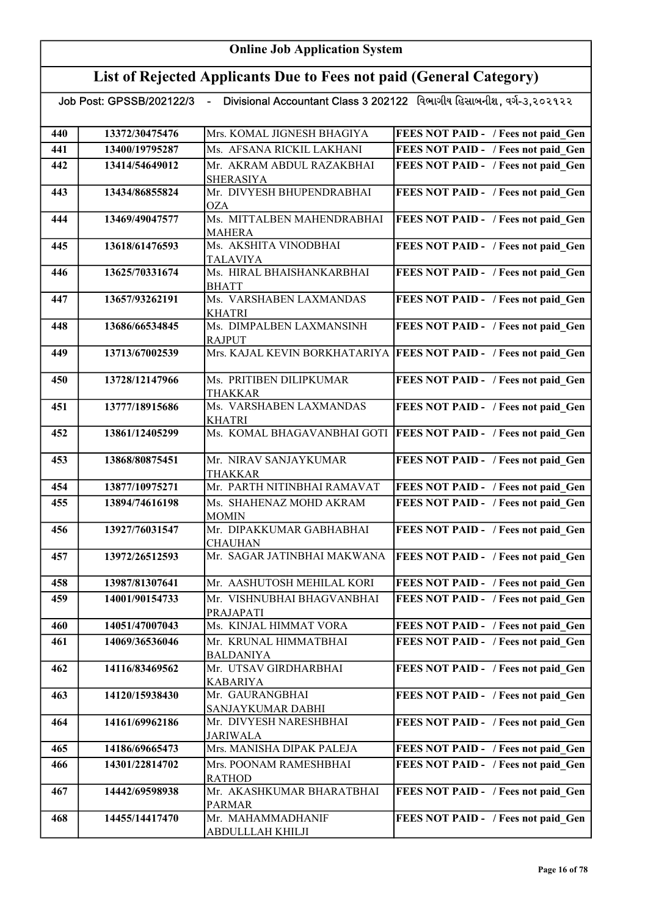# Online Job Application System

## List of Rejected Applicants Due to Fees not paid (General Category)

**Job Post: GPSSB/202122/3 - Divisional Accountant Class 3 202122 વિભાગીય હિસાબનીશ, વર્ગ-૩,૨૦૨૧૨૨**

| | | | |
|---|---|---|---|
| 440 | 13372/30475476 | Mrs. KOMAL JIGNESH BHAGIYA | FEES NOT PAID - / Fees not paid_Gen |
| 441 | 13400/19795287 | Ms. AFSANA RICKIL LAKHANI | FEES NOT PAID - / Fees not paid_Gen |
| 442 | 13414/54649012 | Mr. AKRAM ABDUL RAZAKBHAI SHERASIYA | FEES NOT PAID - / Fees not paid_Gen |
| 443 | 13434/86855824 | Mr. DIVYESH BHUPENDRABHAI OZA | FEES NOT PAID - / Fees not paid_Gen |
| 444 | 13469/49047577 | Ms. MITTALBEN MAHENDRABHAI MAHERA | FEES NOT PAID - / Fees not paid_Gen |
| 445 | 13618/61476593 | Ms. AKSHITA VINODBHAI TALAVIYA | FEES NOT PAID - / Fees not paid_Gen |
| 446 | 13625/70331674 | Ms. HIRAL BHAISHANKARBHAI BHATT | FEES NOT PAID - / Fees not paid_Gen |
| 447 | 13657/93262191 | Ms. VARSHABEN LAXMANDAS KHATRI | FEES NOT PAID - / Fees not paid_Gen |
| 448 | 13686/66534845 | Ms. DIMPALBEN LAXMANSINH RAJPUT | FEES NOT PAID - / Fees not paid_Gen |
| 449 | 13713/67002539 | Mrs. KAJAL KEVIN BORKHATARIYA | FEES NOT PAID - / Fees not paid_Gen |
| 450 | 13728/12147966 | Ms. PRITIBEN DILIPKUMAR THAKKAR | FEES NOT PAID - / Fees not paid_Gen |
| 451 | 13777/18915686 | Ms. VARSHABEN LAXMANDAS KHATRI | FEES NOT PAID - / Fees not paid_Gen |
| 452 | 13861/12405299 | Ms. KOMAL BHAGAVANBHAI GOTI | FEES NOT PAID - / Fees not paid_Gen |
| 453 | 13868/80875451 | Mr. NIRAV SANJAYKUMAR THAKKAR | FEES NOT PAID - / Fees not paid_Gen |
| 454 | 13877/10975271 | Mr. PARTH NITINBHAI RAMAVAT | FEES NOT PAID - / Fees not paid_Gen |
| 455 | 13894/74616198 | Ms. SHAHENAZ MOHD AKRAM MOMIN | FEES NOT PAID - / Fees not paid_Gen |
| 456 | 13927/76031547 | Mr. DIPAKKUMAR GABHABHAI CHAUHAN | FEES NOT PAID - / Fees not paid_Gen |
| 457 | 13972/26512593 | Mr. SAGAR JATINBHAI MAKWANA | FEES NOT PAID - / Fees not paid_Gen |
| 458 | 13987/81307641 | Mr. AASHUTOSH MEHILAL KORI | FEES NOT PAID - / Fees not paid_Gen |
| 459 | 14001/90154733 | Mr. VISHNUBHAI BHAGVANBHAI PRAJAPATI | FEES NOT PAID - / Fees not paid_Gen |
| 460 | 14051/47007043 | Ms. KINJAL HIMMAT VORA | FEES NOT PAID - / Fees not paid_Gen |
| 461 | 14069/36536046 | Mr. KRUNAL HIMMATBHAI BALDANIYA | FEES NOT PAID - / Fees not paid_Gen |
| 462 | 14116/83469562 | Mr. UTSAV GIRDHARBHAI KABARIYA | FEES NOT PAID - / Fees not paid_Gen |
| 463 | 14120/15938430 | Mr. GAURANGBHAI SANJAYKUMAR DABHI | FEES NOT PAID - / Fees not paid_Gen |
| 464 | 14161/69962186 | Mr. DIVYESH NARESHBHAI JARIWALA | FEES NOT PAID - / Fees not paid_Gen |
| 465 | 14186/69665473 | Mrs. MANISHA DIPAK PALEJA | FEES NOT PAID - / Fees not paid_Gen |
| 466 | 14301/22814702 | Mrs. POONAM RAMESHBHAI RATHOD | FEES NOT PAID - / Fees not paid_Gen |
| 467 | 14442/69598938 | Mr. AKASHKUMAR BHARATBHAI PARMAR | FEES NOT PAID - / Fees not paid_Gen |
| 468 | 14455/14417470 | Mr. MAHAMMADHANIF ABDULLLAH KHILJI | FEES NOT PAID - / Fees not paid_Gen |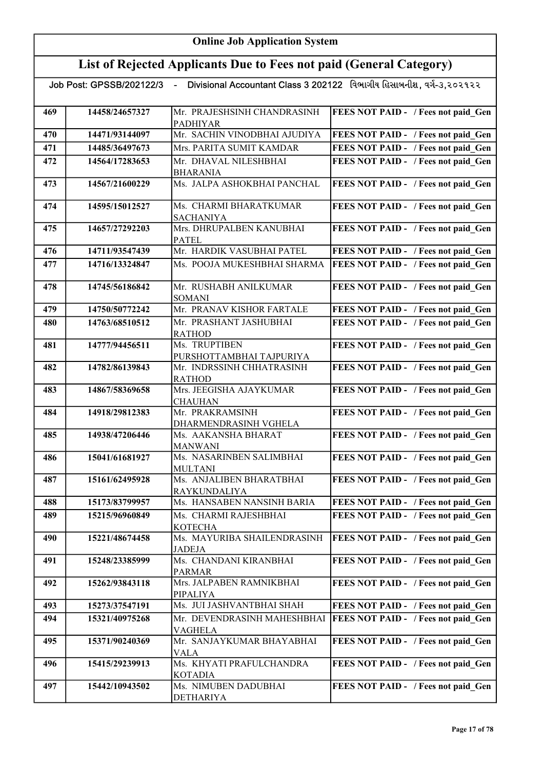# Online Job Application System

## List of Rejected Applicants Due to Fees not paid (General Category)

Job Post: GPSSB/202122/3 - Divisional Accountant Class 3 202122 વિભાગીય હિસાબનીશ, વર્ગ-૩,૨૦૨૧૨૨

| | | | |
|---|---|---|---|
| 469 | 14458/24657327 | Mr. PRAJESHSINH CHANDRASINH PADHIYAR | **FEES NOT PAID - / Fees not paid_Gen** |
| 470 | 14471/93144097 | Mr. SACHIN VINODBHAI AJUDIYA | **FEES NOT PAID - / Fees not paid_Gen** |
| 471 | 14485/36497673 | Mrs. PARITA SUMIT KAMDAR | **FEES NOT PAID - / Fees not paid_Gen** |
| 472 | 14564/17283653 | Mr. DHAVAL NILESHBHAI BHARANIA | **FEES NOT PAID - / Fees not paid_Gen** |
| 473 | 14567/21600229 | Ms. JALPA ASHOKBHAI PANCHAL | **FEES NOT PAID - / Fees not paid_Gen** |
| 474 | 14595/15012527 | Ms. CHARMI BHARATKUMAR SACHANIYA | **FEES NOT PAID - / Fees not paid_Gen** |
| 475 | 14657/27292203 | Mrs. DHRUPALBEN KANUBHAI PATEL | **FEES NOT PAID - / Fees not paid_Gen** |
| 476 | 14711/93547439 | Mr. HARDIK VASUBHAI PATEL | **FEES NOT PAID - / Fees not paid_Gen** |
| 477 | 14716/13324847 | Ms. POOJA MUKESHBHAI SHARMA | **FEES NOT PAID - / Fees not paid_Gen** |
| 478 | 14745/56186842 | Mr. RUSHABH ANILKUMAR SOMANI | **FEES NOT PAID - / Fees not paid_Gen** |
| 479 | 14750/50772242 | Mr. PRANAV KISHOR FARTALE | **FEES NOT PAID - / Fees not paid_Gen** |
| 480 | 14763/68510512 | Mr. PRASHANT JASHUBHAI RATHOD | **FEES NOT PAID - / Fees not paid_Gen** |
| 481 | 14777/94456511 | Ms. TRUPTIBEN PURSHOTTAMBHAI TAJPURIYA | **FEES NOT PAID - / Fees not paid_Gen** |
| 482 | 14782/86139843 | Mr. INDRSSINH CHHATRASINH RATHOD | **FEES NOT PAID - / Fees not paid_Gen** |
| 483 | 14867/58369658 | Mrs. JEEGISHA AJAYKUMAR CHAUHAN | **FEES NOT PAID - / Fees not paid_Gen** |
| 484 | 14918/29812383 | Mr. PRAKRAMSINH DHARMENDRASINH VGHELA | **FEES NOT PAID - / Fees not paid_Gen** |
| 485 | 14938/47206446 | Ms. AAKANSHA BHARAT MANWANI | **FEES NOT PAID - / Fees not paid_Gen** |
| 486 | 15041/61681927 | Ms. NASARINBEN SALIMBHAI MULTANI | **FEES NOT PAID - / Fees not paid_Gen** |
| 487 | 15161/62495928 | Ms. ANJALIBEN BHARATBHAI RAYKUNDALIYA | **FEES NOT PAID - / Fees not paid_Gen** |
| 488 | 15173/83799957 | Ms. HANSABEN NANSINH BARIA | **FEES NOT PAID - / Fees not paid_Gen** |
| 489 | 15215/96960849 | Ms. CHARMI RAJESHBHAI KOTECHA | **FEES NOT PAID - / Fees not paid_Gen** |
| 490 | 15221/48674458 | Ms. MAYURIBA SHAILENDRASINH JADEJA | **FEES NOT PAID - / Fees not paid_Gen** |
| 491 | 15248/23385999 | Ms. CHANDANI KIRANBHAI PARMAR | **FEES NOT PAID - / Fees not paid_Gen** |
| 492 | 15262/93843118 | Mrs. JALPABEN RAMNIKBHAI PIPALIYA | **FEES NOT PAID - / Fees not paid_Gen** |
| 493 | 15273/37547191 | Ms. JUI JASHVANTBHAI SHAH | **FEES NOT PAID - / Fees not paid_Gen** |
| 494 | 15321/40975268 | Mr. DEVENDRASINH MAHESHBHAI VAGHELA | **FEES NOT PAID - / Fees not paid_Gen** |
| 495 | 15371/90240369 | Mr. SANJAYKUMAR BHAYABHAI VALA | **FEES NOT PAID - / Fees not paid_Gen** |
| 496 | 15415/29239913 | Ms. KHYATI PRAFULCHANDRA KOTADIA | **FEES NOT PAID - / Fees not paid_Gen** |
| 497 | 15442/10943502 | Ms. NIMUBEN DADUBHAI DETHARIYA | **FEES NOT PAID - / Fees not paid_Gen** |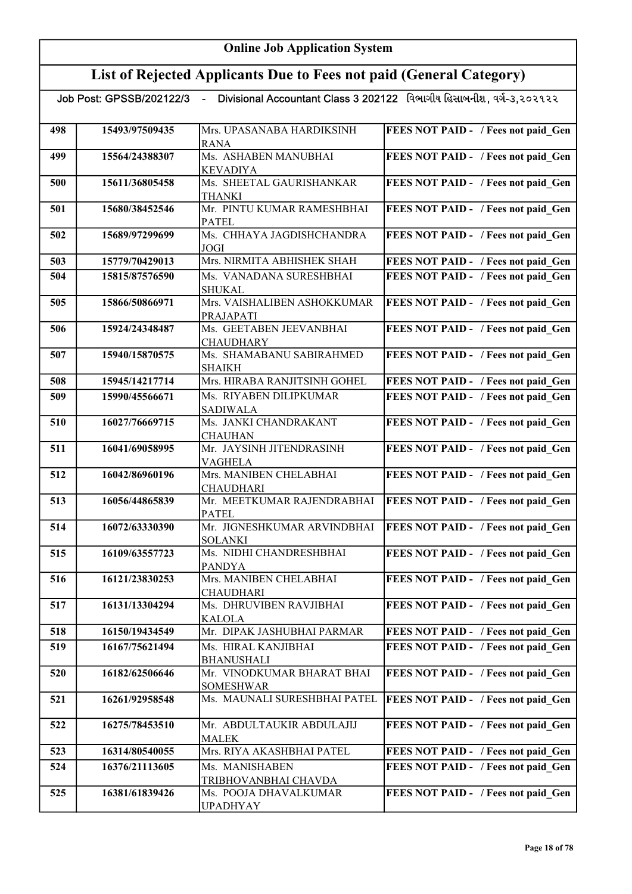# Online Job Application System

## List of Rejected Applicants Due to Fees not paid (General Category)

Job Post: GPSSB/202122/3 - Divisional Accountant Class 3 202122 વિભાગીય હિસાબનીશ, વર્ગ-૩,૨૦૨૧૨૨

| | | | |
|---|---|---|---|
| 498 | 15493/97509435 | Mrs. UPASANABA HARDIKSINH RANA | FEES NOT PAID - / Fees not paid_Gen |
| 499 | 15564/24388307 | Ms. ASHABEN MANUBHAI KEVADIYA | FEES NOT PAID - / Fees not paid_Gen |
| 500 | 15611/36805458 | Ms. SHEETAL GAURISHANKAR THANKI | FEES NOT PAID - / Fees not paid_Gen |
| 501 | 15680/38452546 | Mr. PINTU KUMAR RAMESHBHAI PATEL | FEES NOT PAID - / Fees not paid_Gen |
| 502 | 15689/97299699 | Ms. CHHAYA JAGDISHCHANDRA JOGI | FEES NOT PAID - / Fees not paid_Gen |
| 503 | 15779/70429013 | Mrs. NIRMITA ABHISHEK SHAH | FEES NOT PAID - / Fees not paid_Gen |
| 504 | 15815/87576590 | Ms. VANADANA SURESHBHAI SHUKAL | FEES NOT PAID - / Fees not paid_Gen |
| 505 | 15866/50866971 | Mrs. VAISHALIBEN ASHOKKUMAR PRAJAPATI | FEES NOT PAID - / Fees not paid_Gen |
| 506 | 15924/24348487 | Ms. GEETABEN JEEVANBHAI CHAUDHARY | FEES NOT PAID - / Fees not paid_Gen |
| 507 | 15940/15870575 | Ms. SHAMABANU SABIRAHMED SHAIKH | FEES NOT PAID - / Fees not paid_Gen |
| 508 | 15945/14217714 | Mrs. HIRABA RANJITSINH GOHEL | FEES NOT PAID - / Fees not paid_Gen |
| 509 | 15990/45566671 | Ms. RIYABEN DILIPKUMAR SADIWALA | FEES NOT PAID - / Fees not paid_Gen |
| 510 | 16027/76669715 | Ms. JANKI CHANDRAKANT CHAUHAN | FEES NOT PAID - / Fees not paid_Gen |
| 511 | 16041/69058995 | Mr. JAYSINH JITENDRASINH VAGHELA | FEES NOT PAID - / Fees not paid_Gen |
| 512 | 16042/86960196 | Mrs. MANIBEN CHELABHAI CHAUDHARI | FEES NOT PAID - / Fees not paid_Gen |
| 513 | 16056/44865839 | Mr. MEETKUMAR RAJENDRABHAI PATEL | FEES NOT PAID - / Fees not paid_Gen |
| 514 | 16072/63330390 | Mr. JIGNESHKUMAR ARVINDBHAI SOLANKI | FEES NOT PAID - / Fees not paid_Gen |
| 515 | 16109/63557723 | Ms. NIDHI CHANDRESHBHAI PANDYA | FEES NOT PAID - / Fees not paid_Gen |
| 516 | 16121/23830253 | Mrs. MANIBEN CHELABHAI CHAUDHARI | FEES NOT PAID - / Fees not paid_Gen |
| 517 | 16131/13304294 | Ms. DHRUVIBEN RAVJIBHAI KALOLA | FEES NOT PAID - / Fees not paid_Gen |
| 518 | 16150/19434549 | Mr. DIPAK JASHUBHAI PARMAR | FEES NOT PAID - / Fees not paid_Gen |
| 519 | 16167/75621494 | Ms. HIRAL KANJIBHAI BHANUSHALI | FEES NOT PAID - / Fees not paid_Gen |
| 520 | 16182/62506646 | Mr. VINODKUMAR BHARAT BHAI SOMESHWAR | FEES NOT PAID - / Fees not paid_Gen |
| 521 | 16261/92958548 | Ms. MAUNALI SURESHBHAI PATEL | FEES NOT PAID - / Fees not paid_Gen |
| 522 | 16275/78453510 | Mr. ABDULTAUKIR ABDULAJIJ MALEK | FEES NOT PAID - / Fees not paid_Gen |
| 523 | 16314/80540055 | Mrs. RIYA AKASHBHAI PATEL | FEES NOT PAID - / Fees not paid_Gen |
| 524 | 16376/21113605 | Ms. MANISHABEN TRIBHOVANBHAI CHAVDA | FEES NOT PAID - / Fees not paid_Gen |
| 525 | 16381/61839426 | Ms. POOJA DHAVALKUMAR UPADHYAY | FEES NOT PAID - / Fees not paid_Gen |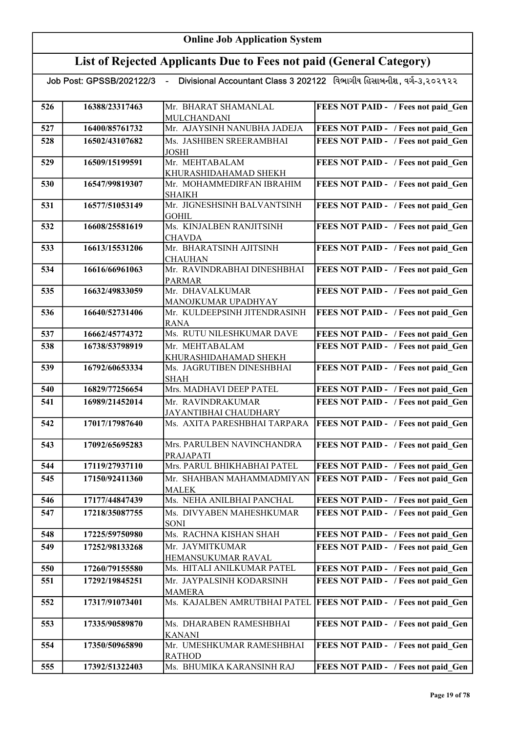# Online Job Application System

## List of Rejected Applicants Due to Fees not paid (General Category)

Job Post: GPSSB/202122/3 - Divisional Accountant Class 3 202122 વિભાગીય હિસાબનીશ, વર્ગ-૩,૨૦૨૧૨૨

| | | | |
|---|---|---|---|
| 526 | 16388/23317463 | Mr. BHARAT SHAMANLAL MULCHANDANI | FEES NOT PAID - / Fees not paid_Gen |
| 527 | 16400/85761732 | Mr. AJAYSINH NANUBHA JADEJA | FEES NOT PAID - / Fees not paid_Gen |
| 528 | 16502/43107682 | Ms. JASHIBEN SREERAMBHAI JOSHI | FEES NOT PAID - / Fees not paid_Gen |
| 529 | 16509/15199591 | Mr. MEHTABALAM KHURASHIDAHAMAD SHEKH | FEES NOT PAID - / Fees not paid_Gen |
| 530 | 16547/99819307 | Mr. MOHAMMEDIRFAN IBRAHIM SHAIKH | FEES NOT PAID - / Fees not paid_Gen |
| 531 | 16577/51053149 | Mr. JIGNESHSINH BALVANTSINH GOHIL | FEES NOT PAID - / Fees not paid_Gen |
| 532 | 16608/25581619 | Ms. KINJALBEN RANJITSINH CHAVDA | FEES NOT PAID - / Fees not paid_Gen |
| 533 | 16613/15531206 | Mr. BHARATSINH AJITSINH CHAUHAN | FEES NOT PAID - / Fees not paid_Gen |
| 534 | 16616/66961063 | Mr. RAVINDRABHAI DINESHBHAI PARMAR | FEES NOT PAID - / Fees not paid_Gen |
| 535 | 16632/49833059 | Mr. DHAVALKUMAR MANOJKUMAR UPADHYAY | FEES NOT PAID - / Fees not paid_Gen |
| 536 | 16640/52731406 | Mr. KULDEEPSINH JITENDRASINH RANA | FEES NOT PAID - / Fees not paid_Gen |
| 537 | 16662/45774372 | Ms. RUTU NILESHKUMAR DAVE | FEES NOT PAID - / Fees not paid_Gen |
| 538 | 16738/53798919 | Mr. MEHTABALAM KHURASHIDAHAMAD SHEKH | FEES NOT PAID - / Fees not paid_Gen |
| 539 | 16792/60653334 | Ms. JAGRUTIBEN DINESHBHAI SHAH | FEES NOT PAID - / Fees not paid_Gen |
| 540 | 16829/77256654 | Mrs. MADHAVI DEEP PATEL | FEES NOT PAID - / Fees not paid_Gen |
| 541 | 16989/21452014 | Mr. RAVINDRAKUMAR JAYANTIBHAI CHAUDHARY | FEES NOT PAID - / Fees not paid_Gen |
| 542 | 17017/17987640 | Ms. AXITA PARESHBHAI TARPARA | FEES NOT PAID - / Fees not paid_Gen |
| 543 | 17092/65695283 | Mrs. PARULBEN NAVINCHANDRA PRAJAPATI | FEES NOT PAID - / Fees not paid_Gen |
| 544 | 17119/27937110 | Mrs. PARUL BHIKHABHAI PATEL | FEES NOT PAID - / Fees not paid_Gen |
| 545 | 17150/92411360 | Mr. SHAHBAN MAHAMMADMIYAN MALEK | FEES NOT PAID - / Fees not paid_Gen |
| 546 | 17177/44847439 | Ms. NEHA ANILBHAI PANCHAL | FEES NOT PAID - / Fees not paid_Gen |
| 547 | 17218/35087755 | Ms. DIVYABEN MAHESHKUMAR SONI | FEES NOT PAID - / Fees not paid_Gen |
| 548 | 17225/59750980 | Ms. RACHNA KISHAN SHAH | FEES NOT PAID - / Fees not paid_Gen |
| 549 | 17252/98133268 | Mr. JAYMITKUMAR HEMANSUKUMAR RAVAL | FEES NOT PAID - / Fees not paid_Gen |
| 550 | 17260/79155580 | Ms. HITALI ANILKUMAR PATEL | FEES NOT PAID - / Fees not paid_Gen |
| 551 | 17292/19845251 | Mr. JAYPALSINH KODARSINH MAMERA | FEES NOT PAID - / Fees not paid_Gen |
| 552 | 17317/91073401 | Ms. KAJALBEN AMRUTBHAI PATEL | FEES NOT PAID - / Fees not paid_Gen |
| 553 | 17335/90589870 | Ms. DHARABEN RAMESHBHAI KANANI | FEES NOT PAID - / Fees not paid_Gen |
| 554 | 17350/50965890 | Mr. UMESHKUMAR RAMESHBHAI RATHOD | FEES NOT PAID - / Fees not paid_Gen |
| 555 | 17392/51322403 | Ms. BHUMIKA KARANSINH RAJ | FEES NOT PAID - / Fees not paid_Gen |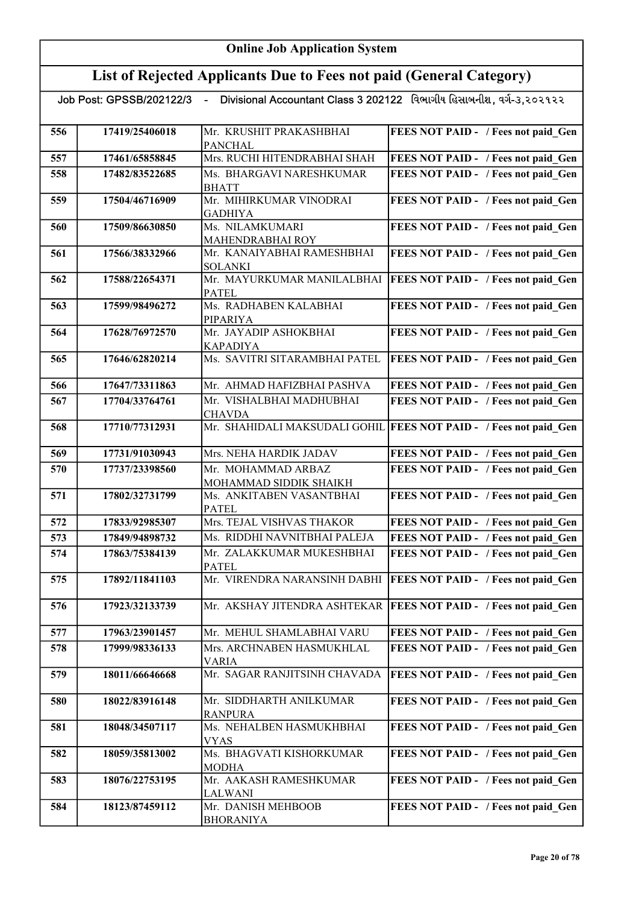# Online Job Application System

## List of Rejected Applicants Due to Fees not paid (General Category)

Job Post: GPSSB/202122/3 - Divisional Accountant Class 3 202122 વિભાગીય હિસાબનીશ, વર્ગ-૩,૨૦૨૧૨૨

| | | | |
|---|---|---|---|
| 556 | 17419/25406018 | Mr. KRUSHIT PRAKASHBHAI PANCHAL | FEES NOT PAID - / Fees not paid_Gen |
| 557 | 17461/65858845 | Mrs. RUCHI HITENDRABHAI SHAH | FEES NOT PAID - / Fees not paid_Gen |
| 558 | 17482/83522685 | Ms. BHARGAVI NARESHKUMAR BHATT | FEES NOT PAID - / Fees not paid_Gen |
| 559 | 17504/46716909 | Mr. MIHIRKUMAR VINODRAI GADHIYA | FEES NOT PAID - / Fees not paid_Gen |
| 560 | 17509/86630850 | Ms. NILAMKUMARI MAHENDRABHAI ROY | FEES NOT PAID - / Fees not paid_Gen |
| 561 | 17566/38332966 | Mr. KANAIYABHAI RAMESHBHAI SOLANKI | FEES NOT PAID - / Fees not paid_Gen |
| 562 | 17588/22654371 | Mr. MAYURKUMAR MANILALBHAI PATEL | FEES NOT PAID - / Fees not paid_Gen |
| 563 | 17599/98496272 | Ms. RADHABEN KALABHAI PIPARIYA | FEES NOT PAID - / Fees not paid_Gen |
| 564 | 17628/76972570 | Mr. JAYADIP ASHOKBHAI KAPADIYA | FEES NOT PAID - / Fees not paid_Gen |
| 565 | 17646/62820214 | Ms. SAVITRI SITARAMBHAI PATEL | FEES NOT PAID - / Fees not paid_Gen |
| 566 | 17647/73311863 | Mr. AHMAD HAFIZBHAI PASHVA | FEES NOT PAID - / Fees not paid_Gen |
| 567 | 17704/33764761 | Mr. VISHALBHAI MADHUBHAI CHAVDA | FEES NOT PAID - / Fees not paid_Gen |
| 568 | 17710/77312931 | Mr. SHAHIDALI MAKSUDALI GOHIL | FEES NOT PAID - / Fees not paid_Gen |
| 569 | 17731/91030943 | Mrs. NEHA HARDIK JADAV | FEES NOT PAID - / Fees not paid_Gen |
| 570 | 17737/23398560 | Mr. MOHAMMAD ARBAZ MOHAMMAD SIDDIK SHAIKH | FEES NOT PAID - / Fees not paid_Gen |
| 571 | 17802/32731799 | Ms. ANKITABEN VASANTBHAI PATEL | FEES NOT PAID - / Fees not paid_Gen |
| 572 | 17833/92985307 | Mrs. TEJAL VISHVAS THAKOR | FEES NOT PAID - / Fees not paid_Gen |
| 573 | 17849/94898732 | Ms. RIDDHI NAVNITBHAI PALEJA | FEES NOT PAID - / Fees not paid_Gen |
| 574 | 17863/75384139 | Mr. ZALAKKUMAR MUKESHBHAI PATEL | FEES NOT PAID - / Fees not paid_Gen |
| 575 | 17892/11841103 | Mr. VIRENDRA NARANSINH DABHI | FEES NOT PAID - / Fees not paid_Gen |
| 576 | 17923/32133739 | Mr. AKSHAY JITENDRA ASHTEKAR | FEES NOT PAID - / Fees not paid_Gen |
| 577 | 17963/23901457 | Mr. MEHUL SHAMLABHAI VARU | FEES NOT PAID - / Fees not paid_Gen |
| 578 | 17999/98336133 | Mrs. ARCHNABEN HASMUKHLAL VARIA | FEES NOT PAID - / Fees not paid_Gen |
| 579 | 18011/66646668 | Mr. SAGAR RANJITSINH CHAVADA | FEES NOT PAID - / Fees not paid_Gen |
| 580 | 18022/83916148 | Mr. SIDDHARTH ANILKUMAR RANPURA | FEES NOT PAID - / Fees not paid_Gen |
| 581 | 18048/34507117 | Ms. NEHALBEN HASMUKHBHAI VYAS | FEES NOT PAID - / Fees not paid_Gen |
| 582 | 18059/35813002 | Ms. BHAGVATI KISHORKUMAR MODHA | FEES NOT PAID - / Fees not paid_Gen |
| 583 | 18076/22753195 | Mr. AAKASH RAMESHKUMAR LALWANI | FEES NOT PAID - / Fees not paid_Gen |
| 584 | 18123/87459112 | Mr. DANISH MEHBOOB BHORANIYA | FEES NOT PAID - / Fees not paid_Gen |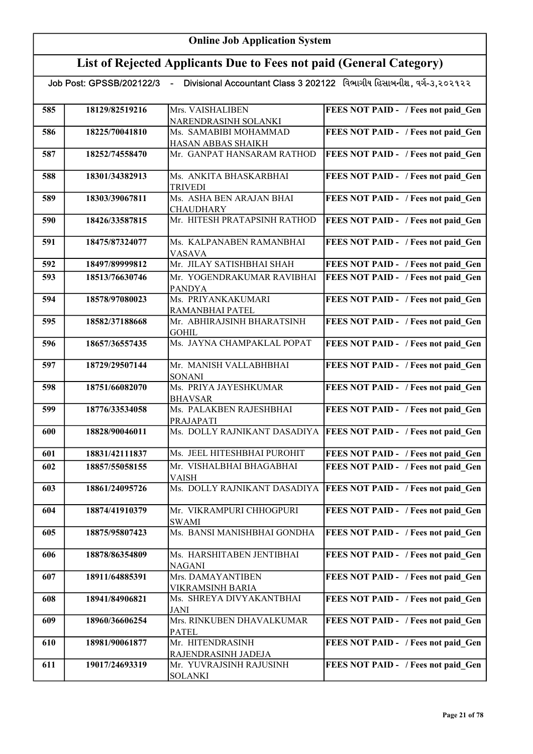# Online Job Application System

## List of Rejected Applicants Due to Fees not paid (General Category)

Job Post: GPSSB/202122/3 - Divisional Accountant Class 3 202122 વિભાગીય હિસાબનીશ, વર્ગ-૩,૨૦૨૧૨૨

| | | | |
|---|---|---|---|
| 585 | 18129/82519216 | Mrs. VAISHALIBEN NARENDRASINH SOLANKI | FEES NOT PAID - / Fees not paid_Gen |
| 586 | 18225/70041810 | Ms. SAMABIBI MOHAMMAD HASAN ABBAS SHAIKH | FEES NOT PAID - / Fees not paid_Gen |
| 587 | 18252/74558470 | Mr. GANPAT HANSARAM RATHOD | FEES NOT PAID - / Fees not paid_Gen |
| 588 | 18301/34382913 | Ms. ANKITA BHASKARBHAI TRIVEDI | FEES NOT PAID - / Fees not paid_Gen |
| 589 | 18303/39067811 | Ms. ASHA BEN ARAJAN BHAI CHAUDHARY | FEES NOT PAID - / Fees not paid_Gen |
| 590 | 18426/33587815 | Mr. HITESH PRATAPSINH RATHOD | FEES NOT PAID - / Fees not paid_Gen |
| 591 | 18475/87324077 | Ms. KALPANABEN RAMANBHAI VASAVA | FEES NOT PAID - / Fees not paid_Gen |
| 592 | 18497/89999812 | Mr. JILAY SATISHBHAI SHAH | FEES NOT PAID - / Fees not paid_Gen |
| 593 | 18513/76630746 | Mr. YOGENDRAKUMAR RAVIBHAI PANDYA | FEES NOT PAID - / Fees not paid_Gen |
| 594 | 18578/97080023 | Ms. PRIYANKAKUMARI RAMANBHAI PATEL | FEES NOT PAID - / Fees not paid_Gen |
| 595 | 18582/37188668 | Mr. ABHIRAJSINH BHARATSINH GOHIL | FEES NOT PAID - / Fees not paid_Gen |
| 596 | 18657/36557435 | Ms. JAYNA CHAMPAKLAL POPAT | FEES NOT PAID - / Fees not paid_Gen |
| 597 | 18729/29507144 | Mr. MANISH VALLABHBHAI SONANI | FEES NOT PAID - / Fees not paid_Gen |
| 598 | 18751/66082070 | Ms. PRIYA JAYESHKUMAR BHAVSAR | FEES NOT PAID - / Fees not paid_Gen |
| 599 | 18776/33534058 | Ms. PALAKBEN RAJESHBHAI PRAJAPATI | FEES NOT PAID - / Fees not paid_Gen |
| 600 | 18828/90046011 | Ms. DOLLY RAJNIKANT DASADIYA | FEES NOT PAID - / Fees not paid_Gen |
| 601 | 18831/42111837 | Ms. JEEL HITESHBHAI PUROHIT | FEES NOT PAID - / Fees not paid_Gen |
| 602 | 18857/55058155 | Mr. VISHALBHAI BHAGABHAI VAISH | FEES NOT PAID - / Fees not paid_Gen |
| 603 | 18861/24095726 | Ms. DOLLY RAJNIKANT DASADIYA | FEES NOT PAID - / Fees not paid_Gen |
| 604 | 18874/41910379 | Mr. VIKRAMPURI CHHOGPURI SWAMI | FEES NOT PAID - / Fees not paid_Gen |
| 605 | 18875/95807423 | Ms. BANSI MANISHBHAI GONDHA | FEES NOT PAID - / Fees not paid_Gen |
| 606 | 18878/86354809 | Ms. HARSHITABEN JENTIBHAI NAGANI | FEES NOT PAID - / Fees not paid_Gen |
| 607 | 18911/64885391 | Mrs. DAMAYANTIBEN VIKRAMSINH BARIA | FEES NOT PAID - / Fees not paid_Gen |
| 608 | 18941/84906821 | Ms. SHREYA DIVYAKANTBHAI JANI | FEES NOT PAID - / Fees not paid_Gen |
| 609 | 18960/36606254 | Mrs. RINKUBEN DHAVALKUMAR PATEL | FEES NOT PAID - / Fees not paid_Gen |
| 610 | 18981/90061877 | Mr. HITENDRASINH RAJENDRASINH JADEJA | FEES NOT PAID - / Fees not paid_Gen |
| 611 | 19017/24693319 | Mr. YUVRAJSINH RAJUSINH SOLANKI | FEES NOT PAID - / Fees not paid_Gen |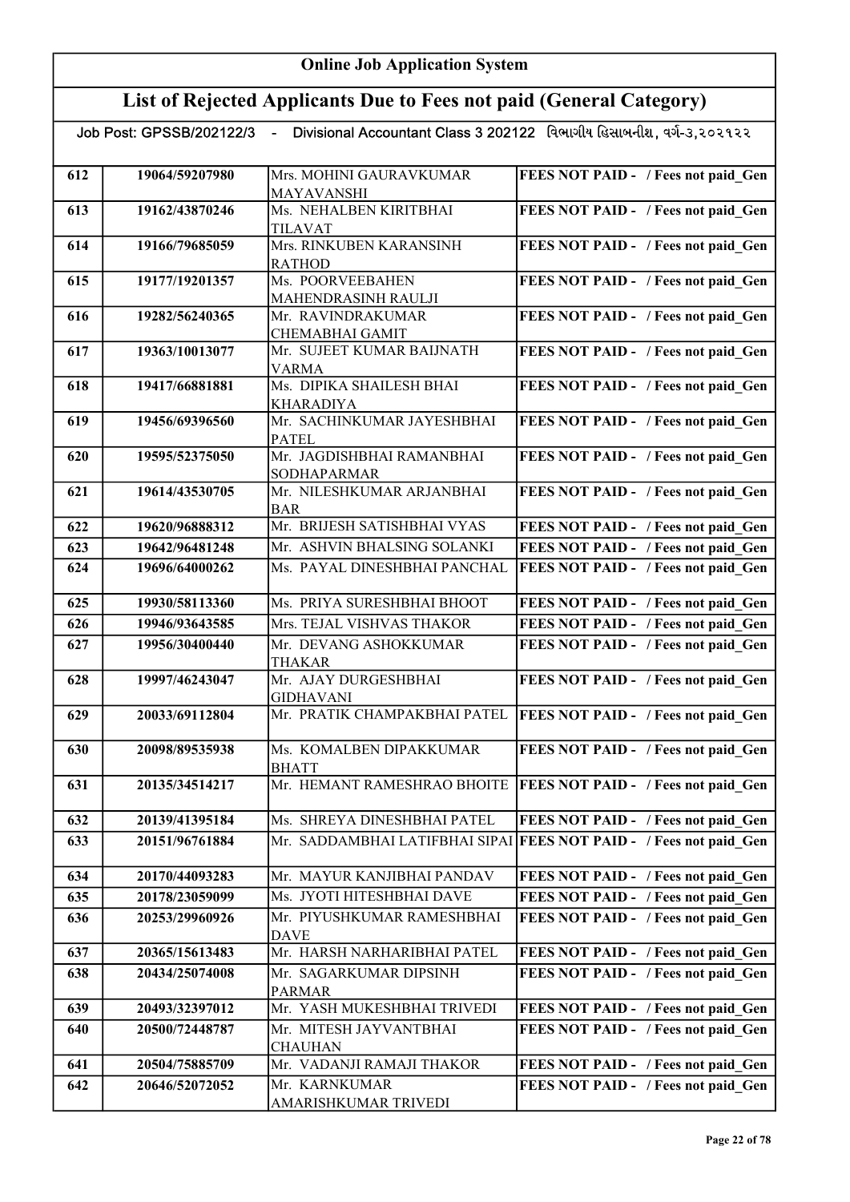# Online Job Application System

## List of Rejected Applicants Due to Fees not paid (General Category)

Job Post: GPSSB/202122/3 - Divisional Accountant Class 3 202122 વિભાગીય હિસાબનીશ, વર્ગ-૩,૨૦૨૧૨૨

| | | | |
|---|---|---|---|
| 612 | 19064/59207980 | Mrs. MOHINI GAURAVKUMAR MAYAVANSHI | FEES NOT PAID - / Fees not paid_Gen |
| 613 | 19162/43870246 | Ms. NEHALBEN KIRITBHAI TILAVAT | FEES NOT PAID - / Fees not paid_Gen |
| 614 | 19166/79685059 | Mrs. RINKUBEN KARANSINH RATHOD | FEES NOT PAID - / Fees not paid_Gen |
| 615 | 19177/19201357 | Ms. POORVEEBAHEN MAHENDRASINH RAULJI | FEES NOT PAID - / Fees not paid_Gen |
| 616 | 19282/56240365 | Mr. RAVINDRAKUMAR CHEMABHAI GAMIT | FEES NOT PAID - / Fees not paid_Gen |
| 617 | 19363/10013077 | Mr. SUJEET KUMAR BAIJNATH VARMA | FEES NOT PAID - / Fees not paid_Gen |
| 618 | 19417/66881881 | Ms. DIPIKA SHAILESH BHAI KHARADIYA | FEES NOT PAID - / Fees not paid_Gen |
| 619 | 19456/69396560 | Mr. SACHINKUMAR JAYESHBHAI PATEL | FEES NOT PAID - / Fees not paid_Gen |
| 620 | 19595/52375050 | Mr. JAGDISHBHAI RAMANBHAI SODHAPARMAR | FEES NOT PAID - / Fees not paid_Gen |
| 621 | 19614/43530705 | Mr. NILESHKUMAR ARJANBHAI BAR | FEES NOT PAID - / Fees not paid_Gen |
| 622 | 19620/96888312 | Mr. BRIJESH SATISHBHAI VYAS | FEES NOT PAID - / Fees not paid_Gen |
| 623 | 19642/96481248 | Mr. ASHVIN BHALSING SOLANKI | FEES NOT PAID - / Fees not paid_Gen |
| 624 | 19696/64000262 | Ms. PAYAL DINESHBHAI PANCHAL | FEES NOT PAID - / Fees not paid_Gen |
| 625 | 19930/58113360 | Ms. PRIYA SURESHBHAI BHOOT | FEES NOT PAID - / Fees not paid_Gen |
| 626 | 19946/93643585 | Mrs. TEJAL VISHVAS THAKOR | FEES NOT PAID - / Fees not paid_Gen |
| 627 | 19956/30400440 | Mr. DEVANG ASHOKKUMAR THAKAR | FEES NOT PAID - / Fees not paid_Gen |
| 628 | 19997/46243047 | Mr. AJAY DURGESHBHAI GIDHAVANI | FEES NOT PAID - / Fees not paid_Gen |
| 629 | 20033/69112804 | Mr. PRATIK CHAMPAKBHAI PATEL | FEES NOT PAID - / Fees not paid_Gen |
| 630 | 20098/89535938 | Ms. KOMALBEN DIPAKKUMAR BHATT | FEES NOT PAID - / Fees not paid_Gen |
| 631 | 20135/34514217 | Mr. HEMANT RAMESHRAO BHOITE | FEES NOT PAID - / Fees not paid_Gen |
| 632 | 20139/41395184 | Ms. SHREYA DINESHBHAI PATEL | FEES NOT PAID - / Fees not paid_Gen |
| 633 | 20151/96761884 | Mr. SADDAMBHAI LATIFBHAI SIPAI | FEES NOT PAID - / Fees not paid_Gen |
| 634 | 20170/44093283 | Mr. MAYUR KANJIBHAI PANDAV | FEES NOT PAID - / Fees not paid_Gen |
| 635 | 20178/23059099 | Ms. JYOTI HITESHBHAI DAVE | FEES NOT PAID - / Fees not paid_Gen |
| 636 | 20253/29960926 | Mr. PIYUSHKUMAR RAMESHBHAI DAVE | FEES NOT PAID - / Fees not paid_Gen |
| 637 | 20365/15613483 | Mr. HARSH NARHARIBHAI PATEL | FEES NOT PAID - / Fees not paid_Gen |
| 638 | 20434/25074008 | Mr. SAGARKUMAR DIPSINH PARMAR | FEES NOT PAID - / Fees not paid_Gen |
| 639 | 20493/32397012 | Mr. YASH MUKESHBHAI TRIVEDI | FEES NOT PAID - / Fees not paid_Gen |
| 640 | 20500/72448787 | Mr. MITESH JAYVANTBHAI CHAUHAN | FEES NOT PAID - / Fees not paid_Gen |
| 641 | 20504/75885709 | Mr. VADANJI RAMAJI THAKOR | FEES NOT PAID - / Fees not paid_Gen |
| 642 | 20646/52072052 | Mr. KARNKUMAR AMARISHKUMAR TRIVEDI | FEES NOT PAID - / Fees not paid_Gen |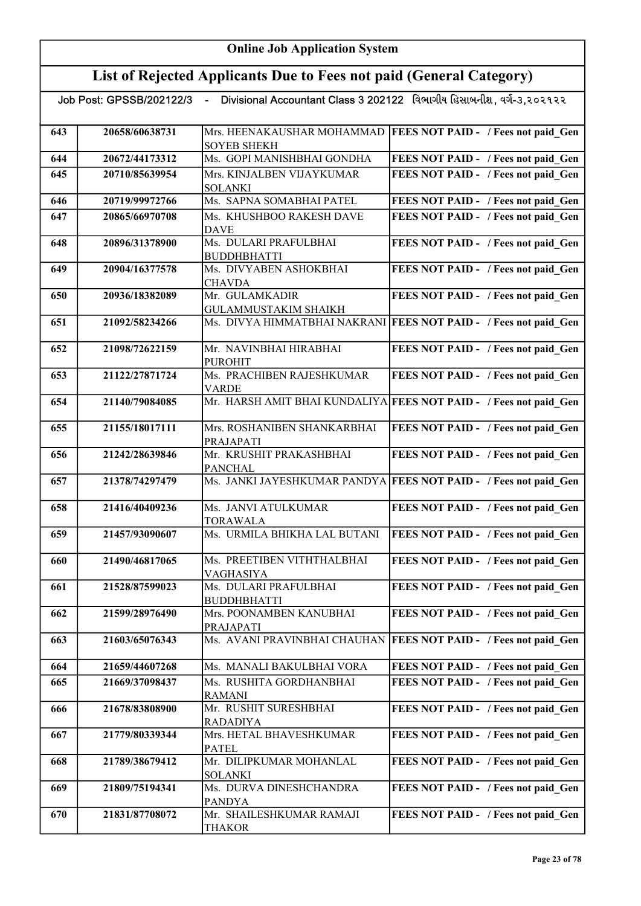# Online Job Application System

## List of Rejected Applicants Due to Fees not paid (General Category)

Job Post: GPSSB/202122/3 - Divisional Accountant Class 3 202122 વિભાગીય હિસાબનીશ, વર્ગ-૩,૨૦૨૧૨૨

| | | | |
|---|---|---|---|
| 643 | 20658/60638731 | Mrs. HEENAKAUSHAR MOHAMMAD SOYEB SHEKH | FEES NOT PAID - / Fees not paid_Gen |
| 644 | 20672/44173312 | Ms. GOPI MANISHBHAI GONDHA | FEES NOT PAID - / Fees not paid_Gen |
| 645 | 20710/85639954 | Mrs. KINJALBEN VIJAYKUMAR SOLANKI | FEES NOT PAID - / Fees not paid_Gen |
| 646 | 20719/99972766 | Ms. SAPNA SOMABHAI PATEL | FEES NOT PAID - / Fees not paid_Gen |
| 647 | 20865/66970708 | Ms. KHUSHBOO RAKESH DAVE DAVE | FEES NOT PAID - / Fees not paid_Gen |
| 648 | 20896/31378900 | Ms. DULARI PRAFULBHAI BUDDHBHATTI | FEES NOT PAID - / Fees not paid_Gen |
| 649 | 20904/16377578 | Ms. DIVYABEN ASHOKBHAI CHAVDA | FEES NOT PAID - / Fees not paid_Gen |
| 650 | 20936/18382089 | Mr. GULAMKADIR GULAMMUSTAKIM SHAIKH | FEES NOT PAID - / Fees not paid_Gen |
| 651 | 21092/58234266 | Ms. DIVYA HIMMATBHAI NAKRANI | FEES NOT PAID - / Fees not paid_Gen |
| 652 | 21098/72622159 | Mr. NAVINBHAI HIRABHAI PUROHIT | FEES NOT PAID - / Fees not paid_Gen |
| 653 | 21122/27871724 | Ms. PRACHIBEN RAJESHKUMAR VARDE | FEES NOT PAID - / Fees not paid_Gen |
| 654 | 21140/79084085 | Mr. HARSH AMIT BHAI KUNDALIYA | FEES NOT PAID - / Fees not paid_Gen |
| 655 | 21155/18017111 | Mrs. ROSHANIBEN SHANKARBHAI PRAJAPATI | FEES NOT PAID - / Fees not paid_Gen |
| 656 | 21242/28639846 | Mr. KRUSHIT PRAKASHBHAI PANCHAL | FEES NOT PAID - / Fees not paid_Gen |
| 657 | 21378/74297479 | Ms. JANKI JAYESHKUMAR PANDYA | FEES NOT PAID - / Fees not paid_Gen |
| 658 | 21416/40409236 | Ms. JANVI ATULKUMAR TORAWALA | FEES NOT PAID - / Fees not paid_Gen |
| 659 | 21457/93090607 | Ms. URMILA BHIKHA LAL BUTANI | FEES NOT PAID - / Fees not paid_Gen |
| 660 | 21490/46817065 | Ms. PREETIBEN VITHTHALBHAI VAGHASIYA | FEES NOT PAID - / Fees not paid_Gen |
| 661 | 21528/87599023 | Ms. DULARI PRAFULBHAI BUDDHBHATTI | FEES NOT PAID - / Fees not paid_Gen |
| 662 | 21599/28976490 | Mrs. POONAMBEN KANUBHAI PRAJAPATI | FEES NOT PAID - / Fees not paid_Gen |
| 663 | 21603/65076343 | Ms. AVANI PRAVINBHAI CHAUHAN | FEES NOT PAID - / Fees not paid_Gen |
| 664 | 21659/44607268 | Ms. MANALI BAKULBHAI VORA | FEES NOT PAID - / Fees not paid_Gen |
| 665 | 21669/37098437 | Ms. RUSHITA GORDHANBHAI RAMANI | FEES NOT PAID - / Fees not paid_Gen |
| 666 | 21678/83808900 | Mr. RUSHIT SURESHBHAI RADADIYA | FEES NOT PAID - / Fees not paid_Gen |
| 667 | 21779/80339344 | Mrs. HETAL BHAVESHKUMAR PATEL | FEES NOT PAID - / Fees not paid_Gen |
| 668 | 21789/38679412 | Mr. DILIPKUMAR MOHANLAL SOLANKI | FEES NOT PAID - / Fees not paid_Gen |
| 669 | 21809/75194341 | Ms. DURVA DINESHCHANDRA PANDYA | FEES NOT PAID - / Fees not paid_Gen |
| 670 | 21831/87708072 | Mr. SHAILESHKUMAR RAMAJI THAKOR | FEES NOT PAID - / Fees not paid_Gen |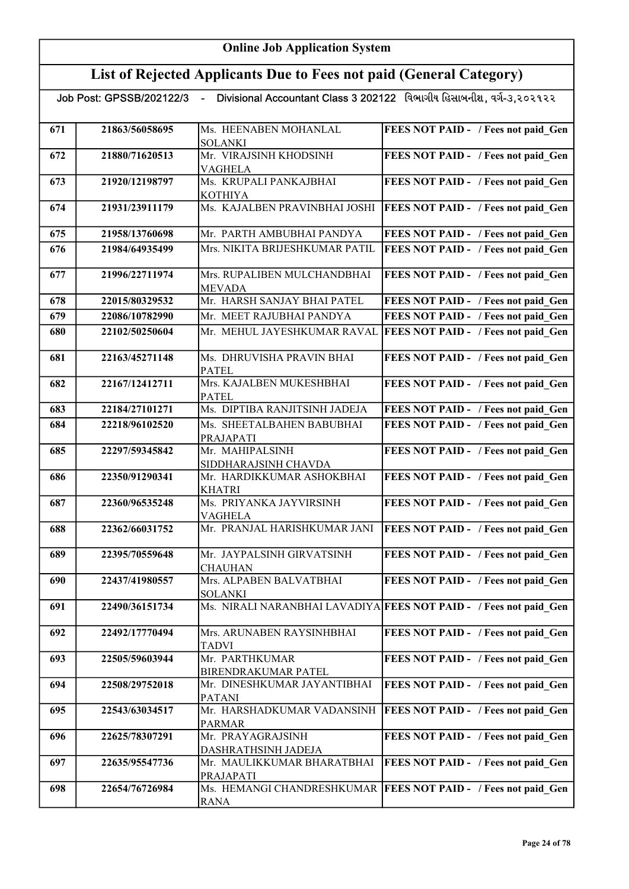# Online Job Application System

## List of Rejected Applicants Due to Fees not paid (General Category)

Job Post: GPSSB/202122/3 - Divisional Accountant Class 3 202122 વિભાગીય હિસાબનીશ, વર્ગ-૩,૨૦૨૧૨૨

| | | | |
|---|---|---|---|
| 671 | 21863/56058695 | Ms. HEENABEN MOHANLAL SOLANKI | FEES NOT PAID - / Fees not paid_Gen |
| 672 | 21880/71620513 | Mr. VIRAJSINH KHODSINH VAGHELA | FEES NOT PAID - / Fees not paid_Gen |
| 673 | 21920/12198797 | Ms. KRUPALI PANKAJBHAI KOTHIYA | FEES NOT PAID - / Fees not paid_Gen |
| 674 | 21931/23911179 | Ms. KAJALBEN PRAVINBHAI JOSHI | FEES NOT PAID - / Fees not paid_Gen |
| 675 | 21958/13760698 | Mr. PARTH AMBUBHAI PANDYA | FEES NOT PAID - / Fees not paid_Gen |
| 676 | 21984/64935499 | Mrs. NIKITA BRIJESHKUMAR PATIL | FEES NOT PAID - / Fees not paid_Gen |
| 677 | 21996/22711974 | Mrs. RUPALIBEN MULCHANDBHAI MEVADA | FEES NOT PAID - / Fees not paid_Gen |
| 678 | 22015/80329532 | Mr. HARSH SANJAY BHAI PATEL | FEES NOT PAID - / Fees not paid_Gen |
| 679 | 22086/10782990 | Mr. MEET RAJUBHAI PANDYA | FEES NOT PAID - / Fees not paid_Gen |
| 680 | 22102/50250604 | Mr. MEHUL JAYESHKUMAR RAVAL | FEES NOT PAID - / Fees not paid_Gen |
| 681 | 22163/45271148 | Ms. DHRUVISHA PRAVIN BHAI PATEL | FEES NOT PAID - / Fees not paid_Gen |
| 682 | 22167/12412711 | Mrs. KAJALBEN MUKESHBHAI PATEL | FEES NOT PAID - / Fees not paid_Gen |
| 683 | 22184/27101271 | Ms. DIPTIBA RANJITSINH JADEJA | FEES NOT PAID - / Fees not paid_Gen |
| 684 | 22218/96102520 | Ms. SHEETALBAHEN BABUBHAI PRAJAPATI | FEES NOT PAID - / Fees not paid_Gen |
| 685 | 22297/59345842 | Mr. MAHIPALSINH SIDDHARAJSINH CHAVDA | FEES NOT PAID - / Fees not paid_Gen |
| 686 | 22350/91290341 | Mr. HARDIKKUMAR ASHOKBHAI KHATRI | FEES NOT PAID - / Fees not paid_Gen |
| 687 | 22360/96535248 | Ms. PRIYANKA JAYVIRSINH VAGHELA | FEES NOT PAID - / Fees not paid_Gen |
| 688 | 22362/66031752 | Mr. PRANJAL HARISHKUMAR JANI | FEES NOT PAID - / Fees not paid_Gen |
| 689 | 22395/70559648 | Mr. JAYPALSINH GIRVATSINH CHAUHAN | FEES NOT PAID - / Fees not paid_Gen |
| 690 | 22437/41980557 | Mrs. ALPABEN BALVATBHAI SOLANKI | FEES NOT PAID - / Fees not paid_Gen |
| 691 | 22490/36151734 | Ms. NIRALI NARANBHAI LAVADIYA | FEES NOT PAID - / Fees not paid_Gen |
| 692 | 22492/17770494 | Mrs. ARUNABEN RAYSINHBHAI TADVI | FEES NOT PAID - / Fees not paid_Gen |
| 693 | 22505/59603944 | Mr. PARTHKUMAR BIRENDRAKUMAR PATEL | FEES NOT PAID - / Fees not paid_Gen |
| 694 | 22508/29752018 | Mr. DINESHKUMAR JAYANTIBHAI PATANI | FEES NOT PAID - / Fees not paid_Gen |
| 695 | 22543/63034517 | Mr. HARSHADKUMAR VADANSINH PARMAR | FEES NOT PAID - / Fees not paid_Gen |
| 696 | 22625/78307291 | Mr. PRAYAGRAJSINH DASHRATHSINH JADEJA | FEES NOT PAID - / Fees not paid_Gen |
| 697 | 22635/95547736 | Mr. MAULIKKUMAR BHARATBHAI PRAJAPATI | FEES NOT PAID - / Fees not paid_Gen |
| 698 | 22654/76726984 | Ms. HEMANGI CHANDRESHKUMAR RANA | FEES NOT PAID - / Fees not paid_Gen |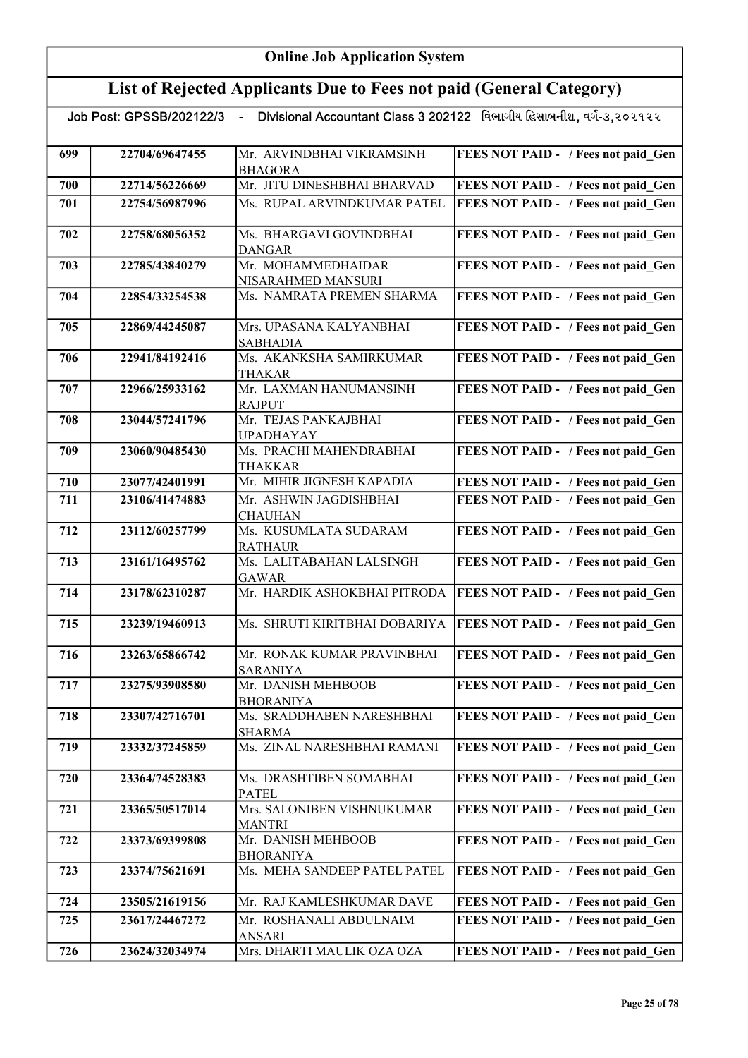# Online Job Application System

## List of Rejected Applicants Due to Fees not paid (General Category)

Job Post: GPSSB/202122/3 - Divisional Accountant Class 3 202122 વિભાગીય હિસાબનીશ, વર્ગ-૩,૨૦૨૧૨૨

| | | | |
|---|---|---|---|
| 699 | 22704/69647455 | Mr. ARVINDBHAI VIKRAMSINH BHAGORA | FEES NOT PAID - / Fees not paid_Gen |
| 700 | 22714/56226669 | Mr. JITU DINESHBHAI BHARVAD | FEES NOT PAID - / Fees not paid_Gen |
| 701 | 22754/56987996 | Ms. RUPAL ARVINDKUMAR PATEL | FEES NOT PAID - / Fees not paid_Gen |
| 702 | 22758/68056352 | Ms. BHARGAVI GOVINDBHAI DANGAR | FEES NOT PAID - / Fees not paid_Gen |
| 703 | 22785/43840279 | Mr. MOHAMMEDHAIDAR NISARAHMED MANSURI | FEES NOT PAID - / Fees not paid_Gen |
| 704 | 22854/33254538 | Ms. NAMRATA PREMEN SHARMA | FEES NOT PAID - / Fees not paid_Gen |
| 705 | 22869/44245087 | Mrs. UPASANA KALYANBHAI SABHADIA | FEES NOT PAID - / Fees not paid_Gen |
| 706 | 22941/84192416 | Ms. AKANKSHA SAMIRKUMAR THAKAR | FEES NOT PAID - / Fees not paid_Gen |
| 707 | 22966/25933162 | Mr. LAXMAN HANUMANSINH RAJPUT | FEES NOT PAID - / Fees not paid_Gen |
| 708 | 23044/57241796 | Mr. TEJAS PANKAJBHAI UPADHAYAY | FEES NOT PAID - / Fees not paid_Gen |
| 709 | 23060/90485430 | Ms. PRACHI MAHENDRABHAI THAKKAR | FEES NOT PAID - / Fees not paid_Gen |
| 710 | 23077/42401991 | Mr. MIHIR JIGNESH KAPADIA | FEES NOT PAID - / Fees not paid_Gen |
| 711 | 23106/41474883 | Mr. ASHWIN JAGDISHBHAI CHAUHAN | FEES NOT PAID - / Fees not paid_Gen |
| 712 | 23112/60257799 | Ms. KUSUMLATA SUDARAM RATHAUR | FEES NOT PAID - / Fees not paid_Gen |
| 713 | 23161/16495762 | Ms. LALITABAHAN LALSINGH GAWAR | FEES NOT PAID - / Fees not paid_Gen |
| 714 | 23178/62310287 | Mr. HARDIK ASHOKBHAI PITRODA | FEES NOT PAID - / Fees not paid_Gen |
| 715 | 23239/19460913 | Ms. SHRUTI KIRITBHAI DOBARIYA | FEES NOT PAID - / Fees not paid_Gen |
| 716 | 23263/65866742 | Mr. RONAK KUMAR PRAVINBHAI SARANIYA | FEES NOT PAID - / Fees not paid_Gen |
| 717 | 23275/93908580 | Mr. DANISH MEHBOOB BHORANIYA | FEES NOT PAID - / Fees not paid_Gen |
| 718 | 23307/42716701 | Ms. SRADDHABEN NARESHBHAI SHARMA | FEES NOT PAID - / Fees not paid_Gen |
| 719 | 23332/37245859 | Ms. ZINAL NARESHBHAI RAMANI | FEES NOT PAID - / Fees not paid_Gen |
| 720 | 23364/74528383 | Ms. DRASHTIBEN SOMABHAI PATEL | FEES NOT PAID - / Fees not paid_Gen |
| 721 | 23365/50517014 | Mrs. SALONIBEN VISHNUKUMAR MANTRI | FEES NOT PAID - / Fees not paid_Gen |
| 722 | 23373/69399808 | Mr. DANISH MEHBOOB BHORANIYA | FEES NOT PAID - / Fees not paid_Gen |
| 723 | 23374/75621691 | Ms. MEHA SANDEEP PATEL PATEL | FEES NOT PAID - / Fees not paid_Gen |
| 724 | 23505/21619156 | Mr. RAJ KAMLESHKUMAR DAVE | FEES NOT PAID - / Fees not paid_Gen |
| 725 | 23617/24467272 | Mr. ROSHANALI ABDULNAIM ANSARI | FEES NOT PAID - / Fees not paid_Gen |
| 726 | 23624/32034974 | Mrs. DHARTI MAULIK OZA OZA | FEES NOT PAID - / Fees not paid_Gen |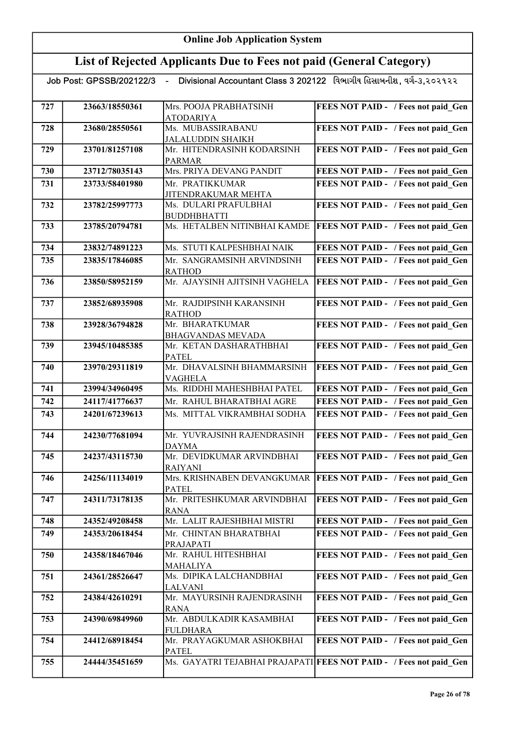# Online Job Application System

## List of Rejected Applicants Due to Fees not paid (General Category)

Job Post: GPSSB/202122/3 - Divisional Accountant Class 3 202122 વિભાગીય હિસાબનીશ, વર્ગ-૩,૨૦૨૧૨૨

| | | | |
|---|---|---|---|
| 727 | 23663/18550361 | Mrs. POOJA PRABHATSINH ATODARIYA | FEES NOT PAID - / Fees not paid_Gen |
| 728 | 23680/28550561 | Ms. MUBASSIRABANU JALALUDDIN SHAIKH | FEES NOT PAID - / Fees not paid_Gen |
| 729 | 23701/81257108 | Mr. HITENDRASINH KODARSINH PARMAR | FEES NOT PAID - / Fees not paid_Gen |
| 730 | 23712/78035143 | Mrs. PRIYA DEVANG PANDIT | FEES NOT PAID - / Fees not paid_Gen |
| 731 | 23733/58401980 | Mr. PRATIKKUMAR JITENDRAKUMAR MEHTA | FEES NOT PAID - / Fees not paid_Gen |
| 732 | 23782/25997773 | Ms. DULARI PRAFULBHAI BUDDHBHATTI | FEES NOT PAID - / Fees not paid_Gen |
| 733 | 23785/20794781 | Ms. HETALBEN NITINBHAI KAMDE | FEES NOT PAID - / Fees not paid_Gen |
| 734 | 23832/74891223 | Ms. STUTI KALPESHBHAI NAIK | FEES NOT PAID - / Fees not paid_Gen |
| 735 | 23835/17846085 | Mr. SANGRAMSINH ARVINDSINH RATHOD | FEES NOT PAID - / Fees not paid_Gen |
| 736 | 23850/58952159 | Mr. AJAYSINH AJITSINH VAGHELA | FEES NOT PAID - / Fees not paid_Gen |
| 737 | 23852/68935908 | Mr. RAJDIPSINH KARANSINH RATHOD | FEES NOT PAID - / Fees not paid_Gen |
| 738 | 23928/36794828 | Mr. BHARATKUMAR BHAGVANDAS MEVADA | FEES NOT PAID - / Fees not paid_Gen |
| 739 | 23945/10485385 | Mr. KETAN DASHARATHBHAI PATEL | FEES NOT PAID - / Fees not paid_Gen |
| 740 | 23970/29311819 | Mr. DHAVALSINH BHAMMARSINH VAGHELA | FEES NOT PAID - / Fees not paid_Gen |
| 741 | 23994/34960495 | Ms. RIDDHI MAHESHBHAI PATEL | FEES NOT PAID - / Fees not paid_Gen |
| 742 | 24117/41776637 | Mr. RAHUL BHARATBHAI AGRE | FEES NOT PAID - / Fees not paid_Gen |
| 743 | 24201/67239613 | Ms. MITTAL VIKRAMBHAI SODHA | FEES NOT PAID - / Fees not paid_Gen |
| 744 | 24230/77681094 | Mr. YUVRAJSINH RAJENDRASINH DAYMA | FEES NOT PAID - / Fees not paid_Gen |
| 745 | 24237/43115730 | Mr. DEVIDKUMAR ARVINDBHAI RAIYANI | FEES NOT PAID - / Fees not paid_Gen |
| 746 | 24256/11134019 | Mrs. KRISHNABEN DEVANGKUMAR PATEL | FEES NOT PAID - / Fees not paid_Gen |
| 747 | 24311/73178135 | Mr. PRITESHKUMAR ARVINDBHAI RANA | FEES NOT PAID - / Fees not paid_Gen |
| 748 | 24352/49208458 | Mr. LALIT RAJESHBHAI MISTRI | FEES NOT PAID - / Fees not paid_Gen |
| 749 | 24353/20618454 | Mr. CHINTAN BHARATBHAI PRAJAPATI | FEES NOT PAID - / Fees not paid_Gen |
| 750 | 24358/18467046 | Mr. RAHUL HITESHBHAI MAHALIYA | FEES NOT PAID - / Fees not paid_Gen |
| 751 | 24361/28526647 | Ms. DIPIKA LALCHANDBHAI LALVANI | FEES NOT PAID - / Fees not paid_Gen |
| 752 | 24384/42610291 | Mr. MAYURSINH RAJENDRASINH RANA | FEES NOT PAID - / Fees not paid_Gen |
| 753 | 24390/69849960 | Mr. ABDULKADIR KASAMBHAI FULDHARA | FEES NOT PAID - / Fees not paid_Gen |
| 754 | 24412/68918454 | Mr. PRAYAGKUMAR ASHOKBHAI PATEL | FEES NOT PAID - / Fees not paid_Gen |
| 755 | 24444/35451659 | Ms. GAYATRI TEJABHAI PRAJAPATI | FEES NOT PAID - / Fees not paid_Gen |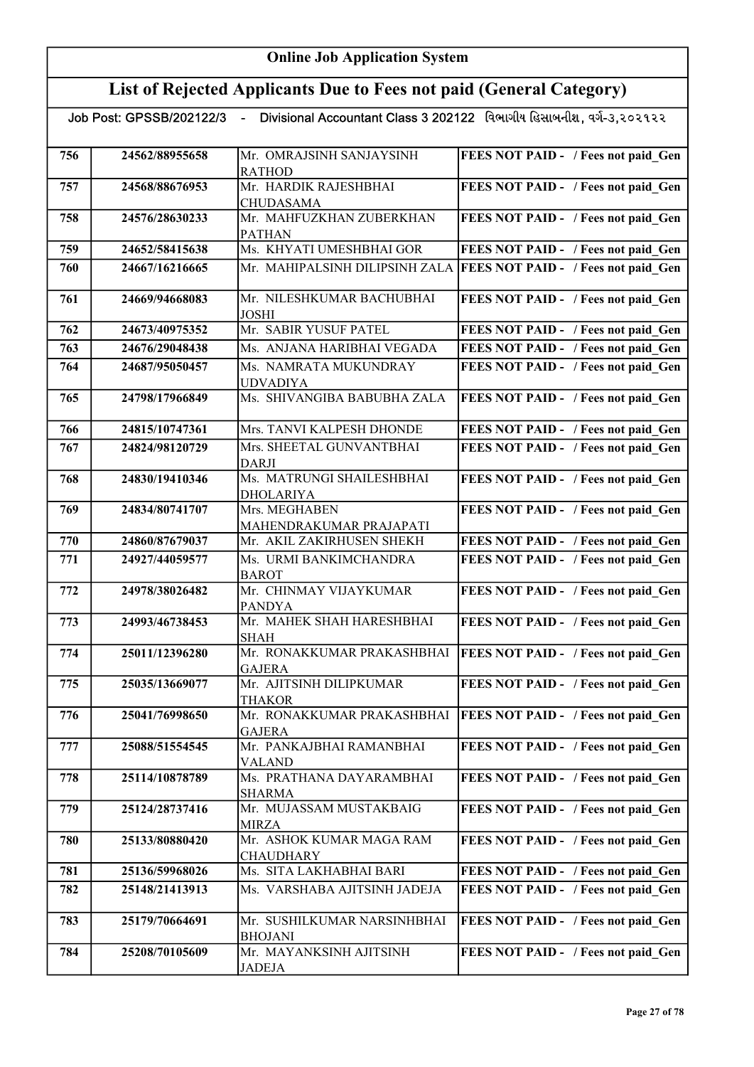# Online Job Application System

## List of Rejected Applicants Due to Fees not paid (General Category)

Job Post: GPSSB/202122/3 - Divisional Accountant Class 3 202122 વિભાગીય હિસાબનીશ, વર્ગ-૩,૨૦૨૧૨૨

| | | | |
|---|---|---|---|
| 756 | 24562/88955658 | Mr. OMRAJSINH SANJAYSINH RATHOD | FEES NOT PAID - / Fees not paid_Gen |
| 757 | 24568/88676953 | Mr. HARDIK RAJESHBHAI CHUDASAMA | FEES NOT PAID - / Fees not paid_Gen |
| 758 | 24576/28630233 | Mr. MAHFUZKHAN ZUBERKHAN PATHAN | FEES NOT PAID - / Fees not paid_Gen |
| 759 | 24652/58415638 | Ms. KHYATI UMESHBHAI GOR | FEES NOT PAID - / Fees not paid_Gen |
| 760 | 24667/16216665 | Mr. MAHIPALSINH DILIPSINH ZALA | FEES NOT PAID - / Fees not paid_Gen |
| 761 | 24669/94668083 | Mr. NILESHKUMAR BACHUBHAI JOSHI | FEES NOT PAID - / Fees not paid_Gen |
| 762 | 24673/40975352 | Mr. SABIR YUSUF PATEL | FEES NOT PAID - / Fees not paid_Gen |
| 763 | 24676/29048438 | Ms. ANJANA HARIBHAI VEGADA | FEES NOT PAID - / Fees not paid_Gen |
| 764 | 24687/95050457 | Ms. NAMRATA MUKUNDRAY UDVADIYA | FEES NOT PAID - / Fees not paid_Gen |
| 765 | 24798/17966849 | Ms. SHIVANGIBA BABUBHA ZALA | FEES NOT PAID - / Fees not paid_Gen |
| 766 | 24815/10747361 | Mrs. TANVI KALPESH DHONDE | FEES NOT PAID - / Fees not paid_Gen |
| 767 | 24824/98120729 | Mrs. SHEETAL GUNVANTBHAI DARJI | FEES NOT PAID - / Fees not paid_Gen |
| 768 | 24830/19410346 | Ms. MATRUNGI SHAILESHBHAI DHOLARIYA | FEES NOT PAID - / Fees not paid_Gen |
| 769 | 24834/80741707 | Mrs. MEGHABEN MAHENDRAKUMAR PRAJAPATI | FEES NOT PAID - / Fees not paid_Gen |
| 770 | 24860/87679037 | Mr. AKIL ZAKIRHUSEN SHEKH | FEES NOT PAID - / Fees not paid_Gen |
| 771 | 24927/44059577 | Ms. URMI BANKIMCHANDRA BAROT | FEES NOT PAID - / Fees not paid_Gen |
| 772 | 24978/38026482 | Mr. CHINMAY VIJAYKUMAR PANDYA | FEES NOT PAID - / Fees not paid_Gen |
| 773 | 24993/46738453 | Mr. MAHEK SHAH HARESHBHAI SHAH | FEES NOT PAID - / Fees not paid_Gen |
| 774 | 25011/12396280 | Mr. RONAKKUMAR PRAKASHBHAI GAJERA | FEES NOT PAID - / Fees not paid_Gen |
| 775 | 25035/13669077 | Mr. AJITSINH DILIPKUMAR THAKOR | FEES NOT PAID - / Fees not paid_Gen |
| 776 | 25041/76998650 | Mr. RONAKKUMAR PRAKASHBHAI GAJERA | FEES NOT PAID - / Fees not paid_Gen |
| 777 | 25088/51554545 | Mr. PANKAJBHAI RAMANBHAI VALAND | FEES NOT PAID - / Fees not paid_Gen |
| 778 | 25114/10878789 | Ms. PRATHANA DAYARAMBHAI SHARMA | FEES NOT PAID - / Fees not paid_Gen |
| 779 | 25124/28737416 | Mr. MUJASSAM MUSTAKBAIG MIRZA | FEES NOT PAID - / Fees not paid_Gen |
| 780 | 25133/80880420 | Mr. ASHOK KUMAR MAGA RAM CHAUDHARY | FEES NOT PAID - / Fees not paid_Gen |
| 781 | 25136/59968026 | Ms. SITA LAKHABHAI BARI | FEES NOT PAID - / Fees not paid_Gen |
| 782 | 25148/21413913 | Ms. VARSHABA AJITSINH JADEJA | FEES NOT PAID - / Fees not paid_Gen |
| 783 | 25179/70664691 | Mr. SUSHILKUMAR NARSINHBHAI BHOJANI | FEES NOT PAID - / Fees not paid_Gen |
| 784 | 25208/70105609 | Mr. MAYANKSINH AJITSINH JADEJA | FEES NOT PAID - / Fees not paid_Gen |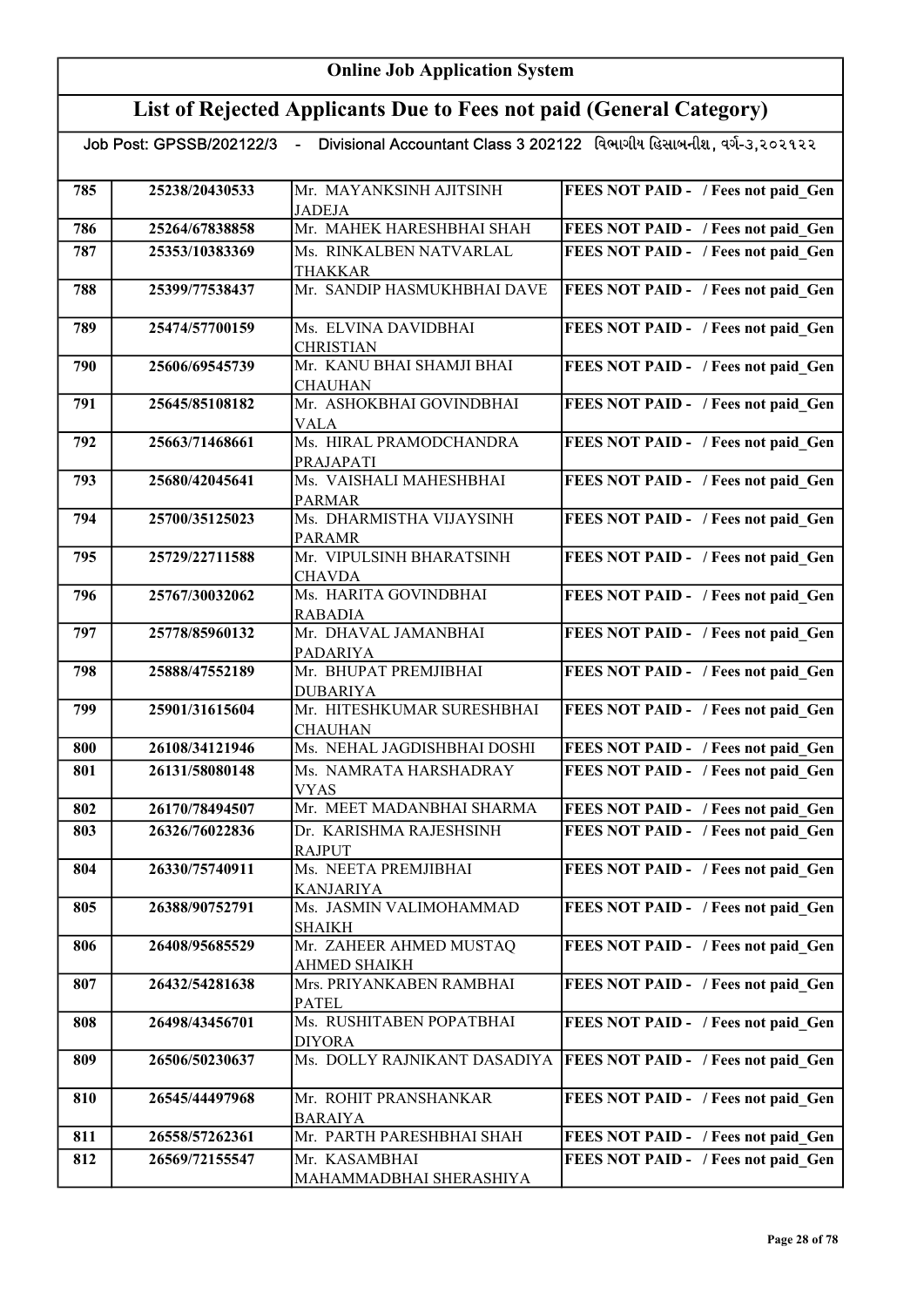# Online Job Application System

## List of Rejected Applicants Due to Fees not paid (General Category)

Job Post: GPSSB/202122/3 - Divisional Accountant Class 3 202122 વિભાગીય હિસાબનીશ, વર્ગ-૩,૨૦૨૧૨૨

| | | | |
|---|---|---|---|
| 785 | 25238/20430533 | Mr. MAYANKSINH AJITSINH JADEJA | FEES NOT PAID - / Fees not paid_Gen |
| 786 | 25264/67838858 | Mr. MAHEK HARESHBHAI SHAH | FEES NOT PAID - / Fees not paid_Gen |
| 787 | 25353/10383369 | Ms. RINKALBEN NATVARLAL THAKKAR | FEES NOT PAID - / Fees not paid_Gen |
| 788 | 25399/77538437 | Mr. SANDIP HASMUKHBHAI DAVE | FEES NOT PAID - / Fees not paid_Gen |
| 789 | 25474/57700159 | Ms. ELVINA DAVIDBHAI CHRISTIAN | FEES NOT PAID - / Fees not paid_Gen |
| 790 | 25606/69545739 | Mr. KANU BHAI SHAMJI BHAI CHAUHAN | FEES NOT PAID - / Fees not paid_Gen |
| 791 | 25645/85108182 | Mr. ASHOKBHAI GOVINDBHAI VALA | FEES NOT PAID - / Fees not paid_Gen |
| 792 | 25663/71468661 | Ms. HIRAL PRAMODCHANDRA PRAJAPATI | FEES NOT PAID - / Fees not paid_Gen |
| 793 | 25680/42045641 | Ms. VAISHALI MAHESHBHAI PARMAR | FEES NOT PAID - / Fees not paid_Gen |
| 794 | 25700/35125023 | Ms. DHARMISTHA VIJAYSINH PARAMR | FEES NOT PAID - / Fees not paid_Gen |
| 795 | 25729/22711588 | Mr. VIPULSINH BHARATSINH CHAVDA | FEES NOT PAID - / Fees not paid_Gen |
| 796 | 25767/30032062 | Ms. HARITA GOVINDBHAI RABADIA | FEES NOT PAID - / Fees not paid_Gen |
| 797 | 25778/85960132 | Mr. DHAVAL JAMANBHAI PADARIYA | FEES NOT PAID - / Fees not paid_Gen |
| 798 | 25888/47552189 | Mr. BHUPAT PREMJIBHAI DUBARIYA | FEES NOT PAID - / Fees not paid_Gen |
| 799 | 25901/31615604 | Mr. HITESHKUMAR SURESHBHAI CHAUHAN | FEES NOT PAID - / Fees not paid_Gen |
| 800 | 26108/34121946 | Ms. NEHAL JAGDISHBHAI DOSHI | FEES NOT PAID - / Fees not paid_Gen |
| 801 | 26131/58080148 | Ms. NAMRATA HARSHADRAY VYAS | FEES NOT PAID - / Fees not paid_Gen |
| 802 | 26170/78494507 | Mr. MEET MADANBHAI SHARMA | FEES NOT PAID - / Fees not paid_Gen |
| 803 | 26326/76022836 | Dr. KARISHMA RAJESHSINH RAJPUT | FEES NOT PAID - / Fees not paid_Gen |
| 804 | 26330/75740911 | Ms. NEETA PREMJIBHAI KANJARIYA | FEES NOT PAID - / Fees not paid_Gen |
| 805 | 26388/90752791 | Ms. JASMIN VALIMOHAMMAD SHAIKH | FEES NOT PAID - / Fees not paid_Gen |
| 806 | 26408/95685529 | Mr. ZAHEER AHMED MUSTAQ AHMED SHAIKH | FEES NOT PAID - / Fees not paid_Gen |
| 807 | 26432/54281638 | Mrs. PRIYANKABEN RAMBHAI PATEL | FEES NOT PAID - / Fees not paid_Gen |
| 808 | 26498/43456701 | Ms. RUSHITABEN POPATBHAI DIYORA | FEES NOT PAID - / Fees not paid_Gen |
| 809 | 26506/50230637 | Ms. DOLLY RAJNIKANT DASADIYA | FEES NOT PAID - / Fees not paid_Gen |
| 810 | 26545/44497968 | Mr. ROHIT PRANSHANKAR BARAIYA | FEES NOT PAID - / Fees not paid_Gen |
| 811 | 26558/57262361 | Mr. PARTH PARESHBHAI SHAH | FEES NOT PAID - / Fees not paid_Gen |
| 812 | 26569/72155547 | Mr. KASAMBHAI MAHAMMADBHAI SHERASHIYA | FEES NOT PAID - / Fees not paid_Gen |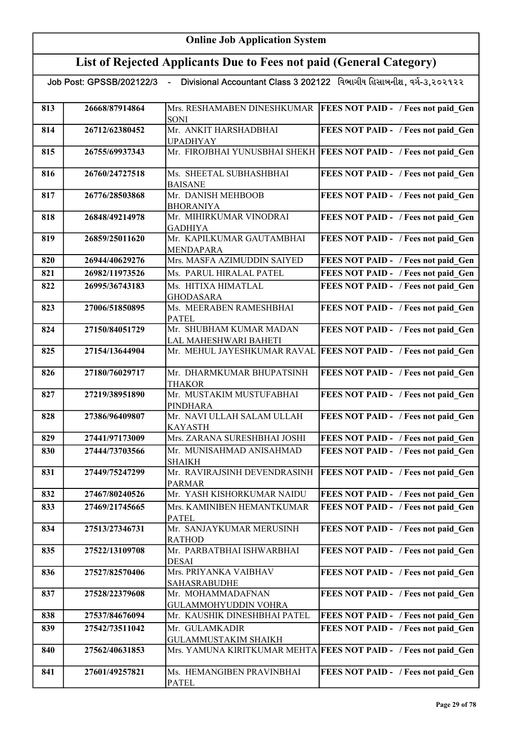# Online Job Application System

## List of Rejected Applicants Due to Fees not paid (General Category)

Job Post: GPSSB/202122/3 - Divisional Accountant Class 3 202122 વિભાગીય હિસાબનીશ, વર્ગ-૩,૨૦૨૧૨૨

| | | | |
|---|---|---|---|
| 813 | 26668/87914864 | Mrs. RESHAMABEN DINESHKUMAR SONI | FEES NOT PAID - / Fees not paid_Gen |
| 814 | 26712/62380452 | Mr. ANKIT HARSHADBHAI UPADHYAY | FEES NOT PAID - / Fees not paid_Gen |
| 815 | 26755/69937343 | Mr. FIROJBHAI YUNUSBHAI SHEKH | FEES NOT PAID - / Fees not paid_Gen |
| 816 | 26760/24727518 | Ms. SHEETAL SUBHASHBHAI BAISANE | FEES NOT PAID - / Fees not paid_Gen |
| 817 | 26776/28503868 | Mr. DANISH MEHBOOB BHORANIYA | FEES NOT PAID - / Fees not paid_Gen |
| 818 | 26848/49214978 | Mr. MIHIRKUMAR VINODRAI GADHIYA | FEES NOT PAID - / Fees not paid_Gen |
| 819 | 26859/25011620 | Mr. KAPILKUMAR GAUTAMBHAI MENDAPARA | FEES NOT PAID - / Fees not paid_Gen |
| 820 | 26944/40629276 | Mrs. MASFA AZIMUDDIN SAIYED | FEES NOT PAID - / Fees not paid_Gen |
| 821 | 26982/11973526 | Ms. PARUL HIRALAL PATEL | FEES NOT PAID - / Fees not paid_Gen |
| 822 | 26995/36743183 | Ms. HITIXA HIMATLAL GHODASARA | FEES NOT PAID - / Fees not paid_Gen |
| 823 | 27006/51850895 | Ms. MEERABEN RAMESHBHAI PATEL | FEES NOT PAID - / Fees not paid_Gen |
| 824 | 27150/84051729 | Mr. SHUBHAM KUMAR MADAN LAL MAHESHWARI BAHETI | FEES NOT PAID - / Fees not paid_Gen |
| 825 | 27154/13644904 | Mr. MEHUL JAYESHKUMAR RAVAL | FEES NOT PAID - / Fees not paid_Gen |
| 826 | 27180/76029717 | Mr. DHARMKUMAR BHUPATSINH THAKOR | FEES NOT PAID - / Fees not paid_Gen |
| 827 | 27219/38951890 | Mr. MUSTAKIM MUSTUFABHAI PINDHARA | FEES NOT PAID - / Fees not paid_Gen |
| 828 | 27386/96409807 | Mr. NAVI ULLAH SALAM ULLAH KAYASTH | FEES NOT PAID - / Fees not paid_Gen |
| 829 | 27441/97173009 | Mrs. ZARANA SURESHBHAI JOSHI | FEES NOT PAID - / Fees not paid_Gen |
| 830 | 27444/73703566 | Mr. MUNISAHMAD ANISAHMAD SHAIKH | FEES NOT PAID - / Fees not paid_Gen |
| 831 | 27449/75247299 | Mr. RAVIRAJSINH DEVENDRASINH PARMAR | FEES NOT PAID - / Fees not paid_Gen |
| 832 | 27467/80240526 | Mr. YASH KISHORKUMAR NAIDU | FEES NOT PAID - / Fees not paid_Gen |
| 833 | 27469/21745665 | Mrs. KAMINIBEN HEMANTKUMAR PATEL | FEES NOT PAID - / Fees not paid_Gen |
| 834 | 27513/27346731 | Mr. SANJAYKUMAR MERUSINH RATHOD | FEES NOT PAID - / Fees not paid_Gen |
| 835 | 27522/13109708 | Mr. PARBATBHAI ISHWARBHAI DESAI | FEES NOT PAID - / Fees not paid_Gen |
| 836 | 27527/82570406 | Mrs. PRIYANKA VAIBHAV SAHASRABUDHE | FEES NOT PAID - / Fees not paid_Gen |
| 837 | 27528/22379608 | Mr. MOHAMMADAFNAN GULAMMOHYUDDIN VOHRA | FEES NOT PAID - / Fees not paid_Gen |
| 838 | 27537/84676094 | Mr. KAUSHIK DINESHBHAI PATEL | FEES NOT PAID - / Fees not paid_Gen |
| 839 | 27542/73511042 | Mr. GULAMKADIR GULAMMUSTAKIM SHAIKH | FEES NOT PAID - / Fees not paid_Gen |
| 840 | 27562/40631853 | Mrs. YAMUNA KIRITKUMAR MEHTA | FEES NOT PAID - / Fees not paid_Gen |
| 841 | 27601/49257821 | Ms. HEMANGIBEN PRAVINBHAI PATEL | FEES NOT PAID - / Fees not paid_Gen |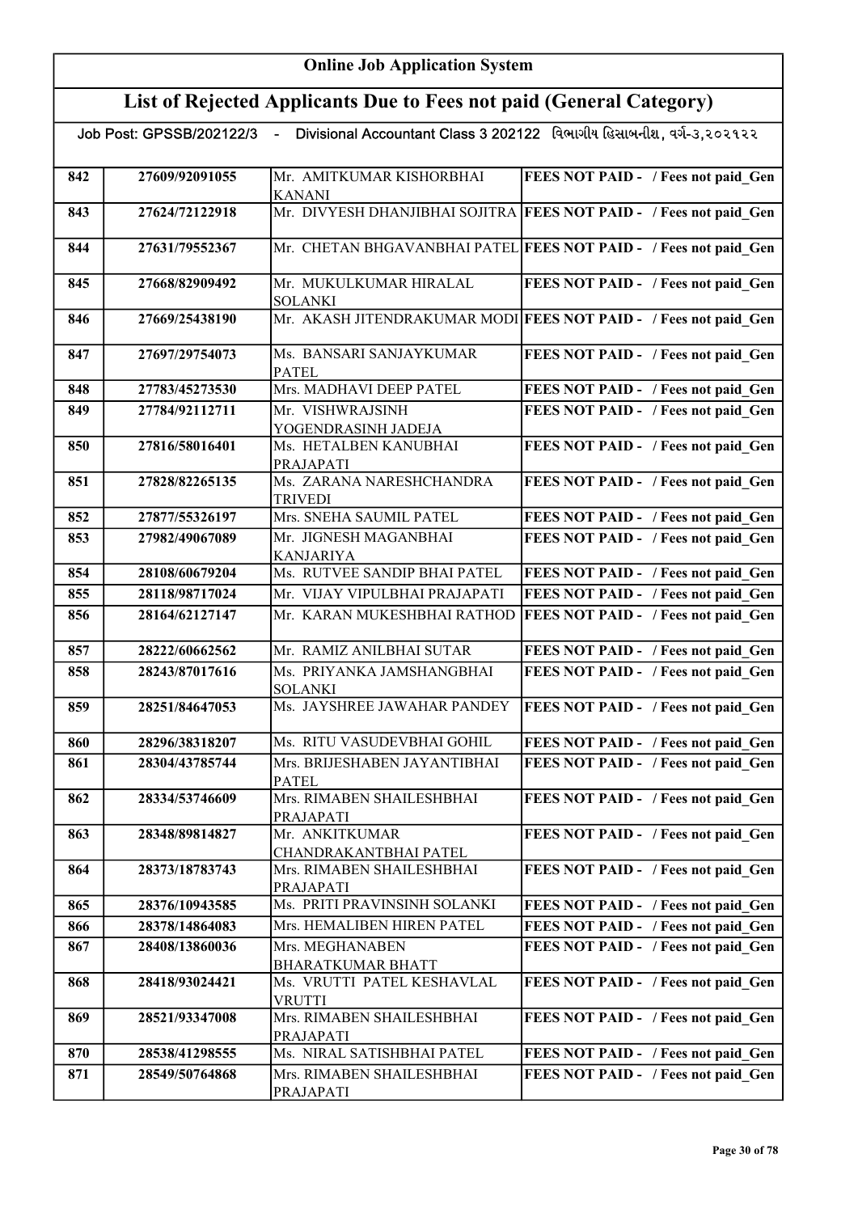# Online Job Application System

## List of Rejected Applicants Due to Fees not paid (General Category)

Job Post: GPSSB/202122/3 - Divisional Accountant Class 3 202122 વિભાગીય હિસાબનીશ, વર્ગ-૩,૨૦૨૧૨૨

| | | | |
|---|---|---|---|
| 842 | 27609/92091055 | Mr. AMITKUMAR KISHORBHAI KANANI | FEES NOT PAID - / Fees not paid_Gen |
| 843 | 27624/72122918 | Mr. DIVYESH DHANJIBHAI SOJITRA | FEES NOT PAID - / Fees not paid_Gen |
| 844 | 27631/79552367 | Mr. CHETAN BHGAVANBHAI PATEL | FEES NOT PAID - / Fees not paid_Gen |
| 845 | 27668/82909492 | Mr. MUKULKUMAR HIRALAL SOLANKI | FEES NOT PAID - / Fees not paid_Gen |
| 846 | 27669/25438190 | Mr. AKASH JITENDRAKUMAR MODI | FEES NOT PAID - / Fees not paid_Gen |
| 847 | 27697/29754073 | Ms. BANSARI SANJAYKUMAR PATEL | FEES NOT PAID - / Fees not paid_Gen |
| 848 | 27783/45273530 | Mrs. MADHAVI DEEP PATEL | FEES NOT PAID - / Fees not paid_Gen |
| 849 | 27784/92112711 | Mr. VISHWRAJSINH YOGENDRASINH JADEJA | FEES NOT PAID - / Fees not paid_Gen |
| 850 | 27816/58016401 | Ms. HETALBEN KANUBHAI PRAJAPATI | FEES NOT PAID - / Fees not paid_Gen |
| 851 | 27828/82265135 | Ms. ZARANA NARESHCHANDRA TRIVEDI | FEES NOT PAID - / Fees not paid_Gen |
| 852 | 27877/55326197 | Mrs. SNEHA SAUMIL PATEL | FEES NOT PAID - / Fees not paid_Gen |
| 853 | 27982/49067089 | Mr. JIGNESH MAGANBHAI KANJARIYA | FEES NOT PAID - / Fees not paid_Gen |
| 854 | 28108/60679204 | Ms. RUTVEE SANDIP BHAI PATEL | FEES NOT PAID - / Fees not paid_Gen |
| 855 | 28118/98717024 | Mr. VIJAY VIPULBHAI PRAJAPATI | FEES NOT PAID - / Fees not paid_Gen |
| 856 | 28164/62127147 | Mr. KARAN MUKESHBHAI RATHOD | FEES NOT PAID - / Fees not paid_Gen |
| 857 | 28222/60662562 | Mr. RAMIZ ANILBHAI SUTAR | FEES NOT PAID - / Fees not paid_Gen |
| 858 | 28243/87017616 | Ms. PRIYANKA JAMSHANGBHAI SOLANKI | FEES NOT PAID - / Fees not paid_Gen |
| 859 | 28251/84647053 | Ms. JAYSHREE JAWAHAR PANDEY | FEES NOT PAID - / Fees not paid_Gen |
| 860 | 28296/38318207 | Ms. RITU VASUDEVBHAI GOHIL | FEES NOT PAID - / Fees not paid_Gen |
| 861 | 28304/43785744 | Mrs. BRIJESHABEN JAYANTIBHAI PATEL | FEES NOT PAID - / Fees not paid_Gen |
| 862 | 28334/53746609 | Mrs. RIMABEN SHAILESHBHAI PRAJAPATI | FEES NOT PAID - / Fees not paid_Gen |
| 863 | 28348/89814827 | Mr. ANKITKUMAR CHANDRAKANTBHAI PATEL | FEES NOT PAID - / Fees not paid_Gen |
| 864 | 28373/18783743 | Mrs. RIMABEN SHAILESHBHAI PRAJAPATI | FEES NOT PAID - / Fees not paid_Gen |
| 865 | 28376/10943585 | Ms. PRITI PRAVINSINH SOLANKI | FEES NOT PAID - / Fees not paid_Gen |
| 866 | 28378/14864083 | Mrs. HEMALIBEN HIREN PATEL | FEES NOT PAID - / Fees not paid_Gen |
| 867 | 28408/13860036 | Mrs. MEGHANABEN BHARATKUMAR BHATT | FEES NOT PAID - / Fees not paid_Gen |
| 868 | 28418/93024421 | Ms. VRUTTI PATEL KESHAVLAL VRUTTI | FEES NOT PAID - / Fees not paid_Gen |
| 869 | 28521/93347008 | Mrs. RIMABEN SHAILESHBHAI PRAJAPATI | FEES NOT PAID - / Fees not paid_Gen |
| 870 | 28538/41298555 | Ms. NIRAL SATISHBHAI PATEL | FEES NOT PAID - / Fees not paid_Gen |
| 871 | 28549/50764868 | Mrs. RIMABEN SHAILESHBHAI PRAJAPATI | FEES NOT PAID - / Fees not paid_Gen |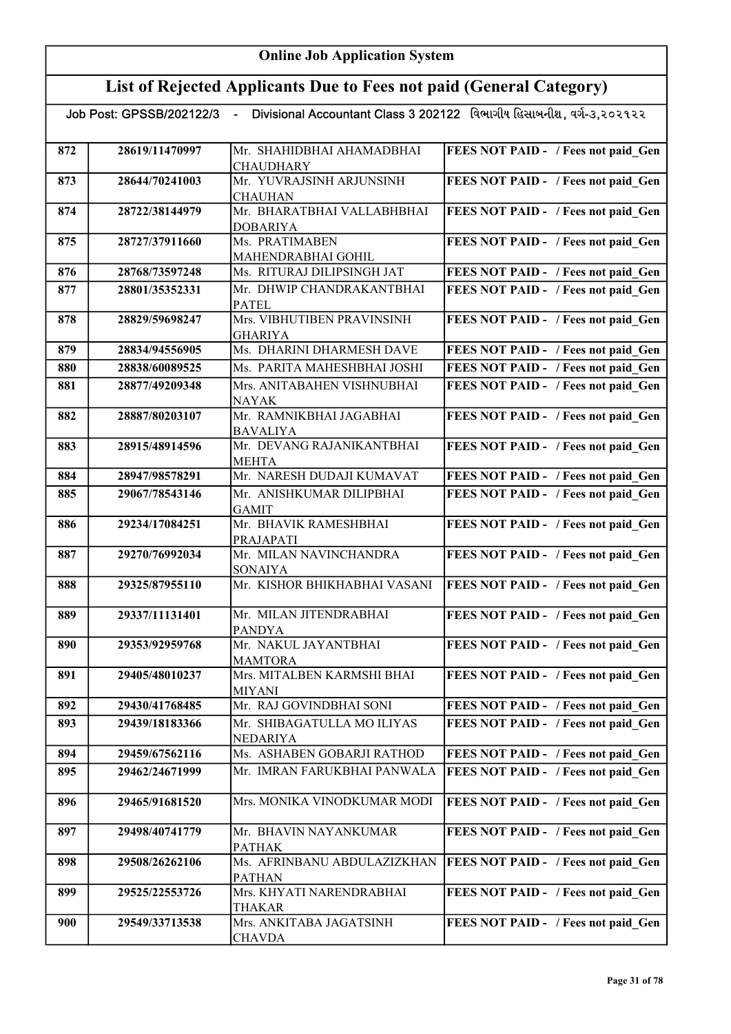# Online Job Application System

## List of Rejected Applicants Due to Fees not paid (General Category)

Job Post: GPSSB/202122/3 - Divisional Accountant Class 3 202122 વિભાગીય હિસાબનીશ, વર્ગ-૩,૨૦૨૧૨૨

| | | | |
|---|---|---|---|
| 872 | 28619/11470997 | Mr. SHAHIDBHAI AHAMADBHAI CHAUDHARY | FEES NOT PAID - / Fees not paid_Gen |
| 873 | 28644/70241003 | Mr. YUVRAJSINH ARJUNSINH CHAUHAN | FEES NOT PAID - / Fees not paid_Gen |
| 874 | 28722/38144979 | Mr. BHARATBHAI VALLABHBHAI DOBARIYA | FEES NOT PAID - / Fees not paid_Gen |
| 875 | 28727/37911660 | Ms. PRATIMABEN MAHENDRABHAI GOHIL | FEES NOT PAID - / Fees not paid_Gen |
| 876 | 28768/73597248 | Ms. RITURAJ DILIPSINGH JAT | FEES NOT PAID - / Fees not paid_Gen |
| 877 | 28801/35352331 | Mr. DHWIP CHANDRAKANTBHAI PATEL | FEES NOT PAID - / Fees not paid_Gen |
| 878 | 28829/59698247 | Mrs. VIBHUTIBEN PRAVINSINH GHARIYA | FEES NOT PAID - / Fees not paid_Gen |
| 879 | 28834/94556905 | Ms. DHARINI DHARMESH DAVE | FEES NOT PAID - / Fees not paid_Gen |
| 880 | 28838/60089525 | Ms. PARITA MAHESHBHAI JOSHI | FEES NOT PAID - / Fees not paid_Gen |
| 881 | 28877/49209348 | Mrs. ANITABAHEN VISHNUBHAI NAYAK | FEES NOT PAID - / Fees not paid_Gen |
| 882 | 28887/80203107 | Mr. RAMNIKBHAI JAGABHAI BAVALIYA | FEES NOT PAID - / Fees not paid_Gen |
| 883 | 28915/48914596 | Mr. DEVANG RAJANIKANTBHAI MEHTA | FEES NOT PAID - / Fees not paid_Gen |
| 884 | 28947/98578291 | Mr. NARESH DUDAJI KUMAVAT | FEES NOT PAID - / Fees not paid_Gen |
| 885 | 29067/78543146 | Mr. ANISHKUMAR DILIPBHAI GAMIT | FEES NOT PAID - / Fees not paid_Gen |
| 886 | 29234/17084251 | Mr. BHAVIK RAMESHBHAI PRAJAPATI | FEES NOT PAID - / Fees not paid_Gen |
| 887 | 29270/76992034 | Mr. MILAN NAVINCHANDRA SONAIYA | FEES NOT PAID - / Fees not paid_Gen |
| 888 | 29325/87955110 | Mr. KISHOR BHIKHABHAI VASANI | FEES NOT PAID - / Fees not paid_Gen |
| 889 | 29337/11131401 | Mr. MILAN JITENDRABHAI PANDYA | FEES NOT PAID - / Fees not paid_Gen |
| 890 | 29353/92959768 | Mr. NAKUL JAYANTBHAI MAMTORA | FEES NOT PAID - / Fees not paid_Gen |
| 891 | 29405/48010237 | Mrs. MITALBEN KARMSHI BHAI MIYANI | FEES NOT PAID - / Fees not paid_Gen |
| 892 | 29430/41768485 | Mr. RAJ GOVINDBHAI SONI | FEES NOT PAID - / Fees not paid_Gen |
| 893 | 29439/18183366 | Mr. SHIBAGATULLA MO ILIYAS NEDARIYA | FEES NOT PAID - / Fees not paid_Gen |
| 894 | 29459/67562116 | Ms. ASHABEN GOBARJI RATHOD | FEES NOT PAID - / Fees not paid_Gen |
| 895 | 29462/24671999 | Mr. IMRAN FARUKBHAI PANWALA | FEES NOT PAID - / Fees not paid_Gen |
| 896 | 29465/91681520 | Mrs. MONIKA VINODKUMAR MODI | FEES NOT PAID - / Fees not paid_Gen |
| 897 | 29498/40741779 | Mr. BHAVIN NAYANKUMAR PATHAK | FEES NOT PAID - / Fees not paid_Gen |
| 898 | 29508/26262106 | Ms. AFRINBANU ABDULAZIZKHAN PATHAN | FEES NOT PAID - / Fees not paid_Gen |
| 899 | 29525/22553726 | Mrs. KHYATI NARENDRABHAI THAKAR | FEES NOT PAID - / Fees not paid_Gen |
| 900 | 29549/33713538 | Mrs. ANKITABA JAGATSINH CHAVDA | FEES NOT PAID - / Fees not paid_Gen |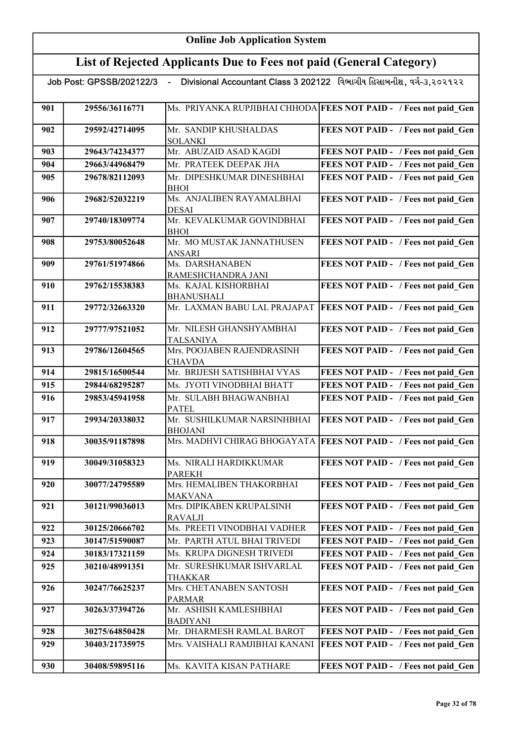# Online Job Application System

## List of Rejected Applicants Due to Fees not paid (General Category)

Job Post: GPSSB/202122/3 - Divisional Accountant Class 3 202122 વિભાગીય હિસાબનીશ, વર્ગ-૩,૨૦૨૧૨૨

| | | | |
|---|---|---|---|
| 901 | 29556/36116771 | Ms. PRIYANKA RUPJIBHAI CHHODA | FEES NOT PAID - / Fees not paid_Gen |
| 902 | 29592/42714095 | Mr. SANDIP KHUSHALDAS SOLANKI | FEES NOT PAID - / Fees not paid_Gen |
| 903 | 29643/74234377 | Mr. ABUZAID ASAD KAGDI | FEES NOT PAID - / Fees not paid_Gen |
| 904 | 29663/44968479 | Mr. PRATEEK DEEPAK JHA | FEES NOT PAID - / Fees not paid_Gen |
| 905 | 29678/82112093 | Mr. DIPESHKUMAR DINESHBHAI BHOI | FEES NOT PAID - / Fees not paid_Gen |
| 906 | 29682/52032219 | Ms. ANJALIBEN RAYAMALBHAI DESAI | FEES NOT PAID - / Fees not paid_Gen |
| 907 | 29740/18309774 | Mr. KEVALKUMAR GOVINDBHAI BHOI | FEES NOT PAID - / Fees not paid_Gen |
| 908 | 29753/80052648 | Mr. MO MUSTAK JANNATHUSEN ANSARI | FEES NOT PAID - / Fees not paid_Gen |
| 909 | 29761/51974866 | Ms. DARSHANABEN RAMESHCHANDRA JANI | FEES NOT PAID - / Fees not paid_Gen |
| 910 | 29762/15538383 | Ms. KAJAL KISHORBHAI BHANUSHALI | FEES NOT PAID - / Fees not paid_Gen |
| 911 | 29772/32663320 | Mr. LAXMAN BABU LAL PRAJAPAT | FEES NOT PAID - / Fees not paid_Gen |
| 912 | 29777/97521052 | Mr. NILESH GHANSHYAMBHAI TALSANIYA | FEES NOT PAID - / Fees not paid_Gen |
| 913 | 29786/12604565 | Mrs. POOJABEN RAJENDRASINH CHAVDA | FEES NOT PAID - / Fees not paid_Gen |
| 914 | 29815/16500544 | Mr. BRIJESH SATISHBHAI VYAS | FEES NOT PAID - / Fees not paid_Gen |
| 915 | 29844/68295287 | Ms. JYOTI VINODBHAI BHATT | FEES NOT PAID - / Fees not paid_Gen |
| 916 | 29853/45941958 | Mr. SULABH BHAGWANBHAI PATEL | FEES NOT PAID - / Fees not paid_Gen |
| 917 | 29934/20338032 | Mr. SUSHILKUMAR NARSINHBHAI BHOJANI | FEES NOT PAID - / Fees not paid_Gen |
| 918 | 30035/91187898 | Mrs. MADHVI CHIRAG BHOGAYATA | FEES NOT PAID - / Fees not paid_Gen |
| 919 | 30049/31058323 | Ms. NIRALI HARDIKKUMAR PAREKH | FEES NOT PAID - / Fees not paid_Gen |
| 920 | 30077/24795589 | Mrs. HEMALIBEN THAKORBHAI MAKVANA | FEES NOT PAID - / Fees not paid_Gen |
| 921 | 30121/99036013 | Mrs. DIPIKABEN KRUPALSINH RAVALJI | FEES NOT PAID - / Fees not paid_Gen |
| 922 | 30125/20666702 | Ms. PREETI VINODBHAI VADHER | FEES NOT PAID - / Fees not paid_Gen |
| 923 | 30147/51590087 | Mr. PARTH ATUL BHAI TRIVEDI | FEES NOT PAID - / Fees not paid_Gen |
| 924 | 30183/17321159 | Ms. KRUPA DIGNESH TRIVEDI | FEES NOT PAID - / Fees not paid_Gen |
| 925 | 30210/48991351 | Mr. SURESHKUMAR ISHVARLAL THAKKAR | FEES NOT PAID - / Fees not paid_Gen |
| 926 | 30247/76625237 | Mrs. CHETANABEN SANTOSH PARMAR | FEES NOT PAID - / Fees not paid_Gen |
| 927 | 30263/37394726 | Mr. ASHISH KAMLESHBHAI BADIYANI | FEES NOT PAID - / Fees not paid_Gen |
| 928 | 30275/64850428 | Mr. DHARMESH RAMLAL BAROT | FEES NOT PAID - / Fees not paid_Gen |
| 929 | 30403/21735975 | Mrs. VAISHALI RAMJIBHAI KANANI | FEES NOT PAID - / Fees not paid_Gen |
| 930 | 30408/59895116 | Ms. KAVITA KISAN PATHARE | FEES NOT PAID - / Fees not paid_Gen |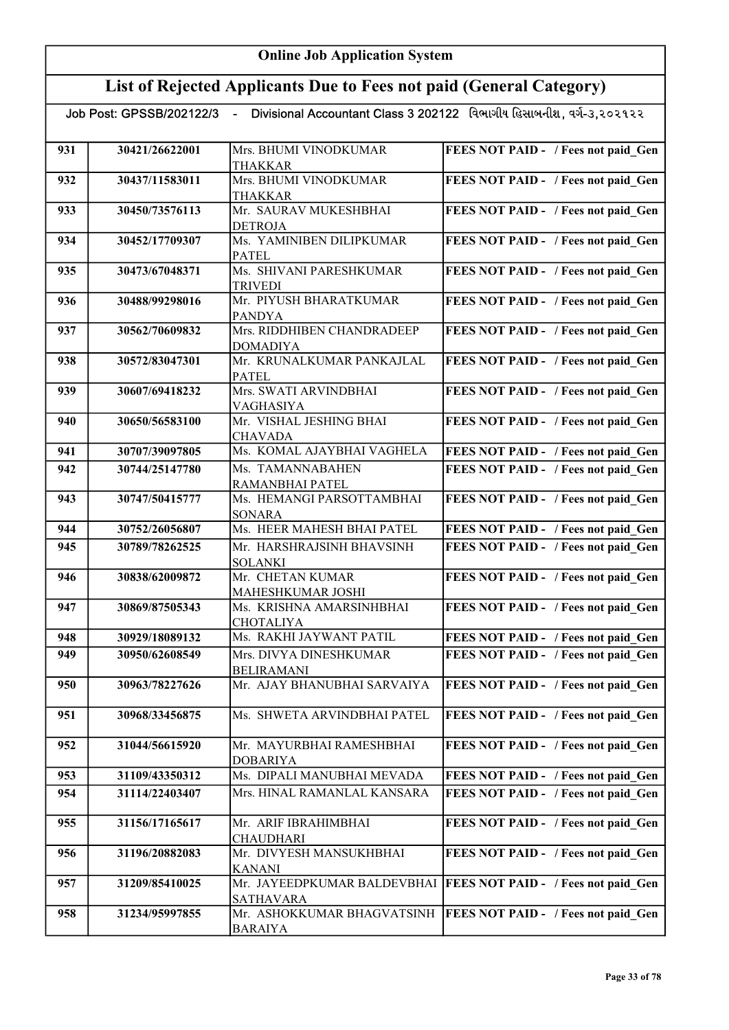# Online Job Application System

## List of Rejected Applicants Due to Fees not paid (General Category)

Job Post: GPSSB/202122/3 - Divisional Accountant Class 3 202122 વિભાગીય હિસાબનીશ, વર્ગ-૩,૨૦૨૧૨૨

| | | | |
|---|---|---|---|
| 931 | 30421/26622001 | Mrs. BHUMI VINODKUMAR THAKKAR | FEES NOT PAID - / Fees not paid_Gen |
| 932 | 30437/11583011 | Mrs. BHUMI VINODKUMAR THAKKAR | FEES NOT PAID - / Fees not paid_Gen |
| 933 | 30450/73576113 | Mr. SAURAV MUKESHBHAI DETROJA | FEES NOT PAID - / Fees not paid_Gen |
| 934 | 30452/17709307 | Ms. YAMINIBEN DILIPKUMAR PATEL | FEES NOT PAID - / Fees not paid_Gen |
| 935 | 30473/67048371 | Ms. SHIVANI PARESHKUMAR TRIVEDI | FEES NOT PAID - / Fees not paid_Gen |
| 936 | 30488/99298016 | Mr. PIYUSH BHARATKUMAR PANDYA | FEES NOT PAID - / Fees not paid_Gen |
| 937 | 30562/70609832 | Mrs. RIDDHIBEN CHANDRADEEP DOMADIYA | FEES NOT PAID - / Fees not paid_Gen |
| 938 | 30572/83047301 | Mr. KRUNALKUMAR PANKAJLAL PATEL | FEES NOT PAID - / Fees not paid_Gen |
| 939 | 30607/69418232 | Mrs. SWATI ARVINDBHAI VAGHASIYA | FEES NOT PAID - / Fees not paid_Gen |
| 940 | 30650/56583100 | Mr. VISHAL JESHING BHAI CHAVADA | FEES NOT PAID - / Fees not paid_Gen |
| 941 | 30707/39097805 | Ms. KOMAL AJAYBHAI VAGHELA | FEES NOT PAID - / Fees not paid_Gen |
| 942 | 30744/25147780 | Ms. TAMANNABAHEN RAMANBHAI PATEL | FEES NOT PAID - / Fees not paid_Gen |
| 943 | 30747/50415777 | Ms. HEMANGI PARSOTTAMBHAI SONARA | FEES NOT PAID - / Fees not paid_Gen |
| 944 | 30752/26056807 | Ms. HEER MAHESH BHAI PATEL | FEES NOT PAID - / Fees not paid_Gen |
| 945 | 30789/78262525 | Mr. HARSHRAJSINH BHAVSINH SOLANKI | FEES NOT PAID - / Fees not paid_Gen |
| 946 | 30838/62009872 | Mr. CHETAN KUMAR MAHESHKUMAR JOSHI | FEES NOT PAID - / Fees not paid_Gen |
| 947 | 30869/87505343 | Ms. KRISHNA AMARSINHBHAI CHOTALIYA | FEES NOT PAID - / Fees not paid_Gen |
| 948 | 30929/18089132 | Ms. RAKHI JAYWANT PATIL | FEES NOT PAID - / Fees not paid_Gen |
| 949 | 30950/62608549 | Mrs. DIVYA DINESHKUMAR BELIRAMANI | FEES NOT PAID - / Fees not paid_Gen |
| 950 | 30963/78227626 | Mr. AJAY BHANUBHAI SARVAIYA | FEES NOT PAID - / Fees not paid_Gen |
| 951 | 30968/33456875 | Ms. SHWETA ARVINDBHAI PATEL | FEES NOT PAID - / Fees not paid_Gen |
| 952 | 31044/56615920 | Mr. MAYURBHAI RAMESHBHAI DOBARIYA | FEES NOT PAID - / Fees not paid_Gen |
| 953 | 31109/43350312 | Ms. DIPALI MANUBHAI MEVADA | FEES NOT PAID - / Fees not paid_Gen |
| 954 | 31114/22403407 | Mrs. HINAL RAMANLAL KANSARA | FEES NOT PAID - / Fees not paid_Gen |
| 955 | 31156/17165617 | Mr. ARIF IBRAHIMBHAI CHAUDHARI | FEES NOT PAID - / Fees not paid_Gen |
| 956 | 31196/20882083 | Mr. DIVYESH MANSUKHBHAI KANANI | FEES NOT PAID - / Fees not paid_Gen |
| 957 | 31209/85410025 | Mr. JAYEEDPKUMAR BALDEVBHAI SATHAVARA | FEES NOT PAID - / Fees not paid_Gen |
| 958 | 31234/95997855 | Mr. ASHOKKUMAR BHAGVATSINH BARAIYA | FEES NOT PAID - / Fees not paid_Gen |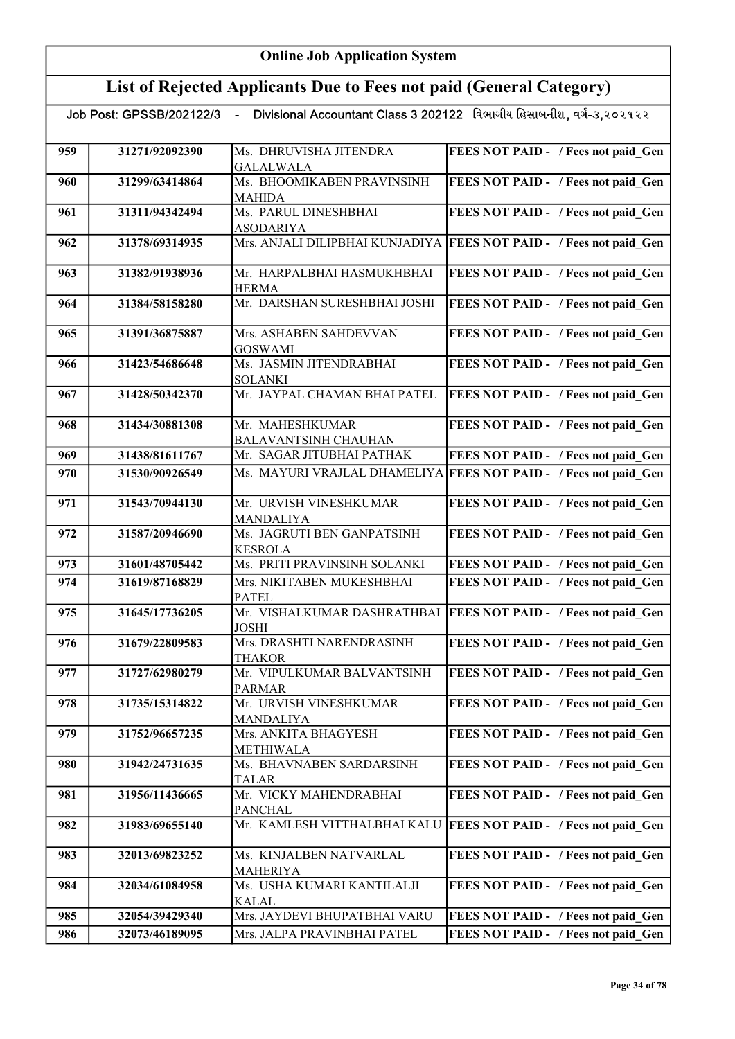# Online Job Application System

## List of Rejected Applicants Due to Fees not paid (General Category)

Job Post: GPSSB/202122/3 - Divisional Accountant Class 3 202122 વિભાગીય હિસાબનીશ, વર્ગ-૩,૨૦૨૧૨૨

| | | | |
|---|---|---|---|
| 959 | 31271/92092390 | Ms. DHRUVISHA JITENDRA GALALWALA | FEES NOT PAID - / Fees not paid_Gen |
| 960 | 31299/63414864 | Ms. BHOOMIKABEN PRAVINSINH MAHIDA | FEES NOT PAID - / Fees not paid_Gen |
| 961 | 31311/94342494 | Ms. PARUL DINESHBHAI ASODARIYA | FEES NOT PAID - / Fees not paid_Gen |
| 962 | 31378/69314935 | Mrs. ANJALI DILIPBHAI KUNJADIYA | FEES NOT PAID - / Fees not paid_Gen |
| 963 | 31382/91938936 | Mr. HARPALBHAI HASMUKHBHAI HERMA | FEES NOT PAID - / Fees not paid_Gen |
| 964 | 31384/58158280 | Mr. DARSHAN SURESHBHAI JOSHI | FEES NOT PAID - / Fees not paid_Gen |
| 965 | 31391/36875887 | Mrs. ASHABEN SAHDEVVAN GOSWAMI | FEES NOT PAID - / Fees not paid_Gen |
| 966 | 31423/54686648 | Ms. JASMIN JITENDRABHAI SOLANKI | FEES NOT PAID - / Fees not paid_Gen |
| 967 | 31428/50342370 | Mr. JAYPAL CHAMAN BHAI PATEL | FEES NOT PAID - / Fees not paid_Gen |
| 968 | 31434/30881308 | Mr. MAHESHKUMAR BALAVANTSINH CHAUHAN | FEES NOT PAID - / Fees not paid_Gen |
| 969 | 31438/81611767 | Mr. SAGAR JITUBHAI PATHAK | FEES NOT PAID - / Fees not paid_Gen |
| 970 | 31530/90926549 | Ms. MAYURI VRAJLAL DHAMELIYA | FEES NOT PAID - / Fees not paid_Gen |
| 971 | 31543/70944130 | Mr. URVISH VINESHKUMAR MANDALIYA | FEES NOT PAID - / Fees not paid_Gen |
| 972 | 31587/20946690 | Ms. JAGRUTI BEN GANPATSINH KESROLA | FEES NOT PAID - / Fees not paid_Gen |
| 973 | 31601/48705442 | Ms. PRITI PRAVINSINH SOLANKI | FEES NOT PAID - / Fees not paid_Gen |
| 974 | 31619/87168829 | Mrs. NIKITABEN MUKESHBHAI PATEL | FEES NOT PAID - / Fees not paid_Gen |
| 975 | 31645/17736205 | Mr. VISHALKUMAR DASHRATHBAI JOSHI | FEES NOT PAID - / Fees not paid_Gen |
| 976 | 31679/22809583 | Mrs. DRASHTI NARENDRASINH THAKOR | FEES NOT PAID - / Fees not paid_Gen |
| 977 | 31727/62980279 | Mr. VIPULKUMAR BALVANTSINH PARMAR | FEES NOT PAID - / Fees not paid_Gen |
| 978 | 31735/15314822 | Mr. URVISH VINESHKUMAR MANDALIYA | FEES NOT PAID - / Fees not paid_Gen |
| 979 | 31752/96657235 | Mrs. ANKITA BHAGYESH METHIWALA | FEES NOT PAID - / Fees not paid_Gen |
| 980 | 31942/24731635 | Ms. BHAVNABEN SARDARSINH TALAR | FEES NOT PAID - / Fees not paid_Gen |
| 981 | 31956/11436665 | Mr. VICKY MAHENDRABHAI PANCHAL | FEES NOT PAID - / Fees not paid_Gen |
| 982 | 31983/69655140 | Mr. KAMLESH VITTHALBHAI KALU | FEES NOT PAID - / Fees not paid_Gen |
| 983 | 32013/69823252 | Ms. KINJALBEN NATVARLAL MAHERIYA | FEES NOT PAID - / Fees not paid_Gen |
| 984 | 32034/61084958 | Ms. USHA KUMARI KANTILALJI KALAL | FEES NOT PAID - / Fees not paid_Gen |
| 985 | 32054/39429340 | Mrs. JAYDEVI BHUPATBHAI VARU | FEES NOT PAID - / Fees not paid_Gen |
| 986 | 32073/46189095 | Mrs. JALPA PRAVINBHAI PATEL | FEES NOT PAID - / Fees not paid_Gen |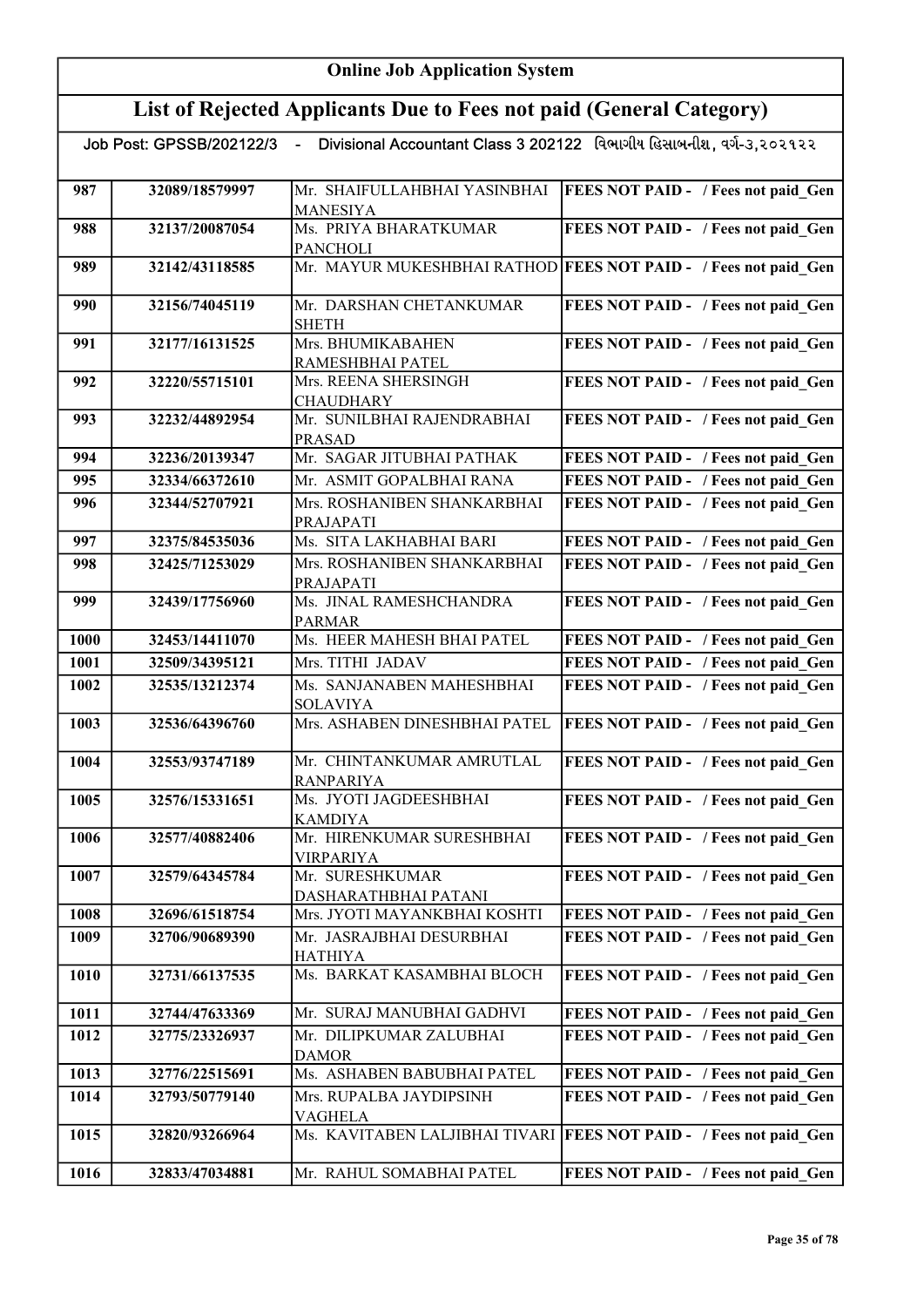# Online Job Application System

## List of Rejected Applicants Due to Fees not paid (General Category)

Job Post: GPSSB/202122/3 - Divisional Accountant Class 3 202122 વિભાગીય હિસાબનીશ, વર્ગ-૩,૨૦૨૧૨૨

| | | | |
|---|---|---|---|
| 987 | 32089/18579997 | Mr. SHAIFULLAHBHAI YASINBHAI MANESIYA | FEES NOT PAID - / Fees not paid_Gen |
| 988 | 32137/20087054 | Ms. PRIYA BHARATKUMAR PANCHOLI | FEES NOT PAID - / Fees not paid_Gen |
| 989 | 32142/43118585 | Mr. MAYUR MUKESHBHAI RATHOD | FEES NOT PAID - / Fees not paid_Gen |
| 990 | 32156/74045119 | Mr. DARSHAN CHETANKUMAR SHETH | FEES NOT PAID - / Fees not paid_Gen |
| 991 | 32177/16131525 | Mrs. BHUMIKABAHEN RAMESHBHAI PATEL | FEES NOT PAID - / Fees not paid_Gen |
| 992 | 32220/55715101 | Mrs. REENA SHERSINGH CHAUDHARY | FEES NOT PAID - / Fees not paid_Gen |
| 993 | 32232/44892954 | Mr. SUNILBHAI RAJENDRABHAI PRASAD | FEES NOT PAID - / Fees not paid_Gen |
| 994 | 32236/20139347 | Mr. SAGAR JITUBHAI PATHAK | FEES NOT PAID - / Fees not paid_Gen |
| 995 | 32334/66372610 | Mr. ASMIT GOPALBHAI RANA | FEES NOT PAID - / Fees not paid_Gen |
| 996 | 32344/52707921 | Mrs. ROSHANIBEN SHANKARBHAI PRAJAPATI | FEES NOT PAID - / Fees not paid_Gen |
| 997 | 32375/84535036 | Ms. SITA LAKHABHAI BARI | FEES NOT PAID - / Fees not paid_Gen |
| 998 | 32425/71253029 | Mrs. ROSHANIBEN SHANKARBHAI PRAJAPATI | FEES NOT PAID - / Fees not paid_Gen |
| 999 | 32439/17756960 | Ms. JINAL RAMESHCHANDRA PARMAR | FEES NOT PAID - / Fees not paid_Gen |
| 1000 | 32453/14411070 | Ms. HEER MAHESH BHAI PATEL | FEES NOT PAID - / Fees not paid_Gen |
| 1001 | 32509/34395121 | Mrs. TITHI JADAV | FEES NOT PAID - / Fees not paid_Gen |
| 1002 | 32535/13212374 | Ms. SANJANABEN MAHESHBHAI SOLAVIYA | FEES NOT PAID - / Fees not paid_Gen |
| 1003 | 32536/64396760 | Mrs. ASHABEN DINESHBHAI PATEL | FEES NOT PAID - / Fees not paid_Gen |
| 1004 | 32553/93747189 | Mr. CHINTANKUMAR AMRUTLAL RANPARIYA | FEES NOT PAID - / Fees not paid_Gen |
| 1005 | 32576/15331651 | Ms. JYOTI JAGDEESHBHAI KAMDIYA | FEES NOT PAID - / Fees not paid_Gen |
| 1006 | 32577/40882406 | Mr. HIRENKUMAR SURESHBHAI VIRPARIYA | FEES NOT PAID - / Fees not paid_Gen |
| 1007 | 32579/64345784 | Mr. SURESHKUMAR DASHARATHBHAI PATANI | FEES NOT PAID - / Fees not paid_Gen |
| 1008 | 32696/61518754 | Mrs. JYOTI MAYANKBHAI KOSHTI | FEES NOT PAID - / Fees not paid_Gen |
| 1009 | 32706/90689390 | Mr. JASRAJBHAI DESURBHAI HATHIYA | FEES NOT PAID - / Fees not paid_Gen |
| 1010 | 32731/66137535 | Ms. BARKAT KASAMBHAI BLOCH | FEES NOT PAID - / Fees not paid_Gen |
| 1011 | 32744/47633369 | Mr. SURAJ MANUBHAI GADHVI | FEES NOT PAID - / Fees not paid_Gen |
| 1012 | 32775/23326937 | Mr. DILIPKUMAR ZALUBHAI DAMOR | FEES NOT PAID - / Fees not paid_Gen |
| 1013 | 32776/22515691 | Ms. ASHABEN BABUBHAI PATEL | FEES NOT PAID - / Fees not paid_Gen |
| 1014 | 32793/50779140 | Mrs. RUPALBA JAYDIPSINH VAGHELA | FEES NOT PAID - / Fees not paid_Gen |
| 1015 | 32820/93266964 | Ms. KAVITABEN LALJIBHAI TIVARI | FEES NOT PAID - / Fees not paid_Gen |
| 1016 | 32833/47034881 | Mr. RAHUL SOMABHAI PATEL | FEES NOT PAID - / Fees not paid_Gen |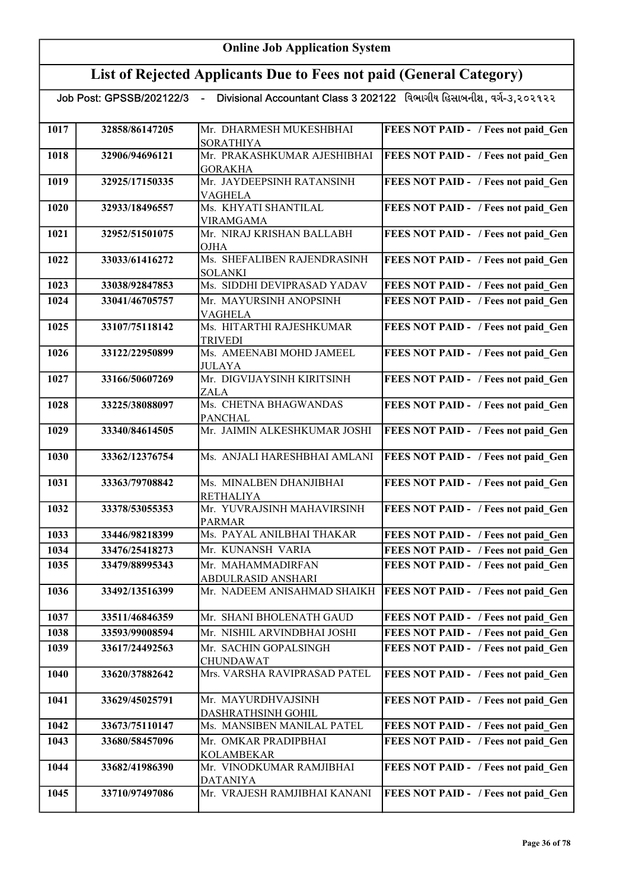# Online Job Application System

## List of Rejected Applicants Due to Fees not paid (General Category)

Job Post: GPSSB/202122/3 - Divisional Accountant Class 3 202122 વિભાગીય હિસાબનીશ, વર્ગ-૩,૨૦૨૧૨૨

| | | | |
|---|---|---|---|
| 1017 | 32858/86147205 | Mr. DHARMESH MUKESHBHAI SORATHIYA | FEES NOT PAID - / Fees not paid_Gen |
| 1018 | 32906/94696121 | Mr. PRAKASHKUMAR AJESHIBHAI GORAKHA | FEES NOT PAID - / Fees not paid_Gen |
| 1019 | 32925/17150335 | Mr. JAYDEEPSINH RATANSINH VAGHELA | FEES NOT PAID - / Fees not paid_Gen |
| 1020 | 32933/18496557 | Ms. KHYATI SHANTILAL VIRAMGAMA | FEES NOT PAID - / Fees not paid_Gen |
| 1021 | 32952/51501075 | Mr. NIRAJ KRISHAN BALLABH OJHA | FEES NOT PAID - / Fees not paid_Gen |
| 1022 | 33033/61416272 | Ms. SHEFALIBEN RAJENDRASINH SOLANKI | FEES NOT PAID - / Fees not paid_Gen |
| 1023 | 33038/92847853 | Ms. SIDDHI DEVIPRASAD YADAV | FEES NOT PAID - / Fees not paid_Gen |
| 1024 | 33041/46705757 | Mr. MAYURSINH ANOPSINH VAGHELA | FEES NOT PAID - / Fees not paid_Gen |
| 1025 | 33107/75118142 | Ms. HITARTHI RAJESHKUMAR TRIVEDI | FEES NOT PAID - / Fees not paid_Gen |
| 1026 | 33122/22950899 | Ms. AMEENABI MOHD JAMEEL JULAYA | FEES NOT PAID - / Fees not paid_Gen |
| 1027 | 33166/50607269 | Mr. DIGVIJAYSINH KIRITSINH ZALA | FEES NOT PAID - / Fees not paid_Gen |
| 1028 | 33225/38088097 | Ms. CHETNA BHAGWANDAS PANCHAL | FEES NOT PAID - / Fees not paid_Gen |
| 1029 | 33340/84614505 | Mr. JAIMIN ALKESHKUMAR JOSHI | FEES NOT PAID - / Fees not paid_Gen |
| 1030 | 33362/12376754 | Ms. ANJALI HARESHBHAI AMLANI | FEES NOT PAID - / Fees not paid_Gen |
| 1031 | 33363/79708842 | Ms. MINALBEN DHANJIBHAI RETHALIYA | FEES NOT PAID - / Fees not paid_Gen |
| 1032 | 33378/53055353 | Mr. YUVRAJSINH MAHAVIRSINH PARMAR | FEES NOT PAID - / Fees not paid_Gen |
| 1033 | 33446/98218399 | Ms. PAYAL ANILBHAI THAKAR | FEES NOT PAID - / Fees not paid_Gen |
| 1034 | 33476/25418273 | Mr. KUNANSH VARIA | FEES NOT PAID - / Fees not paid_Gen |
| 1035 | 33479/88995343 | Mr. MAHAMMADIRFAN ABDULRASID ANSHARI | FEES NOT PAID - / Fees not paid_Gen |
| 1036 | 33492/13516399 | Mr. NADEEM ANISAHMAD SHAIKH | FEES NOT PAID - / Fees not paid_Gen |
| 1037 | 33511/46846359 | Mr. SHANI BHOLENATH GAUD | FEES NOT PAID - / Fees not paid_Gen |
| 1038 | 33593/99008594 | Mr. NISHIL ARVINDBHAI JOSHI | FEES NOT PAID - / Fees not paid_Gen |
| 1039 | 33617/24492563 | Mr. SACHIN GOPALSINGH CHUNDAWAT | FEES NOT PAID - / Fees not paid_Gen |
| 1040 | 33620/37882642 | Mrs. VARSHA RAVIPRASAD PATEL | FEES NOT PAID - / Fees not paid_Gen |
| 1041 | 33629/45025791 | Mr. MAYURDHVAJSINH DASHRATHSINH GOHIL | FEES NOT PAID - / Fees not paid_Gen |
| 1042 | 33673/75110147 | Ms. MANSIBEN MANILAL PATEL | FEES NOT PAID - / Fees not paid_Gen |
| 1043 | 33680/58457096 | Mr. OMKAR PRADIPBHAI KOLAMBEKAR | FEES NOT PAID - / Fees not paid_Gen |
| 1044 | 33682/41986390 | Mr. VINODKUMAR RAMJIBHAI DATANIYA | FEES NOT PAID - / Fees not paid_Gen |
| 1045 | 33710/97497086 | Mr. VRAJESH RAMJIBHAI KANANI | FEES NOT PAID - / Fees not paid_Gen |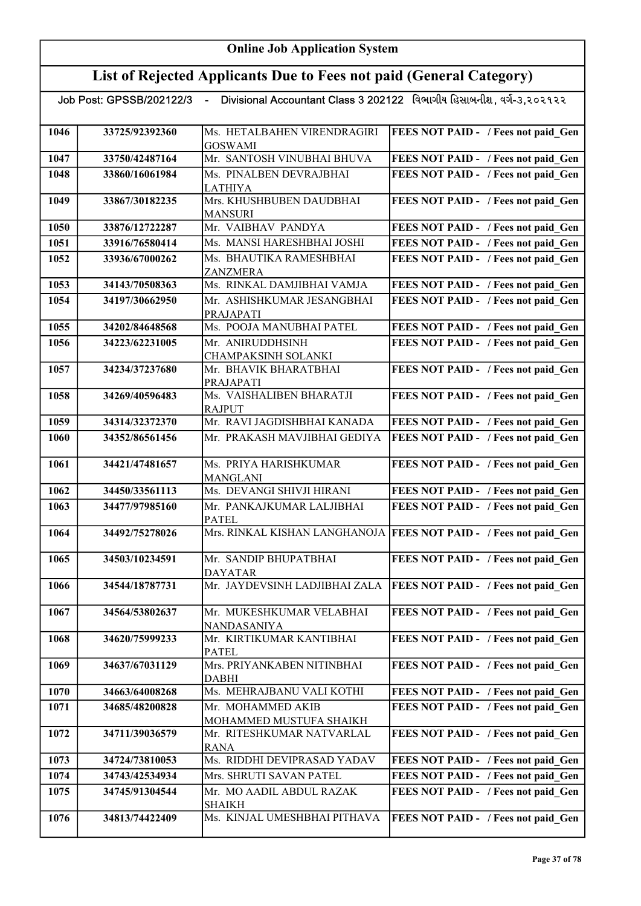# Online Job Application System

## List of Rejected Applicants Due to Fees not paid (General Category)

Job Post: GPSSB/202122/3 - Divisional Accountant Class 3 202122 વિભાગીય હિસાબનીશ, વર્ગ-૩,૨૦૨૧૨૨

| | | | |
|---|---|---|---|
| 1046 | 33725/92392360 | Ms. HETALBAHEN VIRENDRAGIRI GOSWAMI | FEES NOT PAID - / Fees not paid_Gen |
| 1047 | 33750/42487164 | Mr. SANTOSH VINUBHAI BHUVA | FEES NOT PAID - / Fees not paid_Gen |
| 1048 | 33860/16061984 | Ms. PINALBEN DEVRAJBHAI LATHIYA | FEES NOT PAID - / Fees not paid_Gen |
| 1049 | 33867/30182235 | Mrs. KHUSHBUBEN DAUDBHAI MANSURI | FEES NOT PAID - / Fees not paid_Gen |
| 1050 | 33876/12722287 | Mr. VAIBHAV PANDYA | FEES NOT PAID - / Fees not paid_Gen |
| 1051 | 33916/76580414 | Ms. MANSI HARESHBHAI JOSHI | FEES NOT PAID - / Fees not paid_Gen |
| 1052 | 33936/67000262 | Ms. BHAUTIKA RAMESHBHAI ZANZMERA | FEES NOT PAID - / Fees not paid_Gen |
| 1053 | 34143/70508363 | Ms. RINKAL DAMJIBHAI VAMJA | FEES NOT PAID - / Fees not paid_Gen |
| 1054 | 34197/30662950 | Mr. ASHISHKUMAR JESANGBHAI PRAJAPATI | FEES NOT PAID - / Fees not paid_Gen |
| 1055 | 34202/84648568 | Ms. POOJA MANUBHAI PATEL | FEES NOT PAID - / Fees not paid_Gen |
| 1056 | 34223/62231005 | Mr. ANIRUDDHSINH CHAMPAKSINH SOLANKI | FEES NOT PAID - / Fees not paid_Gen |
| 1057 | 34234/37237680 | Mr. BHAVIK BHARATBHAI PRAJAPATI | FEES NOT PAID - / Fees not paid_Gen |
| 1058 | 34269/40596483 | Ms. VAISHALIBEN BHARATJI RAJPUT | FEES NOT PAID - / Fees not paid_Gen |
| 1059 | 34314/32372370 | Mr. RAVI JAGDISHBHAI KANADA | FEES NOT PAID - / Fees not paid_Gen |
| 1060 | 34352/86561456 | Mr. PRAKASH MAVJIBHAI GEDIYA | FEES NOT PAID - / Fees not paid_Gen |
| 1061 | 34421/47481657 | Ms. PRIYA HARISHKUMAR MANGLANI | FEES NOT PAID - / Fees not paid_Gen |
| 1062 | 34450/33561113 | Ms. DEVANGI SHIVJI HIRANI | FEES NOT PAID - / Fees not paid_Gen |
| 1063 | 34477/97985160 | Mr. PANKAJKUMAR LALJIBHAI PATEL | FEES NOT PAID - / Fees not paid_Gen |
| 1064 | 34492/75278026 | Mrs. RINKAL KISHAN LANGHANOJA | FEES NOT PAID - / Fees not paid_Gen |
| 1065 | 34503/10234591 | Mr. SANDIP BHUPATBHAI DAYATAR | FEES NOT PAID - / Fees not paid_Gen |
| 1066 | 34544/18787731 | Mr. JAYDEVSINH LADJIBHAI ZALA | FEES NOT PAID - / Fees not paid_Gen |
| 1067 | 34564/53802637 | Mr. MUKESHKUMAR VELABHAI NANDASANIYA | FEES NOT PAID - / Fees not paid_Gen |
| 1068 | 34620/75999233 | Mr. KIRTIKUMAR KANTIBHAI PATEL | FEES NOT PAID - / Fees not paid_Gen |
| 1069 | 34637/67031129 | Mrs. PRIYANKABEN NITINBHAI DABHI | FEES NOT PAID - / Fees not paid_Gen |
| 1070 | 34663/64008268 | Ms. MEHRAJBANU VALI KOTHI | FEES NOT PAID - / Fees not paid_Gen |
| 1071 | 34685/48200828 | Mr. MOHAMMED AKIB MOHAMMED MUSTUFA SHAIKH | FEES NOT PAID - / Fees not paid_Gen |
| 1072 | 34711/39036579 | Mr. RITESHKUMAR NATVARLAL RANA | FEES NOT PAID - / Fees not paid_Gen |
| 1073 | 34724/73810053 | Ms. RIDDHI DEVIPRASAD YADAV | FEES NOT PAID - / Fees not paid_Gen |
| 1074 | 34743/42534934 | Mrs. SHRUTI SAVAN PATEL | FEES NOT PAID - / Fees not paid_Gen |
| 1075 | 34745/91304544 | Mr. MO AADIL ABDUL RAZAK SHAIKH | FEES NOT PAID - / Fees not paid_Gen |
| 1076 | 34813/74422409 | Ms. KINJAL UMESHBHAI PITHAVA | FEES NOT PAID - / Fees not paid_Gen |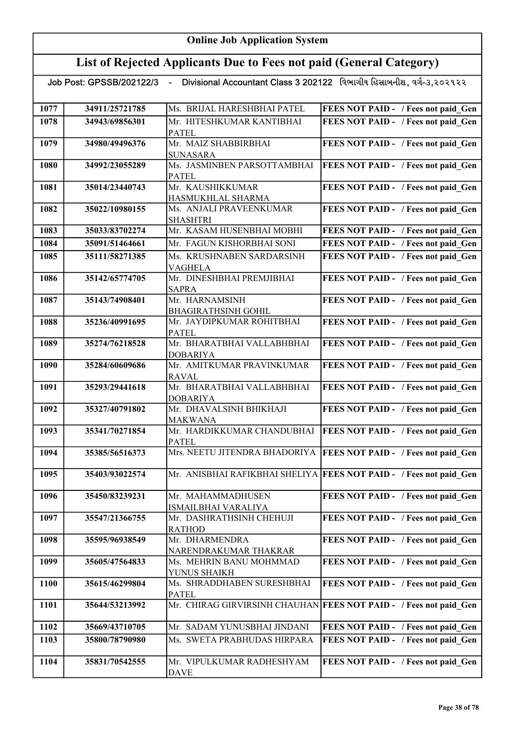# Online Job Application System

## List of Rejected Applicants Due to Fees not paid (General Category)

Job Post: GPSSB/202122/3 - Divisional Accountant Class 3 202122 વિભાગીય હિસાબનીશ, વર્ગ-૩,૨૦૨૧૨૨

| | | | |
|---|---|---|---|
| 1077 | 34911/25721785 | Ms. BRIJAL HARESHBHAI PATEL | FEES NOT PAID - / Fees not paid_Gen |
| 1078 | 34943/69856301 | Mr. HITESHKUMAR KANTIBHAI PATEL | FEES NOT PAID - / Fees not paid_Gen |
| 1079 | 34980/49496376 | Mr. MAIZ SHABBIRBHAI SUNASARA | FEES NOT PAID - / Fees not paid_Gen |
| 1080 | 34992/23055289 | Ms. JASMINBEN PARSOTTAMBHAI PATEL | FEES NOT PAID - / Fees not paid_Gen |
| 1081 | 35014/23440743 | Mr. KAUSHIKKUMAR HASMUKHLAL SHARMA | FEES NOT PAID - / Fees not paid_Gen |
| 1082 | 35022/10980155 | Ms. ANJALI PRAVEENKUMAR SHASHTRI | FEES NOT PAID - / Fees not paid_Gen |
| 1083 | 35033/83702274 | Mr. KASAM HUSENBHAI MOBHI | FEES NOT PAID - / Fees not paid_Gen |
| 1084 | 35091/51464661 | Mr. FAGUN KISHORBHAI SONI | FEES NOT PAID - / Fees not paid_Gen |
| 1085 | 35111/58271385 | Ms. KRUSHNABEN SARDARSINH VAGHELA | FEES NOT PAID - / Fees not paid_Gen |
| 1086 | 35142/65774705 | Mr. DINESHBHAI PREMJIBHAI SAPRA | FEES NOT PAID - / Fees not paid_Gen |
| 1087 | 35143/74908401 | Mr. HARNAMSINH BHAGIRATHSINH GOHIL | FEES NOT PAID - / Fees not paid_Gen |
| 1088 | 35236/40991695 | Mr. JAYDIPKUMAR ROHITBHAI PATEL | FEES NOT PAID - / Fees not paid_Gen |
| 1089 | 35274/76218528 | Mr. BHARATBHAI VALLABHBHAI DOBARIYA | FEES NOT PAID - / Fees not paid_Gen |
| 1090 | 35284/60609686 | Mr. AMITKUMAR PRAVINKUMAR RAVAL | FEES NOT PAID - / Fees not paid_Gen |
| 1091 | 35293/29441618 | Mr. BHARATBHAI VALLABHBHAI DOBARIYA | FEES NOT PAID - / Fees not paid_Gen |
| 1092 | 35327/40791802 | Mr. DHAVALSINH BHIKHAJI MAKWANA | FEES NOT PAID - / Fees not paid_Gen |
| 1093 | 35341/70271854 | Mr. HARDIKKUMAR CHANDUBHAI PATEL | FEES NOT PAID - / Fees not paid_Gen |
| 1094 | 35385/56516373 | Mrs. NEETU JITENDRA BHADORIYA | FEES NOT PAID - / Fees not paid_Gen |
| 1095 | 35403/93022574 | Mr. ANISBHAI RAFIKBHAI SHELIYA | FEES NOT PAID - / Fees not paid_Gen |
| 1096 | 35450/83239231 | Mr. MAHAMMADHUSEN ISMAILBHAI VARALIYA | FEES NOT PAID - / Fees not paid_Gen |
| 1097 | 35547/21366755 | Mr. DASHRATHSINH CHEHUJI RATHOD | FEES NOT PAID - / Fees not paid_Gen |
| 1098 | 35595/96938549 | Mr. DHARMENDRA NARENDRAKUMAR THAKRAR | FEES NOT PAID - / Fees not paid_Gen |
| 1099 | 35605/47564833 | Ms. MEHRIN BANU MOHMMAD YUNUS SHAIKH | FEES NOT PAID - / Fees not paid_Gen |
| 1100 | 35615/46299804 | Ms. SHRADDHABEN SURESHBHAI PATEL | FEES NOT PAID - / Fees not paid_Gen |
| 1101 | 35644/53213992 | Mr. CHIRAG GIRVIRSINH CHAUHAN | FEES NOT PAID - / Fees not paid_Gen |
| 1102 | 35669/43710705 | Mr. SADAM YUNUSBHAI JINDANI | FEES NOT PAID - / Fees not paid_Gen |
| 1103 | 35800/78790980 | Ms. SWETA PRABHUDAS HIRPARA | FEES NOT PAID - / Fees not paid_Gen |
| 1104 | 35831/70542555 | Mr. VIPULKUMAR RADHESHYAM DAVE | FEES NOT PAID - / Fees not paid_Gen |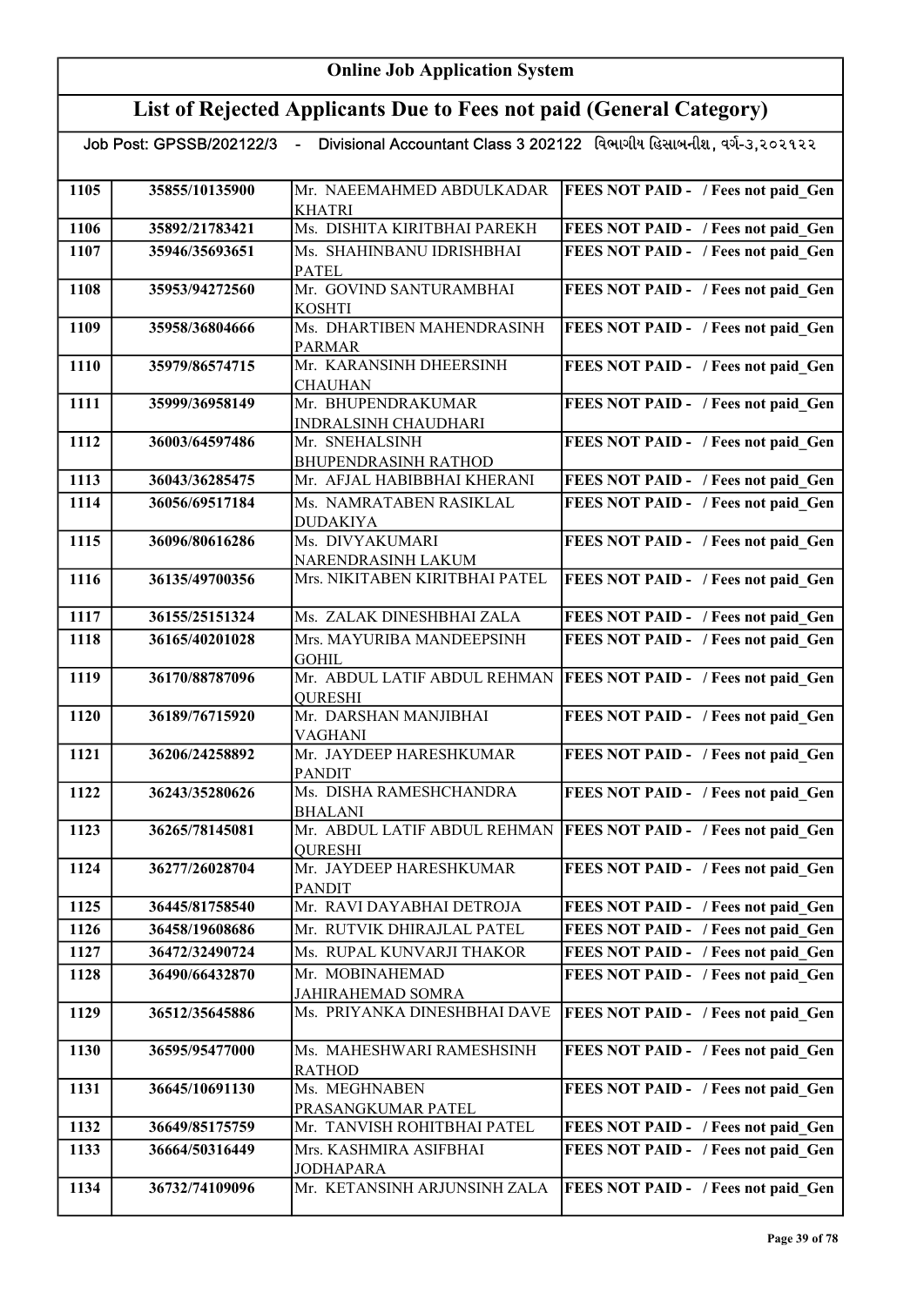# Online Job Application System

## List of Rejected Applicants Due to Fees not paid (General Category)

Job Post: GPSSB/202122/3 - Divisional Accountant Class 3 202122 વિભાગીય હિસાબનીશ, વર્ગ-૩,૨૦૨૧૨૨

| | | | |
|---|---|---|---|
| 1105 | 35855/10135900 | Mr. NAEEMAHMED ABDULKADAR KHATRI | FEES NOT PAID - / Fees not paid_Gen |
| 1106 | 35892/21783421 | Ms. DISHITA KIRITBHAI PAREKH | FEES NOT PAID - / Fees not paid_Gen |
| 1107 | 35946/35693651 | Ms. SHAHINBANU IDRISHBHAI PATEL | FEES NOT PAID - / Fees not paid_Gen |
| 1108 | 35953/94272560 | Mr. GOVIND SANTURAMBHAI KOSHTI | FEES NOT PAID - / Fees not paid_Gen |
| 1109 | 35958/36804666 | Ms. DHARTIBEN MAHENDRASINH PARMAR | FEES NOT PAID - / Fees not paid_Gen |
| 1110 | 35979/86574715 | Mr. KARANSINH DHEERSINH CHAUHAN | FEES NOT PAID - / Fees not paid_Gen |
| 1111 | 35999/36958149 | Mr. BHUPENDRAKUMAR INDRALSINH CHAUDHARI | FEES NOT PAID - / Fees not paid_Gen |
| 1112 | 36003/64597486 | Mr. SNEHALSINH BHUPENDRASINH RATHOD | FEES NOT PAID - / Fees not paid_Gen |
| 1113 | 36043/36285475 | Mr. AFJAL HABIBBHAI KHERANI | FEES NOT PAID - / Fees not paid_Gen |
| 1114 | 36056/69517184 | Ms. NAMRATABEN RASIKLAL DUDAKIYA | FEES NOT PAID - / Fees not paid_Gen |
| 1115 | 36096/80616286 | Ms. DIVYAKUMARI NARENDRASINH LAKUM | FEES NOT PAID - / Fees not paid_Gen |
| 1116 | 36135/49700356 | Mrs. NIKITABEN KIRITBHAI PATEL | FEES NOT PAID - / Fees not paid_Gen |
| 1117 | 36155/25151324 | Ms. ZALAK DINESHBHAI ZALA | FEES NOT PAID - / Fees not paid_Gen |
| 1118 | 36165/40201028 | Mrs. MAYURIBA MANDEEPSINH GOHIL | FEES NOT PAID - / Fees not paid_Gen |
| 1119 | 36170/88787096 | Mr. ABDUL LATIF ABDUL REHMAN QURESHI | FEES NOT PAID - / Fees not paid_Gen |
| 1120 | 36189/76715920 | Mr. DARSHAN MANJIBHAI VAGHANI | FEES NOT PAID - / Fees not paid_Gen |
| 1121 | 36206/24258892 | Mr. JAYDEEP HARESHKUMAR PANDIT | FEES NOT PAID - / Fees not paid_Gen |
| 1122 | 36243/35280626 | Ms. DISHA RAMESHCHANDRA BHALANI | FEES NOT PAID - / Fees not paid_Gen |
| 1123 | 36265/78145081 | Mr. ABDUL LATIF ABDUL REHMAN QURESHI | FEES NOT PAID - / Fees not paid_Gen |
| 1124 | 36277/26028704 | Mr. JAYDEEP HARESHKUMAR PANDIT | FEES NOT PAID - / Fees not paid_Gen |
| 1125 | 36445/81758540 | Mr. RAVI DAYABHAI DETROJA | FEES NOT PAID - / Fees not paid_Gen |
| 1126 | 36458/19608686 | Mr. RUTVIK DHIRAJLAL PATEL | FEES NOT PAID - / Fees not paid_Gen |
| 1127 | 36472/32490724 | Ms. RUPAL KUNVARJI THAKOR | FEES NOT PAID - / Fees not paid_Gen |
| 1128 | 36490/66432870 | Mr. MOBINAHEMAD JAHIRAHEMAD SOMRA | FEES NOT PAID - / Fees not paid_Gen |
| 1129 | 36512/35645886 | Ms. PRIYANKA DINESHBHAI DAVE | FEES NOT PAID - / Fees not paid_Gen |
| 1130 | 36595/95477000 | Ms. MAHESHWARI RAMESHSINH RATHOD | FEES NOT PAID - / Fees not paid_Gen |
| 1131 | 36645/10691130 | Ms. MEGHNABEN PRASANGKUMAR PATEL | FEES NOT PAID - / Fees not paid_Gen |
| 1132 | 36649/85175759 | Mr. TANVISH ROHITBHAI PATEL | FEES NOT PAID - / Fees not paid_Gen |
| 1133 | 36664/50316449 | Mrs. KASHMIRA ASIFBHAI JODHAPARA | FEES NOT PAID - / Fees not paid_Gen |
| 1134 | 36732/74109096 | Mr. KETANSINH ARJUNSINH ZALA | FEES NOT PAID - / Fees not paid_Gen |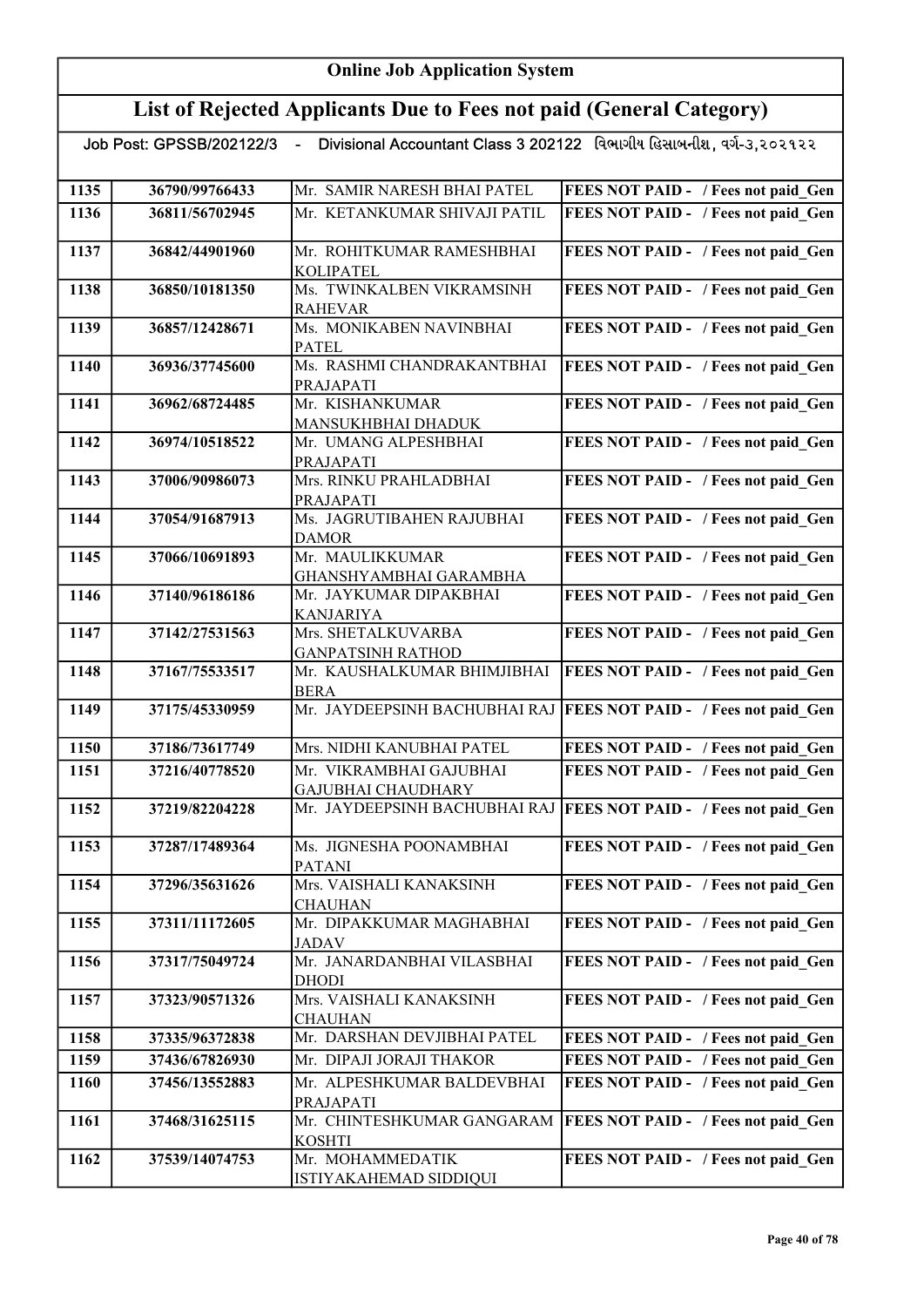# Online Job Application System

## List of Rejected Applicants Due to Fees not paid (General Category)

Job Post: GPSSB/202122/3 - Divisional Accountant Class 3 202122 વિભાગીય હિસાબનીશ, વર્ગ-૩,૨૦૨૧૨૨

| | | | |
|---|---|---|---|
| 1135 | 36790/99766433 | Mr. SAMIR NARESH BHAI PATEL | FEES NOT PAID - / Fees not paid_Gen |
| 1136 | 36811/56702945 | Mr. KETANKUMAR SHIVAJI PATIL | FEES NOT PAID - / Fees not paid_Gen |
| 1137 | 36842/44901960 | Mr. ROHITKUMAR RAMESHBHAI KOLIPATEL | FEES NOT PAID - / Fees not paid_Gen |
| 1138 | 36850/10181350 | Ms. TWINKALBEN VIKRAMSINH RAHEVAR | FEES NOT PAID - / Fees not paid_Gen |
| 1139 | 36857/12428671 | Ms. MONIKABEN NAVINBHAI PATEL | FEES NOT PAID - / Fees not paid_Gen |
| 1140 | 36936/37745600 | Ms. RASHMI CHANDRAKANTBHAI PRAJAPATI | FEES NOT PAID - / Fees not paid_Gen |
| 1141 | 36962/68724485 | Mr. KISHANKUMAR MANSUKHBHAI DHADUK | FEES NOT PAID - / Fees not paid_Gen |
| 1142 | 36974/10518522 | Mr. UMANG ALPESHBHAI PRAJAPATI | FEES NOT PAID - / Fees not paid_Gen |
| 1143 | 37006/90986073 | Mrs. RINKU PRAHLADBHAI PRAJAPATI | FEES NOT PAID - / Fees not paid_Gen |
| 1144 | 37054/91687913 | Ms. JAGRUTIBAHEN RAJUBHAI DAMOR | FEES NOT PAID - / Fees not paid_Gen |
| 1145 | 37066/10691893 | Mr. MAULIKKUMAR GHANSHYAMBHAI GARAMBHA | FEES NOT PAID - / Fees not paid_Gen |
| 1146 | 37140/96186186 | Mr. JAYKUMAR DIPAKBHAI KANJARIYA | FEES NOT PAID - / Fees not paid_Gen |
| 1147 | 37142/27531563 | Mrs. SHETALKUVARBA GANPATSINH RATHOD | FEES NOT PAID - / Fees not paid_Gen |
| 1148 | 37167/75533517 | Mr. KAUSHALKUMAR BHIMJIBHAI BERA | FEES NOT PAID - / Fees not paid_Gen |
| 1149 | 37175/45330959 | Mr. JAYDEEPSINH BACHUBHAI RAJ | FEES NOT PAID - / Fees not paid_Gen |
| 1150 | 37186/73617749 | Mrs. NIDHI KANUBHAI PATEL | FEES NOT PAID - / Fees not paid_Gen |
| 1151 | 37216/40778520 | Mr. VIKRAMBHAI GAJUBHAI GAJUBHAI CHAUDHARY | FEES NOT PAID - / Fees not paid_Gen |
| 1152 | 37219/82204228 | Mr. JAYDEEPSINH BACHUBHAI RAJ | FEES NOT PAID - / Fees not paid_Gen |
| 1153 | 37287/17489364 | Ms. JIGNESHA POONAMBHAI PATANI | FEES NOT PAID - / Fees not paid_Gen |
| 1154 | 37296/35631626 | Mrs. VAISHALI KANAKSINH CHAUHAN | FEES NOT PAID - / Fees not paid_Gen |
| 1155 | 37311/11172605 | Mr. DIPAKKUMAR MAGHABHAI JADAV | FEES NOT PAID - / Fees not paid_Gen |
| 1156 | 37317/75049724 | Mr. JANARDANBHAI VILASBHAI DHODI | FEES NOT PAID - / Fees not paid_Gen |
| 1157 | 37323/90571326 | Mrs. VAISHALI KANAKSINH CHAUHAN | FEES NOT PAID - / Fees not paid_Gen |
| 1158 | 37335/96372838 | Mr. DARSHAN DEVJIBHAI PATEL | FEES NOT PAID - / Fees not paid_Gen |
| 1159 | 37436/67826930 | Mr. DIPAJI JORAJI THAKOR | FEES NOT PAID - / Fees not paid_Gen |
| 1160 | 37456/13552883 | Mr. ALPESHKUMAR BALDEVBHAI PRAJAPATI | FEES NOT PAID - / Fees not paid_Gen |
| 1161 | 37468/31625115 | Mr. CHINTESHKUMAR GANGARAM KOSHTI | FEES NOT PAID - / Fees not paid_Gen |
| 1162 | 37539/14074753 | Mr. MOHAMMEDATIK ISTIYAKAHEMAD SIDDIQUI | FEES NOT PAID - / Fees not paid_Gen |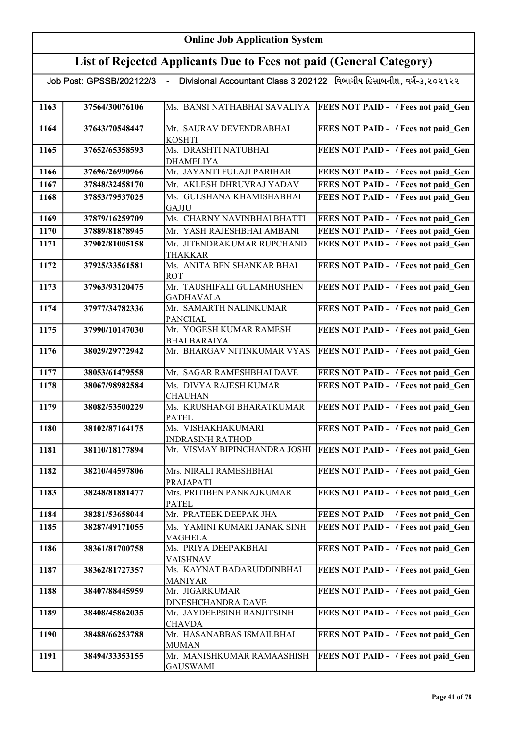## Online Job Application System

## List of Rejected Applicants Due to Fees not paid (General Category)

Job Post: GPSSB/202122/3 - Divisional Accountant Class 3 202122 વિભાગીય હિસાબનીશ, વર્ગ-૩,૨૦૨૧૨૨

| | | | |
|---|---|---|---|
| 1163 | 37564/30076106 | Ms. BANSI NATHABHAI SAVALIYA | FEES NOT PAID - / Fees not paid_Gen |
| 1164 | 37643/70548447 | Mr. SAURAV DEVENDRABHAI KOSHTI | FEES NOT PAID - / Fees not paid_Gen |
| 1165 | 37652/65358593 | Ms. DRASHTI NATUBHAI DHAMELIYA | FEES NOT PAID - / Fees not paid_Gen |
| 1166 | 37696/26990966 | Mr. JAYANTI FULAJI PARIHAR | FEES NOT PAID - / Fees not paid_Gen |
| 1167 | 37848/32458170 | Mr. AKLESH DHRUVRAJ YADAV | FEES NOT PAID - / Fees not paid_Gen |
| 1168 | 37853/79537025 | Ms. GULSHANA KHAMISHABHAI GAJJU | FEES NOT PAID - / Fees not paid_Gen |
| 1169 | 37879/16259709 | Ms. CHARNY NAVINBHAI BHATTI | FEES NOT PAID - / Fees not paid_Gen |
| 1170 | 37889/81878945 | Mr. YASH RAJESHBHAI AMBANI | FEES NOT PAID - / Fees not paid_Gen |
| 1171 | 37902/81005158 | Mr. JITENDRAKUMAR RUPCHAND THAKKAR | FEES NOT PAID - / Fees not paid_Gen |
| 1172 | 37925/33561581 | Ms. ANITA BEN SHANKAR BHAI ROT | FEES NOT PAID - / Fees not paid_Gen |
| 1173 | 37963/93120475 | Mr. TAUSHIFALI GULAMHUSHEN GADHAVALA | FEES NOT PAID - / Fees not paid_Gen |
| 1174 | 37977/34782336 | Mr. SAMARTH NALINKUMAR PANCHAL | FEES NOT PAID - / Fees not paid_Gen |
| 1175 | 37990/10147030 | Mr. YOGESH KUMAR RAMESH BHAI BARAIYA | FEES NOT PAID - / Fees not paid_Gen |
| 1176 | 38029/29772942 | Mr. BHARGAV NITINKUMAR VYAS | FEES NOT PAID - / Fees not paid_Gen |
| 1177 | 38053/61479558 | Mr. SAGAR RAMESHBHAI DAVE | FEES NOT PAID - / Fees not paid_Gen |
| 1178 | 38067/98982584 | Ms. DIVYA RAJESH KUMAR CHAUHAN | FEES NOT PAID - / Fees not paid_Gen |
| 1179 | 38082/53500229 | Ms. KRUSHANGI BHARATKUMAR PATEL | FEES NOT PAID - / Fees not paid_Gen |
| 1180 | 38102/87164175 | Ms. VISHAKHAKUMARI INDRASINH RATHOD | FEES NOT PAID - / Fees not paid_Gen |
| 1181 | 38110/18177894 | Mr. VISMAY BIPINCHANDRA JOSHI | FEES NOT PAID - / Fees not paid_Gen |
| 1182 | 38210/44597806 | Mrs. NIRALI RAMESHBHAI PRAJAPATI | FEES NOT PAID - / Fees not paid_Gen |
| 1183 | 38248/81881477 | Mrs. PRITIBEN PANKAJKUMAR PATEL | FEES NOT PAID - / Fees not paid_Gen |
| 1184 | 38281/53658044 | Mr. PRATEEK DEEPAK JHA | FEES NOT PAID - / Fees not paid_Gen |
| 1185 | 38287/49171055 | Ms. YAMINI KUMARI JANAK SINH VAGHELA | FEES NOT PAID - / Fees not paid_Gen |
| 1186 | 38361/81700758 | Ms. PRIYA DEEPAKBHAI VAISHNAV | FEES NOT PAID - / Fees not paid_Gen |
| 1187 | 38362/81727357 | Ms. KAYNAT BADARUDDINBHAI MANIYAR | FEES NOT PAID - / Fees not paid_Gen |
| 1188 | 38407/88445959 | Mr. JIGARKUMAR DINESHCHANDRA DAVE | FEES NOT PAID - / Fees not paid_Gen |
| 1189 | 38408/45862035 | Mr. JAYDEEPSINH RANJITSINH CHAVDA | FEES NOT PAID - / Fees not paid_Gen |
| 1190 | 38488/66253788 | Mr. HASANABBAS ISMAILBHAI MUMAN | FEES NOT PAID - / Fees not paid_Gen |
| 1191 | 38494/33353155 | Mr. MANISHKUMAR RAMAASHISH GAUSWAMI | FEES NOT PAID - / Fees not paid_Gen |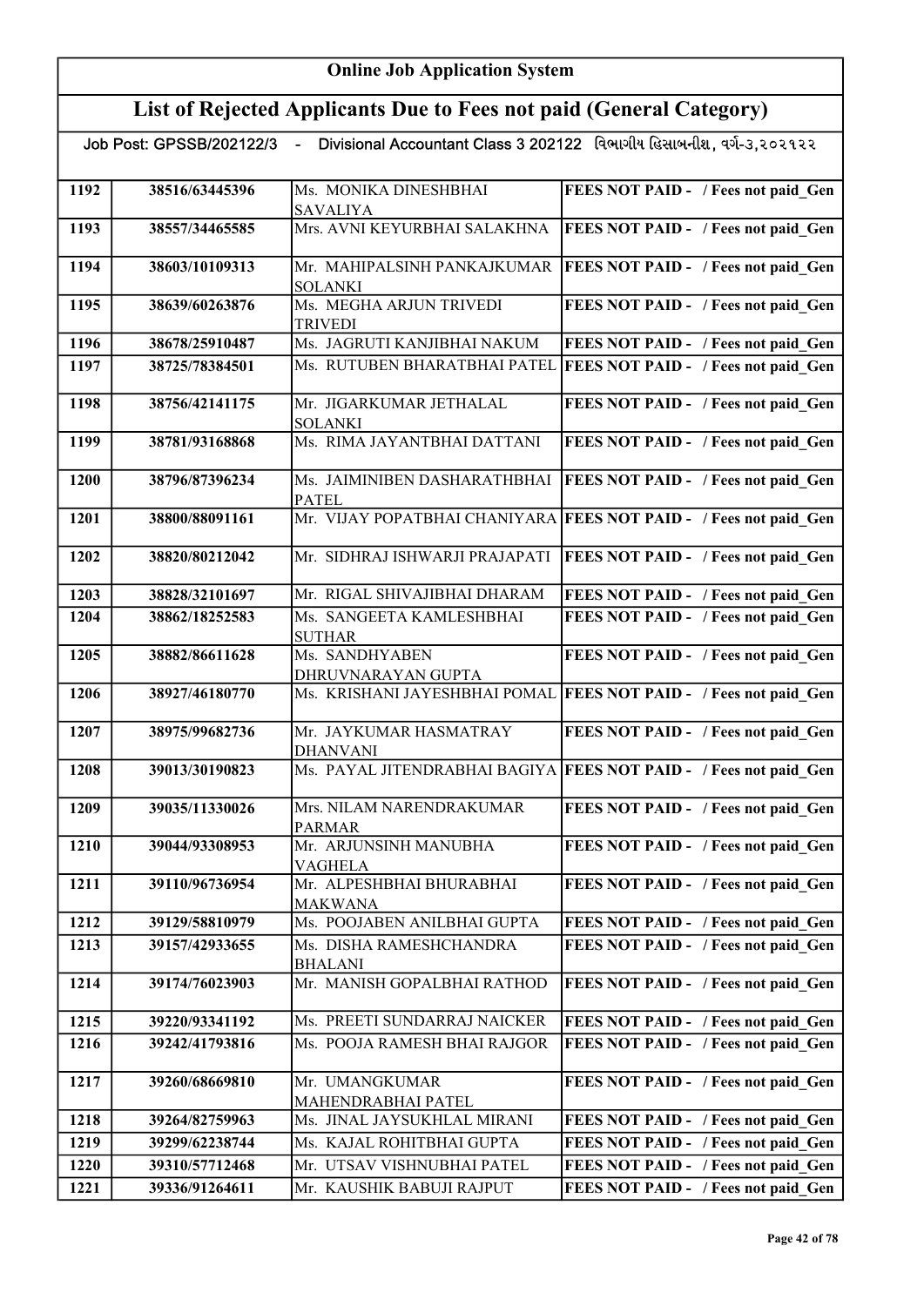# Online Job Application System

## List of Rejected Applicants Due to Fees not paid (General Category)

Job Post: GPSSB/202122/3 - Divisional Accountant Class 3 202122 વિભાગીય હિસાબનીશ, વર્ગ-૩,૨૦૨૧૨૨

| | | | |
|---|---|---|---|
| 1192 | 38516/63445396 | Ms. MONIKA DINESHBHAI SAVALIYA | FEES NOT PAID - / Fees not paid_Gen |
| 1193 | 38557/34465585 | Mrs. AVNI KEYURBHAI SALAKHNA | FEES NOT PAID - / Fees not paid_Gen |
| 1194 | 38603/10109313 | Mr. MAHIPALSINH PANKAJKUMAR SOLANKI | FEES NOT PAID - / Fees not paid_Gen |
| 1195 | 38639/60263876 | Ms. MEGHA ARJUN TRIVEDI TRIVEDI | FEES NOT PAID - / Fees not paid_Gen |
| 1196 | 38678/25910487 | Ms. JAGRUTI KANJIBHAI NAKUM | FEES NOT PAID - / Fees not paid_Gen |
| 1197 | 38725/78384501 | Ms. RUTUBEN BHARATBHAI PATEL | FEES NOT PAID - / Fees not paid_Gen |
| 1198 | 38756/42141175 | Mr. JIGARKUMAR JETHALAL SOLANKI | FEES NOT PAID - / Fees not paid_Gen |
| 1199 | 38781/93168868 | Ms. RIMA JAYANTBHAI DATTANI | FEES NOT PAID - / Fees not paid_Gen |
| 1200 | 38796/87396234 | Ms. JAIMINIBEN DASHARATHBHAI PATEL | FEES NOT PAID - / Fees not paid_Gen |
| 1201 | 38800/88091161 | Mr. VIJAY POPATBHAI CHANIYARA | FEES NOT PAID - / Fees not paid_Gen |
| 1202 | 38820/80212042 | Mr. SIDHRAJ ISHWARJI PRAJAPATI | FEES NOT PAID - / Fees not paid_Gen |
| 1203 | 38828/32101697 | Mr. RIGAL SHIVAJIBHAI DHARAM | FEES NOT PAID - / Fees not paid_Gen |
| 1204 | 38862/18252583 | Ms. SANGEETA KAMLESHBHAI SUTHAR | FEES NOT PAID - / Fees not paid_Gen |
| 1205 | 38882/86611628 | Ms. SANDHYABEN DHRUVNARAYAN GUPTA | FEES NOT PAID - / Fees not paid_Gen |
| 1206 | 38927/46180770 | Ms. KRISHANI JAYESHBHAI POMAL | FEES NOT PAID - / Fees not paid_Gen |
| 1207 | 38975/99682736 | Mr. JAYKUMAR HASMATRAY DHANVANI | FEES NOT PAID - / Fees not paid_Gen |
| 1208 | 39013/30190823 | Ms. PAYAL JITENDRABHAI BAGIYA | FEES NOT PAID - / Fees not paid_Gen |
| 1209 | 39035/11330026 | Mrs. NILAM NARENDRAKUMAR PARMAR | FEES NOT PAID - / Fees not paid_Gen |
| 1210 | 39044/93308953 | Mr. ARJUNSINH MANUBHA VAGHELA | FEES NOT PAID - / Fees not paid_Gen |
| 1211 | 39110/96736954 | Mr. ALPESHBHAI BHURABHAI MAKWANA | FEES NOT PAID - / Fees not paid_Gen |
| 1212 | 39129/58810979 | Ms. POOJABEN ANILBHAI GUPTA | FEES NOT PAID - / Fees not paid_Gen |
| 1213 | 39157/42933655 | Ms. DISHA RAMESHCHANDRA BHALANI | FEES NOT PAID - / Fees not paid_Gen |
| 1214 | 39174/76023903 | Mr. MANISH GOPALBHAI RATHOD | FEES NOT PAID - / Fees not paid_Gen |
| 1215 | 39220/93341192 | Ms. PREETI SUNDARRAJ NAICKER | FEES NOT PAID - / Fees not paid_Gen |
| 1216 | 39242/41793816 | Ms. POOJA RAMESH BHAI RAJGOR | FEES NOT PAID - / Fees not paid_Gen |
| 1217 | 39260/68669810 | Mr. UMANGKUMAR MAHENDRABHAI PATEL | FEES NOT PAID - / Fees not paid_Gen |
| 1218 | 39264/82759963 | Ms. JINAL JAYSUKHLAL MIRANI | FEES NOT PAID - / Fees not paid_Gen |
| 1219 | 39299/62238744 | Ms. KAJAL ROHITBHAI GUPTA | FEES NOT PAID - / Fees not paid_Gen |
| 1220 | 39310/57712468 | Mr. UTSAV VISHNUBHAI PATEL | FEES NOT PAID - / Fees not paid_Gen |
| 1221 | 39336/91264611 | Mr. KAUSHIK BABUJI RAJPUT | FEES NOT PAID - / Fees not paid_Gen |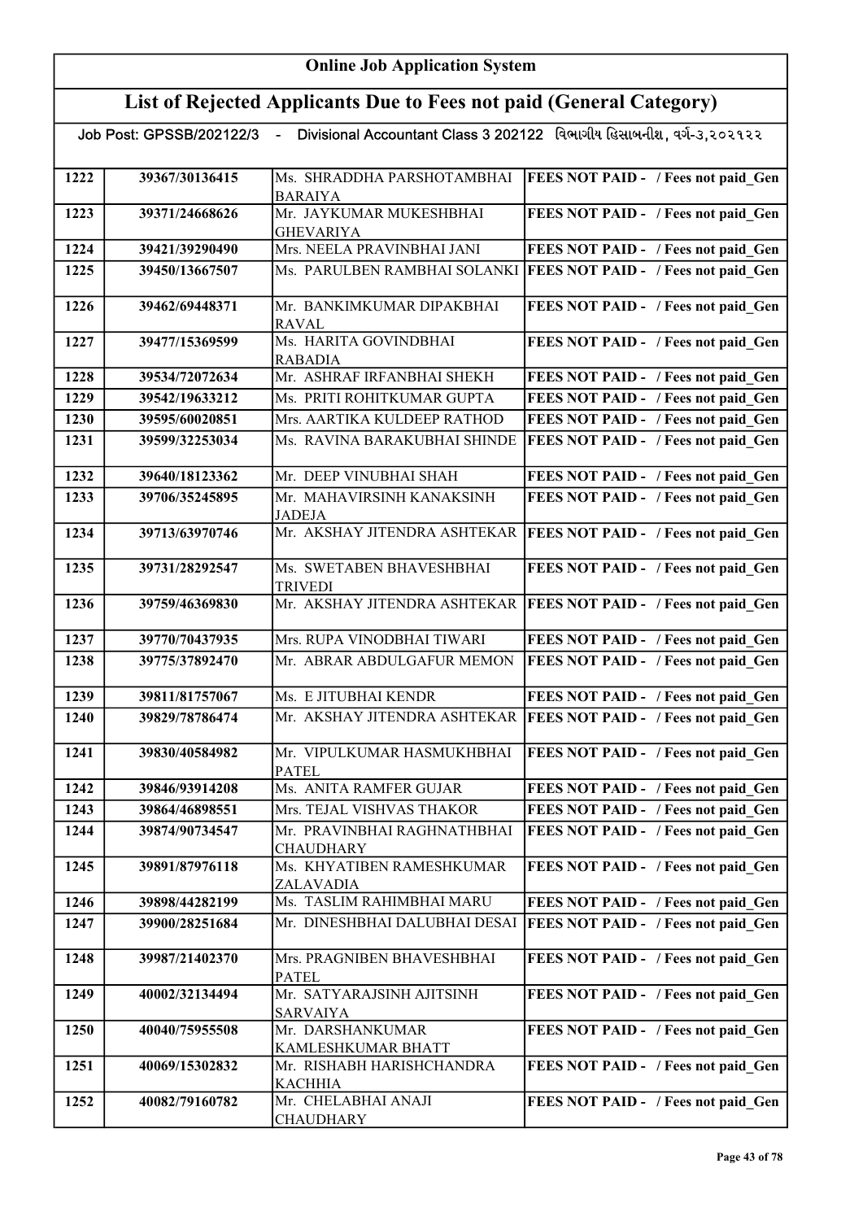## Online Job Application System

## List of Rejected Applicants Due to Fees not paid (General Category)

Job Post: GPSSB/202122/3 - Divisional Accountant Class 3 202122 વિભાગીય હિસાબનીશ, વર્ગ-૩,૨૦૨૧૨૨

| | | | |
|---|---|---|---|
| 1222 | 39367/30136415 | Ms. SHRADDHA PARSHOTAMBHAI BARAIYA | FEES NOT PAID - / Fees not paid_Gen |
| 1223 | 39371/24668626 | Mr. JAYKUMAR MUKESHBHAI GHEVARIYA | FEES NOT PAID - / Fees not paid_Gen |
| 1224 | 39421/39290490 | Mrs. NEELA PRAVINBHAI JANI | FEES NOT PAID - / Fees not paid_Gen |
| 1225 | 39450/13667507 | Ms. PARULBEN RAMBHAI SOLANKI | FEES NOT PAID - / Fees not paid_Gen |
| 1226 | 39462/69448371 | Mr. BANKIMKUMAR DIPAKBHAI RAVAL | FEES NOT PAID - / Fees not paid_Gen |
| 1227 | 39477/15369599 | Ms. HARITA GOVINDBHAI RABADIA | FEES NOT PAID - / Fees not paid_Gen |
| 1228 | 39534/72072634 | Mr. ASHRAF IRFANBHAI SHEKH | FEES NOT PAID - / Fees not paid_Gen |
| 1229 | 39542/19633212 | Ms. PRITI ROHITKUMAR GUPTA | FEES NOT PAID - / Fees not paid_Gen |
| 1230 | 39595/60020851 | Mrs. AARTIKA KULDEEP RATHOD | FEES NOT PAID - / Fees not paid_Gen |
| 1231 | 39599/32253034 | Ms. RAVINA BARAKUBHAI SHINDE | FEES NOT PAID - / Fees not paid_Gen |
| 1232 | 39640/18123362 | Mr. DEEP VINUBHAI SHAH | FEES NOT PAID - / Fees not paid_Gen |
| 1233 | 39706/35245895 | Mr. MAHAVIRSINH KANAKSINH JADEJA | FEES NOT PAID - / Fees not paid_Gen |
| 1234 | 39713/63970746 | Mr. AKSHAY JITENDRA ASHTEKAR | FEES NOT PAID - / Fees not paid_Gen |
| 1235 | 39731/28292547 | Ms. SWETABEN BHAVESHBHAI TRIVEDI | FEES NOT PAID - / Fees not paid_Gen |
| 1236 | 39759/46369830 | Mr. AKSHAY JITENDRA ASHTEKAR | FEES NOT PAID - / Fees not paid_Gen |
| 1237 | 39770/70437935 | Mrs. RUPA VINODBHAI TIWARI | FEES NOT PAID - / Fees not paid_Gen |
| 1238 | 39775/37892470 | Mr. ABRAR ABDULGAFUR MEMON | FEES NOT PAID - / Fees not paid_Gen |
| 1239 | 39811/81757067 | Ms. E JITUBHAI KENDR | FEES NOT PAID - / Fees not paid_Gen |
| 1240 | 39829/78786474 | Mr. AKSHAY JITENDRA ASHTEKAR | FEES NOT PAID - / Fees not paid_Gen |
| 1241 | 39830/40584982 | Mr. VIPULKUMAR HASMUKHBHAI PATEL | FEES NOT PAID - / Fees not paid_Gen |
| 1242 | 39846/93914208 | Ms. ANITA RAMFER GUJAR | FEES NOT PAID - / Fees not paid_Gen |
| 1243 | 39864/46898551 | Mrs. TEJAL VISHVAS THAKOR | FEES NOT PAID - / Fees not paid_Gen |
| 1244 | 39874/90734547 | Mr. PRAVINBHAI RAGHNATHBHAI CHAUDHARY | FEES NOT PAID - / Fees not paid_Gen |
| 1245 | 39891/87976118 | Ms. KHYATIBEN RAMESHKUMAR ZALAVADIA | FEES NOT PAID - / Fees not paid_Gen |
| 1246 | 39898/44282199 | Ms. TASLIM RAHIMBHAI MARU | FEES NOT PAID - / Fees not paid_Gen |
| 1247 | 39900/28251684 | Mr. DINESHBHAI DALUBHAI DESAI | FEES NOT PAID - / Fees not paid_Gen |
| 1248 | 39987/21402370 | Mrs. PRAGNIBEN BHAVESHBHAI PATEL | FEES NOT PAID - / Fees not paid_Gen |
| 1249 | 40002/32134494 | Mr. SATYARAJSINH AJITSINH SARVAIYA | FEES NOT PAID - / Fees not paid_Gen |
| 1250 | 40040/75955508 | Mr. DARSHANKUMAR KAMLESHKUMAR BHATT | FEES NOT PAID - / Fees not paid_Gen |
| 1251 | 40069/15302832 | Mr. RISHABH HARISHCHANDRA KACHHIA | FEES NOT PAID - / Fees not paid_Gen |
| 1252 | 40082/79160782 | Mr. CHELABHAI ANAJI CHAUDHARY | FEES NOT PAID - / Fees not paid_Gen |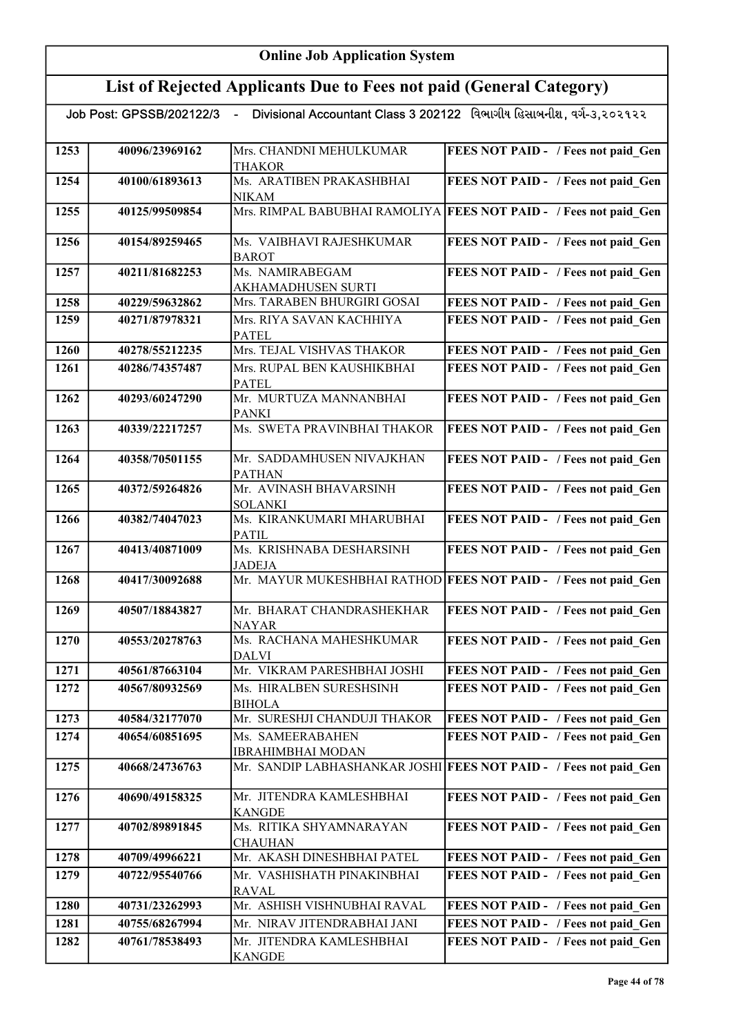# Online Job Application System

## List of Rejected Applicants Due to Fees not paid (General Category)

Job Post: GPSSB/202122/3 - Divisional Accountant Class 3 202122 વિભાગીય હિસાબનીશ, વર્ગ-૩,૨૦૨૧૨૨

| | | | |
|---|---|---|---|
| 1253 | 40096/23969162 | Mrs. CHANDNI MEHULKUMAR THAKOR | FEES NOT PAID - / Fees not paid_Gen |
| 1254 | 40100/61893613 | Ms. ARATIBEN PRAKASHBHAI NIKAM | FEES NOT PAID - / Fees not paid_Gen |
| 1255 | 40125/99509854 | Mrs. RIMPAL BABUBHAI RAMOLIYA | FEES NOT PAID - / Fees not paid_Gen |
| 1256 | 40154/89259465 | Ms. VAIBHAVI RAJESHKUMAR BAROT | FEES NOT PAID - / Fees not paid_Gen |
| 1257 | 40211/81682253 | Ms. NAMIRABEGAM AKHAMADHUSEN SURTI | FEES NOT PAID - / Fees not paid_Gen |
| 1258 | 40229/59632862 | Mrs. TARABEN BHURGIRI GOSAI | FEES NOT PAID - / Fees not paid_Gen |
| 1259 | 40271/87978321 | Mrs. RIYA SAVAN KACHHIYA PATEL | FEES NOT PAID - / Fees not paid_Gen |
| 1260 | 40278/55212235 | Mrs. TEJAL VISHVAS THAKOR | FEES NOT PAID - / Fees not paid_Gen |
| 1261 | 40286/74357487 | Mrs. RUPAL BEN KAUSHIKBHAI PATEL | FEES NOT PAID - / Fees not paid_Gen |
| 1262 | 40293/60247290 | Mr. MURTUZA MANNANBHAI PANKI | FEES NOT PAID - / Fees not paid_Gen |
| 1263 | 40339/22217257 | Ms. SWETA PRAVINBHAI THAKOR | FEES NOT PAID - / Fees not paid_Gen |
| 1264 | 40358/70501155 | Mr. SADDAMHUSEN NIVAJKHAN PATHAN | FEES NOT PAID - / Fees not paid_Gen |
| 1265 | 40372/59264826 | Mr. AVINASH BHAVARSINH SOLANKI | FEES NOT PAID - / Fees not paid_Gen |
| 1266 | 40382/74047023 | Ms. KIRANKUMARI MHARUBHAI PATIL | FEES NOT PAID - / Fees not paid_Gen |
| 1267 | 40413/40871009 | Ms. KRISHNABA DESHARSINH JADEJA | FEES NOT PAID - / Fees not paid_Gen |
| 1268 | 40417/30092688 | Mr. MAYUR MUKESHBHAI RATHOD | FEES NOT PAID - / Fees not paid_Gen |
| 1269 | 40507/18843827 | Mr. BHARAT CHANDRASHEKHAR NAYAR | FEES NOT PAID - / Fees not paid_Gen |
| 1270 | 40553/20278763 | Ms. RACHANA MAHESHKUMAR DALVI | FEES NOT PAID - / Fees not paid_Gen |
| 1271 | 40561/87663104 | Mr. VIKRAM PARESHBHAI JOSHI | FEES NOT PAID - / Fees not paid_Gen |
| 1272 | 40567/80932569 | Ms. HIRALBEN SURESHSINH BIHOLA | FEES NOT PAID - / Fees not paid_Gen |
| 1273 | 40584/32177070 | Mr. SURESHJI CHANDUJI THAKOR | FEES NOT PAID - / Fees not paid_Gen |
| 1274 | 40654/60851695 | Ms. SAMEERABAHEN IBRAHIMBHAI MODAN | FEES NOT PAID - / Fees not paid_Gen |
| 1275 | 40668/24736763 | Mr. SANDIP LABHASHANKAR JOSHI | FEES NOT PAID - / Fees not paid_Gen |
| 1276 | 40690/49158325 | Mr. JITENDRA KAMLESHBHAI KANGDE | FEES NOT PAID - / Fees not paid_Gen |
| 1277 | 40702/89891845 | Ms. RITIKA SHYAMNARAYAN CHAUHAN | FEES NOT PAID - / Fees not paid_Gen |
| 1278 | 40709/49966221 | Mr. AKASH DINESHBHAI PATEL | FEES NOT PAID - / Fees not paid_Gen |
| 1279 | 40722/95540766 | Mr. VASHISHATH PINAKINBHAI RAVAL | FEES NOT PAID - / Fees not paid_Gen |
| 1280 | 40731/23262993 | Mr. ASHISH VISHNUBHAI RAVAL | FEES NOT PAID - / Fees not paid_Gen |
| 1281 | 40755/68267994 | Mr. NIRAV JITENDRABHAI JANI | FEES NOT PAID - / Fees not paid_Gen |
| 1282 | 40761/78538493 | Mr. JITENDRA KAMLESHBHAI KANGDE | FEES NOT PAID - / Fees not paid_Gen |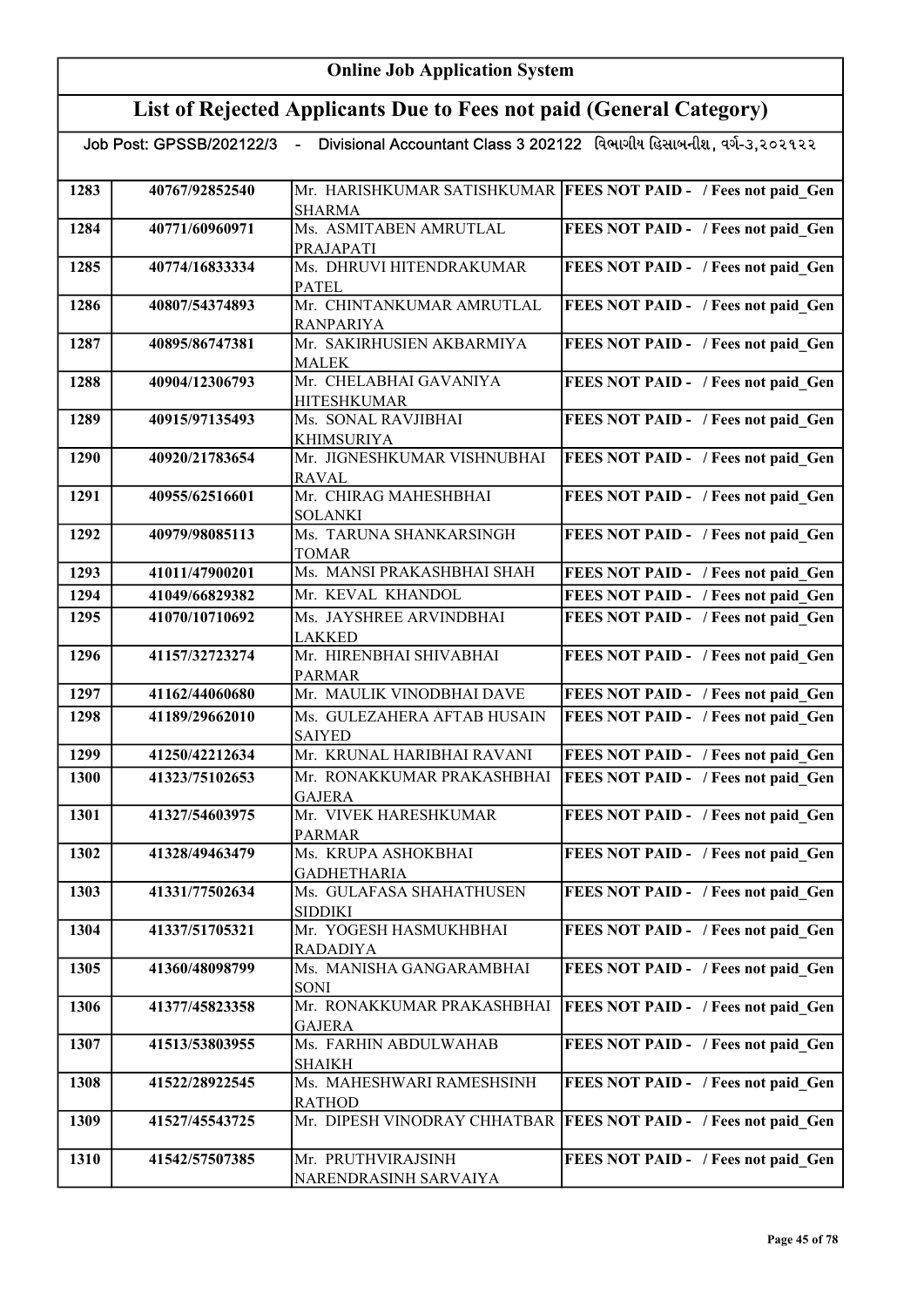# Online Job Application System

## List of Rejected Applicants Due to Fees not paid (General Category)

Job Post: GPSSB/202122/3 - Divisional Accountant Class 3 202122 વિભાગીય હિસાબનીશ, વર્ગ-૩,૨૦૨૧૨૨

| | | | |
|---|---|---|---|
| 1283 | 40767/92852540 | Mr. HARISHKUMAR SATISHKUMAR SHARMA | FEES NOT PAID - / Fees not paid_Gen |
| 1284 | 40771/60960971 | Ms. ASMITABEN AMRUTLAL PRAJAPATI | FEES NOT PAID - / Fees not paid_Gen |
| 1285 | 40774/16833334 | Ms. DHRUVI HITENDRAKUMAR PATEL | FEES NOT PAID - / Fees not paid_Gen |
| 1286 | 40807/54374893 | Mr. CHINTANKUMAR AMRUTLAL RANPARIYA | FEES NOT PAID - / Fees not paid_Gen |
| 1287 | 40895/86747381 | Mr. SAKIRHUSIEN AKBARMIYA MALEK | FEES NOT PAID - / Fees not paid_Gen |
| 1288 | 40904/12306793 | Mr. CHELABHAI GAVANIYA HITESHKUMAR | FEES NOT PAID - / Fees not paid_Gen |
| 1289 | 40915/97135493 | Ms. SONAL RAVJIBHAI KHIMSURIYA | FEES NOT PAID - / Fees not paid_Gen |
| 1290 | 40920/21783654 | Mr. JIGNESHKUMAR VISHNUBHAI RAVAL | FEES NOT PAID - / Fees not paid_Gen |
| 1291 | 40955/62516601 | Mr. CHIRAG MAHESHBHAI SOLANKI | FEES NOT PAID - / Fees not paid_Gen |
| 1292 | 40979/98085113 | Ms. TARUNA SHANKARSINGH TOMAR | FEES NOT PAID - / Fees not paid_Gen |
| 1293 | 41011/47900201 | Ms. MANSI PRAKASHBHAI SHAH | FEES NOT PAID - / Fees not paid_Gen |
| 1294 | 41049/66829382 | Mr. KEVAL KHANDOL | FEES NOT PAID - / Fees not paid_Gen |
| 1295 | 41070/10710692 | Ms. JAYSHREE ARVINDBHAI LAKKED | FEES NOT PAID - / Fees not paid_Gen |
| 1296 | 41157/32723274 | Mr. HIRENBHAI SHIVABHAI PARMAR | FEES NOT PAID - / Fees not paid_Gen |
| 1297 | 41162/44060680 | Mr. MAULIK VINODBHAI DAVE | FEES NOT PAID - / Fees not paid_Gen |
| 1298 | 41189/29662010 | Ms. GULEZAHERA AFTAB HUSAIN SAIYED | FEES NOT PAID - / Fees not paid_Gen |
| 1299 | 41250/42212634 | Mr. KRUNAL HARIBHAI RAVANI | FEES NOT PAID - / Fees not paid_Gen |
| 1300 | 41323/75102653 | Mr. RONAKKUMAR PRAKASHBHAI GAJERA | FEES NOT PAID - / Fees not paid_Gen |
| 1301 | 41327/54603975 | Mr. VIVEK HARESHKUMAR PARMAR | FEES NOT PAID - / Fees not paid_Gen |
| 1302 | 41328/49463479 | Ms. KRUPA ASHOKBHAI GADHETHARIA | FEES NOT PAID - / Fees not paid_Gen |
| 1303 | 41331/77502634 | Ms. GULAFASA SHAHATHUSEN SIDDIKI | FEES NOT PAID - / Fees not paid_Gen |
| 1304 | 41337/51705321 | Mr. YOGESH HASMUKHBHAI RADADIYA | FEES NOT PAID - / Fees not paid_Gen |
| 1305 | 41360/48098799 | Ms. MANISHA GANGARAMBHAI SONI | FEES NOT PAID - / Fees not paid_Gen |
| 1306 | 41377/45823358 | Mr. RONAKKUMAR PRAKASHBHAI GAJERA | FEES NOT PAID - / Fees not paid_Gen |
| 1307 | 41513/53803955 | Ms. FARHIN ABDULWAHAB SHAIKH | FEES NOT PAID - / Fees not paid_Gen |
| 1308 | 41522/28922545 | Ms. MAHESHWARI RAMESHSINH RATHOD | FEES NOT PAID - / Fees not paid_Gen |
| 1309 | 41527/45543725 | Mr. DIPESH VINODRAY CHHATBAR | FEES NOT PAID - / Fees not paid_Gen |
| 1310 | 41542/57507385 | Mr. PRUTHVIRAJSINH NARENDRASINH SARVAIYA | FEES NOT PAID - / Fees not paid_Gen |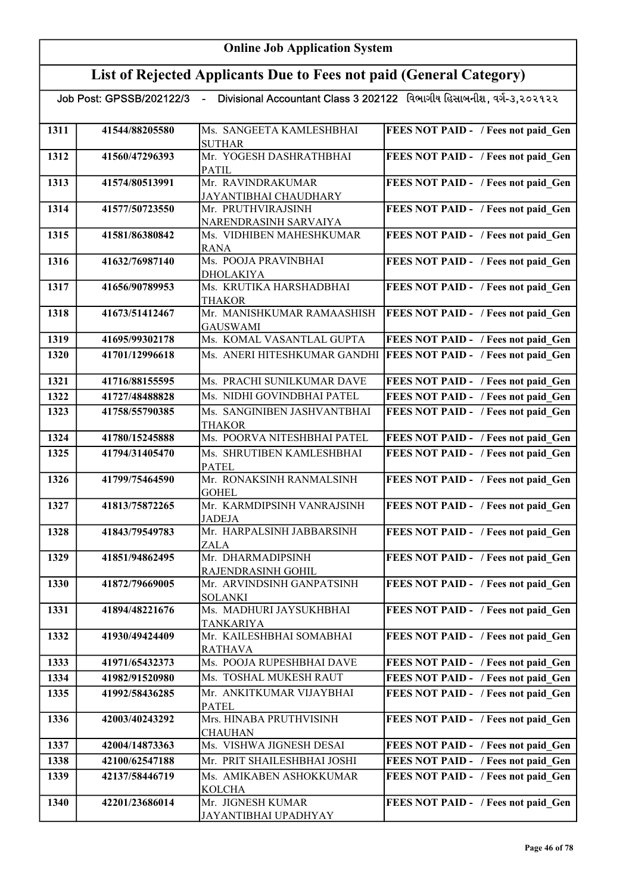# Online Job Application System

## List of Rejected Applicants Due to Fees not paid (General Category)

Job Post: GPSSB/202122/3 - Divisional Accountant Class 3 202122 વિભાગીય હિસાબનીશ, વર્ગ-૩,૨૦૨૧૨૨

| | | | |
|---|---|---|---|
| 1311 | 41544/88205580 | Ms. SANGEETA KAMLESHBHAI SUTHAR | FEES NOT PAID - / Fees not paid_Gen |
| 1312 | 41560/47296393 | Mr. YOGESH DASHRATHBHAI PATIL | FEES NOT PAID - / Fees not paid_Gen |
| 1313 | 41574/80513991 | Mr. RAVINDRAKUMAR JAYANTIBHAI CHAUDHARY | FEES NOT PAID - / Fees not paid_Gen |
| 1314 | 41577/50723550 | Mr. PRUTHVIRAJSINH NARENDRASINH SARVAIYA | FEES NOT PAID - / Fees not paid_Gen |
| 1315 | 41581/86380842 | Ms. VIDHIBEN MAHESHKUMAR RANA | FEES NOT PAID - / Fees not paid_Gen |
| 1316 | 41632/76987140 | Ms. POOJA PRAVINBHAI DHOLAKIYA | FEES NOT PAID - / Fees not paid_Gen |
| 1317 | 41656/90789953 | Ms. KRUTIKA HARSHADBHAI THAKOR | FEES NOT PAID - / Fees not paid_Gen |
| 1318 | 41673/51412467 | Mr. MANISHKUMAR RAMAASHISH GAUSWAMI | FEES NOT PAID - / Fees not paid_Gen |
| 1319 | 41695/99302178 | Ms. KOMAL VASANTLAL GUPTA | FEES NOT PAID - / Fees not paid_Gen |
| 1320 | 41701/12996618 | Ms. ANERI HITESHKUMAR GANDHI | FEES NOT PAID - / Fees not paid_Gen |
| 1321 | 41716/88155595 | Ms. PRACHI SUNILKUMAR DAVE | FEES NOT PAID - / Fees not paid_Gen |
| 1322 | 41727/48488828 | Ms. NIDHI GOVINDBHAI PATEL | FEES NOT PAID - / Fees not paid_Gen |
| 1323 | 41758/55790385 | Ms. SANGINIBEN JASHVANTBHAI THAKOR | FEES NOT PAID - / Fees not paid_Gen |
| 1324 | 41780/15245888 | Ms. POORVA NITESHBHAI PATEL | FEES NOT PAID - / Fees not paid_Gen |
| 1325 | 41794/31405470 | Ms. SHRUTIBEN KAMLESHBHAI PATEL | FEES NOT PAID - / Fees not paid_Gen |
| 1326 | 41799/75464590 | Mr. RONAKSINH RANMALSINH GOHEL | FEES NOT PAID - / Fees not paid_Gen |
| 1327 | 41813/75872265 | Mr. KARMDIPSINH VANRAJSINH JADEJA | FEES NOT PAID - / Fees not paid_Gen |
| 1328 | 41843/79549783 | Mr. HARPALSINH JABBARSINH ZALA | FEES NOT PAID - / Fees not paid_Gen |
| 1329 | 41851/94862495 | Mr. DHARMADIPSINH RAJENDRASINH GOHIL | FEES NOT PAID - / Fees not paid_Gen |
| 1330 | 41872/79669005 | Mr. ARVINDSINH GANPATSINH SOLANKI | FEES NOT PAID - / Fees not paid_Gen |
| 1331 | 41894/48221676 | Ms. MADHURI JAYSUKHBHAI TANKARIYA | FEES NOT PAID - / Fees not paid_Gen |
| 1332 | 41930/49424409 | Mr. KAILESHBHAI SOMABHAI RATHAVA | FEES NOT PAID - / Fees not paid_Gen |
| 1333 | 41971/65432373 | Ms. POOJA RUPESHBHAI DAVE | FEES NOT PAID - / Fees not paid_Gen |
| 1334 | 41982/91520980 | Ms. TOSHAL MUKESH RAUT | FEES NOT PAID - / Fees not paid_Gen |
| 1335 | 41992/58436285 | Mr. ANKITKUMAR VIJAYBHAI PATEL | FEES NOT PAID - / Fees not paid_Gen |
| 1336 | 42003/40243292 | Mrs. HINABA PRUTHVISINH CHAUHAN | FEES NOT PAID - / Fees not paid_Gen |
| 1337 | 42004/14873363 | Ms. VISHWA JIGNESH DESAI | FEES NOT PAID - / Fees not paid_Gen |
| 1338 | 42100/62547188 | Mr. PRIT SHAILESHBHAI JOSHI | FEES NOT PAID - / Fees not paid_Gen |
| 1339 | 42137/58446719 | Ms. AMIKABEN ASHOKKUMAR KOLCHA | FEES NOT PAID - / Fees not paid_Gen |
| 1340 | 42201/23686014 | Mr. JIGNESH KUMAR JAYANTIBHAI UPADHYAY | FEES NOT PAID - / Fees not paid_Gen |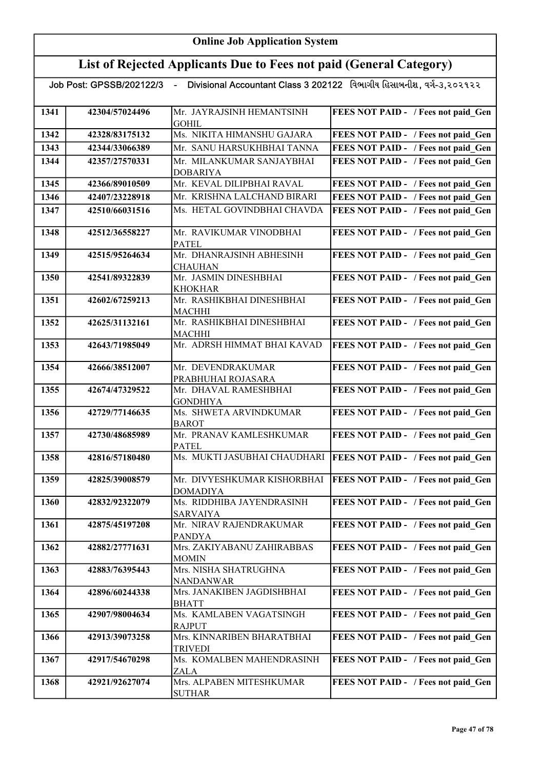# Online Job Application System

## List of Rejected Applicants Due to Fees not paid (General Category)

Job Post: GPSSB/202122/3 - Divisional Accountant Class 3 202122 વિભાગીય હિસાબનીશ, વર્ગ-૩,૨૦૨૧૨૨

| | | | |
|---|---|---|---|
| 1341 | 42304/57024496 | Mr. JAYRAJSINH HEMANTSINH GOHIL | FEES NOT PAID - / Fees not paid_Gen |
| 1342 | 42328/83175132 | Ms. NIKITA HIMANSHU GAJARA | FEES NOT PAID - / Fees not paid_Gen |
| 1343 | 42344/33066389 | Mr. SANU HARSUKHBHAI TANNA | FEES NOT PAID - / Fees not paid_Gen |
| 1344 | 42357/27570331 | Mr. MILANKUMAR SANJAYBHAI DOBARIYA | FEES NOT PAID - / Fees not paid_Gen |
| 1345 | 42366/89010509 | Mr. KEVAL DILIPBHAI RAVAL | FEES NOT PAID - / Fees not paid_Gen |
| 1346 | 42407/23228918 | Mr. KRISHNA LALCHAND BIRARI | FEES NOT PAID - / Fees not paid_Gen |
| 1347 | 42510/66031516 | Ms. HETAL GOVINDBHAI CHAVDA | FEES NOT PAID - / Fees not paid_Gen |
| 1348 | 42512/36558227 | Mr. RAVIKUMAR VINODBHAI PATEL | FEES NOT PAID - / Fees not paid_Gen |
| 1349 | 42515/95264634 | Mr. DHANRAJSINH ABHESINH CHAUHAN | FEES NOT PAID - / Fees not paid_Gen |
| 1350 | 42541/89322839 | Mr. JASMIN DINESHBHAI KHOKHAR | FEES NOT PAID - / Fees not paid_Gen |
| 1351 | 42602/67259213 | Mr. RASHIKBHAI DINESHBHAI MACHHI | FEES NOT PAID - / Fees not paid_Gen |
| 1352 | 42625/31132161 | Mr. RASHIKBHAI DINESHBHAI MACHHI | FEES NOT PAID - / Fees not paid_Gen |
| 1353 | 42643/71985049 | Mr. ADRSH HIMMAT BHAI KAVAD | FEES NOT PAID - / Fees not paid_Gen |
| 1354 | 42666/38512007 | Mr. DEVENDRAKUMAR PRABHUHAI ROJASARA | FEES NOT PAID - / Fees not paid_Gen |
| 1355 | 42674/47329522 | Mr. DHAVAL RAMESHBHAI GONDHIYA | FEES NOT PAID - / Fees not paid_Gen |
| 1356 | 42729/77146635 | Ms. SHWETA ARVINDKUMAR BAROT | FEES NOT PAID - / Fees not paid_Gen |
| 1357 | 42730/48685989 | Mr. PRANAV KAMLESHKUMAR PATEL | FEES NOT PAID - / Fees not paid_Gen |
| 1358 | 42816/57180480 | Ms. MUKTI JASUBHAI CHAUDHARI | FEES NOT PAID - / Fees not paid_Gen |
| 1359 | 42825/39008579 | Mr. DIVYESHKUMAR KISHORBHAI DOMADIYA | FEES NOT PAID - / Fees not paid_Gen |
| 1360 | 42832/92322079 | Ms. RIDDHIBA JAYENDRASINH SARVAIYA | FEES NOT PAID - / Fees not paid_Gen |
| 1361 | 42875/45197208 | Mr. NIRAV RAJENDRAKUMAR PANDYA | FEES NOT PAID - / Fees not paid_Gen |
| 1362 | 42882/27771631 | Mrs. ZAKIYABANU ZAHIRABBAS MOMIN | FEES NOT PAID - / Fees not paid_Gen |
| 1363 | 42883/76395443 | Mrs. NISHA SHATRUGHNA NANDANWAR | FEES NOT PAID - / Fees not paid_Gen |
| 1364 | 42896/60244338 | Mrs. JANAKIBEN JAGDISHBHAI BHATT | FEES NOT PAID - / Fees not paid_Gen |
| 1365 | 42907/98004634 | Ms. KAMLABEN VAGATSINGH RAJPUT | FEES NOT PAID - / Fees not paid_Gen |
| 1366 | 42913/39073258 | Mrs. KINNARIBEN BHARATBHAI TRIVEDI | FEES NOT PAID - / Fees not paid_Gen |
| 1367 | 42917/54670298 | Ms. KOMALBEN MAHENDRASINH ZALA | FEES NOT PAID - / Fees not paid_Gen |
| 1368 | 42921/92627074 | Mrs. ALPABEN MITESHKUMAR SUTHAR | FEES NOT PAID - / Fees not paid_Gen |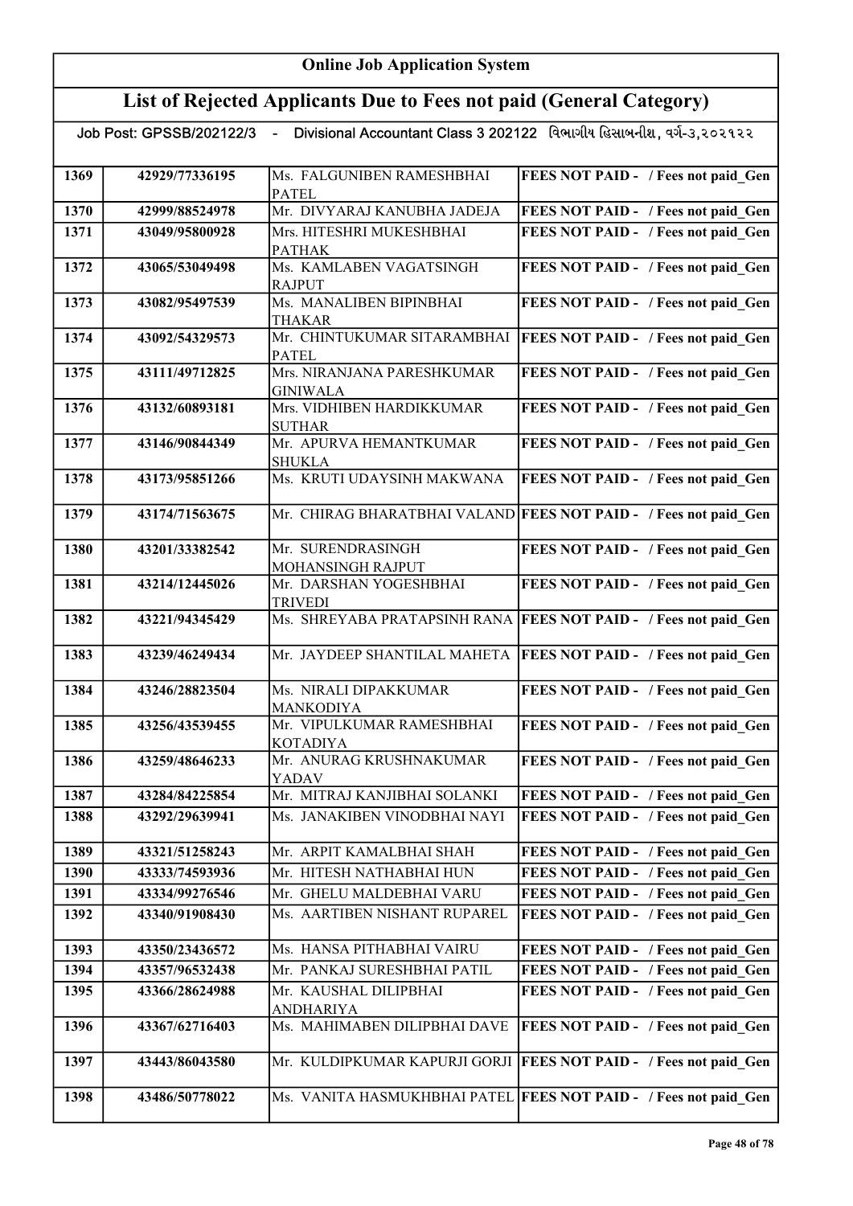# Online Job Application System

## List of Rejected Applicants Due to Fees not paid (General Category)

Job Post: GPSSB/202122/3 - Divisional Accountant Class 3 202122 વિભાગીય હિસાબનીશ, વર્ગ-૩,૨૦૨૧૨૨

| | | | |
|---|---|---|---|
| 1369 | 42929/77336195 | Ms. FALGUNIBEN RAMESHBHAI PATEL | FEES NOT PAID - / Fees not paid_Gen |
| 1370 | 42999/88524978 | Mr. DIVYARAJ KANUBHA JADEJA | FEES NOT PAID - / Fees not paid_Gen |
| 1371 | 43049/95800928 | Mrs. HITESHRI MUKESHBHAI PATHAK | FEES NOT PAID - / Fees not paid_Gen |
| 1372 | 43065/53049498 | Ms. KAMLABEN VAGATSINGH RAJPUT | FEES NOT PAID - / Fees not paid_Gen |
| 1373 | 43082/95497539 | Ms. MANALIBEN BIPINBHAI THAKAR | FEES NOT PAID - / Fees not paid_Gen |
| 1374 | 43092/54329573 | Mr. CHINTUKUMAR SITARAMBHAI PATEL | FEES NOT PAID - / Fees not paid_Gen |
| 1375 | 43111/49712825 | Mrs. NIRANJANA PARESHKUMAR GINIWALA | FEES NOT PAID - / Fees not paid_Gen |
| 1376 | 43132/60893181 | Mrs. VIDHIBEN HARDIKKUMAR SUTHAR | FEES NOT PAID - / Fees not paid_Gen |
| 1377 | 43146/90844349 | Mr. APURVA HEMANTKUMAR SHUKLA | FEES NOT PAID - / Fees not paid_Gen |
| 1378 | 43173/95851266 | Ms. KRUTI UDAYSINH MAKWANA | FEES NOT PAID - / Fees not paid_Gen |
| 1379 | 43174/71563675 | Mr. CHIRAG BHARATBHAI VALAND | FEES NOT PAID - / Fees not paid_Gen |
| 1380 | 43201/33382542 | Mr. SURENDRASINGH MOHANSINGH RAJPUT | FEES NOT PAID - / Fees not paid_Gen |
| 1381 | 43214/12445026 | Mr. DARSHAN YOGESHBHAI TRIVEDI | FEES NOT PAID - / Fees not paid_Gen |
| 1382 | 43221/94345429 | Ms. SHREYABA PRATAPSINH RANA | FEES NOT PAID - / Fees not paid_Gen |
| 1383 | 43239/46249434 | Mr. JAYDEEP SHANTILAL MAHETA | FEES NOT PAID - / Fees not paid_Gen |
| 1384 | 43246/28823504 | Ms. NIRALI DIPAKKUMAR MANKODIYA | FEES NOT PAID - / Fees not paid_Gen |
| 1385 | 43256/43539455 | Mr. VIPULKUMAR RAMESHBHAI KOTADIYA | FEES NOT PAID - / Fees not paid_Gen |
| 1386 | 43259/48646233 | Mr. ANURAG KRUSHNAKUMAR YADAV | FEES NOT PAID - / Fees not paid_Gen |
| 1387 | 43284/84225854 | Mr. MITRAJ KANJIBHAI SOLANKI | FEES NOT PAID - / Fees not paid_Gen |
| 1388 | 43292/29639941 | Ms. JANAKIBEN VINODBHAI NAYI | FEES NOT PAID - / Fees not paid_Gen |
| 1389 | 43321/51258243 | Mr. ARPIT KAMALBHAI SHAH | FEES NOT PAID - / Fees not paid_Gen |
| 1390 | 43333/74593936 | Mr. HITESH NATHABHAI HUN | FEES NOT PAID - / Fees not paid_Gen |
| 1391 | 43334/99276546 | Mr. GHELU MALDEBHAI VARU | FEES NOT PAID - / Fees not paid_Gen |
| 1392 | 43340/91908430 | Ms. AARTIBEN NISHANT RUPAREL | FEES NOT PAID - / Fees not paid_Gen |
| 1393 | 43350/23436572 | Ms. HANSA PITHABHAI VAIRU | FEES NOT PAID - / Fees not paid_Gen |
| 1394 | 43357/96532438 | Mr. PANKAJ SURESHBHAI PATIL | FEES NOT PAID - / Fees not paid_Gen |
| 1395 | 43366/28624988 | Mr. KAUSHAL DILIPBHAI ANDHARIYA | FEES NOT PAID - / Fees not paid_Gen |
| 1396 | 43367/62716403 | Ms. MAHIMABEN DILIPBHAI DAVE | FEES NOT PAID - / Fees not paid_Gen |
| 1397 | 43443/86043580 | Mr. KULDIPKUMAR KAPURJI GORJI | FEES NOT PAID - / Fees not paid_Gen |
| 1398 | 43486/50778022 | Ms. VANITA HASMUKHBHAI PATEL | FEES NOT PAID - / Fees not paid_Gen |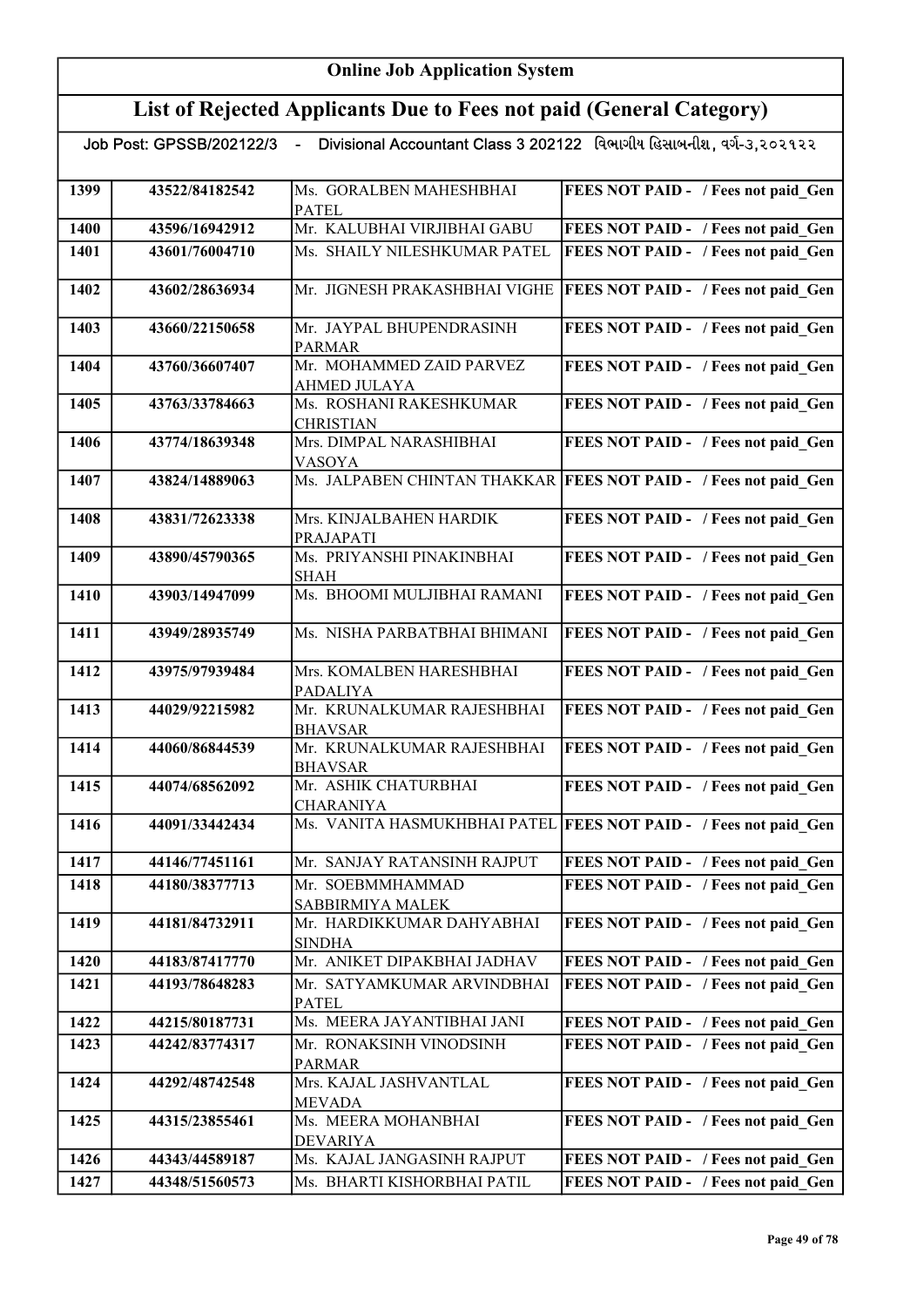## Online Job Application System

## List of Rejected Applicants Due to Fees not paid (General Category)

Job Post: GPSSB/202122/3 - Divisional Accountant Class 3 202122 વિભાગીય હિસાબનીશ, વર્ગ-૩,૨૦૨૧૨૨

| | | | |
|---|---|---|---|
| 1399 | 43522/84182542 | Ms. GORALBEN MAHESHBHAI PATEL | FEES NOT PAID - / Fees not paid_Gen |
| 1400 | 43596/16942912 | Mr. KALUBHAI VIRJIBHAI GABU | FEES NOT PAID - / Fees not paid_Gen |
| 1401 | 43601/76004710 | Ms. SHAILY NILESHKUMAR PATEL | FEES NOT PAID - / Fees not paid_Gen |
| 1402 | 43602/28636934 | Mr. JIGNESH PRAKASHBHAI VIGHE | FEES NOT PAID - / Fees not paid_Gen |
| 1403 | 43660/22150658 | Mr. JAYPAL BHUPENDRASINH PARMAR | FEES NOT PAID - / Fees not paid_Gen |
| 1404 | 43760/36607407 | Mr. MOHAMMED ZAID PARVEZ AHMED JULAYA | FEES NOT PAID - / Fees not paid_Gen |
| 1405 | 43763/33784663 | Ms. ROSHANI RAKESHKUMAR CHRISTIAN | FEES NOT PAID - / Fees not paid_Gen |
| 1406 | 43774/18639348 | Mrs. DIMPAL NARASHIBHAI VASOYA | FEES NOT PAID - / Fees not paid_Gen |
| 1407 | 43824/14889063 | Ms. JALPABEN CHINTAN THAKKAR | FEES NOT PAID - / Fees not paid_Gen |
| 1408 | 43831/72623338 | Mrs. KINJALBAHEN HARDIK PRAJAPATI | FEES NOT PAID - / Fees not paid_Gen |
| 1409 | 43890/45790365 | Ms. PRIYANSHI PINAKINBHAI SHAH | FEES NOT PAID - / Fees not paid_Gen |
| 1410 | 43903/14947099 | Ms. BHOOMI MULJIBHAI RAMANI | FEES NOT PAID - / Fees not paid_Gen |
| 1411 | 43949/28935749 | Ms. NISHA PARBATBHAI BHIMANI | FEES NOT PAID - / Fees not paid_Gen |
| 1412 | 43975/97939484 | Mrs. KOMALBEN HARESHBHAI PADALIYA | FEES NOT PAID - / Fees not paid_Gen |
| 1413 | 44029/92215982 | Mr. KRUNALKUMAR RAJESHBHAI BHAVSAR | FEES NOT PAID - / Fees not paid_Gen |
| 1414 | 44060/86844539 | Mr. KRUNALKUMAR RAJESHBHAI BHAVSAR | FEES NOT PAID - / Fees not paid_Gen |
| 1415 | 44074/68562092 | Mr. ASHIK CHATURBHAI CHARANIYA | FEES NOT PAID - / Fees not paid_Gen |
| 1416 | 44091/33442434 | Ms. VANITA HASMUKHBHAI PATEL | FEES NOT PAID - / Fees not paid_Gen |
| 1417 | 44146/77451161 | Mr. SANJAY RATANSINH RAJPUT | FEES NOT PAID - / Fees not paid_Gen |
| 1418 | 44180/38377713 | Mr. SOEBMMHAMMAD SABBIRMIYA MALEK | FEES NOT PAID - / Fees not paid_Gen |
| 1419 | 44181/84732911 | Mr. HARDIKKUMAR DAHYABHAI SINDHA | FEES NOT PAID - / Fees not paid_Gen |
| 1420 | 44183/87417770 | Mr. ANIKET DIPAKBHAI JADHAV | FEES NOT PAID - / Fees not paid_Gen |
| 1421 | 44193/78648283 | Mr. SATYAMKUMAR ARVINDBHAI PATEL | FEES NOT PAID - / Fees not paid_Gen |
| 1422 | 44215/80187731 | Ms. MEERA JAYANTIBHAI JANI | FEES NOT PAID - / Fees not paid_Gen |
| 1423 | 44242/83774317 | Mr. RONAKSINH VINODSINH PARMAR | FEES NOT PAID - / Fees not paid_Gen |
| 1424 | 44292/48742548 | Mrs. KAJAL JASHVANTLAL MEVADA | FEES NOT PAID - / Fees not paid_Gen |
| 1425 | 44315/23855461 | Ms. MEERA MOHANBHAI DEVARIYA | FEES NOT PAID - / Fees not paid_Gen |
| 1426 | 44343/44589187 | Ms. KAJAL JANGASINH RAJPUT | FEES NOT PAID - / Fees not paid_Gen |
| 1427 | 44348/51560573 | Ms. BHARTI KISHORBHAI PATIL | FEES NOT PAID - / Fees not paid_Gen |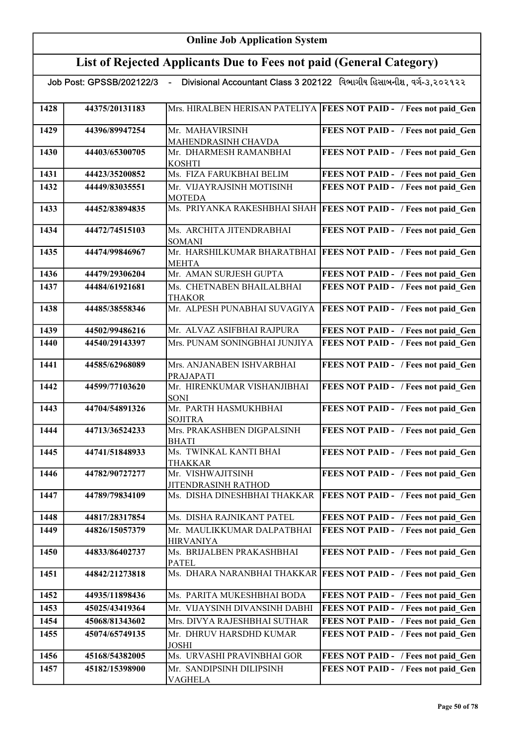# Online Job Application System

## List of Rejected Applicants Due to Fees not paid (General Category)

Job Post: GPSSB/202122/3 - Divisional Accountant Class 3 202122 વિભાગીય હિસાબનીશ, વર્ગ-૩,૨૦૨૧૨૨

| | | | |
|---|---|---|---|
| 1428 | 44375/20131183 | Mrs. HIRALBEN HERISAN PATELIYA | FEES NOT PAID - / Fees not paid_Gen |
| 1429 | 44396/89947254 | Mr. MAHAVIRSINH MAHENDRASINH CHAVDA | FEES NOT PAID - / Fees not paid_Gen |
| 1430 | 44403/65300705 | Mr. DHARMESH RAMANBHAI KOSHTI | FEES NOT PAID - / Fees not paid_Gen |
| 1431 | 44423/35200852 | Ms. FIZA FARUKBHAI BELIM | FEES NOT PAID - / Fees not paid_Gen |
| 1432 | 44449/83035551 | Mr. VIJAYRAJSINH MOTISINH MOTEDA | FEES NOT PAID - / Fees not paid_Gen |
| 1433 | 44452/83894835 | Ms. PRIYANKA RAKESHBHAI SHAH | FEES NOT PAID - / Fees not paid_Gen |
| 1434 | 44472/74515103 | Ms. ARCHITA JITENDRABHAI SOMANI | FEES NOT PAID - / Fees not paid_Gen |
| 1435 | 44474/99846967 | Mr. HARSHILKUMAR BHARATBHAI MEHTA | FEES NOT PAID - / Fees not paid_Gen |
| 1436 | 44479/29306204 | Mr. AMAN SURJESH GUPTA | FEES NOT PAID - / Fees not paid_Gen |
| 1437 | 44484/61921681 | Ms. CHETNABEN BHAILALBHAI THAKOR | FEES NOT PAID - / Fees not paid_Gen |
| 1438 | 44485/38558346 | Mr. ALPESH PUNABHAI SUVAGIYA | FEES NOT PAID - / Fees not paid_Gen |
| 1439 | 44502/99486216 | Mr. ALVAZ ASIFBHAI RAJPURA | FEES NOT PAID - / Fees not paid_Gen |
| 1440 | 44540/29143397 | Mrs. PUNAM SONINGBHAI JUNJIYA | FEES NOT PAID - / Fees not paid_Gen |
| 1441 | 44585/62968089 | Mrs. ANJANABEN ISHVARBHAI PRAJAPATI | FEES NOT PAID - / Fees not paid_Gen |
| 1442 | 44599/77103620 | Mr. HIRENKUMAR VISHANJIBHAI SONI | FEES NOT PAID - / Fees not paid_Gen |
| 1443 | 44704/54891326 | Mr. PARTH HASMUKHBHAI SOJITRA | FEES NOT PAID - / Fees not paid_Gen |
| 1444 | 44713/36524233 | Mrs. PRAKASHBEN DIGPALSINH BHATI | FEES NOT PAID - / Fees not paid_Gen |
| 1445 | 44741/51848933 | Ms. TWINKAL KANTI BHAI THAKKAR | FEES NOT PAID - / Fees not paid_Gen |
| 1446 | 44782/90727277 | Mr. VISHWAJITSINH JITENDRASINH RATHOD | FEES NOT PAID - / Fees not paid_Gen |
| 1447 | 44789/79834109 | Ms. DISHA DINESHBHAI THAKKAR | FEES NOT PAID - / Fees not paid_Gen |
| 1448 | 44817/28317854 | Ms. DISHA RAJNIKANT PATEL | FEES NOT PAID - / Fees not paid_Gen |
| 1449 | 44826/15057379 | Mr. MAULIKKUMAR DALPATBHAI HIRVANIYA | FEES NOT PAID - / Fees not paid_Gen |
| 1450 | 44833/86402737 | Ms. BRIJALBEN PRAKASHBHAI PATEL | FEES NOT PAID - / Fees not paid_Gen |
| 1451 | 44842/21273818 | Ms. DHARA NARANBHAI THAKKAR | FEES NOT PAID - / Fees not paid_Gen |
| 1452 | 44935/11898436 | Ms. PARITA MUKESHBHAI BODA | FEES NOT PAID - / Fees not paid_Gen |
| 1453 | 45025/43419364 | Mr. VIJAYSINH DIVANSINH DABHI | FEES NOT PAID - / Fees not paid_Gen |
| 1454 | 45068/81343602 | Mrs. DIVYA RAJESHBHAI SUTHAR | FEES NOT PAID - / Fees not paid_Gen |
| 1455 | 45074/65749135 | Mr. DHRUV HARSDHD KUMAR JOSHI | FEES NOT PAID - / Fees not paid_Gen |
| 1456 | 45168/54382005 | Ms. URVASHI PRAVINBHAI GOR | FEES NOT PAID - / Fees not paid_Gen |
| 1457 | 45182/15398900 | Mr. SANDIPSINH DILIPSINH VAGHELA | FEES NOT PAID - / Fees not paid_Gen |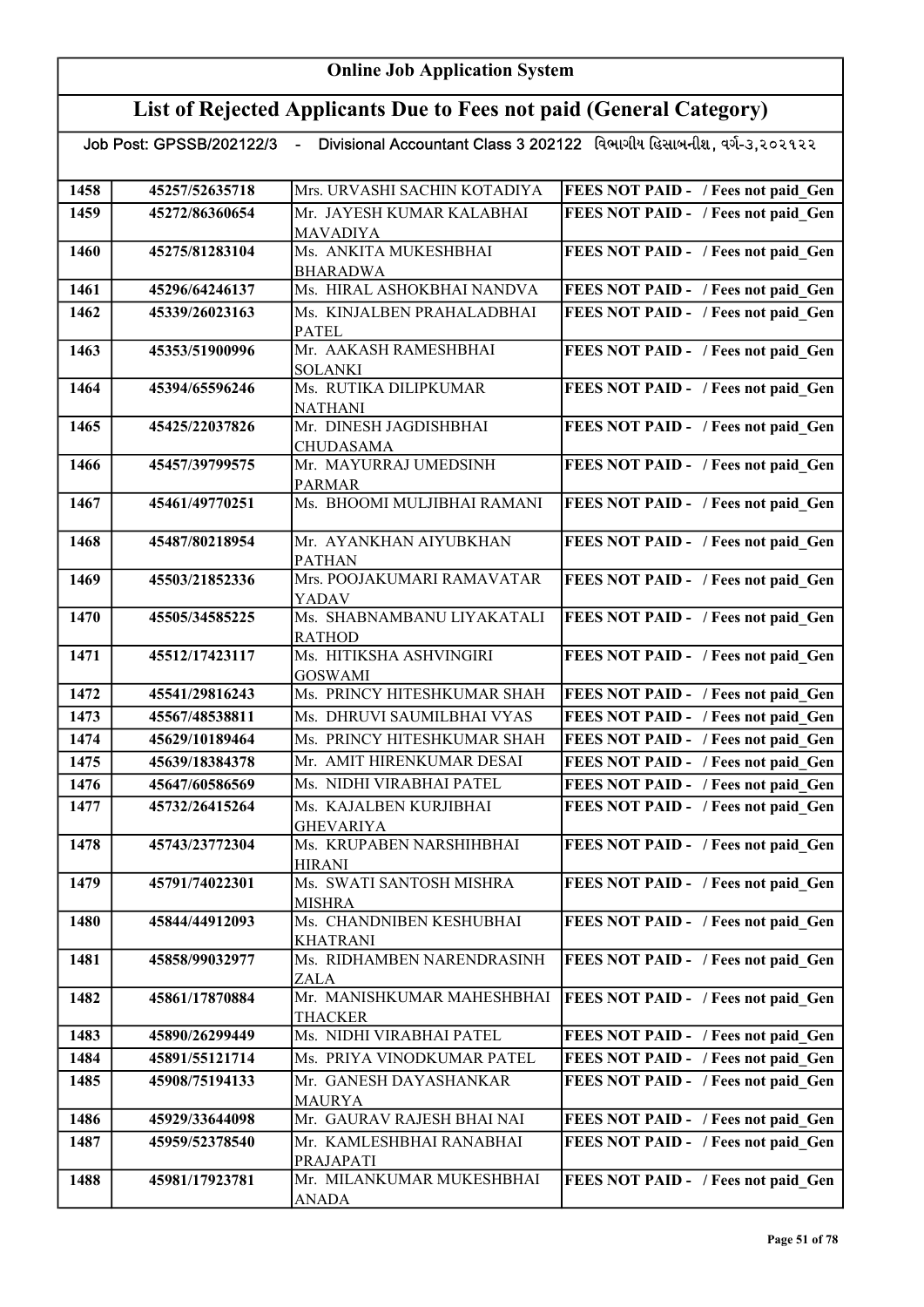# Online Job Application System

## List of Rejected Applicants Due to Fees not paid (General Category)

Job Post: GPSSB/202122/3 - Divisional Accountant Class 3 202122 વિભાગીય હિસાબનીશ, વર્ગ-૩,૨૦૨૧૨૨

| | | | |
|---|---|---|---|
| 1458 | 45257/52635718 | Mrs. URVASHI SACHIN KOTADIYA | FEES NOT PAID - / Fees not paid_Gen |
| 1459 | 45272/86360654 | Mr. JAYESH KUMAR KALABHAI MAVADIYA | FEES NOT PAID - / Fees not paid_Gen |
| 1460 | 45275/81283104 | Ms. ANKITA MUKESHBHAI BHARADWA | FEES NOT PAID - / Fees not paid_Gen |
| 1461 | 45296/64246137 | Ms. HIRAL ASHOKBHAI NANDVA | FEES NOT PAID - / Fees not paid_Gen |
| 1462 | 45339/26023163 | Ms. KINJALBEN PRAHALADBHAI PATEL | FEES NOT PAID - / Fees not paid_Gen |
| 1463 | 45353/51900996 | Mr. AAKASH RAMESHBHAI SOLANKI | FEES NOT PAID - / Fees not paid_Gen |
| 1464 | 45394/65596246 | Ms. RUTIKA DILIPKUMAR NATHANI | FEES NOT PAID - / Fees not paid_Gen |
| 1465 | 45425/22037826 | Mr. DINESH JAGDISHBHAI CHUDASAMA | FEES NOT PAID - / Fees not paid_Gen |
| 1466 | 45457/39799575 | Mr. MAYURRAJ UMEDSINH PARMAR | FEES NOT PAID - / Fees not paid_Gen |
| 1467 | 45461/49770251 | Ms. BHOOMI MULJIBHAI RAMANI | FEES NOT PAID - / Fees not paid_Gen |
| 1468 | 45487/80218954 | Mr. AYANKHAN AIYUBKHAN PATHAN | FEES NOT PAID - / Fees not paid_Gen |
| 1469 | 45503/21852336 | Mrs. POOJAKUMARI RAMAVATAR YADAV | FEES NOT PAID - / Fees not paid_Gen |
| 1470 | 45505/34585225 | Ms. SHABNAMBANU LIYAKATALI RATHOD | FEES NOT PAID - / Fees not paid_Gen |
| 1471 | 45512/17423117 | Ms. HITIKSHA ASHVINGIRI GOSWAMI | FEES NOT PAID - / Fees not paid_Gen |
| 1472 | 45541/29816243 | Ms. PRINCY HITESHKUMAR SHAH | FEES NOT PAID - / Fees not paid_Gen |
| 1473 | 45567/48538811 | Ms. DHRUVI SAUMILBHAI VYAS | FEES NOT PAID - / Fees not paid_Gen |
| 1474 | 45629/10189464 | Ms. PRINCY HITESHKUMAR SHAH | FEES NOT PAID - / Fees not paid_Gen |
| 1475 | 45639/18384378 | Mr. AMIT HIRENKUMAR DESAI | FEES NOT PAID - / Fees not paid_Gen |
| 1476 | 45647/60586569 | Ms. NIDHI VIRABHAI PATEL | FEES NOT PAID - / Fees not paid_Gen |
| 1477 | 45732/26415264 | Ms. KAJALBEN KURJIBHAI GHEVARIYA | FEES NOT PAID - / Fees not paid_Gen |
| 1478 | 45743/23772304 | Ms. KRUPABEN NARSHIHBHAI HIRANI | FEES NOT PAID - / Fees not paid_Gen |
| 1479 | 45791/74022301 | Ms. SWATI SANTOSH MISHRA MISHRA | FEES NOT PAID - / Fees not paid_Gen |
| 1480 | 45844/44912093 | Ms. CHANDNIBEN KESHUBHAI KHATRANI | FEES NOT PAID - / Fees not paid_Gen |
| 1481 | 45858/99032977 | Ms. RIDHAMBEN NARENDRASINH ZALA | FEES NOT PAID - / Fees not paid_Gen |
| 1482 | 45861/17870884 | Mr. MANISHKUMAR MAHESHBHAI THACKER | FEES NOT PAID - / Fees not paid_Gen |
| 1483 | 45890/26299449 | Ms. NIDHI VIRABHAI PATEL | FEES NOT PAID - / Fees not paid_Gen |
| 1484 | 45891/55121714 | Ms. PRIYA VINODKUMAR PATEL | FEES NOT PAID - / Fees not paid_Gen |
| 1485 | 45908/75194133 | Mr. GANESH DAYASHANKAR MAURYA | FEES NOT PAID - / Fees not paid_Gen |
| 1486 | 45929/33644098 | Mr. GAURAV RAJESH BHAI NAI | FEES NOT PAID - / Fees not paid_Gen |
| 1487 | 45959/52378540 | Mr. KAMLESHBHAI RANABHAI PRAJAPATI | FEES NOT PAID - / Fees not paid_Gen |
| 1488 | 45981/17923781 | Mr. MILANKUMAR MUKESHBHAI ANADA | FEES NOT PAID - / Fees not paid_Gen |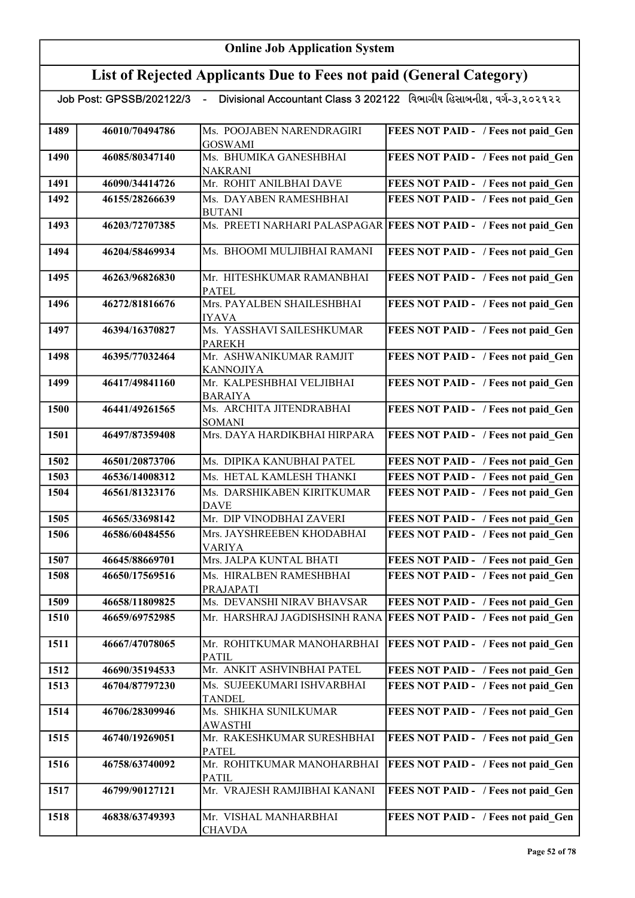# Online Job Application System

## List of Rejected Applicants Due to Fees not paid (General Category)

Job Post: GPSSB/202122/3 - Divisional Accountant Class 3 202122 વિભાગીય હિસાબનીશ, વર્ગ-૩,૨૦૨૧૨૨

| | | | |
|---|---|---|---|
| 1489 | 46010/70494786 | Ms. POOJABEN NARENDRAGIRI GOSWAMI | FEES NOT PAID - / Fees not paid_Gen |
| 1490 | 46085/80347140 | Ms. BHUMIKA GANESHBHAI NAKRANI | FEES NOT PAID - / Fees not paid_Gen |
| 1491 | 46090/34414726 | Mr. ROHIT ANILBHAI DAVE | FEES NOT PAID - / Fees not paid_Gen |
| 1492 | 46155/28266639 | Ms. DAYABEN RAMESHBHAI BUTANI | FEES NOT PAID - / Fees not paid_Gen |
| 1493 | 46203/72707385 | Ms. PREETI NARHARI PALASPAGAR | FEES NOT PAID - / Fees not paid_Gen |
| 1494 | 46204/58469934 | Ms. BHOOMI MULJIBHAI RAMANI | FEES NOT PAID - / Fees not paid_Gen |
| 1495 | 46263/96826830 | Mr. HITESHKUMAR RAMANBHAI PATEL | FEES NOT PAID - / Fees not paid_Gen |
| 1496 | 46272/81816676 | Mrs. PAYALBEN SHAILESHBHAI IYAVA | FEES NOT PAID - / Fees not paid_Gen |
| 1497 | 46394/16370827 | Ms. YASSHAVI SAILESHKUMAR PAREKH | FEES NOT PAID - / Fees not paid_Gen |
| 1498 | 46395/77032464 | Mr. ASHWANIKUMAR RAMJIT KANNOJIYA | FEES NOT PAID - / Fees not paid_Gen |
| 1499 | 46417/49841160 | Mr. KALPESHBHAI VELJIBHAI BARAIYA | FEES NOT PAID - / Fees not paid_Gen |
| 1500 | 46441/49261565 | Ms. ARCHITA JITENDRABHAI SOMANI | FEES NOT PAID - / Fees not paid_Gen |
| 1501 | 46497/87359408 | Mrs. DAYA HARDIKBHAI HIRPARA | FEES NOT PAID - / Fees not paid_Gen |
| 1502 | 46501/20873706 | Ms. DIPIKA KANUBHAI PATEL | FEES NOT PAID - / Fees not paid_Gen |
| 1503 | 46536/14008312 | Ms. HETAL KAMLESH THANKI | FEES NOT PAID - / Fees not paid_Gen |
| 1504 | 46561/81323176 | Ms. DARSHIKABEN KIRITKUMAR DAVE | FEES NOT PAID - / Fees not paid_Gen |
| 1505 | 46565/33698142 | Mr. DIP VINODBHAI ZAVERI | FEES NOT PAID - / Fees not paid_Gen |
| 1506 | 46586/60484556 | Mrs. JAYSHREEBEN KHODABHAI VARIYA | FEES NOT PAID - / Fees not paid_Gen |
| 1507 | 46645/88669701 | Mrs. JALPA KUNTAL BHATI | FEES NOT PAID - / Fees not paid_Gen |
| 1508 | 46650/17569516 | Ms. HIRALBEN RAMESHBHAI PRAJAPATI | FEES NOT PAID - / Fees not paid_Gen |
| 1509 | 46658/11809825 | Ms. DEVANSHI NIRAV BHAVSAR | FEES NOT PAID - / Fees not paid_Gen |
| 1510 | 46659/69752985 | Mr. HARSHRAJ JAGDISHSINH RANA | FEES NOT PAID - / Fees not paid_Gen |
| 1511 | 46667/47078065 | Mr. ROHITKUMAR MANOHARBHAI PATIL | FEES NOT PAID - / Fees not paid_Gen |
| 1512 | 46690/35194533 | Mr. ANKIT ASHVINBHAI PATEL | FEES NOT PAID - / Fees not paid_Gen |
| 1513 | 46704/87797230 | Ms. SUJEEKUMARI ISHVARBHAI TANDEL | FEES NOT PAID - / Fees not paid_Gen |
| 1514 | 46706/28309946 | Ms. SHIKHA SUNILKUMAR AWASTHI | FEES NOT PAID - / Fees not paid_Gen |
| 1515 | 46740/19269051 | Mr. RAKESHKUMAR SURESHBHAI PATEL | FEES NOT PAID - / Fees not paid_Gen |
| 1516 | 46758/63740092 | Mr. ROHITKUMAR MANOHARBHAI PATIL | FEES NOT PAID - / Fees not paid_Gen |
| 1517 | 46799/90127121 | Mr. VRAJESH RAMJIBHAI KANANI | FEES NOT PAID - / Fees not paid_Gen |
| 1518 | 46838/63749393 | Mr. VISHAL MANHARBHAI CHAVDA | FEES NOT PAID - / Fees not paid_Gen |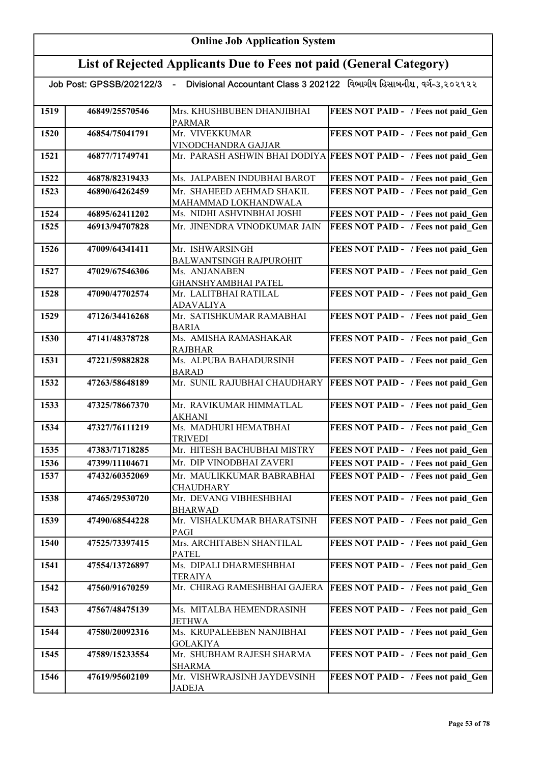# Online Job Application System

## List of Rejected Applicants Due to Fees not paid (General Category)

Job Post: GPSSB/202122/3 - Divisional Accountant Class 3 202122 વિભાગીય હિસાબનીશ, વર્ગ-૩,૨૦૨૧૨૨

| | | | |
|---|---|---|---|
| 1519 | 46849/25570546 | Mrs. KHUSHBUBEN DHANJIBHAI PARMAR | FEES NOT PAID - / Fees not paid_Gen |
| 1520 | 46854/75041791 | Mr. VIVEKKUMAR VINODCHANDRA GAJJAR | FEES NOT PAID - / Fees not paid_Gen |
| 1521 | 46877/71749741 | Mr. PARASH ASHWIN BHAI DODIYA | FEES NOT PAID - / Fees not paid_Gen |
| 1522 | 46878/82319433 | Ms. JALPABEN INDUBHAI BAROT | FEES NOT PAID - / Fees not paid_Gen |
| 1523 | 46890/64262459 | Mr. SHAHEED AEHMAD SHAKIL MAHAMMAD LOKHANDWALA | FEES NOT PAID - / Fees not paid_Gen |
| 1524 | 46895/62411202 | Ms. NIDHI ASHVINBHAI JOSHI | FEES NOT PAID - / Fees not paid_Gen |
| 1525 | 46913/94707828 | Mr. JINENDRA VINODKUMAR JAIN | FEES NOT PAID - / Fees not paid_Gen |
| 1526 | 47009/64341411 | Mr. ISHWARSINGH BALWANTSINGH RAJPUROHIT | FEES NOT PAID - / Fees not paid_Gen |
| 1527 | 47029/67546306 | Ms. ANJANABEN GHANSHYAMBHAI PATEL | FEES NOT PAID - / Fees not paid_Gen |
| 1528 | 47090/47702574 | Mr. LALITBHAI RATILAL ADAVALIYA | FEES NOT PAID - / Fees not paid_Gen |
| 1529 | 47126/34416268 | Mr. SATISHKUMAR RAMABHAI BARIA | FEES NOT PAID - / Fees not paid_Gen |
| 1530 | 47141/48378728 | Ms. AMISHA RAMASHAKAR RAJBHAR | FEES NOT PAID - / Fees not paid_Gen |
| 1531 | 47221/59882828 | Ms. ALPUBA BAHADURSINH BARAD | FEES NOT PAID - / Fees not paid_Gen |
| 1532 | 47263/58648189 | Mr. SUNIL RAJUBHAI CHAUDHARY | FEES NOT PAID - / Fees not paid_Gen |
| 1533 | 47325/78667370 | Mr. RAVIKUMAR HIMMATLAL AKHANI | FEES NOT PAID - / Fees not paid_Gen |
| 1534 | 47327/76111219 | Ms. MADHURI HEMATBHAI TRIVEDI | FEES NOT PAID - / Fees not paid_Gen |
| 1535 | 47383/71718285 | Mr. HITESH BACHUBHAI MISTRY | FEES NOT PAID - / Fees not paid_Gen |
| 1536 | 47399/11104671 | Mr. DIP VINODBHAI ZAVERI | FEES NOT PAID - / Fees not paid_Gen |
| 1537 | 47432/60352069 | Mr. MAULIKKUMAR BABRABHAI CHAUDHARY | FEES NOT PAID - / Fees not paid_Gen |
| 1538 | 47465/29530720 | Mr. DEVANG VIBHESHBHAI BHARWAD | FEES NOT PAID - / Fees not paid_Gen |
| 1539 | 47490/68544228 | Mr. VISHALKUMAR BHARATSINH PAGI | FEES NOT PAID - / Fees not paid_Gen |
| 1540 | 47525/73397415 | Mrs. ARCHITABEN SHANTILAL PATEL | FEES NOT PAID - / Fees not paid_Gen |
| 1541 | 47554/13726897 | Ms. DIPALI DHARMESHBHAI TERAIYA | FEES NOT PAID - / Fees not paid_Gen |
| 1542 | 47560/91670259 | Mr. CHIRAG RAMESHBHAI GAJERA | FEES NOT PAID - / Fees not paid_Gen |
| 1543 | 47567/48475139 | Ms. MITALBA HEMENDRASINH JETHWA | FEES NOT PAID - / Fees not paid_Gen |
| 1544 | 47580/20092316 | Ms. KRUPALEEBEN NANJIBHAI GOLAKIYA | FEES NOT PAID - / Fees not paid_Gen |
| 1545 | 47589/15233554 | Mr. SHUBHAM RAJESH SHARMA SHARMA | FEES NOT PAID - / Fees not paid_Gen |
| 1546 | 47619/95602109 | Mr. VISHWRAJSINH JAYDEVSINH JADEJA | FEES NOT PAID - / Fees not paid_Gen |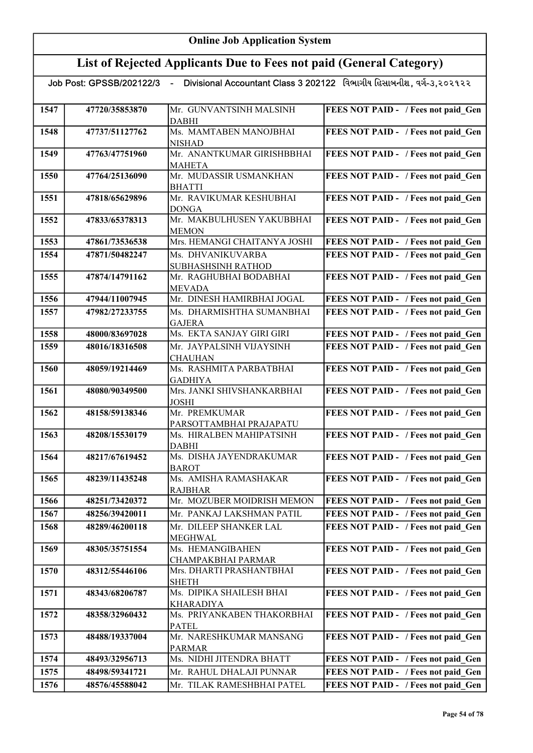# Online Job Application System

## List of Rejected Applicants Due to Fees not paid (General Category)

Job Post: GPSSB/202122/3 - Divisional Accountant Class 3 202122 વિભાગીય હિસાબનીશ, વર્ગ-૩,૨૦૨૧૨૨

| | | | |
|---|---|---|---|
| 1547 | 47720/35853870 | Mr. GUNVANTSINH MALSINH DABHI | FEES NOT PAID - / Fees not paid_Gen |
| 1548 | 47737/51127762 | Ms. MAMTABEN MANOJBHAI NISHAD | FEES NOT PAID - / Fees not paid_Gen |
| 1549 | 47763/47751960 | Mr. ANANTKUMAR GIRISHBBHAI MAHETA | FEES NOT PAID - / Fees not paid_Gen |
| 1550 | 47764/25136090 | Mr. MUDASSIR USMANKHAN BHATTI | FEES NOT PAID - / Fees not paid_Gen |
| 1551 | 47818/65629896 | Mr. RAVIKUMAR KESHUBHAI DONGA | FEES NOT PAID - / Fees not paid_Gen |
| 1552 | 47833/65378313 | Mr. MAKBULHUSEN YAKUBBHAI MEMON | FEES NOT PAID - / Fees not paid_Gen |
| 1553 | 47861/73536538 | Mrs. HEMANGI CHAITANYA JOSHI | FEES NOT PAID - / Fees not paid_Gen |
| 1554 | 47871/50482247 | Ms. DHVANIKUVARBA SUBHASHSINH RATHOD | FEES NOT PAID - / Fees not paid_Gen |
| 1555 | 47874/14791162 | Mr. RAGHUBHAI BODABHAI MEVADA | FEES NOT PAID - / Fees not paid_Gen |
| 1556 | 47944/11007945 | Mr. DINESH HAMIRBHAI JOGAL | FEES NOT PAID - / Fees not paid_Gen |
| 1557 | 47982/27233755 | Ms. DHARMISHTHA SUMANBHAI GAJERA | FEES NOT PAID - / Fees not paid_Gen |
| 1558 | 48000/83697028 | Ms. EKTA SANJAY GIRI GIRI | FEES NOT PAID - / Fees not paid_Gen |
| 1559 | 48016/18316508 | Mr. JAYPALSINH VIJAYSINH CHAUHAN | FEES NOT PAID - / Fees not paid_Gen |
| 1560 | 48059/19214469 | Ms. RASHMITA PARBATBHAI GADHIYA | FEES NOT PAID - / Fees not paid_Gen |
| 1561 | 48080/90349500 | Mrs. JANKI SHIVSHANKARBHAI JOSHI | FEES NOT PAID - / Fees not paid_Gen |
| 1562 | 48158/59138346 | Mr. PREMKUMAR PARSOTTAMBHAI PRAJAPATU | FEES NOT PAID - / Fees not paid_Gen |
| 1563 | 48208/15530179 | Ms. HIRALBEN MAHIPATSINH DABHI | FEES NOT PAID - / Fees not paid_Gen |
| 1564 | 48217/67619452 | Ms. DISHA JAYENDRAKUMAR BAROT | FEES NOT PAID - / Fees not paid_Gen |
| 1565 | 48239/11435248 | Ms. AMISHA RAMASHAKAR RAJBHAR | FEES NOT PAID - / Fees not paid_Gen |
| 1566 | 48251/73420372 | Mr. MOZUBER MOIDRISH MEMON | FEES NOT PAID - / Fees not paid_Gen |
| 1567 | 48256/39420011 | Mr. PANKAJ LAKSHMAN PATIL | FEES NOT PAID - / Fees not paid_Gen |
| 1568 | 48289/46200118 | Mr. DILEEP SHANKER LAL MEGHWAL | FEES NOT PAID - / Fees not paid_Gen |
| 1569 | 48305/35751554 | Ms. HEMANGIBAHEN CHAMPAKBHAI PARMAR | FEES NOT PAID - / Fees not paid_Gen |
| 1570 | 48312/55446106 | Mrs. DHARTI PRASHANTBHAI SHETH | FEES NOT PAID - / Fees not paid_Gen |
| 1571 | 48343/68206787 | Ms. DIPIKA SHAILESH BHAI KHARADIYA | FEES NOT PAID - / Fees not paid_Gen |
| 1572 | 48358/32960432 | Ms. PRIYANKABEN THAKORBHAI PATEL | FEES NOT PAID - / Fees not paid_Gen |
| 1573 | 48488/19337004 | Mr. NARESHKUMAR MANSANG PARMAR | FEES NOT PAID - / Fees not paid_Gen |
| 1574 | 48493/32956713 | Ms. NIDHI JITENDRA BHATT | FEES NOT PAID - / Fees not paid_Gen |
| 1575 | 48498/59341721 | Mr. RAHUL DHALAJI PUNNAR | FEES NOT PAID - / Fees not paid_Gen |
| 1576 | 48576/45588042 | Mr. TILAK RAMESHBHAI PATEL | FEES NOT PAID - / Fees not paid_Gen |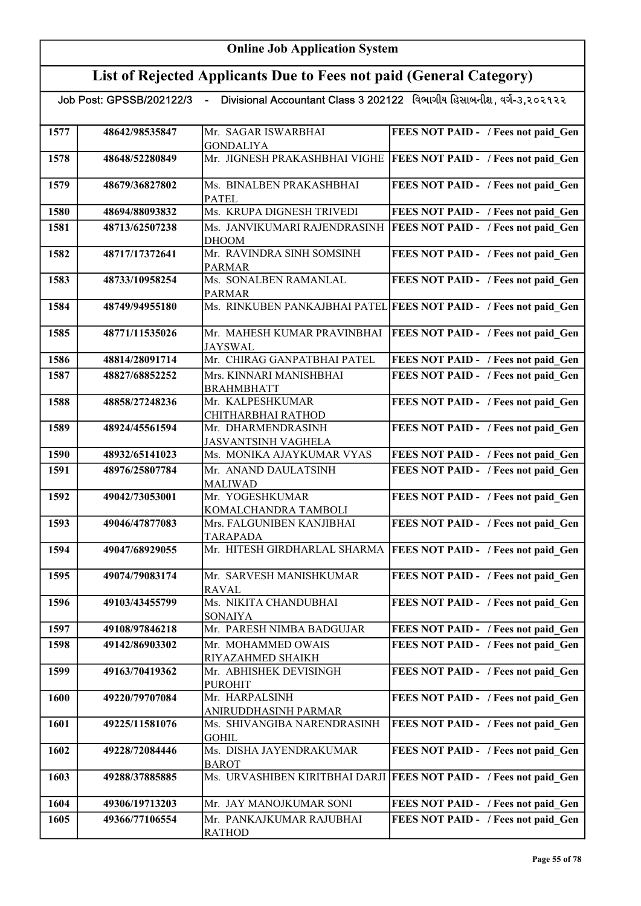# Online Job Application System

## List of Rejected Applicants Due to Fees not paid (General Category)

Job Post: GPSSB/202122/3 - Divisional Accountant Class 3 202122 વિભાગીય હિસાબનીશ, વર્ગ-૩,૨૦૨૧૨૨

| | | | |
|---|---|---|---|
| 1577 | 48642/98535847 | Mr. SAGAR ISWARBHAI GONDALIYA | FEES NOT PAID - / Fees not paid_Gen |
| 1578 | 48648/52280849 | Mr. JIGNESH PRAKASHBHAI VIGHE | FEES NOT PAID - / Fees not paid_Gen |
| 1579 | 48679/36827802 | Ms. BINALBEN PRAKASHBHAI PATEL | FEES NOT PAID - / Fees not paid_Gen |
| 1580 | 48694/88093832 | Ms. KRUPA DIGNESH TRIVEDI | FEES NOT PAID - / Fees not paid_Gen |
| 1581 | 48713/62507238 | Ms. JANVIKUMARI RAJENDRASINH DHOOM | FEES NOT PAID - / Fees not paid_Gen |
| 1582 | 48717/17372641 | Mr. RAVINDRA SINH SOMSINH PARMAR | FEES NOT PAID - / Fees not paid_Gen |
| 1583 | 48733/10958254 | Ms. SONALBEN RAMANLAL PARMAR | FEES NOT PAID - / Fees not paid_Gen |
| 1584 | 48749/94955180 | Ms. RINKUBEN PANKAJBHAI PATEL | FEES NOT PAID - / Fees not paid_Gen |
| 1585 | 48771/11535026 | Mr. MAHESH KUMAR PRAVINBHAI JAYSWAL | FEES NOT PAID - / Fees not paid_Gen |
| 1586 | 48814/28091714 | Mr. CHIRAG GANPATBHAI PATEL | FEES NOT PAID - / Fees not paid_Gen |
| 1587 | 48827/68852252 | Mrs. KINNARI MANISHBHAI BRAHMBHATT | FEES NOT PAID - / Fees not paid_Gen |
| 1588 | 48858/27248236 | Mr. KALPESHKUMAR CHITHARBHAI RATHOD | FEES NOT PAID - / Fees not paid_Gen |
| 1589 | 48924/45561594 | Mr. DHARMENDRASINH JASVANTSINH VAGHELA | FEES NOT PAID - / Fees not paid_Gen |
| 1590 | 48932/65141023 | Ms. MONIKA AJAYKUMAR VYAS | FEES NOT PAID - / Fees not paid_Gen |
| 1591 | 48976/25807784 | Mr. ANAND DAULATSINH MALIWAD | FEES NOT PAID - / Fees not paid_Gen |
| 1592 | 49042/73053001 | Mr. YOGESHKUMAR KOMALCHANDRA TAMBOLI | FEES NOT PAID - / Fees not paid_Gen |
| 1593 | 49046/47877083 | Mrs. FALGUNIBEN KANJIBHAI TARAPADA | FEES NOT PAID - / Fees not paid_Gen |
| 1594 | 49047/68929055 | Mr. HITESH GIRDHARLAL SHARMA | FEES NOT PAID - / Fees not paid_Gen |
| 1595 | 49074/79083174 | Mr. SARVESH MANISHKUMAR RAVAL | FEES NOT PAID - / Fees not paid_Gen |
| 1596 | 49103/43455799 | Ms. NIKITA CHANDUBHAI SONAIYA | FEES NOT PAID - / Fees not paid_Gen |
| 1597 | 49108/97846218 | Mr. PARESH NIMBA BADGUJAR | FEES NOT PAID - / Fees not paid_Gen |
| 1598 | 49142/86903302 | Mr. MOHAMMED OWAIS RIYAZAHMED SHAIKH | FEES NOT PAID - / Fees not paid_Gen |
| 1599 | 49163/70419362 | Mr. ABHISHEK DEVISINGH PUROHIT | FEES NOT PAID - / Fees not paid_Gen |
| 1600 | 49220/79707084 | Mr. HARPALSINH ANIRUDDHASINH PARMAR | FEES NOT PAID - / Fees not paid_Gen |
| 1601 | 49225/11581076 | Ms. SHIVANGIBA NARENDRASINH GOHIL | FEES NOT PAID - / Fees not paid_Gen |
| 1602 | 49228/72084446 | Ms. DISHA JAYENDRAKUMAR BAROT | FEES NOT PAID - / Fees not paid_Gen |
| 1603 | 49288/37885885 | Ms. URVASHIBEN KIRITBHAI DARJI | FEES NOT PAID - / Fees not paid_Gen |
| 1604 | 49306/19713203 | Mr. JAY MANOJKUMAR SONI | FEES NOT PAID - / Fees not paid_Gen |
| 1605 | 49366/77106554 | Mr. PANKAJKUMAR RAJUBHAI RATHOD | FEES NOT PAID - / Fees not paid_Gen |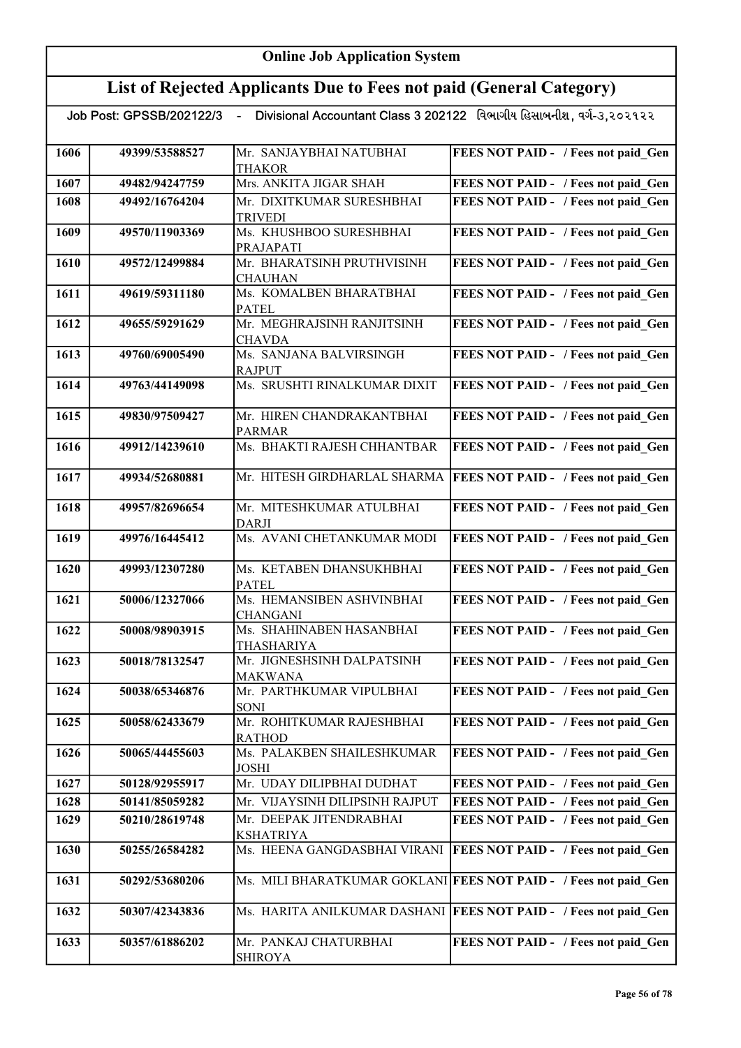# Online Job Application System

## List of Rejected Applicants Due to Fees not paid (General Category)

Job Post: GPSSB/202122/3 - Divisional Accountant Class 3 202122 વિભાગીય હિસાબનીશ, વર્ગ-૩,૨૦૨૧૨૨

| | | | |
|---|---|---|---|
| 1606 | 49399/53588527 | Mr. SANJAYBHAI NATUBHAI THAKOR | FEES NOT PAID - / Fees not paid_Gen |
| 1607 | 49482/94247759 | Mrs. ANKITA JIGAR SHAH | FEES NOT PAID - / Fees not paid_Gen |
| 1608 | 49492/16764204 | Mr. DIXITKUMAR SURESHBHAI TRIVEDI | FEES NOT PAID - / Fees not paid_Gen |
| 1609 | 49570/11903369 | Ms. KHUSHBOO SURESHBHAI PRAJAPATI | FEES NOT PAID - / Fees not paid_Gen |
| 1610 | 49572/12499884 | Mr. BHARATSINH PRUTHVISINH CHAUHAN | FEES NOT PAID - / Fees not paid_Gen |
| 1611 | 49619/59311180 | Ms. KOMALBEN BHARATBHAI PATEL | FEES NOT PAID - / Fees not paid_Gen |
| 1612 | 49655/59291629 | Mr. MEGHRAJSINH RANJITSINH CHAVDA | FEES NOT PAID - / Fees not paid_Gen |
| 1613 | 49760/69005490 | Ms. SANJANA BALVIRSINGH RAJPUT | FEES NOT PAID - / Fees not paid_Gen |
| 1614 | 49763/44149098 | Ms. SRUSHTI RINALKUMAR DIXIT | FEES NOT PAID - / Fees not paid_Gen |
| 1615 | 49830/97509427 | Mr. HIREN CHANDRAKANTBHAI PARMAR | FEES NOT PAID - / Fees not paid_Gen |
| 1616 | 49912/14239610 | Ms. BHAKTI RAJESH CHHANTBAR | FEES NOT PAID - / Fees not paid_Gen |
| 1617 | 49934/52680881 | Mr. HITESH GIRDHARLAL SHARMA | FEES NOT PAID - / Fees not paid_Gen |
| 1618 | 49957/82696654 | Mr. MITESHKUMAR ATULBHAI DARJI | FEES NOT PAID - / Fees not paid_Gen |
| 1619 | 49976/16445412 | Ms. AVANI CHETANKUMAR MODI | FEES NOT PAID - / Fees not paid_Gen |
| 1620 | 49993/12307280 | Ms. KETABEN DHANSUKHBHAI PATEL | FEES NOT PAID - / Fees not paid_Gen |
| 1621 | 50006/12327066 | Ms. HEMANSIBEN ASHVINBHAI CHANGANI | FEES NOT PAID - / Fees not paid_Gen |
| 1622 | 50008/98903915 | Ms. SHAHINABEN HASANBHAI THASHARIYA | FEES NOT PAID - / Fees not paid_Gen |
| 1623 | 50018/78132547 | Mr. JIGNESHSINH DALPATSINH MAKWANA | FEES NOT PAID - / Fees not paid_Gen |
| 1624 | 50038/65346876 | Mr. PARTHKUMAR VIPULBHAI SONI | FEES NOT PAID - / Fees not paid_Gen |
| 1625 | 50058/62433679 | Mr. ROHITKUMAR RAJESHBHAI RATHOD | FEES NOT PAID - / Fees not paid_Gen |
| 1626 | 50065/44455603 | Ms. PALAKBEN SHAILESHKUMAR JOSHI | FEES NOT PAID - / Fees not paid_Gen |
| 1627 | 50128/92955917 | Mr. UDAY DILIPBHAI DUDHAT | FEES NOT PAID - / Fees not paid_Gen |
| 1628 | 50141/85059282 | Mr. VIJAYSINH DILIPSINH RAJPUT | FEES NOT PAID - / Fees not paid_Gen |
| 1629 | 50210/28619748 | Mr. DEEPAK JITENDRABHAI KSHATRIYA | FEES NOT PAID - / Fees not paid_Gen |
| 1630 | 50255/26584282 | Ms. HEENA GANGDASBHAI VIRANI | FEES NOT PAID - / Fees not paid_Gen |
| 1631 | 50292/53680206 | Ms. MILI BHARATKUMAR GOKLANI | FEES NOT PAID - / Fees not paid_Gen |
| 1632 | 50307/42343836 | Ms. HARITA ANILKUMAR DASHANI | FEES NOT PAID - / Fees not paid_Gen |
| 1633 | 50357/61886202 | Mr. PANKAJ CHATURBHAI SHIROYA | FEES NOT PAID - / Fees not paid_Gen |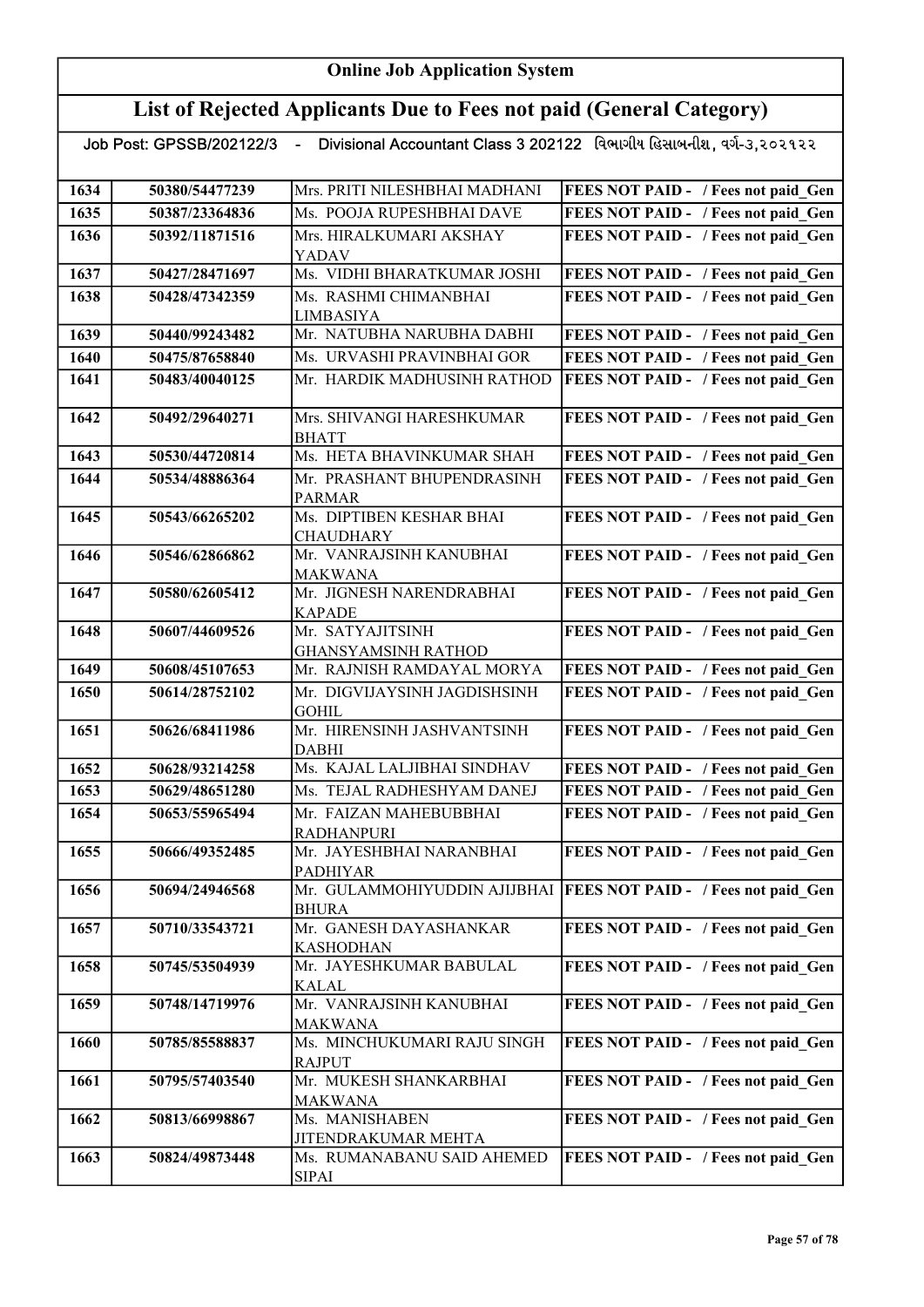# Online Job Application System

## List of Rejected Applicants Due to Fees not paid (General Category)

### Job Post: GPSSB/202122/3 - Divisional Accountant Class 3 202122 વિભાગીય હિસાબનીશ, વર્ગ-૩,૨૦૨૧૨૨

| | | | |
|---|---|---|---|
| 1634 | 50380/54477239 | Mrs. PRITI NILESHBHAI MADHANI | FEES NOT PAID - / Fees not paid_Gen |
| 1635 | 50387/23364836 | Ms. POOJA RUPESHBHAI DAVE | FEES NOT PAID - / Fees not paid_Gen |
| 1636 | 50392/11871516 | Mrs. HIRALKUMARI AKSHAY YADAV | FEES NOT PAID - / Fees not paid_Gen |
| 1637 | 50427/28471697 | Ms. VIDHI BHARATKUMAR JOSHI | FEES NOT PAID - / Fees not paid_Gen |
| 1638 | 50428/47342359 | Ms. RASHMI CHIMANBHAI LIMBASIYA | FEES NOT PAID - / Fees not paid_Gen |
| 1639 | 50440/99243482 | Mr. NATUBHA NARUBHA DABHI | FEES NOT PAID - / Fees not paid_Gen |
| 1640 | 50475/87658840 | Ms. URVASHI PRAVINBHAI GOR | FEES NOT PAID - / Fees not paid_Gen |
| 1641 | 50483/40040125 | Mr. HARDIK MADHUSINH RATHOD | FEES NOT PAID - / Fees not paid_Gen |
| 1642 | 50492/29640271 | Mrs. SHIVANGI HARESHKUMAR BHATT | FEES NOT PAID - / Fees not paid_Gen |
| 1643 | 50530/44720814 | Ms. HETA BHAVINKUMAR SHAH | FEES NOT PAID - / Fees not paid_Gen |
| 1644 | 50534/48886364 | Mr. PRASHANT BHUPENDRASINH PARMAR | FEES NOT PAID - / Fees not paid_Gen |
| 1645 | 50543/66265202 | Ms. DIPTIBEN KESHAR BHAI CHAUDHARY | FEES NOT PAID - / Fees not paid_Gen |
| 1646 | 50546/62866862 | Mr. VANRAJSINH KANUBHAI MAKWANA | FEES NOT PAID - / Fees not paid_Gen |
| 1647 | 50580/62605412 | Mr. JIGNESH NARENDRABHAI KAPADE | FEES NOT PAID - / Fees not paid_Gen |
| 1648 | 50607/44609526 | Mr. SATYAJITSINH GHANSYAMSINH RATHOD | FEES NOT PAID - / Fees not paid_Gen |
| 1649 | 50608/45107653 | Mr. RAJNISH RAMDAYAL MORYA | FEES NOT PAID - / Fees not paid_Gen |
| 1650 | 50614/28752102 | Mr. DIGVIJAYSINH JAGDISHSINH GOHIL | FEES NOT PAID - / Fees not paid_Gen |
| 1651 | 50626/68411986 | Mr. HIRENSINH JASHVANTSINH DABHI | FEES NOT PAID - / Fees not paid_Gen |
| 1652 | 50628/93214258 | Ms. KAJAL LALJIBHAI SINDHAV | FEES NOT PAID - / Fees not paid_Gen |
| 1653 | 50629/48651280 | Ms. TEJAL RADHESHYAM DANEJ | FEES NOT PAID - / Fees not paid_Gen |
| 1654 | 50653/55965494 | Mr. FAIZAN MAHEBUBBHAI RADHANPURI | FEES NOT PAID - / Fees not paid_Gen |
| 1655 | 50666/49352485 | Mr. JAYESHBHAI NARANBHAI PADHIYAR | FEES NOT PAID - / Fees not paid_Gen |
| 1656 | 50694/24946568 | Mr. GULAMMOHIYUDDIN AJIJBHAI BHURA | FEES NOT PAID - / Fees not paid_Gen |
| 1657 | 50710/33543721 | Mr. GANESH DAYASHANKAR KASHODHAN | FEES NOT PAID - / Fees not paid_Gen |
| 1658 | 50745/53504939 | Mr. JAYESHKUMAR BABULAL KALAL | FEES NOT PAID - / Fees not paid_Gen |
| 1659 | 50748/14719976 | Mr. VANRAJSINH KANUBHAI MAKWANA | FEES NOT PAID - / Fees not paid_Gen |
| 1660 | 50785/85588837 | Ms. MINCHUKUMARI RAJU SINGH RAJPUT | FEES NOT PAID - / Fees not paid_Gen |
| 1661 | 50795/57403540 | Mr. MUKESH SHANKARBHAI MAKWANA | FEES NOT PAID - / Fees not paid_Gen |
| 1662 | 50813/66998867 | Ms. MANISHABEN JITENDRAKUMAR MEHTA | FEES NOT PAID - / Fees not paid_Gen |
| 1663 | 50824/49873448 | Ms. RUMANABANU SAID AHEMED SIPAI | FEES NOT PAID - / Fees not paid_Gen |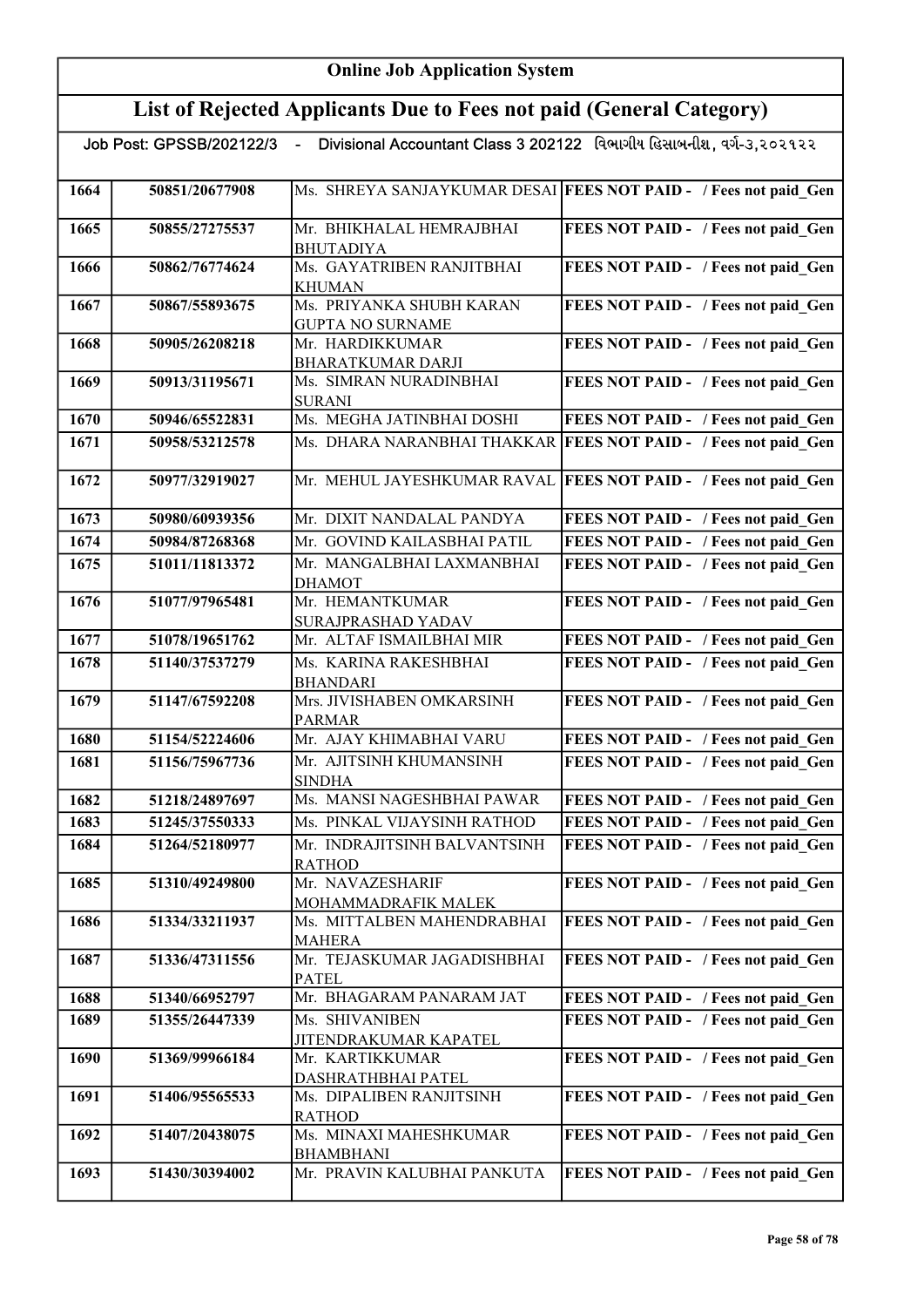## Online Job Application System

## List of Rejected Applicants Due to Fees not paid (General Category)

Job Post: GPSSB/202122/3 - Divisional Accountant Class 3 202122 વિભાગીય હિસાબનીશ, વર્ગ-૩,૨૦૨૧૨૨

| | | | |
|---|---|---|---|
| 1664 | 50851/20677908 | Ms. SHREYA SANJAYKUMAR DESAI | FEES NOT PAID - / Fees not paid_Gen |
| 1665 | 50855/27275537 | Mr. BHIKHALAL HEMRAJBHAI BHUTADIYA | FEES NOT PAID - / Fees not paid_Gen |
| 1666 | 50862/76774624 | Ms. GAYATRIBEN RANJITBHAI KHUMAN | FEES NOT PAID - / Fees not paid_Gen |
| 1667 | 50867/55893675 | Ms. PRIYANKA SHUBH KARAN GUPTA NO SURNAME | FEES NOT PAID - / Fees not paid_Gen |
| 1668 | 50905/26208218 | Mr. HARDIKKUMAR BHARATKUMAR DARJI | FEES NOT PAID - / Fees not paid_Gen |
| 1669 | 50913/31195671 | Ms. SIMRAN NURADINBHAI SURANI | FEES NOT PAID - / Fees not paid_Gen |
| 1670 | 50946/65522831 | Ms. MEGHA JATINBHAI DOSHI | FEES NOT PAID - / Fees not paid_Gen |
| 1671 | 50958/53212578 | Ms. DHARA NARANBHAI THAKKAR | FEES NOT PAID - / Fees not paid_Gen |
| 1672 | 50977/32919027 | Mr. MEHUL JAYESHKUMAR RAVAL | FEES NOT PAID - / Fees not paid_Gen |
| 1673 | 50980/60939356 | Mr. DIXIT NANDALAL PANDYA | FEES NOT PAID - / Fees not paid_Gen |
| 1674 | 50984/87268368 | Mr. GOVIND KAILASBHAI PATIL | FEES NOT PAID - / Fees not paid_Gen |
| 1675 | 51011/11813372 | Mr. MANGALBHAI LAXMANBHAI DHAMOT | FEES NOT PAID - / Fees not paid_Gen |
| 1676 | 51077/97965481 | Mr. HEMANTKUMAR SURAJPRASHAD YADAV | FEES NOT PAID - / Fees not paid_Gen |
| 1677 | 51078/19651762 | Mr. ALTAF ISMAILBHAI MIR | FEES NOT PAID - / Fees not paid_Gen |
| 1678 | 51140/37537279 | Ms. KARINA RAKESHBHAI BHANDARI | FEES NOT PAID - / Fees not paid_Gen |
| 1679 | 51147/67592208 | Mrs. JIVISHABEN OMKARSINH PARMAR | FEES NOT PAID - / Fees not paid_Gen |
| 1680 | 51154/52224606 | Mr. AJAY KHIMABHAI VARU | FEES NOT PAID - / Fees not paid_Gen |
| 1681 | 51156/75967736 | Mr. AJITSINH KHUMANSINH SINDHA | FEES NOT PAID - / Fees not paid_Gen |
| 1682 | 51218/24897697 | Ms. MANSI NAGESHBHAI PAWAR | FEES NOT PAID - / Fees not paid_Gen |
| 1683 | 51245/37550333 | Ms. PINKAL VIJAYSINH RATHOD | FEES NOT PAID - / Fees not paid_Gen |
| 1684 | 51264/52180977 | Mr. INDRAJITSINH BALVANTSINH RATHOD | FEES NOT PAID - / Fees not paid_Gen |
| 1685 | 51310/49249800 | Mr. NAVAZESHARIF MOHAMMADRAFIK MALEK | FEES NOT PAID - / Fees not paid_Gen |
| 1686 | 51334/33211937 | Ms. MITTALBEN MAHENDRABHAI MAHERA | FEES NOT PAID - / Fees not paid_Gen |
| 1687 | 51336/47311556 | Mr. TEJASKUMAR JAGADISHBHAI PATEL | FEES NOT PAID - / Fees not paid_Gen |
| 1688 | 51340/66952797 | Mr. BHAGARAM PANARAM JAT | FEES NOT PAID - / Fees not paid_Gen |
| 1689 | 51355/26447339 | Ms. SHIVANIBEN JITENDRAKUMAR KAPATEL | FEES NOT PAID - / Fees not paid_Gen |
| 1690 | 51369/99966184 | Mr. KARTIKKUMAR DASHRATHBHAI PATEL | FEES NOT PAID - / Fees not paid_Gen |
| 1691 | 51406/95565533 | Ms. DIPALIBEN RANJITSINH RATHOD | FEES NOT PAID - / Fees not paid_Gen |
| 1692 | 51407/20438075 | Ms. MINAXI MAHESHKUMAR BHAMBHANI | FEES NOT PAID - / Fees not paid_Gen |
| 1693 | 51430/30394002 | Mr. PRAVIN KALUBHAI PANKUTA | FEES NOT PAID - / Fees not paid_Gen |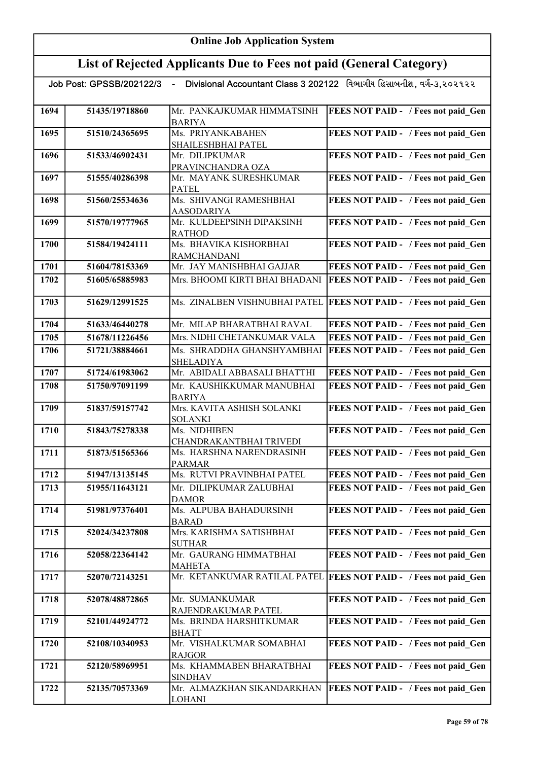# Online Job Application System

## List of Rejected Applicants Due to Fees not paid (General Category)

Job Post: GPSSB/202122/3 - Divisional Accountant Class 3 202122 વિભાગીય હિસાબનીશ, વર્ગ-૩,૨૦૨૧૨૨

| | | | |
|---|---|---|---|
| 1694 | 51435/19718860 | Mr. PANKAJKUMAR HIMMATSINH BARIYA | FEES NOT PAID - / Fees not paid_Gen |
| 1695 | 51510/24365695 | Ms. PRIYANKABAHEN SHAILESHBHAI PATEL | FEES NOT PAID - / Fees not paid_Gen |
| 1696 | 51533/46902431 | Mr. DILIPKUMAR PRAVINCHANDRA OZA | FEES NOT PAID - / Fees not paid_Gen |
| 1697 | 51555/40286398 | Mr. MAYANK SURESHKUMAR PATEL | FEES NOT PAID - / Fees not paid_Gen |
| 1698 | 51560/25534636 | Ms. SHIVANGI RAMESHBHAI AASODARIYA | FEES NOT PAID - / Fees not paid_Gen |
| 1699 | 51570/19777965 | Mr. KULDEEPSINH DIPAKSINH RATHOD | FEES NOT PAID - / Fees not paid_Gen |
| 1700 | 51584/19424111 | Ms. BHAVIKA KISHORBHAI RAMCHANDANI | FEES NOT PAID - / Fees not paid_Gen |
| 1701 | 51604/78153369 | Mr. JAY MANISHBHAI GAJJAR | FEES NOT PAID - / Fees not paid_Gen |
| 1702 | 51605/65885983 | Mrs. BHOOMI KIRTI BHAI BHADANI | FEES NOT PAID - / Fees not paid_Gen |
| 1703 | 51629/12991525 | Ms. ZINALBEN VISHNUBHAI PATEL | FEES NOT PAID - / Fees not paid_Gen |
| 1704 | 51633/46440278 | Mr. MILAP BHARATBHAI RAVAL | FEES NOT PAID - / Fees not paid_Gen |
| 1705 | 51678/11226456 | Mrs. NIDHI CHETANKUMAR VALA | FEES NOT PAID - / Fees not paid_Gen |
| 1706 | 51721/38884661 | Ms. SHRADDHA GHANSHYAMBHAI SHELADIYA | FEES NOT PAID - / Fees not paid_Gen |
| 1707 | 51724/61983062 | Mr. ABIDALI ABBASALI BHATTHI | FEES NOT PAID - / Fees not paid_Gen |
| 1708 | 51750/97091199 | Mr. KAUSHIKKUMAR MANUBHAI BARIYA | FEES NOT PAID - / Fees not paid_Gen |
| 1709 | 51837/59157742 | Mrs. KAVITA ASHISH SOLANKI SOLANKI | FEES NOT PAID - / Fees not paid_Gen |
| 1710 | 51843/75278338 | Ms. NIDHIBEN CHANDRAKANTBHAI TRIVEDI | FEES NOT PAID - / Fees not paid_Gen |
| 1711 | 51873/51565366 | Ms. HARSHNA NARENDRASINH PARMAR | FEES NOT PAID - / Fees not paid_Gen |
| 1712 | 51947/13135145 | Ms. RUTVI PRAVINBHAI PATEL | FEES NOT PAID - / Fees not paid_Gen |
| 1713 | 51955/11643121 | Mr. DILIPKUMAR ZALUBHAI DAMOR | FEES NOT PAID - / Fees not paid_Gen |
| 1714 | 51981/97376401 | Ms. ALPUBA BAHADURSINH BARAD | FEES NOT PAID - / Fees not paid_Gen |
| 1715 | 52024/34237808 | Mrs. KARISHMA SATISHBHAI SUTHAR | FEES NOT PAID - / Fees not paid_Gen |
| 1716 | 52058/22364142 | Mr. GAURANG HIMMATBHAI MAHETA | FEES NOT PAID - / Fees not paid_Gen |
| 1717 | 52070/72143251 | Mr. KETANKUMAR RATILAL PATEL | FEES NOT PAID - / Fees not paid_Gen |
| 1718 | 52078/48872865 | Mr. SUMANKUMAR RAJENDRAKUMAR PATEL | FEES NOT PAID - / Fees not paid_Gen |
| 1719 | 52101/44924772 | Ms. BRINDA HARSHITKUMAR BHATT | FEES NOT PAID - / Fees not paid_Gen |
| 1720 | 52108/10340953 | Mr. VISHALKUMAR SOMABHAI RAJGOR | FEES NOT PAID - / Fees not paid_Gen |
| 1721 | 52120/58969951 | Ms. KHAMMABEN BHARATBHAI SINDHAV | FEES NOT PAID - / Fees not paid_Gen |
| 1722 | 52135/70573369 | Mr. ALMAZKHAN SIKANDARKHAN LOHANI | FEES NOT PAID - / Fees not paid_Gen |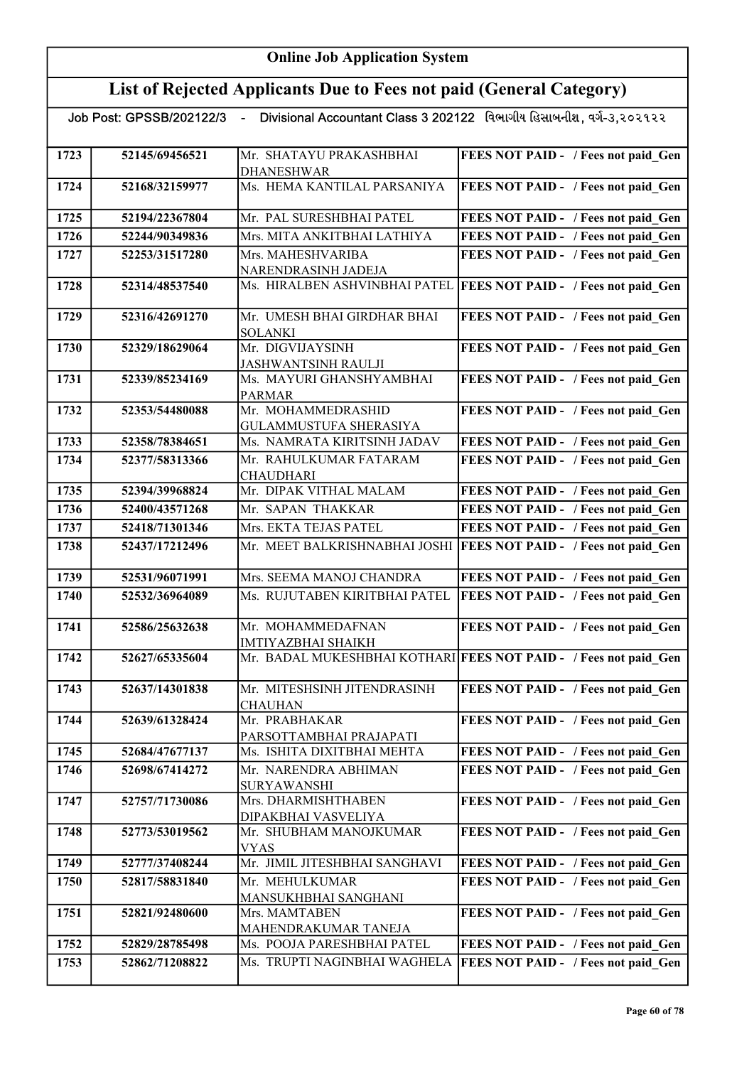# Online Job Application System

## List of Rejected Applicants Due to Fees not paid (General Category)

Job Post: GPSSB/202122/3 - Divisional Accountant Class 3 202122 વિભાગીય હિસાબનીશ, વર્ગ-૩,૨૦૨૧૨૨

| | | | |
|---|---|---|---|
| 1723 | 52145/69456521 | Mr. SHATAYU PRAKASHBHAI DHANESHWAR | FEES NOT PAID - / Fees not paid_Gen |
| 1724 | 52168/32159977 | Ms. HEMA KANTILAL PARSANIYA | FEES NOT PAID - / Fees not paid_Gen |
| 1725 | 52194/22367804 | Mr. PAL SURESHBHAI PATEL | FEES NOT PAID - / Fees not paid_Gen |
| 1726 | 52244/90349836 | Mrs. MITA ANKITBHAI LATHIYA | FEES NOT PAID - / Fees not paid_Gen |
| 1727 | 52253/31517280 | Mrs. MAHESHVARIBA NARENDRASINH JADEJA | FEES NOT PAID - / Fees not paid_Gen |
| 1728 | 52314/48537540 | Ms. HIRALBEN ASHVINBHAI PATEL | FEES NOT PAID - / Fees not paid_Gen |
| 1729 | 52316/42691270 | Mr. UMESH BHAI GIRDHAR BHAI SOLANKI | FEES NOT PAID - / Fees not paid_Gen |
| 1730 | 52329/18629064 | Mr. DIGVIJAYSINH JASHWANTSINH RAULJI | FEES NOT PAID - / Fees not paid_Gen |
| 1731 | 52339/85234169 | Ms. MAYURI GHANSHYAMBHAI PARMAR | FEES NOT PAID - / Fees not paid_Gen |
| 1732 | 52353/54480088 | Mr. MOHAMMEDRASHID GULAMMUSTUFA SHERASIYA | FEES NOT PAID - / Fees not paid_Gen |
| 1733 | 52358/78384651 | Ms. NAMRATA KIRITSINH JADAV | FEES NOT PAID - / Fees not paid_Gen |
| 1734 | 52377/58313366 | Mr. RAHULKUMAR FATARAM CHAUDHARI | FEES NOT PAID - / Fees not paid_Gen |
| 1735 | 52394/39968824 | Mr. DIPAK VITHAL MALAM | FEES NOT PAID - / Fees not paid_Gen |
| 1736 | 52400/43571268 | Mr. SAPAN THAKKAR | FEES NOT PAID - / Fees not paid_Gen |
| 1737 | 52418/71301346 | Mrs. EKTA TEJAS PATEL | FEES NOT PAID - / Fees not paid_Gen |
| 1738 | 52437/17212496 | Mr. MEET BALKRISHNABHAI JOSHI | FEES NOT PAID - / Fees not paid_Gen |
| 1739 | 52531/96071991 | Mrs. SEEMA MANOJ CHANDRA | FEES NOT PAID - / Fees not paid_Gen |
| 1740 | 52532/36964089 | Ms. RUJUTABEN KIRITBHAI PATEL | FEES NOT PAID - / Fees not paid_Gen |
| 1741 | 52586/25632638 | Mr. MOHAMMEDAFNAN IMTIYAZBHAI SHAIKH | FEES NOT PAID - / Fees not paid_Gen |
| 1742 | 52627/65335604 | Mr. BADAL MUKESHBHAI KOTHARI | FEES NOT PAID - / Fees not paid_Gen |
| 1743 | 52637/14301838 | Mr. MITESHSINH JITENDRASINH CHAUHAN | FEES NOT PAID - / Fees not paid_Gen |
| 1744 | 52639/61328424 | Mr. PRABHAKAR PARSOTTAMBHAI PRAJAPATI | FEES NOT PAID - / Fees not paid_Gen |
| 1745 | 52684/47677137 | Ms. ISHITA DIXITBHAI MEHTA | FEES NOT PAID - / Fees not paid_Gen |
| 1746 | 52698/67414272 | Mr. NARENDRA ABHIMAN SURYAWANSHI | FEES NOT PAID - / Fees not paid_Gen |
| 1747 | 52757/71730086 | Mrs. DHARMISHTHABEN DIPAKBHAI VASVELIYA | FEES NOT PAID - / Fees not paid_Gen |
| 1748 | 52773/53019562 | Mr. SHUBHAM MANOJKUMAR VYAS | FEES NOT PAID - / Fees not paid_Gen |
| 1749 | 52777/37408244 | Mr. JIMIL JITESHBHAI SANGHAVI | FEES NOT PAID - / Fees not paid_Gen |
| 1750 | 52817/58831840 | Mr. MEHULKUMAR MANSUKHBHAI SANGHANI | FEES NOT PAID - / Fees not paid_Gen |
| 1751 | 52821/92480600 | Mrs. MAMTABEN MAHENDRAKUMAR TANEJA | FEES NOT PAID - / Fees not paid_Gen |
| 1752 | 52829/28785498 | Ms. POOJA PARESHBHAI PATEL | FEES NOT PAID - / Fees not paid_Gen |
| 1753 | 52862/71208822 | Ms. TRUPTI NAGINBHAI WAGHELA | FEES NOT PAID - / Fees not paid_Gen |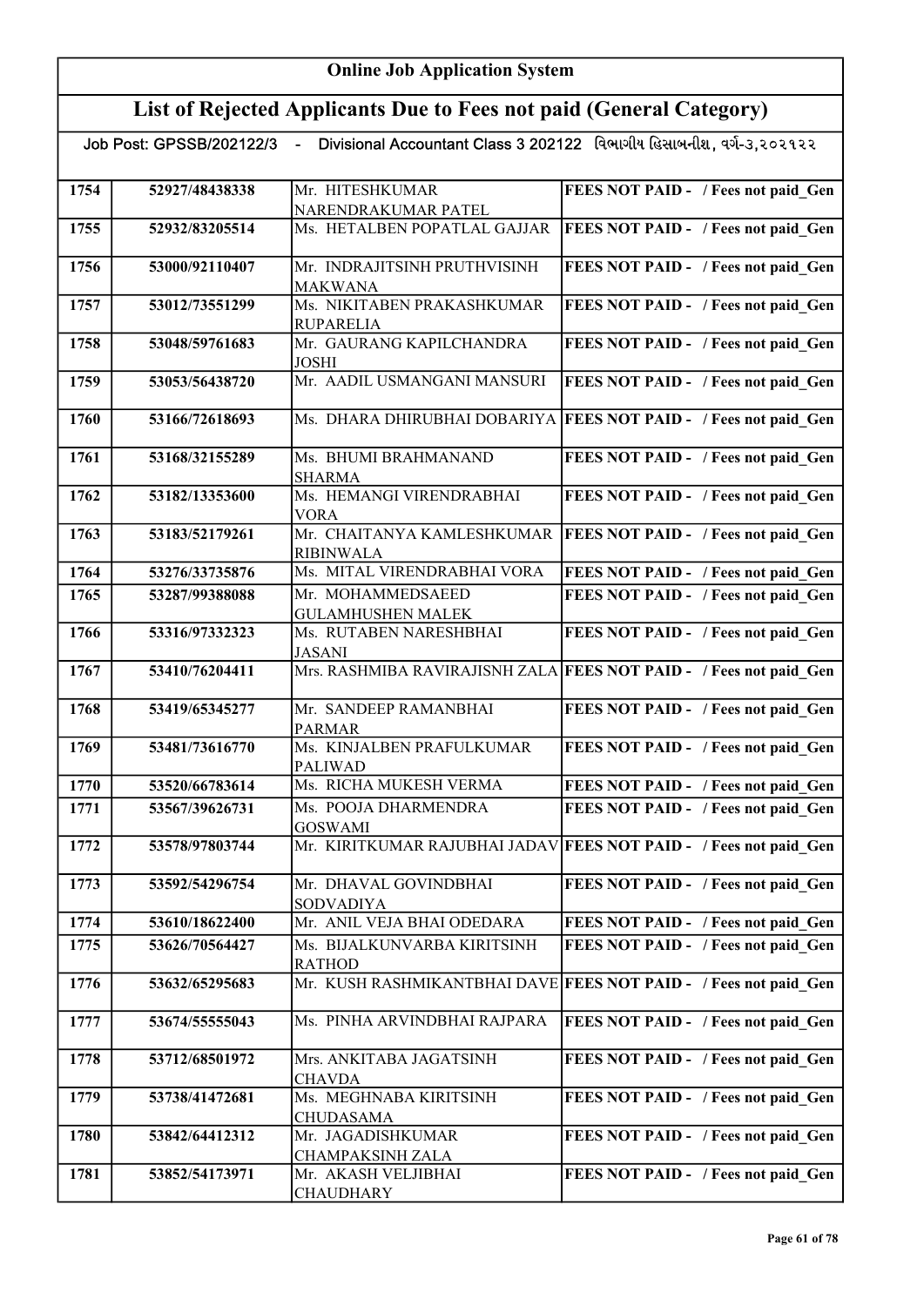# Online Job Application System

## List of Rejected Applicants Due to Fees not paid (General Category)

Job Post: GPSSB/202122/3 - Divisional Accountant Class 3 202122 વિભાગીય હિસાબનીશ, વર્ગ-૩,૨૦૨૧૨૨

| | | | |
|---|---|---|---|
| 1754 | 52927/48438338 | Mr. HITESHKUMAR NARENDRAKUMAR PATEL | FEES NOT PAID - / Fees not paid_Gen |
| 1755 | 52932/83205514 | Ms. HETALBEN POPATLAL GAJJAR | FEES NOT PAID - / Fees not paid_Gen |
| 1756 | 53000/92110407 | Mr. INDRAJITSINH PRUTHVISINH MAKWANA | FEES NOT PAID - / Fees not paid_Gen |
| 1757 | 53012/73551299 | Ms. NIKITABEN PRAKASHKUMAR RUPARELIA | FEES NOT PAID - / Fees not paid_Gen |
| 1758 | 53048/59761683 | Mr. GAURANG KAPILCHANDRA JOSHI | FEES NOT PAID - / Fees not paid_Gen |
| 1759 | 53053/56438720 | Mr. AADIL USMANGANI MANSURI | FEES NOT PAID - / Fees not paid_Gen |
| 1760 | 53166/72618693 | Ms. DHARA DHIRUBHAI DOBARIYA | FEES NOT PAID - / Fees not paid_Gen |
| 1761 | 53168/32155289 | Ms. BHUMI BRAHMANAND SHARMA | FEES NOT PAID - / Fees not paid_Gen |
| 1762 | 53182/13353600 | Ms. HEMANGI VIRENDRABHAI VORA | FEES NOT PAID - / Fees not paid_Gen |
| 1763 | 53183/52179261 | Mr. CHAITANYA KAMLESHKUMAR RIBINWALA | FEES NOT PAID - / Fees not paid_Gen |
| 1764 | 53276/33735876 | Ms. MITAL VIRENDRABHAI VORA | FEES NOT PAID - / Fees not paid_Gen |
| 1765 | 53287/99388088 | Mr. MOHAMMEDSAEED GULAMHUSHEN MALEK | FEES NOT PAID - / Fees not paid_Gen |
| 1766 | 53316/97332323 | Ms. RUTABEN NARESHBHAI JASANI | FEES NOT PAID - / Fees not paid_Gen |
| 1767 | 53410/76204411 | Mrs. RASHMIBA RAVIRAJISNH ZALA | FEES NOT PAID - / Fees not paid_Gen |
| 1768 | 53419/65345277 | Mr. SANDEEP RAMANBHAI PARMAR | FEES NOT PAID - / Fees not paid_Gen |
| 1769 | 53481/73616770 | Ms. KINJALBEN PRAFULKUMAR PALIWAD | FEES NOT PAID - / Fees not paid_Gen |
| 1770 | 53520/66783614 | Ms. RICHA MUKESH VERMA | FEES NOT PAID - / Fees not paid_Gen |
| 1771 | 53567/39626731 | Ms. POOJA DHARMENDRA GOSWAMI | FEES NOT PAID - / Fees not paid_Gen |
| 1772 | 53578/97803744 | Mr. KIRITKUMAR RAJUBHAI JADAV | FEES NOT PAID - / Fees not paid_Gen |
| 1773 | 53592/54296754 | Mr. DHAVAL GOVINDBHAI SODVADIYA | FEES NOT PAID - / Fees not paid_Gen |
| 1774 | 53610/18622400 | Mr. ANIL VEJA BHAI ODEDARA | FEES NOT PAID - / Fees not paid_Gen |
| 1775 | 53626/70564427 | Ms. BIJALKUNVARBA KIRITSINH RATHOD | FEES NOT PAID - / Fees not paid_Gen |
| 1776 | 53632/65295683 | Mr. KUSH RASHMIKANTBHAI DAVE | FEES NOT PAID - / Fees not paid_Gen |
| 1777 | 53674/55555043 | Ms. PINHA ARVINDBHAI RAJPARA | FEES NOT PAID - / Fees not paid_Gen |
| 1778 | 53712/68501972 | Mrs. ANKITABA JAGATSINH CHAVDA | FEES NOT PAID - / Fees not paid_Gen |
| 1779 | 53738/41472681 | Ms. MEGHNABA KIRITSINH CHUDASAMA | FEES NOT PAID - / Fees not paid_Gen |
| 1780 | 53842/64412312 | Mr. JAGADISHKUMAR CHAMPAKSINH ZALA | FEES NOT PAID - / Fees not paid_Gen |
| 1781 | 53852/54173971 | Mr. AKASH VELJIBHAI CHAUDHARY | FEES NOT PAID - / Fees not paid_Gen |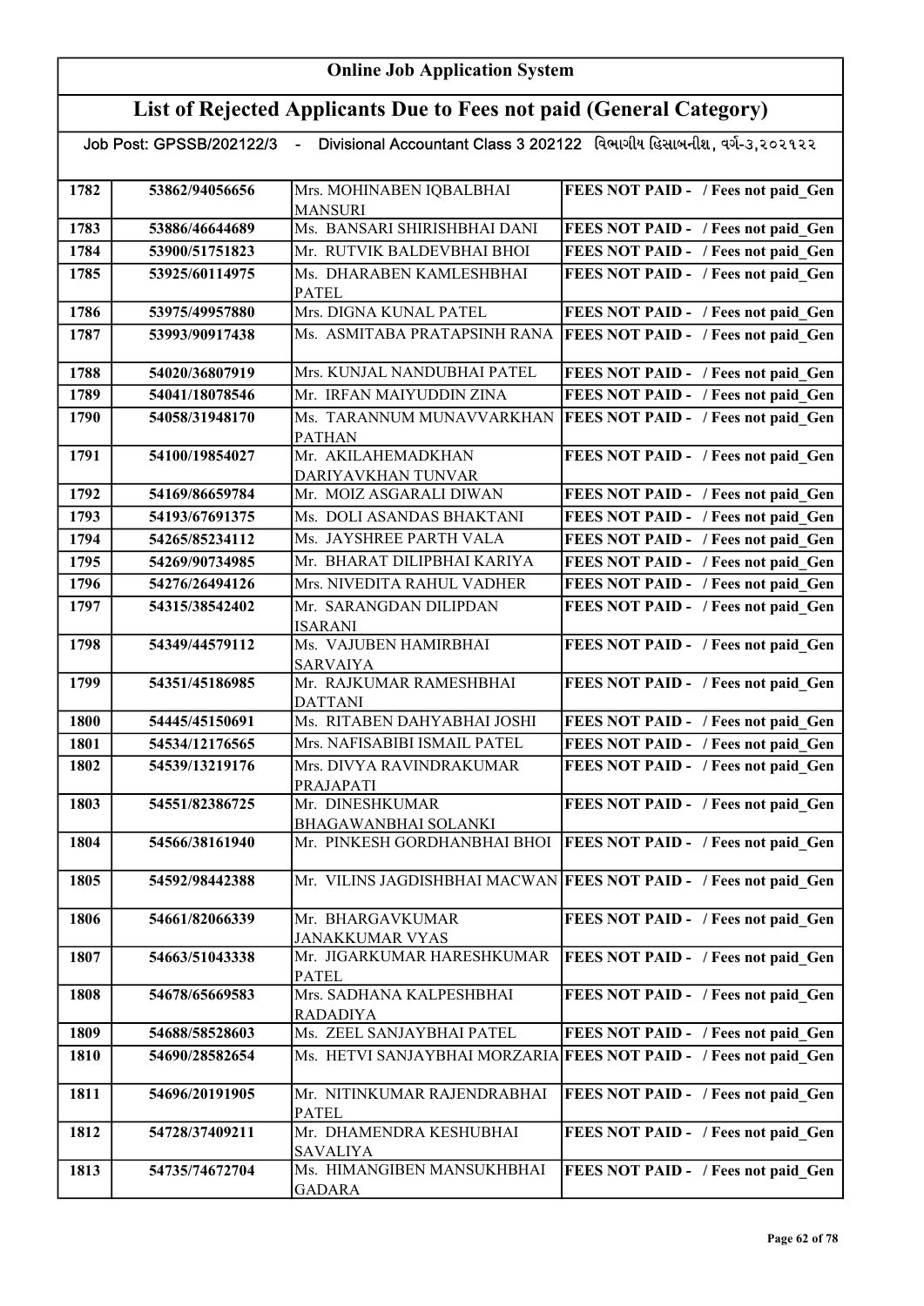# Online Job Application System

## List of Rejected Applicants Due to Fees not paid (General Category)

Job Post: GPSSB/202122/3 - Divisional Accountant Class 3 202122 વિભાગીય હિસાબનીશ, વર્ગ-૩,૨૦૨૧૨૨

| | | | |
|---|---|---|---|
| 1782 | 53862/94056656 | Mrs. MOHINABEN IQBALBHAI MANSURI | FEES NOT PAID - / Fees not paid_Gen |
| 1783 | 53886/46644689 | Ms. BANSARI SHIRISHBHAI DANI | FEES NOT PAID - / Fees not paid_Gen |
| 1784 | 53900/51751823 | Mr. RUTVIK BALDEVBHAI BHOI | FEES NOT PAID - / Fees not paid_Gen |
| 1785 | 53925/60114975 | Ms. DHARABEN KAMLESHBHAI PATEL | FEES NOT PAID - / Fees not paid_Gen |
| 1786 | 53975/49957880 | Mrs. DIGNA KUNAL PATEL | FEES NOT PAID - / Fees not paid_Gen |
| 1787 | 53993/90917438 | Ms. ASMITABA PRATAPSINH RANA | FEES NOT PAID - / Fees not paid_Gen |
| 1788 | 54020/36807919 | Mrs. KUNJAL NANDUBHAI PATEL | FEES NOT PAID - / Fees not paid_Gen |
| 1789 | 54041/18078546 | Mr. IRFAN MAIYUDDIN ZINA | FEES NOT PAID - / Fees not paid_Gen |
| 1790 | 54058/31948170 | Ms. TARANNUM MUNAVVARKHAN PATHAN | FEES NOT PAID - / Fees not paid_Gen |
| 1791 | 54100/19854027 | Mr. AKILAHEMADKHAN DARIYAVKHAN TUNVAR | FEES NOT PAID - / Fees not paid_Gen |
| 1792 | 54169/86659784 | Mr. MOIZ ASGARALI DIWAN | FEES NOT PAID - / Fees not paid_Gen |
| 1793 | 54193/67691375 | Ms. DOLI ASANDAS BHAKTANI | FEES NOT PAID - / Fees not paid_Gen |
| 1794 | 54265/85234112 | Ms. JAYSHREE PARTH VALA | FEES NOT PAID - / Fees not paid_Gen |
| 1795 | 54269/90734985 | Mr. BHARAT DILIPBHAI KARIYA | FEES NOT PAID - / Fees not paid_Gen |
| 1796 | 54276/26494126 | Mrs. NIVEDITA RAHUL VADHER | FEES NOT PAID - / Fees not paid_Gen |
| 1797 | 54315/38542402 | Mr. SARANGDAN DILIPDAN ISARANI | FEES NOT PAID - / Fees not paid_Gen |
| 1798 | 54349/44579112 | Ms. VAJUBEN HAMIRBHAI SARVAIYA | FEES NOT PAID - / Fees not paid_Gen |
| 1799 | 54351/45186985 | Mr. RAJKUMAR RAMESHBHAI DATTANI | FEES NOT PAID - / Fees not paid_Gen |
| 1800 | 54445/45150691 | Ms. RITABEN DAHYABHAI JOSHI | FEES NOT PAID - / Fees not paid_Gen |
| 1801 | 54534/12176565 | Mrs. NAFISABIBI ISMAIL PATEL | FEES NOT PAID - / Fees not paid_Gen |
| 1802 | 54539/13219176 | Mrs. DIVYA RAVINDRAKUMAR PRAJAPATI | FEES NOT PAID - / Fees not paid_Gen |
| 1803 | 54551/82386725 | Mr. DINESHKUMAR BHAGAWANBHAI SOLANKI | FEES NOT PAID - / Fees not paid_Gen |
| 1804 | 54566/38161940 | Mr. PINKESH GORDHANBHAI BHOI | FEES NOT PAID - / Fees not paid_Gen |
| 1805 | 54592/98442388 | Mr. VILINS JAGDISHBHAI MACWAN | FEES NOT PAID - / Fees not paid_Gen |
| 1806 | 54661/82066339 | Mr. BHARGAVKUMAR JANAKKUMAR VYAS | FEES NOT PAID - / Fees not paid_Gen |
| 1807 | 54663/51043338 | Mr. JIGARKUMAR HARESHKUMAR PATEL | FEES NOT PAID - / Fees not paid_Gen |
| 1808 | 54678/65669583 | Mrs. SADHANA KALPESHBHAI RADADIYA | FEES NOT PAID - / Fees not paid_Gen |
| 1809 | 54688/58528603 | Ms. ZEEL SANJAYBHAI PATEL | FEES NOT PAID - / Fees not paid_Gen |
| 1810 | 54690/28582654 | Ms. HETVI SANJAYBHAI MORZARIA | FEES NOT PAID - / Fees not paid_Gen |
| 1811 | 54696/20191905 | Mr. NITINKUMAR RAJENDRABHAI PATEL | FEES NOT PAID - / Fees not paid_Gen |
| 1812 | 54728/37409211 | Mr. DHAMENDRA KESHUBHAI SAVALIYA | FEES NOT PAID - / Fees not paid_Gen |
| 1813 | 54735/74672704 | Ms. HIMANGIBEN MANSUKHBHAI GADARA | FEES NOT PAID - / Fees not paid_Gen |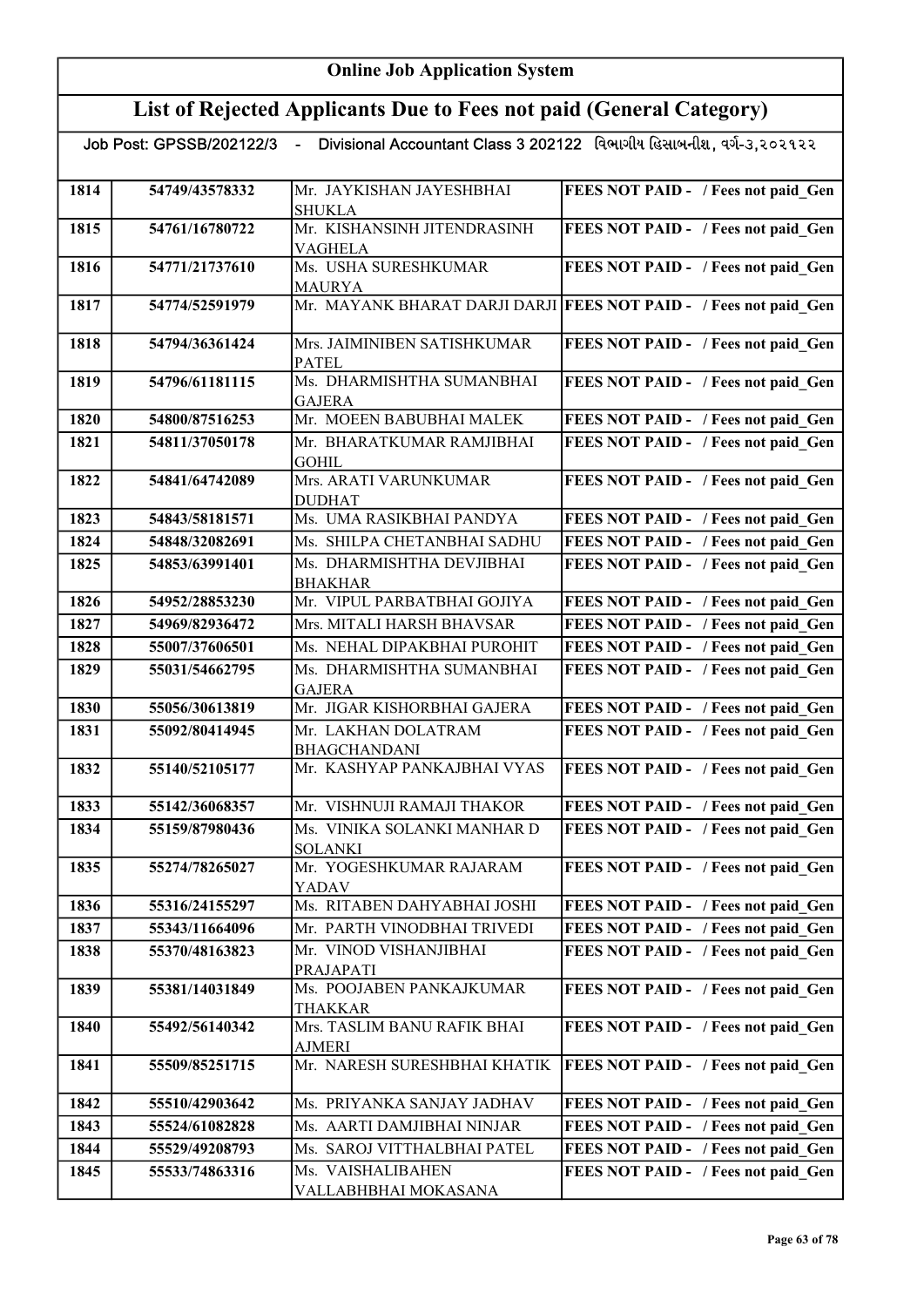# Online Job Application System

## List of Rejected Applicants Due to Fees not paid (General Category)

Job Post: GPSSB/202122/3 - Divisional Accountant Class 3 202122 વિભાગીય હિસાબનીશ, વર્ગ-૩,૨૦૨૧૨૨

| | | | |
|---|---|---|---|
| 1814 | 54749/43578332 | Mr. JAYKISHAN JAYESHBHAI SHUKLA | FEES NOT PAID - / Fees not paid_Gen |
| 1815 | 54761/16780722 | Mr. KISHANSINH JITENDRASINH VAGHELA | FEES NOT PAID - / Fees not paid_Gen |
| 1816 | 54771/21737610 | Ms. USHA SURESHKUMAR MAURYA | FEES NOT PAID - / Fees not paid_Gen |
| 1817 | 54774/52591979 | Mr. MAYANK BHARAT DARJI DARJI | FEES NOT PAID - / Fees not paid_Gen |
| 1818 | 54794/36361424 | Mrs. JAIMINIBEN SATISHKUMAR PATEL | FEES NOT PAID - / Fees not paid_Gen |
| 1819 | 54796/61181115 | Ms. DHARMISHTHA SUMANBHAI GAJERA | FEES NOT PAID - / Fees not paid_Gen |
| 1820 | 54800/87516253 | Mr. MOEEN BABUBHAI MALEK | FEES NOT PAID - / Fees not paid_Gen |
| 1821 | 54811/37050178 | Mr. BHARATKUMAR RAMJIBHAI GOHIL | FEES NOT PAID - / Fees not paid_Gen |
| 1822 | 54841/64742089 | Mrs. ARATI VARUNKUMAR DUDHAT | FEES NOT PAID - / Fees not paid_Gen |
| 1823 | 54843/58181571 | Ms. UMA RASIKBHAI PANDYA | FEES NOT PAID - / Fees not paid_Gen |
| 1824 | 54848/32082691 | Ms. SHILPA CHETANBHAI SADHU | FEES NOT PAID - / Fees not paid_Gen |
| 1825 | 54853/63991401 | Ms. DHARMISHTHA DEVJIBHAI BHAKHAR | FEES NOT PAID - / Fees not paid_Gen |
| 1826 | 54952/28853230 | Mr. VIPUL PARBATBHAI GOJIYA | FEES NOT PAID - / Fees not paid_Gen |
| 1827 | 54969/82936472 | Mrs. MITALI HARSH BHAVSAR | FEES NOT PAID - / Fees not paid_Gen |
| 1828 | 55007/37606501 | Ms. NEHAL DIPAKBHAI PUROHIT | FEES NOT PAID - / Fees not paid_Gen |
| 1829 | 55031/54662795 | Ms. DHARMISHTHA SUMANBHAI GAJERA | FEES NOT PAID - / Fees not paid_Gen |
| 1830 | 55056/30613819 | Mr. JIGAR KISHORBHAI GAJERA | FEES NOT PAID - / Fees not paid_Gen |
| 1831 | 55092/80414945 | Mr. LAKHAN DOLATRAM BHAGCHANDANI | FEES NOT PAID - / Fees not paid_Gen |
| 1832 | 55140/52105177 | Mr. KASHYAP PANKAJBHAI VYAS | FEES NOT PAID - / Fees not paid_Gen |
| 1833 | 55142/36068357 | Mr. VISHNUJI RAMAJI THAKOR | FEES NOT PAID - / Fees not paid_Gen |
| 1834 | 55159/87980436 | Ms. VINIKA SOLANKI MANHAR D SOLANKI | FEES NOT PAID - / Fees not paid_Gen |
| 1835 | 55274/78265027 | Mr. YOGESHKUMAR RAJARAM YADAV | FEES NOT PAID - / Fees not paid_Gen |
| 1836 | 55316/24155297 | Ms. RITABEN DAHYABHAI JOSHI | FEES NOT PAID - / Fees not paid_Gen |
| 1837 | 55343/11664096 | Mr. PARTH VINODBHAI TRIVEDI | FEES NOT PAID - / Fees not paid_Gen |
| 1838 | 55370/48163823 | Mr. VINOD VISHANJIBHAI PRAJAPATI | FEES NOT PAID - / Fees not paid_Gen |
| 1839 | 55381/14031849 | Ms. POOJABEN PANKAJKUMAR THAKKAR | FEES NOT PAID - / Fees not paid_Gen |
| 1840 | 55492/56140342 | Mrs. TASLIM BANU RAFIK BHAI AJMERI | FEES NOT PAID - / Fees not paid_Gen |
| 1841 | 55509/85251715 | Mr. NARESH SURESHBHAI KHATIK | FEES NOT PAID - / Fees not paid_Gen |
| 1842 | 55510/42903642 | Ms. PRIYANKA SANJAY JADHAV | FEES NOT PAID - / Fees not paid_Gen |
| 1843 | 55524/61082828 | Ms. AARTI DAMJIBHAI NINJAR | FEES NOT PAID - / Fees not paid_Gen |
| 1844 | 55529/49208793 | Ms. SAROJ VITTHALBHAI PATEL | FEES NOT PAID - / Fees not paid_Gen |
| 1845 | 55533/74863316 | Ms. VAISHALIBAHEN VALLABHBHAI MOKASANA | FEES NOT PAID - / Fees not paid_Gen |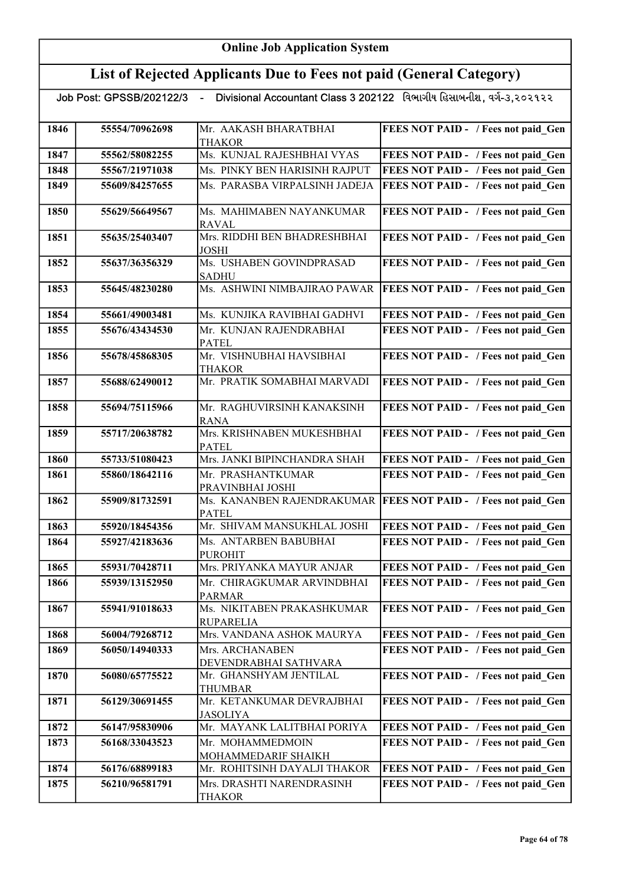# Online Job Application System

## List of Rejected Applicants Due to Fees not paid (General Category)

Job Post: GPSSB/202122/3 - Divisional Accountant Class 3 202122 વિભાગીય હિસાબનીશ, વર્ગ-૩,૨૦૨૧૨૨

| | | | |
|---|---|---|---|
| 1846 | 55554/70962698 | Mr. AAKASH BHARATBHAI THAKOR | FEES NOT PAID - / Fees not paid_Gen |
| 1847 | 55562/58082255 | Ms. KUNJAL RAJESHBHAI VYAS | FEES NOT PAID - / Fees not paid_Gen |
| 1848 | 55567/21971038 | Ms. PINKY BEN HARISINH RAJPUT | FEES NOT PAID - / Fees not paid_Gen |
| 1849 | 55609/84257655 | Ms. PARASBA VIRPALSINH JADEJA | FEES NOT PAID - / Fees not paid_Gen |
| 1850 | 55629/56649567 | Ms. MAHIMABEN NAYANKUMAR RAVAL | FEES NOT PAID - / Fees not paid_Gen |
| 1851 | 55635/25403407 | Mrs. RIDDHI BEN BHADRESHBHAI JOSHI | FEES NOT PAID - / Fees not paid_Gen |
| 1852 | 55637/36356329 | Ms. USHABEN GOVINDPRASAD SADHU | FEES NOT PAID - / Fees not paid_Gen |
| 1853 | 55645/48230280 | Ms. ASHWINI NIMBAJIRAO PAWAR | FEES NOT PAID - / Fees not paid_Gen |
| 1854 | 55661/49003481 | Ms. KUNJIKA RAVIBHAI GADHVI | FEES NOT PAID - / Fees not paid_Gen |
| 1855 | 55676/43434530 | Mr. KUNJAN RAJENDRABHAI PATEL | FEES NOT PAID - / Fees not paid_Gen |
| 1856 | 55678/45868305 | Mr. VISHNUBHAI HAVSIBHAI THAKOR | FEES NOT PAID - / Fees not paid_Gen |
| 1857 | 55688/62490012 | Mr. PRATIK SOMABHAI MARVADI | FEES NOT PAID - / Fees not paid_Gen |
| 1858 | 55694/75115966 | Mr. RAGHUVIRSINH KANAKSINH RANA | FEES NOT PAID - / Fees not paid_Gen |
| 1859 | 55717/20638782 | Mrs. KRISHNABEN MUKESHBHAI PATEL | FEES NOT PAID - / Fees not paid_Gen |
| 1860 | 55733/51080423 | Mrs. JANKI BIPINCHANDRA SHAH | FEES NOT PAID - / Fees not paid_Gen |
| 1861 | 55860/18642116 | Mr. PRASHANTKUMAR PRAVINBHAI JOSHI | FEES NOT PAID - / Fees not paid_Gen |
| 1862 | 55909/81732591 | Ms. KANANBEN RAJENDRAKUMAR PATEL | FEES NOT PAID - / Fees not paid_Gen |
| 1863 | 55920/18454356 | Mr. SHIVAM MANSUKHLAL JOSHI | FEES NOT PAID - / Fees not paid_Gen |
| 1864 | 55927/42183636 | Ms. ANTARBEN BABUBHAI PUROHIT | FEES NOT PAID - / Fees not paid_Gen |
| 1865 | 55931/70428711 | Mrs. PRIYANKA MAYUR ANJAR | FEES NOT PAID - / Fees not paid_Gen |
| 1866 | 55939/13152950 | Mr. CHIRAGKUMAR ARVINDBHAI PARMAR | FEES NOT PAID - / Fees not paid_Gen |
| 1867 | 55941/91018633 | Ms. NIKITABEN PRAKASHKUMAR RUPARELIA | FEES NOT PAID - / Fees not paid_Gen |
| 1868 | 56004/79268712 | Mrs. VANDANA ASHOK MAURYA | FEES NOT PAID - / Fees not paid_Gen |
| 1869 | 56050/14940333 | Mrs. ARCHANABEN DEVENDRABHAI SATHVARA | FEES NOT PAID - / Fees not paid_Gen |
| 1870 | 56080/65775522 | Mr. GHANSHYAM JENTILAL THUMBAR | FEES NOT PAID - / Fees not paid_Gen |
| 1871 | 56129/30691455 | Mr. KETANKUMAR DEVRAJBHAI JASOLIYA | FEES NOT PAID - / Fees not paid_Gen |
| 1872 | 56147/95830906 | Mr. MAYANK LALITBHAI PORIYA | FEES NOT PAID - / Fees not paid_Gen |
| 1873 | 56168/33043523 | Mr. MOHAMMEDMOIN MOHAMMEDARIF SHAIKH | FEES NOT PAID - / Fees not paid_Gen |
| 1874 | 56176/68899183 | Mr. ROHITSINH DAYALJI THAKOR | FEES NOT PAID - / Fees not paid_Gen |
| 1875 | 56210/96581791 | Mrs. DRASHTI NARENDRASINH THAKOR | FEES NOT PAID - / Fees not paid_Gen |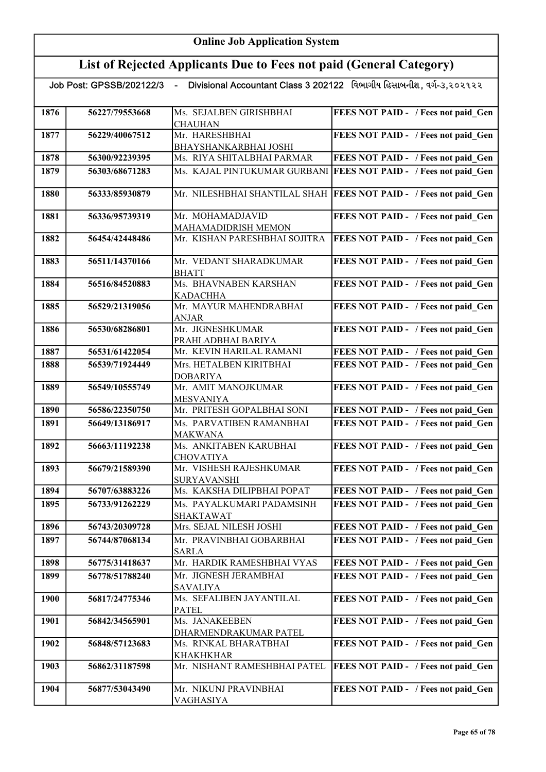# Online Job Application System

## List of Rejected Applicants Due to Fees not paid (General Category)

Job Post: GPSSB/202122/3 - Divisional Accountant Class 3 202122 વિભાગીય હિસાબનીશ, વર્ગ-૩,૨૦૨૧૨૨

| | | | |
|---|---|---|---|
| 1876 | 56227/79553668 | Ms. SEJALBEN GIRISHBHAI CHAUHAN | FEES NOT PAID - / Fees not paid_Gen |
| 1877 | 56229/40067512 | Mr. HARESHBHAI BHAYSHANKARBHAI JOSHI | FEES NOT PAID - / Fees not paid_Gen |
| 1878 | 56300/92239395 | Ms. RIYA SHITALBHAI PARMAR | FEES NOT PAID - / Fees not paid_Gen |
| 1879 | 56303/68671283 | Ms. KAJAL PINTUKUMAR GURBANI | FEES NOT PAID - / Fees not paid_Gen |
| 1880 | 56333/85930879 | Mr. NILESHBHAI SHANTILAL SHAH | FEES NOT PAID - / Fees not paid_Gen |
| 1881 | 56336/95739319 | Mr. MOHAMADJAVID MAHAMADIDRISH MEMON | FEES NOT PAID - / Fees not paid_Gen |
| 1882 | 56454/42448486 | Mr. KISHAN PARESHBHAI SOJITRA | FEES NOT PAID - / Fees not paid_Gen |
| 1883 | 56511/14370166 | Mr. VEDANT SHARADKUMAR BHATT | FEES NOT PAID - / Fees not paid_Gen |
| 1884 | 56516/84520883 | Ms. BHAVNABEN KARSHAN KADACHHA | FEES NOT PAID - / Fees not paid_Gen |
| 1885 | 56529/21319056 | Mr. MAYUR MAHENDRABHAI ANJAR | FEES NOT PAID - / Fees not paid_Gen |
| 1886 | 56530/68286801 | Mr. JIGNESHKUMAR PRAHLADBHAI BARIYA | FEES NOT PAID - / Fees not paid_Gen |
| 1887 | 56531/61422054 | Mr. KEVIN HARILAL RAMANI | FEES NOT PAID - / Fees not paid_Gen |
| 1888 | 56539/71924449 | Mrs. HETALBEN KIRITBHAI DOBARIYA | FEES NOT PAID - / Fees not paid_Gen |
| 1889 | 56549/10555749 | Mr. AMIT MANOJKUMAR MESVANIYA | FEES NOT PAID - / Fees not paid_Gen |
| 1890 | 56586/22350750 | Mr. PRITESH GOPALBHAI SONI | FEES NOT PAID - / Fees not paid_Gen |
| 1891 | 56649/13186917 | Ms. PARVATIBEN RAMANBHAI MAKWANA | FEES NOT PAID - / Fees not paid_Gen |
| 1892 | 56663/11192238 | Ms. ANKITABEN KARUBHAI CHOVATIYA | FEES NOT PAID - / Fees not paid_Gen |
| 1893 | 56679/21589390 | Mr. VISHESH RAJESHKUMAR SURYAVANSHI | FEES NOT PAID - / Fees not paid_Gen |
| 1894 | 56707/63883226 | Ms. KAKSHA DILIPBHAI POPAT | FEES NOT PAID - / Fees not paid_Gen |
| 1895 | 56733/91262229 | Ms. PAYALKUMARI PADAMSINH SHAKTAWAT | FEES NOT PAID - / Fees not paid_Gen |
| 1896 | 56743/20309728 | Mrs. SEJAL NILESH JOSHI | FEES NOT PAID - / Fees not paid_Gen |
| 1897 | 56744/87068134 | Mr. PRAVINBHAI GOBARBHAI SARLA | FEES NOT PAID - / Fees not paid_Gen |
| 1898 | 56775/31418637 | Mr. HARDIK RAMESHBHAI VYAS | FEES NOT PAID - / Fees not paid_Gen |
| 1899 | 56778/51788240 | Mr. JIGNESH JERAMBHAI SAVALIYA | FEES NOT PAID - / Fees not paid_Gen |
| 1900 | 56817/24775346 | Ms. SEFALIBEN JAYANTILAL PATEL | FEES NOT PAID - / Fees not paid_Gen |
| 1901 | 56842/34565901 | Ms. JANAKEEBEN DHARMENDRAKUMAR PATEL | FEES NOT PAID - / Fees not paid_Gen |
| 1902 | 56848/57123683 | Ms. RINKAL BHARATBHAI KHAKHKHAR | FEES NOT PAID - / Fees not paid_Gen |
| 1903 | 56862/31187598 | Mr. NISHANT RAMESHBHAI PATEL | FEES NOT PAID - / Fees not paid_Gen |
| 1904 | 56877/53043490 | Mr. NIKUNJ PRAVINBHAI VAGHASIYA | FEES NOT PAID - / Fees not paid_Gen |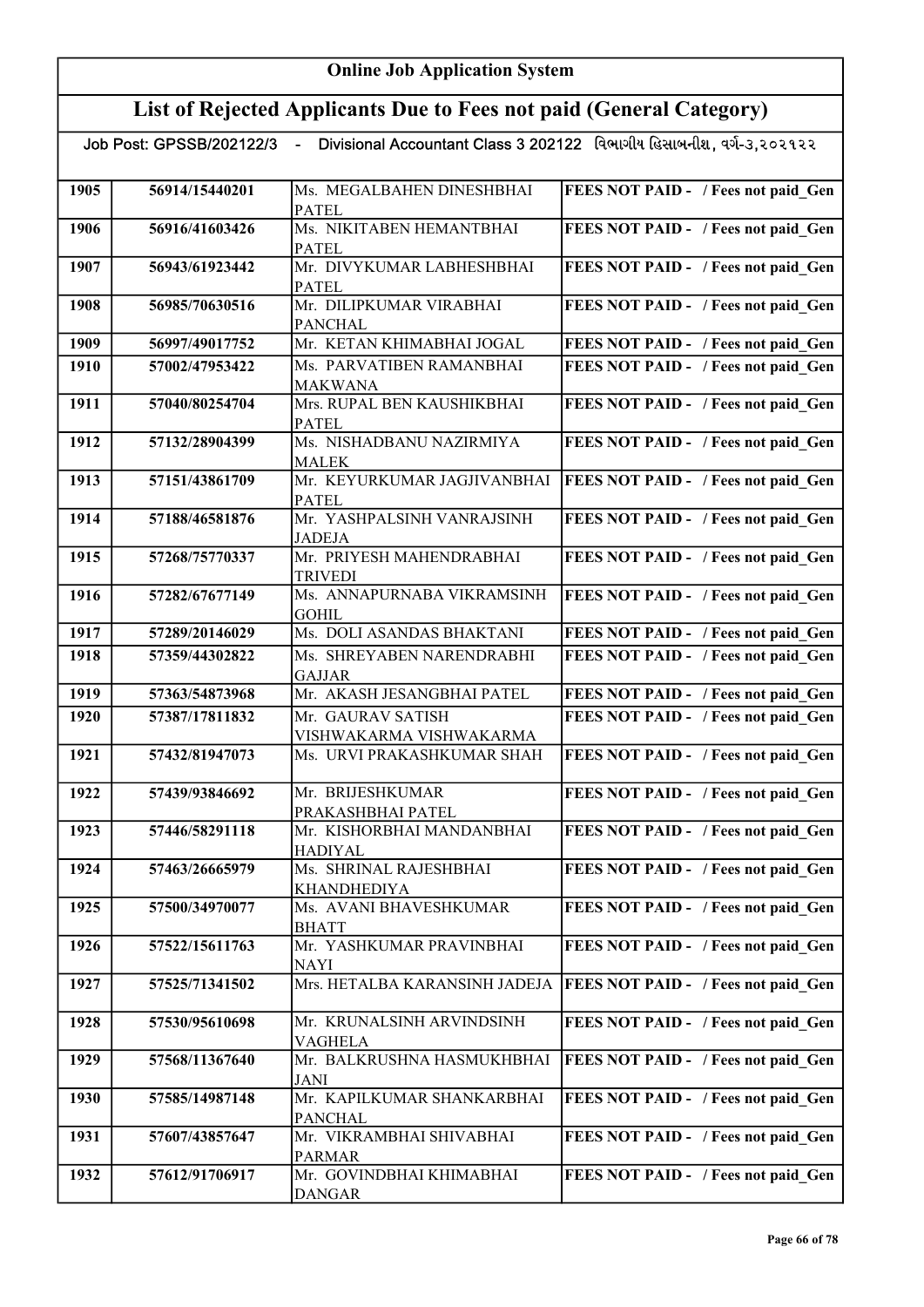# Online Job Application System

## List of Rejected Applicants Due to Fees not paid (General Category)

Job Post: GPSSB/202122/3 - Divisional Accountant Class 3 202122 વિભાગીય હિસાબનીશ, વર્ગ-૩,૨૦૨૧૨૨

| | | | |
|---|---|---|---|
| 1905 | 56914/15440201 | Ms. MEGALBAHEN DINESHBHAI PATEL | FEES NOT PAID - / Fees not paid_Gen |
| 1906 | 56916/41603426 | Ms. NIKITABEN HEMANTBHAI PATEL | FEES NOT PAID - / Fees not paid_Gen |
| 1907 | 56943/61923442 | Mr. DIVYKUMAR LABHESHBHAI PATEL | FEES NOT PAID - / Fees not paid_Gen |
| 1908 | 56985/70630516 | Mr. DILIPKUMAR VIRABHAI PANCHAL | FEES NOT PAID - / Fees not paid_Gen |
| 1909 | 56997/49017752 | Mr. KETAN KHIMABHAI JOGAL | FEES NOT PAID - / Fees not paid_Gen |
| 1910 | 57002/47953422 | Ms. PARVATIBEN RAMANBHAI MAKWANA | FEES NOT PAID - / Fees not paid_Gen |
| 1911 | 57040/80254704 | Mrs. RUPAL BEN KAUSHIKBHAI PATEL | FEES NOT PAID - / Fees not paid_Gen |
| 1912 | 57132/28904399 | Ms. NISHADBANU NAZIRMIYA MALEK | FEES NOT PAID - / Fees not paid_Gen |
| 1913 | 57151/43861709 | Mr. KEYURKUMAR JAGJIVANBHAI PATEL | FEES NOT PAID - / Fees not paid_Gen |
| 1914 | 57188/46581876 | Mr. YASHPALSINH VANRAJSINH JADEJA | FEES NOT PAID - / Fees not paid_Gen |
| 1915 | 57268/75770337 | Mr. PRIYESH MAHENDRABHAI TRIVEDI | FEES NOT PAID - / Fees not paid_Gen |
| 1916 | 57282/67677149 | Ms. ANNAPURNABA VIKRAMSINH GOHIL | FEES NOT PAID - / Fees not paid_Gen |
| 1917 | 57289/20146029 | Ms. DOLI ASANDAS BHAKTANI | FEES NOT PAID - / Fees not paid_Gen |
| 1918 | 57359/44302822 | Ms. SHREYABEN NARENDRABHI GAJJAR | FEES NOT PAID - / Fees not paid_Gen |
| 1919 | 57363/54873968 | Mr. AKASH JESANGBHAI PATEL | FEES NOT PAID - / Fees not paid_Gen |
| 1920 | 57387/17811832 | Mr. GAURAV SATISH VISHWAKARMA VISHWAKARMA | FEES NOT PAID - / Fees not paid_Gen |
| 1921 | 57432/81947073 | Ms. URVI PRAKASHKUMAR SHAH | FEES NOT PAID - / Fees not paid_Gen |
| 1922 | 57439/93846692 | Mr. BRIJESHKUMAR PRAKASHBHAI PATEL | FEES NOT PAID - / Fees not paid_Gen |
| 1923 | 57446/58291118 | Mr. KISHORBHAI MANDANBHAI HADIYAL | FEES NOT PAID - / Fees not paid_Gen |
| 1924 | 57463/26665979 | Ms. SHRINAL RAJESHBHAI KHANDHEDIYA | FEES NOT PAID - / Fees not paid_Gen |
| 1925 | 57500/34970077 | Ms. AVANI BHAVESHKUMAR BHATT | FEES NOT PAID - / Fees not paid_Gen |
| 1926 | 57522/15611763 | Mr. YASHKUMAR PRAVINBHAI NAYI | FEES NOT PAID - / Fees not paid_Gen |
| 1927 | 57525/71341502 | Mrs. HETALBA KARANSINH JADEJA | FEES NOT PAID - / Fees not paid_Gen |
| 1928 | 57530/95610698 | Mr. KRUNALSINH ARVINDSINH VAGHELA | FEES NOT PAID - / Fees not paid_Gen |
| 1929 | 57568/11367640 | Mr. BALKRUSHNA HASMUKHBHAI JANI | FEES NOT PAID - / Fees not paid_Gen |
| 1930 | 57585/14987148 | Mr. KAPILKUMAR SHANKARBHAI PANCHAL | FEES NOT PAID - / Fees not paid_Gen |
| 1931 | 57607/43857647 | Mr. VIKRAMBHAI SHIVABHAI PARMAR | FEES NOT PAID - / Fees not paid_Gen |
| 1932 | 57612/91706917 | Mr. GOVINDBHAI KHIMABHAI DANGAR | FEES NOT PAID - / Fees not paid_Gen |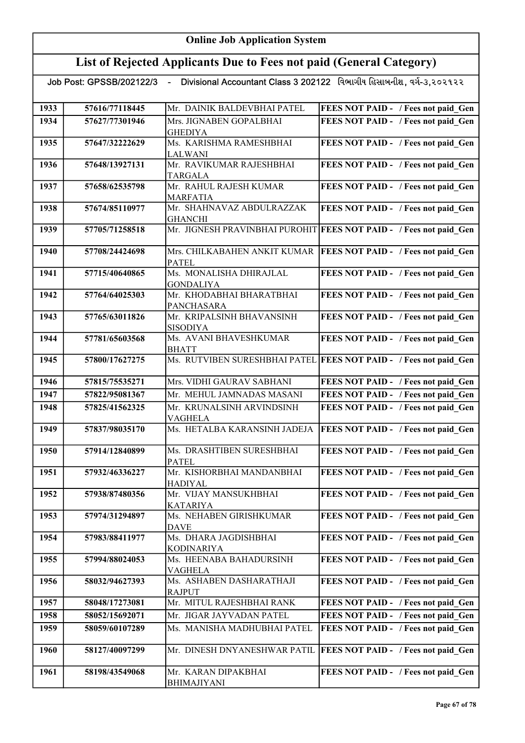# Online Job Application System

## List of Rejected Applicants Due to Fees not paid (General Category)

Job Post: GPSSB/202122/3 - Divisional Accountant Class 3 202122 વિભાગીય હિસાબનીશ, વર્ગ-૩,૨૦૨૧૨૨

| | | | |
|---|---|---|---|
| 1933 | 57616/77118445 | Mr. DAINIK BALDEVBHAI PATEL | FEES NOT PAID - / Fees not paid_Gen |
| 1934 | 57627/77301946 | Mrs. JIGNABEN GOPALBHAI GHEDIYA | FEES NOT PAID - / Fees not paid_Gen |
| 1935 | 57647/32222629 | Ms. KARISHMA RAMESHBHAI LALWANI | FEES NOT PAID - / Fees not paid_Gen |
| 1936 | 57648/13927131 | Mr. RAVIKUMAR RAJESHBHAI TARGALA | FEES NOT PAID - / Fees not paid_Gen |
| 1937 | 57658/62535798 | Mr. RAHUL RAJESH KUMAR MARFATIA | FEES NOT PAID - / Fees not paid_Gen |
| 1938 | 57674/85110977 | Mr. SHAHNAVAZ ABDULRAZZAK GHANCHI | FEES NOT PAID - / Fees not paid_Gen |
| 1939 | 57705/71258518 | Mr. JIGNESH PRAVINBHAI PUROHIT | FEES NOT PAID - / Fees not paid_Gen |
| 1940 | 57708/24424698 | Mrs. CHILKABAHEN ANKIT KUMAR PATEL | FEES NOT PAID - / Fees not paid_Gen |
| 1941 | 57715/40640865 | Ms. MONALISHA DHIRAJLAL GONDALIYA | FEES NOT PAID - / Fees not paid_Gen |
| 1942 | 57764/64025303 | Mr. KHODABHAI BHARATBHAI PANCHASARA | FEES NOT PAID - / Fees not paid_Gen |
| 1943 | 57765/63011826 | Mr. KRIPALSINH BHAVANSINH SISODIYA | FEES NOT PAID - / Fees not paid_Gen |
| 1944 | 57781/65603568 | Ms. AVANI BHAVESHKUMAR BHATT | FEES NOT PAID - / Fees not paid_Gen |
| 1945 | 57800/17627275 | Ms. RUTVIBEN SURESHBHAI PATEL | FEES NOT PAID - / Fees not paid_Gen |
| 1946 | 57815/75535271 | Mrs. VIDHI GAURAV SABHANI | FEES NOT PAID - / Fees not paid_Gen |
| 1947 | 57822/95081367 | Mr. MEHUL JAMNADAS MASANI | FEES NOT PAID - / Fees not paid_Gen |
| 1948 | 57825/41562325 | Mr. KRUNALSINH ARVINDSINH VAGHELA | FEES NOT PAID - / Fees not paid_Gen |
| 1949 | 57837/98035170 | Ms. HETALBA KARANSINH JADEJA | FEES NOT PAID - / Fees not paid_Gen |
| 1950 | 57914/12840899 | Ms. DRASHTIBEN SURESHBHAI PATEL | FEES NOT PAID - / Fees not paid_Gen |
| 1951 | 57932/46336227 | Mr. KISHORBHAI MANDANBHAI HADIYAL | FEES NOT PAID - / Fees not paid_Gen |
| 1952 | 57938/87480356 | Mr. VIJAY MANSUKHBHAI KATARIYA | FEES NOT PAID - / Fees not paid_Gen |
| 1953 | 57974/31294897 | Ms. NEHABEN GIRISHKUMAR DAVE | FEES NOT PAID - / Fees not paid_Gen |
| 1954 | 57983/88411977 | Ms. DHARA JAGDISHBHAI KODINARIYA | FEES NOT PAID - / Fees not paid_Gen |
| 1955 | 57994/88024053 | Ms. HEENABA BAHADURSINH VAGHELA | FEES NOT PAID - / Fees not paid_Gen |
| 1956 | 58032/94627393 | Ms. ASHABEN DASHARATHAJI RAJPUT | FEES NOT PAID - / Fees not paid_Gen |
| 1957 | 58048/17273081 | Mr. MITUL RAJESHBHAI RANK | FEES NOT PAID - / Fees not paid_Gen |
| 1958 | 58052/15692071 | Mr. JIGAR JAYVADAN PATEL | FEES NOT PAID - / Fees not paid_Gen |
| 1959 | 58059/60107289 | Ms. MANISHA MADHUBHAI PATEL | FEES NOT PAID - / Fees not paid_Gen |
| 1960 | 58127/40097299 | Mr. DINESH DNYANESHWAR PATIL | FEES NOT PAID - / Fees not paid_Gen |
| 1961 | 58198/43549068 | Mr. KARAN DIPAKBHAI BHIMAJIYANI | FEES NOT PAID - / Fees not paid_Gen |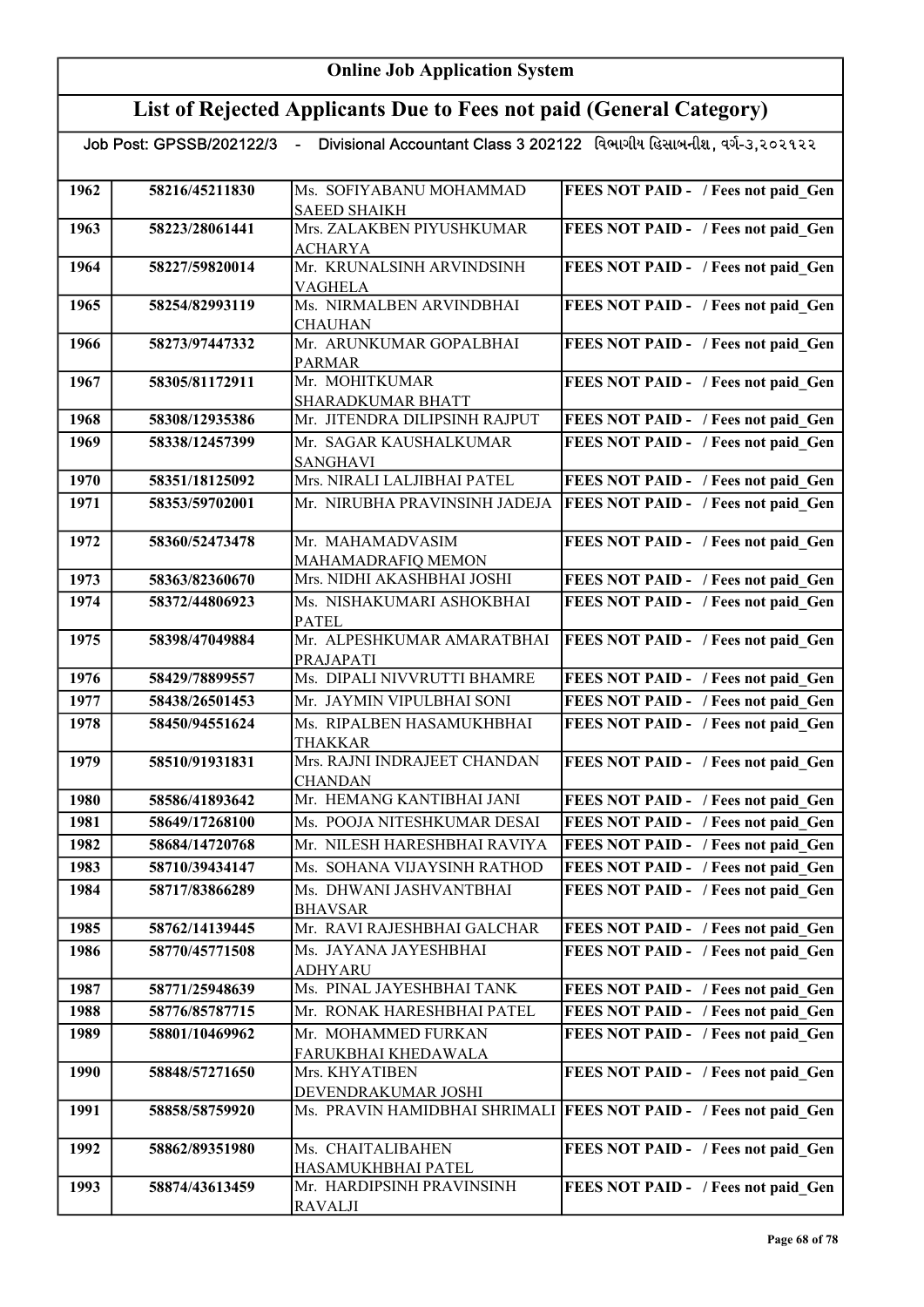# Online Job Application System

## List of Rejected Applicants Due to Fees not paid (General Category)

Job Post: GPSSB/202122/3 - Divisional Accountant Class 3 202122 વિભાગીય હિસાબનીશ, વર્ગ-૩,૨૦૨૧૨૨

| | | | |
|---|---|---|---|
| 1962 | 58216/45211830 | Ms. SOFIYABANU MOHAMMAD SAEED SHAIKH | FEES NOT PAID - / Fees not paid_Gen |
| 1963 | 58223/28061441 | Mrs. ZALAKBEN PIYUSHKUMAR ACHARYA | FEES NOT PAID - / Fees not paid_Gen |
| 1964 | 58227/59820014 | Mr. KRUNALSINH ARVINDSINH VAGHELA | FEES NOT PAID - / Fees not paid_Gen |
| 1965 | 58254/82993119 | Ms. NIRMALBEN ARVINDBHAI CHAUHAN | FEES NOT PAID - / Fees not paid_Gen |
| 1966 | 58273/97447332 | Mr. ARUNKUMAR GOPALBHAI PARMAR | FEES NOT PAID - / Fees not paid_Gen |
| 1967 | 58305/81172911 | Mr. MOHITKUMAR SHARADKUMAR BHATT | FEES NOT PAID - / Fees not paid_Gen |
| 1968 | 58308/12935386 | Mr. JITENDRA DILIPSINH RAJPUT | FEES NOT PAID - / Fees not paid_Gen |
| 1969 | 58338/12457399 | Mr. SAGAR KAUSHALKUMAR SANGHAVI | FEES NOT PAID - / Fees not paid_Gen |
| 1970 | 58351/18125092 | Mrs. NIRALI LALJIBHAI PATEL | FEES NOT PAID - / Fees not paid_Gen |
| 1971 | 58353/59702001 | Mr. NIRUBHA PRAVINSINH JADEJA | FEES NOT PAID - / Fees not paid_Gen |
| 1972 | 58360/52473478 | Mr. MAHAMADVASIM MAHAMADRAFIQ MEMON | FEES NOT PAID - / Fees not paid_Gen |
| 1973 | 58363/82360670 | Mrs. NIDHI AKASHBHAI JOSHI | FEES NOT PAID - / Fees not paid_Gen |
| 1974 | 58372/44806923 | Ms. NISHAKUMARI ASHOKBHAI PATEL | FEES NOT PAID - / Fees not paid_Gen |
| 1975 | 58398/47049884 | Mr. ALPESHKUMAR AMARATBHAI PRAJAPATI | FEES NOT PAID - / Fees not paid_Gen |
| 1976 | 58429/78899557 | Ms. DIPALI NIVVRUTTI BHAMRE | FEES NOT PAID - / Fees not paid_Gen |
| 1977 | 58438/26501453 | Mr. JAYMIN VIPULBHAI SONI | FEES NOT PAID - / Fees not paid_Gen |
| 1978 | 58450/94551624 | Ms. RIPALBEN HASAMUKHBHAI THAKKAR | FEES NOT PAID - / Fees not paid_Gen |
| 1979 | 58510/91931831 | Mrs. RAJNI INDRAJEET CHANDAN CHANDAN | FEES NOT PAID - / Fees not paid_Gen |
| 1980 | 58586/41893642 | Mr. HEMANG KANTIBHAI JANI | FEES NOT PAID - / Fees not paid_Gen |
| 1981 | 58649/17268100 | Ms. POOJA NITESHKUMAR DESAI | FEES NOT PAID - / Fees not paid_Gen |
| 1982 | 58684/14720768 | Mr. NILESH HARESHBHAI RAVIYA | FEES NOT PAID - / Fees not paid_Gen |
| 1983 | 58710/39434147 | Ms. SOHANA VIJAYSINH RATHOD | FEES NOT PAID - / Fees not paid_Gen |
| 1984 | 58717/83866289 | Ms. DHWANI JASHVANTBHAI BHAVSAR | FEES NOT PAID - / Fees not paid_Gen |
| 1985 | 58762/14139445 | Mr. RAVI RAJESHBHAI GALCHAR | FEES NOT PAID - / Fees not paid_Gen |
| 1986 | 58770/45771508 | Ms. JAYANA JAYESHBHAI ADHYARU | FEES NOT PAID - / Fees not paid_Gen |
| 1987 | 58771/25948639 | Ms. PINAL JAYESHBHAI TANK | FEES NOT PAID - / Fees not paid_Gen |
| 1988 | 58776/85787715 | Mr. RONAK HARESHBHAI PATEL | FEES NOT PAID - / Fees not paid_Gen |
| 1989 | 58801/10469962 | Mr. MOHAMMED FURKAN FARUKBHAI KHEDAWALA | FEES NOT PAID - / Fees not paid_Gen |
| 1990 | 58848/57271650 | Mrs. KHYATIBEN DEVENDRAKUMAR JOSHI | FEES NOT PAID - / Fees not paid_Gen |
| 1991 | 58858/58759920 | Ms. PRAVIN HAMIDBHAI SHRIMALI | FEES NOT PAID - / Fees not paid_Gen |
| 1992 | 58862/89351980 | Ms. CHAITALIBAHEN HASAMUKHBHAI PATEL | FEES NOT PAID - / Fees not paid_Gen |
| 1993 | 58874/43613459 | Mr. HARDIPSINH PRAVINSINH RAVALJI | FEES NOT PAID - / Fees not paid_Gen |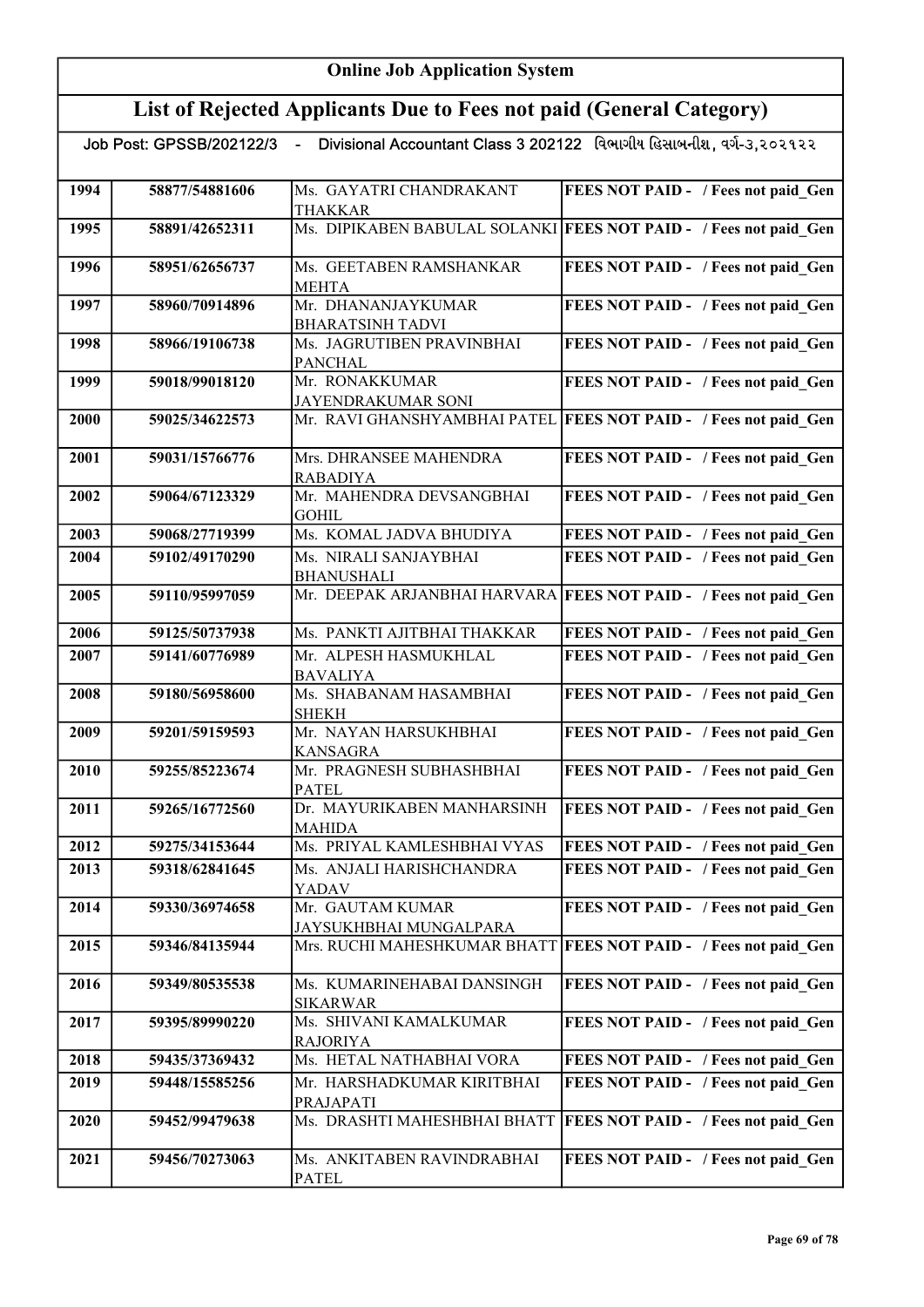# Online Job Application System

## List of Rejected Applicants Due to Fees not paid (General Category)

Job Post: GPSSB/202122/3 - Divisional Accountant Class 3 202122 વિભાગીય હિસાબનીશ, વર્ગ-૩,૨૦૨૧૨૨

| | | | |
|---|---|---|---|
| 1994 | 58877/54881606 | Ms. GAYATRI CHANDRAKANT THAKKAR | FEES NOT PAID - / Fees not paid_Gen |
| 1995 | 58891/42652311 | Ms. DIPIKABEN BABULAL SOLANKI | FEES NOT PAID - / Fees not paid_Gen |
| 1996 | 58951/62656737 | Ms. GEETABEN RAMSHANKAR MEHTA | FEES NOT PAID - / Fees not paid_Gen |
| 1997 | 58960/70914896 | Mr. DHANANJAYKUMAR BHARATSINH TADVI | FEES NOT PAID - / Fees not paid_Gen |
| 1998 | 58966/19106738 | Ms. JAGRUTIBEN PRAVINBHAI PANCHAL | FEES NOT PAID - / Fees not paid_Gen |
| 1999 | 59018/99018120 | Mr. RONAKKUMAR JAYENDRAKUMAR SONI | FEES NOT PAID - / Fees not paid_Gen |
| 2000 | 59025/34622573 | Mr. RAVI GHANSHYAMBHAI PATEL | FEES NOT PAID - / Fees not paid_Gen |
| 2001 | 59031/15766776 | Mrs. DHRANSEE MAHENDRA RABADIYA | FEES NOT PAID - / Fees not paid_Gen |
| 2002 | 59064/67123329 | Mr. MAHENDRA DEVSANGBHAI GOHIL | FEES NOT PAID - / Fees not paid_Gen |
| 2003 | 59068/27719399 | Ms. KOMAL JADVA BHUDIYA | FEES NOT PAID - / Fees not paid_Gen |
| 2004 | 59102/49170290 | Ms. NIRALI SANJAYBHAI BHANUSHALI | FEES NOT PAID - / Fees not paid_Gen |
| 2005 | 59110/95997059 | Mr. DEEPAK ARJANBHAI HARVARA | FEES NOT PAID - / Fees not paid_Gen |
| 2006 | 59125/50737938 | Ms. PANKTI AJITBHAI THAKKAR | FEES NOT PAID - / Fees not paid_Gen |
| 2007 | 59141/60776989 | Mr. ALPESH HASMUKHLAL BAVALIYA | FEES NOT PAID - / Fees not paid_Gen |
| 2008 | 59180/56958600 | Ms. SHABANAM HASAMBHAI SHEKH | FEES NOT PAID - / Fees not paid_Gen |
| 2009 | 59201/59159593 | Mr. NAYAN HARSUKHBHAI KANSAGRA | FEES NOT PAID - / Fees not paid_Gen |
| 2010 | 59255/85223674 | Mr. PRAGNESH SUBHASHBHAI PATEL | FEES NOT PAID - / Fees not paid_Gen |
| 2011 | 59265/16772560 | Dr. MAYURIKABEN MANHARSINH MAHIDA | FEES NOT PAID - / Fees not paid_Gen |
| 2012 | 59275/34153644 | Ms. PRIYAL KAMLESHBHAI VYAS | FEES NOT PAID - / Fees not paid_Gen |
| 2013 | 59318/62841645 | Ms. ANJALI HARISHCHANDRA YADAV | FEES NOT PAID - / Fees not paid_Gen |
| 2014 | 59330/36974658 | Mr. GAUTAM KUMAR JAYSUKHBHAI MUNGALPARA | FEES NOT PAID - / Fees not paid_Gen |
| 2015 | 59346/84135944 | Mrs. RUCHI MAHESHKUMAR BHATT | FEES NOT PAID - / Fees not paid_Gen |
| 2016 | 59349/80535538 | Ms. KUMARINEHABAI DANSINGH SIKARWAR | FEES NOT PAID - / Fees not paid_Gen |
| 2017 | 59395/89990220 | Ms. SHIVANI KAMALKUMAR RAJORIYA | FEES NOT PAID - / Fees not paid_Gen |
| 2018 | 59435/37369432 | Ms. HETAL NATHABHAI VORA | FEES NOT PAID - / Fees not paid_Gen |
| 2019 | 59448/15585256 | Mr. HARSHADKUMAR KIRITBHAI PRAJAPATI | FEES NOT PAID - / Fees not paid_Gen |
| 2020 | 59452/99479638 | Ms. DRASHTI MAHESHBHAI BHATT | FEES NOT PAID - / Fees not paid_Gen |
| 2021 | 59456/70273063 | Ms. ANKITABEN RAVINDRABHAI PATEL | FEES NOT PAID - / Fees not paid_Gen |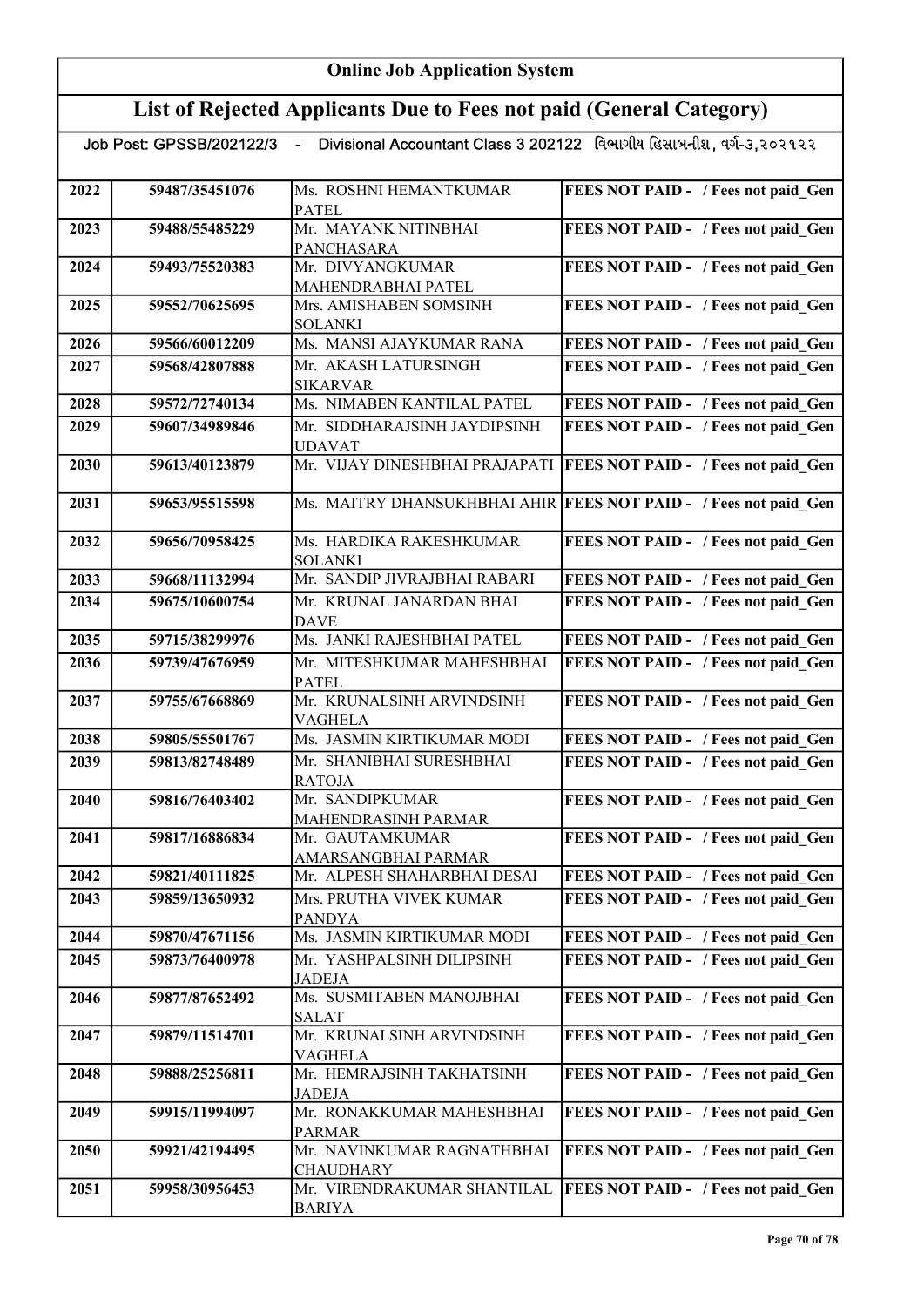# Online Job Application System

## List of Rejected Applicants Due to Fees not paid (General Category)

Job Post: GPSSB/202122/3 - Divisional Accountant Class 3 202122 વિભાગીય હિસાબનીશ, વર્ગ-૩,૨૦૨૧૨૨

| | | | |
|---|---|---|---|
| 2022 | 59487/35451076 | Ms. ROSHNI HEMANTKUMAR PATEL | FEES NOT PAID - / Fees not paid_Gen |
| 2023 | 59488/55485229 | Mr. MAYANK NITINBHAI PANCHASARA | FEES NOT PAID - / Fees not paid_Gen |
| 2024 | 59493/75520383 | Mr. DIVYANGKUMAR MAHENDRABHAI PATEL | FEES NOT PAID - / Fees not paid_Gen |
| 2025 | 59552/70625695 | Mrs. AMISHABEN SOMSINH SOLANKI | FEES NOT PAID - / Fees not paid_Gen |
| 2026 | 59566/60012209 | Ms. MANSI AJAYKUMAR RANA | FEES NOT PAID - / Fees not paid_Gen |
| 2027 | 59568/42807888 | Mr. AKASH LATURSINGH SIKARVAR | FEES NOT PAID - / Fees not paid_Gen |
| 2028 | 59572/72740134 | Ms. NIMABEN KANTILAL PATEL | FEES NOT PAID - / Fees not paid_Gen |
| 2029 | 59607/34989846 | Mr. SIDDHARAJSINH JAYDIPSINH UDAVAT | FEES NOT PAID - / Fees not paid_Gen |
| 2030 | 59613/40123879 | Mr. VIJAY DINESHBHAI PRAJAPATI | FEES NOT PAID - / Fees not paid_Gen |
| 2031 | 59653/95515598 | Ms. MAITRY DHANSUKHBHAI AHIR | FEES NOT PAID - / Fees not paid_Gen |
| 2032 | 59656/70958425 | Ms. HARDIKA RAKESHKUMAR SOLANKI | FEES NOT PAID - / Fees not paid_Gen |
| 2033 | 59668/11132994 | Mr. SANDIP JIVRAJBHAI RABARI | FEES NOT PAID - / Fees not paid_Gen |
| 2034 | 59675/10600754 | Mr. KRUNAL JANARDAN BHAI DAVE | FEES NOT PAID - / Fees not paid_Gen |
| 2035 | 59715/38299976 | Ms. JANKI RAJESHBHAI PATEL | FEES NOT PAID - / Fees not paid_Gen |
| 2036 | 59739/47676959 | Mr. MITESHKUMAR MAHESHBHAI PATEL | FEES NOT PAID - / Fees not paid_Gen |
| 2037 | 59755/67668869 | Mr. KRUNALSINH ARVINDSINH VAGHELA | FEES NOT PAID - / Fees not paid_Gen |
| 2038 | 59805/55501767 | Ms. JASMIN KIRTIKUMAR MODI | FEES NOT PAID - / Fees not paid_Gen |
| 2039 | 59813/82748489 | Mr. SHANIBHAI SURESHBHAI RATOJA | FEES NOT PAID - / Fees not paid_Gen |
| 2040 | 59816/76403402 | Mr. SANDIPKUMAR MAHENDRASINH PARMAR | FEES NOT PAID - / Fees not paid_Gen |
| 2041 | 59817/16886834 | Mr. GAUTAMKUMAR AMARSANGBHAI PARMAR | FEES NOT PAID - / Fees not paid_Gen |
| 2042 | 59821/40111825 | Mr. ALPESH SHAHARBHAI DESAI | FEES NOT PAID - / Fees not paid_Gen |
| 2043 | 59859/13650932 | Mrs. PRUTHA VIVEK KUMAR PANDYA | FEES NOT PAID - / Fees not paid_Gen |
| 2044 | 59870/47671156 | Ms. JASMIN KIRTIKUMAR MODI | FEES NOT PAID - / Fees not paid_Gen |
| 2045 | 59873/76400978 | Mr. YASHPALSINH DILIPSINH JADEJA | FEES NOT PAID - / Fees not paid_Gen |
| 2046 | 59877/87652492 | Ms. SUSMITABEN MANOJBHAI SALAT | FEES NOT PAID - / Fees not paid_Gen |
| 2047 | 59879/11514701 | Mr. KRUNALSINH ARVINDSINH VAGHELA | FEES NOT PAID - / Fees not paid_Gen |
| 2048 | 59888/25256811 | Mr. HEMRAJSINH TAKHATSINH JADEJA | FEES NOT PAID - / Fees not paid_Gen |
| 2049 | 59915/11994097 | Mr. RONAKKUMAR MAHESHBHAI PARMAR | FEES NOT PAID - / Fees not paid_Gen |
| 2050 | 59921/42194495 | Mr. NAVINKUMAR RAGNATHBHAI CHAUDHARY | FEES NOT PAID - / Fees not paid_Gen |
| 2051 | 59958/30956453 | Mr. VIRENDRAKUMAR SHANTILAL BARIYA | FEES NOT PAID - / Fees not paid_Gen |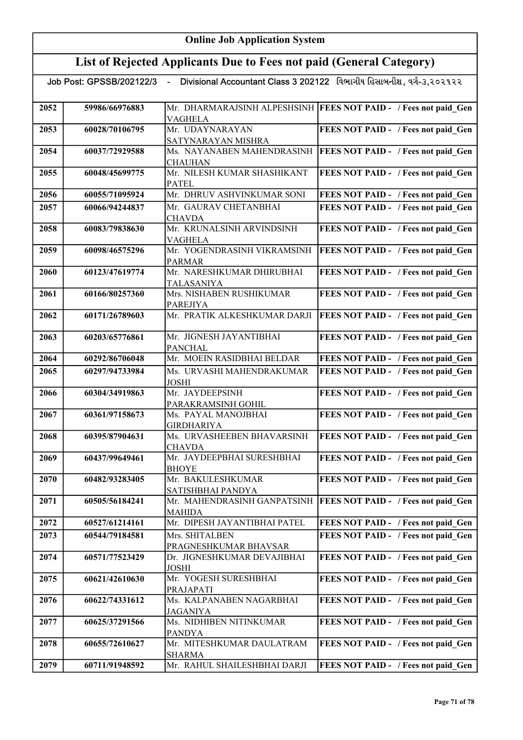## Online Job Application System

## List of Rejected Applicants Due to Fees not paid (General Category)

Job Post: GPSSB/202122/3 - Divisional Accountant Class 3 202122 વિભાગીય હિસાબનીશ, વર્ગ-૩,૨૦૨૧૨૨

| | | | |
|---|---|---|---|
| 2052 | 59986/66976883 | Mr. DHARMARAJSINH ALPESHSINH VAGHELA | FEES NOT PAID - / Fees not paid_Gen |
| 2053 | 60028/70106795 | Mr. UDAYNARAYAN SATYNARAYAN MISHRA | FEES NOT PAID - / Fees not paid_Gen |
| 2054 | 60037/72929588 | Ms. NAYANABEN MAHENDRASINH CHAUHAN | FEES NOT PAID - / Fees not paid_Gen |
| 2055 | 60048/45699775 | Mr. NILESH KUMAR SHASHIKANT PATEL | FEES NOT PAID - / Fees not paid_Gen |
| 2056 | 60055/71095924 | Mr. DHRUV ASHVINKUMAR SONI | FEES NOT PAID - / Fees not paid_Gen |
| 2057 | 60066/94244837 | Mr. GAURAV CHETANBHAI CHAVDA | FEES NOT PAID - / Fees not paid_Gen |
| 2058 | 60083/79838630 | Mr. KRUNALSINH ARVINDSINH VAGHELA | FEES NOT PAID - / Fees not paid_Gen |
| 2059 | 60098/46575296 | Mr. YOGENDRASINH VIKRAMSINH PARMAR | FEES NOT PAID - / Fees not paid_Gen |
| 2060 | 60123/47619774 | Mr. NARESHKUMAR DHIRUBHAI TALASANIYA | FEES NOT PAID - / Fees not paid_Gen |
| 2061 | 60166/80257360 | Mrs. NISHABEN RUSHIKUMAR PAREJIYA | FEES NOT PAID - / Fees not paid_Gen |
| 2062 | 60171/26789603 | Mr. PRATIK ALKESHKUMAR DARJI | FEES NOT PAID - / Fees not paid_Gen |
| 2063 | 60203/65776861 | Mr. JIGNESH JAYANTIBHAI PANCHAL | FEES NOT PAID - / Fees not paid_Gen |
| 2064 | 60292/86706048 | Mr. MOEIN RASIDBHAI BELDAR | FEES NOT PAID - / Fees not paid_Gen |
| 2065 | 60297/94733984 | Ms. URVASHI MAHENDRAKUMAR JOSHI | FEES NOT PAID - / Fees not paid_Gen |
| 2066 | 60304/34919863 | Mr. JAYDEEPSINH PARAKRAMSINH GOHIL | FEES NOT PAID - / Fees not paid_Gen |
| 2067 | 60361/97158673 | Ms. PAYAL MANOJBHAI GIRDHARIYA | FEES NOT PAID - / Fees not paid_Gen |
| 2068 | 60395/87904631 | Ms. URVASHEEBEN BHAVARSINH CHAVDA | FEES NOT PAID - / Fees not paid_Gen |
| 2069 | 60437/99649461 | Mr. JAYDEEPBHAI SURESHBHAI BHOYE | FEES NOT PAID - / Fees not paid_Gen |
| 2070 | 60482/93283405 | Mr. BAKULESHKUMAR SATISHBHAI PANDYA | FEES NOT PAID - / Fees not paid_Gen |
| 2071 | 60505/56184241 | Mr. MAHENDRASINH GANPATSINH MAHIDA | FEES NOT PAID - / Fees not paid_Gen |
| 2072 | 60527/61214161 | Mr. DIPESH JAYANTIBHAI PATEL | FEES NOT PAID - / Fees not paid_Gen |
| 2073 | 60544/79184581 | Mrs. SHITALBEN PRAGNESHKUMAR BHAVSAR | FEES NOT PAID - / Fees not paid_Gen |
| 2074 | 60571/77523429 | Dr. JIGNESHKUMAR DEVAJIBHAI JOSHI | FEES NOT PAID - / Fees not paid_Gen |
| 2075 | 60621/42610630 | Mr. YOGESH SURESHBHAI PRAJAPATI | FEES NOT PAID - / Fees not paid_Gen |
| 2076 | 60622/74331612 | Ms. KALPANABEN NAGARBHAI JAGANIYA | FEES NOT PAID - / Fees not paid_Gen |
| 2077 | 60625/37291566 | Ms. NIDHIBEN NITINKUMAR PANDYA | FEES NOT PAID - / Fees not paid_Gen |
| 2078 | 60655/72610627 | Mr. MITESHKUMAR DAULATRAM SHARMA | FEES NOT PAID - / Fees not paid_Gen |
| 2079 | 60711/91948592 | Mr. RAHUL SHAILESHBHAI DARJI | FEES NOT PAID - / Fees not paid_Gen |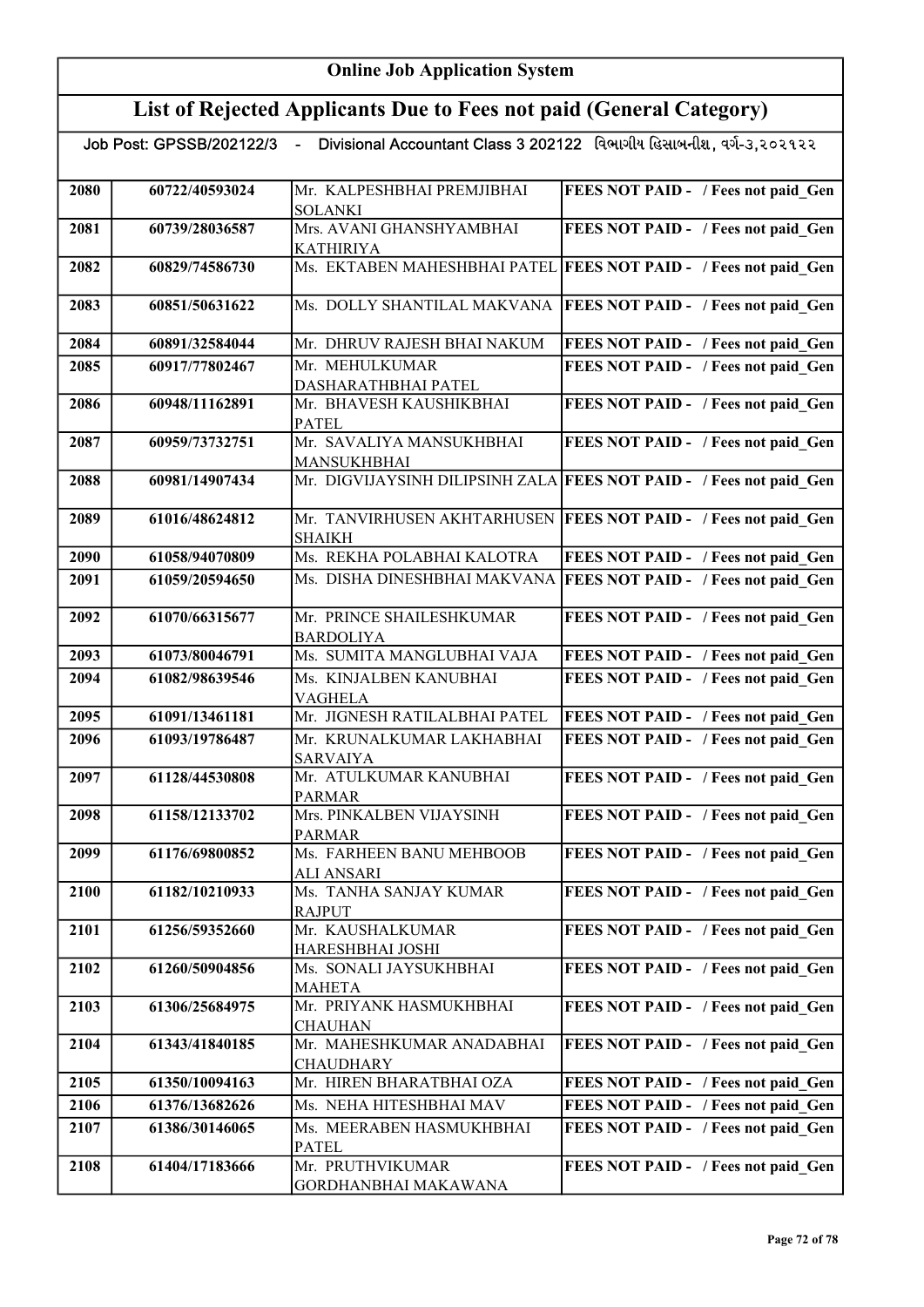# Online Job Application System

## List of Rejected Applicants Due to Fees not paid (General Category)

Job Post: GPSSB/202122/3 - Divisional Accountant Class 3 202122 વિભાગીય હિસાબનીશ, વર્ગ-૩,૨૦૨૧૨૨

| | | | |
|---|---|---|---|
| 2080 | 60722/40593024 | Mr. KALPESHBHAI PREMJIBHAI SOLANKI | FEES NOT PAID - / Fees not paid_Gen |
| 2081 | 60739/28036587 | Mrs. AVANI GHANSHYAMBHAI KATHIRIYA | FEES NOT PAID - / Fees not paid_Gen |
| 2082 | 60829/74586730 | Ms. EKTABEN MAHESHBHAI PATEL | FEES NOT PAID - / Fees not paid_Gen |
| 2083 | 60851/50631622 | Ms. DOLLY SHANTILAL MAKVANA | FEES NOT PAID - / Fees not paid_Gen |
| 2084 | 60891/32584044 | Mr. DHRUV RAJESH BHAI NAKUM | FEES NOT PAID - / Fees not paid_Gen |
| 2085 | 60917/77802467 | Mr. MEHULKUMAR DASHARATHBHAI PATEL | FEES NOT PAID - / Fees not paid_Gen |
| 2086 | 60948/11162891 | Mr. BHAVESH KAUSHIKBHAI PATEL | FEES NOT PAID - / Fees not paid_Gen |
| 2087 | 60959/73732751 | Mr. SAVALIYA MANSUKHBHAI MANSUKHBHAI | FEES NOT PAID - / Fees not paid_Gen |
| 2088 | 60981/14907434 | Mr. DIGVIJAYSINH DILIPSINH ZALA | FEES NOT PAID - / Fees not paid_Gen |
| 2089 | 61016/48624812 | Mr. TANVIRHUSEN AKHTARHUSEN SHAIKH | FEES NOT PAID - / Fees not paid_Gen |
| 2090 | 61058/94070809 | Ms. REKHA POLABHAI KALOTRA | FEES NOT PAID - / Fees not paid_Gen |
| 2091 | 61059/20594650 | Ms. DISHA DINESHBHAI MAKVANA | FEES NOT PAID - / Fees not paid_Gen |
| 2092 | 61070/66315677 | Mr. PRINCE SHAILESHKUMAR BARDOLIYA | FEES NOT PAID - / Fees not paid_Gen |
| 2093 | 61073/80046791 | Ms. SUMITA MANGLUBHAI VAJA | FEES NOT PAID - / Fees not paid_Gen |
| 2094 | 61082/98639546 | Ms. KINJALBEN KANUBHAI VAGHELA | FEES NOT PAID - / Fees not paid_Gen |
| 2095 | 61091/13461181 | Mr. JIGNESH RATILALBHAI PATEL | FEES NOT PAID - / Fees not paid_Gen |
| 2096 | 61093/19786487 | Mr. KRUNALKUMAR LAKHABHAI SARVAIYA | FEES NOT PAID - / Fees not paid_Gen |
| 2097 | 61128/44530808 | Mr. ATULKUMAR KANUBHAI PARMAR | FEES NOT PAID - / Fees not paid_Gen |
| 2098 | 61158/12133702 | Mrs. PINKALBEN VIJAYSINH PARMAR | FEES NOT PAID - / Fees not paid_Gen |
| 2099 | 61176/69800852 | Ms. FARHEEN BANU MEHBOOB ALI ANSARI | FEES NOT PAID - / Fees not paid_Gen |
| 2100 | 61182/10210933 | Ms. TANHA SANJAY KUMAR RAJPUT | FEES NOT PAID - / Fees not paid_Gen |
| 2101 | 61256/59352660 | Mr. KAUSHALKUMAR HARESHBHAI JOSHI | FEES NOT PAID - / Fees not paid_Gen |
| 2102 | 61260/50904856 | Ms. SONALI JAYSUKHBHAI MAHETA | FEES NOT PAID - / Fees not paid_Gen |
| 2103 | 61306/25684975 | Mr. PRIYANK HASMUKHBHAI CHAUHAN | FEES NOT PAID - / Fees not paid_Gen |
| 2104 | 61343/41840185 | Mr. MAHESHKUMAR ANADABHAI CHAUDHARY | FEES NOT PAID - / Fees not paid_Gen |
| 2105 | 61350/10094163 | Mr. HIREN BHARATBHAI OZA | FEES NOT PAID - / Fees not paid_Gen |
| 2106 | 61376/13682626 | Ms. NEHA HITESHBHAI MAV | FEES NOT PAID - / Fees not paid_Gen |
| 2107 | 61386/30146065 | Ms. MEERABEN HASMUKHBHAI PATEL | FEES NOT PAID - / Fees not paid_Gen |
| 2108 | 61404/17183666 | Mr. PRUTHVIKUMAR GORDHANBHAI MAKAWANA | FEES NOT PAID - / Fees not paid_Gen |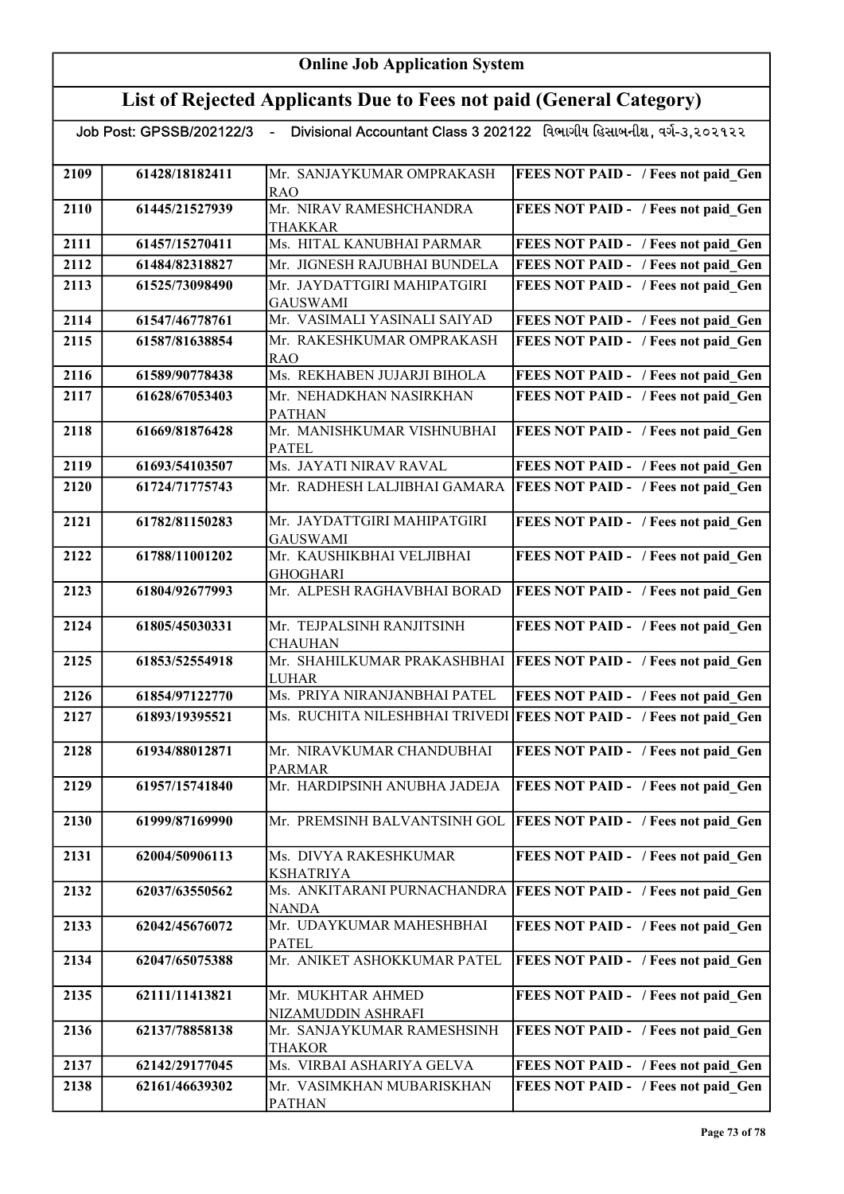# Online Job Application System

## List of Rejected Applicants Due to Fees not paid (General Category)

Job Post: GPSSB/202122/3 - Divisional Accountant Class 3 202122 વિભાગીય હિસાબનીશ, વર્ગ-૩,૨૦૨૧૨૨

| | | | |
|---|---|---|---|
| 2109 | 61428/18182411 | Mr. SANJAYKUMAR OMPRAKASH RAO | FEES NOT PAID - / Fees not paid_Gen |
| 2110 | 61445/21527939 | Mr. NIRAV RAMESHCHANDRA THAKKAR | FEES NOT PAID - / Fees not paid_Gen |
| 2111 | 61457/15270411 | Ms. HITAL KANUBHAI PARMAR | FEES NOT PAID - / Fees not paid_Gen |
| 2112 | 61484/82318827 | Mr. JIGNESH RAJUBHAI BUNDELA | FEES NOT PAID - / Fees not paid_Gen |
| 2113 | 61525/73098490 | Mr. JAYDATTGIRI MAHIPATGIRI GAUSWAMI | FEES NOT PAID - / Fees not paid_Gen |
| 2114 | 61547/46778761 | Mr. VASIMALI YASINALI SAIYAD | FEES NOT PAID - / Fees not paid_Gen |
| 2115 | 61587/81638854 | Mr. RAKESHKUMAR OMPRAKASH RAO | FEES NOT PAID - / Fees not paid_Gen |
| 2116 | 61589/90778438 | Ms. REKHABEN JUJARJI BIHOLA | FEES NOT PAID - / Fees not paid_Gen |
| 2117 | 61628/67053403 | Mr. NEHADKHAN NASIRKHAN PATHAN | FEES NOT PAID - / Fees not paid_Gen |
| 2118 | 61669/81876428 | Mr. MANISHKUMAR VISHNUBHAI PATEL | FEES NOT PAID - / Fees not paid_Gen |
| 2119 | 61693/54103507 | Ms. JAYATI NIRAV RAVAL | FEES NOT PAID - / Fees not paid_Gen |
| 2120 | 61724/71775743 | Mr. RADHESH LALJIBHAI GAMARA | FEES NOT PAID - / Fees not paid_Gen |
| 2121 | 61782/81150283 | Mr. JAYDATTGIRI MAHIPATGIRI GAUSWAMI | FEES NOT PAID - / Fees not paid_Gen |
| 2122 | 61788/11001202 | Mr. KAUSHIKBHAI VELJIBHAI GHOGHARI | FEES NOT PAID - / Fees not paid_Gen |
| 2123 | 61804/92677993 | Mr. ALPESH RAGHAVBHAI BORAD | FEES NOT PAID - / Fees not paid_Gen |
| 2124 | 61805/45030331 | Mr. TEJPALSINH RANJITSINH CHAUHAN | FEES NOT PAID - / Fees not paid_Gen |
| 2125 | 61853/52554918 | Mr. SHAHILKUMAR PRAKASHBHAI LUHAR | FEES NOT PAID - / Fees not paid_Gen |
| 2126 | 61854/97122770 | Ms. PRIYA NIRANJANBHAI PATEL | FEES NOT PAID - / Fees not paid_Gen |
| 2127 | 61893/19395521 | Ms. RUCHITA NILESHBHAI TRIVEDI | FEES NOT PAID - / Fees not paid_Gen |
| 2128 | 61934/88012871 | Mr. NIRAVKUMAR CHANDUBHAI PARMAR | FEES NOT PAID - / Fees not paid_Gen |
| 2129 | 61957/15741840 | Mr. HARDIPSINH ANUBHA JADEJA | FEES NOT PAID - / Fees not paid_Gen |
| 2130 | 61999/87169990 | Mr. PREMSINH BALVANTSINH GOL | FEES NOT PAID - / Fees not paid_Gen |
| 2131 | 62004/50906113 | Ms. DIVYA RAKESHKUMAR KSHATRIYA | FEES NOT PAID - / Fees not paid_Gen |
| 2132 | 62037/63550562 | Ms. ANKITARANI PURNACHANDRA NANDA | FEES NOT PAID - / Fees not paid_Gen |
| 2133 | 62042/45676072 | Mr. UDAYKUMAR MAHESHBHAI PATEL | FEES NOT PAID - / Fees not paid_Gen |
| 2134 | 62047/65075388 | Mr. ANIKET ASHOKKUMAR PATEL | FEES NOT PAID - / Fees not paid_Gen |
| 2135 | 62111/11413821 | Mr. MUKHTAR AHMED NIZAMUDDIN ASHRAFI | FEES NOT PAID - / Fees not paid_Gen |
| 2136 | 62137/78858138 | Mr. SANJAYKUMAR RAMESHSINH THAKOR | FEES NOT PAID - / Fees not paid_Gen |
| 2137 | 62142/29177045 | Ms. VIRBAI ASHARIYA GELVA | FEES NOT PAID - / Fees not paid_Gen |
| 2138 | 62161/46639302 | Mr. VASIMKHAN MUBARISKHAN PATHAN | FEES NOT PAID - / Fees not paid_Gen |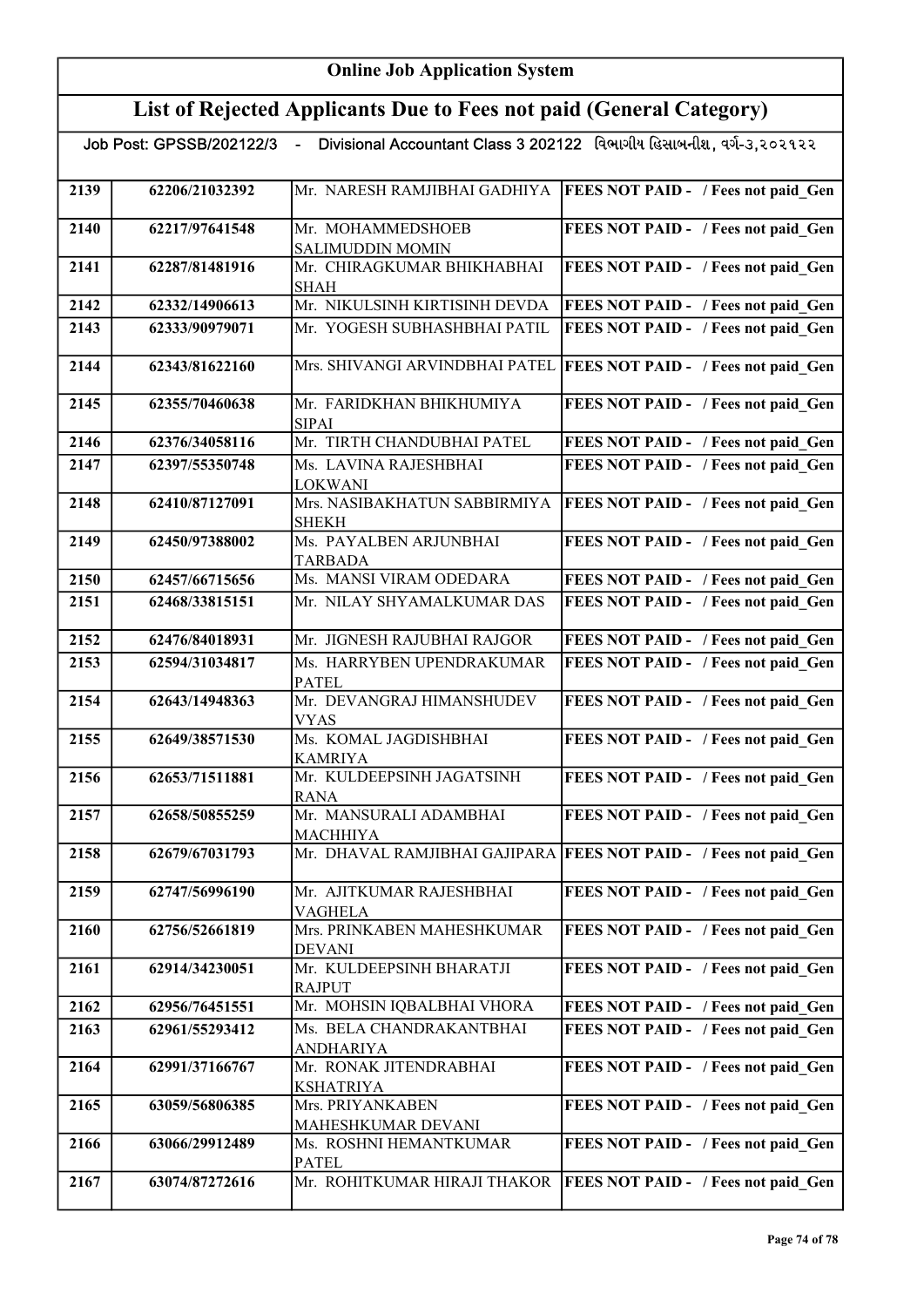# Online Job Application System

## List of Rejected Applicants Due to Fees not paid (General Category)

Job Post: GPSSB/202122/3 - Divisional Accountant Class 3 202122 વિભાગીય હિસાબનીશ, વર્ગ-૩,૨૦૨૧૨૨

| | | | |
|---|---|---|---|
| 2139 | 62206/21032392 | Mr. NARESH RAMJIBHAI GADHIYA | FEES NOT PAID - / Fees not paid_Gen |
| 2140 | 62217/97641548 | Mr. MOHAMMEDSHOEB SALIMUDDIN MOMIN | FEES NOT PAID - / Fees not paid_Gen |
| 2141 | 62287/81481916 | Mr. CHIRAGKUMAR BHIKHABHAI SHAH | FEES NOT PAID - / Fees not paid_Gen |
| 2142 | 62332/14906613 | Mr. NIKULSINH KIRTISINH DEVDA | FEES NOT PAID - / Fees not paid_Gen |
| 2143 | 62333/90979071 | Mr. YOGESH SUBHASHBHAI PATIL | FEES NOT PAID - / Fees not paid_Gen |
| 2144 | 62343/81622160 | Mrs. SHIVANGI ARVINDBHAI PATEL | FEES NOT PAID - / Fees not paid_Gen |
| 2145 | 62355/70460638 | Mr. FARIDKHAN BHIKHUMIYA SIPAI | FEES NOT PAID - / Fees not paid_Gen |
| 2146 | 62376/34058116 | Mr. TIRTH CHANDUBHAI PATEL | FEES NOT PAID - / Fees not paid_Gen |
| 2147 | 62397/55350748 | Ms. LAVINA RAJESHBHAI LOKWANI | FEES NOT PAID - / Fees not paid_Gen |
| 2148 | 62410/87127091 | Mrs. NASIBAKHATUN SABBIRMIYA SHEKH | FEES NOT PAID - / Fees not paid_Gen |
| 2149 | 62450/97388002 | Ms. PAYALBEN ARJUNBHAI TARBADA | FEES NOT PAID - / Fees not paid_Gen |
| 2150 | 62457/66715656 | Ms. MANSI VIRAM ODEDARA | FEES NOT PAID - / Fees not paid_Gen |
| 2151 | 62468/33815151 | Mr. NILAY SHYAMALKUMAR DAS | FEES NOT PAID - / Fees not paid_Gen |
| 2152 | 62476/84018931 | Mr. JIGNESH RAJUBHAI RAJGOR | FEES NOT PAID - / Fees not paid_Gen |
| 2153 | 62594/31034817 | Ms. HARRYBEN UPENDRAKUMAR PATEL | FEES NOT PAID - / Fees not paid_Gen |
| 2154 | 62643/14948363 | Mr. DEVANGRAJ HIMANSHUDEV VYAS | FEES NOT PAID - / Fees not paid_Gen |
| 2155 | 62649/38571530 | Ms. KOMAL JAGDISHBHAI KAMRIYA | FEES NOT PAID - / Fees not paid_Gen |
| 2156 | 62653/71511881 | Mr. KULDEEPSINH JAGATSINH RANA | FEES NOT PAID - / Fees not paid_Gen |
| 2157 | 62658/50855259 | Mr. MANSURALI ADAMBHAI MACHHIYA | FEES NOT PAID - / Fees not paid_Gen |
| 2158 | 62679/67031793 | Mr. DHAVAL RAMJIBHAI GAJIPARA | FEES NOT PAID - / Fees not paid_Gen |
| 2159 | 62747/56996190 | Mr. AJITKUMAR RAJESHBHAI VAGHELA | FEES NOT PAID - / Fees not paid_Gen |
| 2160 | 62756/52661819 | Mrs. PRINKABEN MAHESHKUMAR DEVANI | FEES NOT PAID - / Fees not paid_Gen |
| 2161 | 62914/34230051 | Mr. KULDEEPSINH BHARATJI RAJPUT | FEES NOT PAID - / Fees not paid_Gen |
| 2162 | 62956/76451551 | Mr. MOHSIN IQBALBHAI VHORA | FEES NOT PAID - / Fees not paid_Gen |
| 2163 | 62961/55293412 | Ms. BELA CHANDRAKANTBHAI ANDHARIYA | FEES NOT PAID - / Fees not paid_Gen |
| 2164 | 62991/37166767 | Mr. RONAK JITENDRABHAI KSHATRIYA | FEES NOT PAID - / Fees not paid_Gen |
| 2165 | 63059/56806385 | Mrs. PRIYANKABEN MAHESHKUMAR DEVANI | FEES NOT PAID - / Fees not paid_Gen |
| 2166 | 63066/29912489 | Ms. ROSHNI HEMANTKUMAR PATEL | FEES NOT PAID - / Fees not paid_Gen |
| 2167 | 63074/87272616 | Mr. ROHITKUMAR HIRAJI THAKOR | FEES NOT PAID - / Fees not paid_Gen |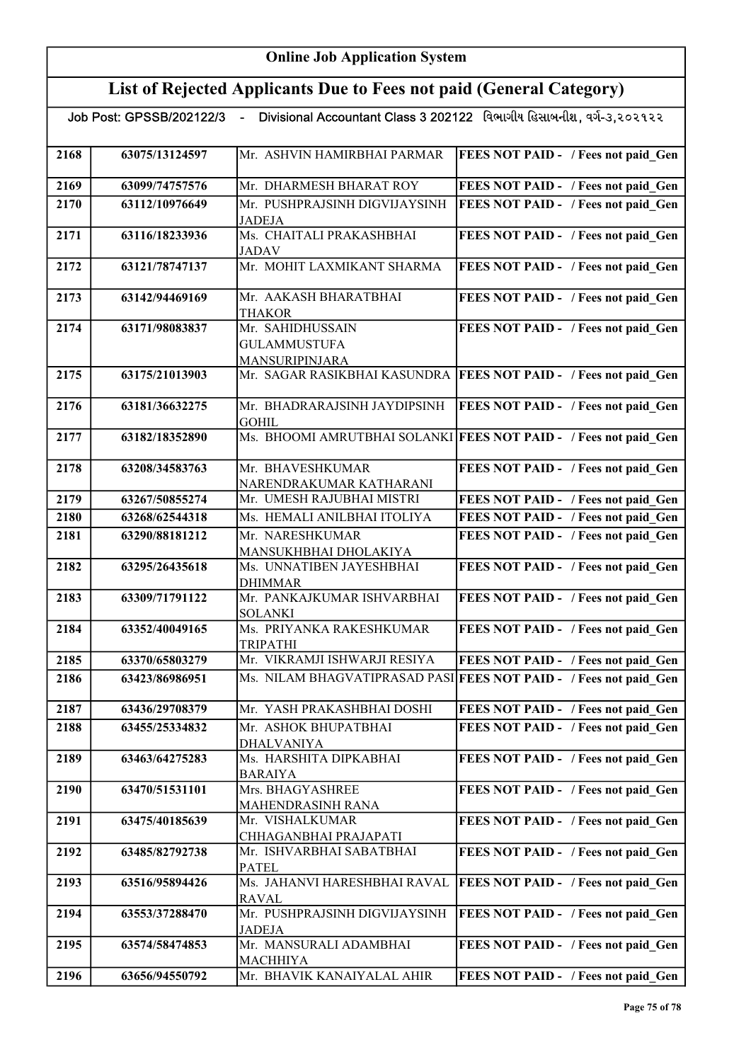# Online Job Application System

## List of Rejected Applicants Due to Fees not paid (General Category)

Job Post: GPSSB/202122/3 - Divisional Accountant Class 3 202122 વિભાગીય હિસાબનીશ, વર્ગ-૩,૨૦૨૧૨૨

| | | | |
|---|---|---|---|
| 2168 | 63075/13124597 | Mr. ASHVIN HAMIRBHAI PARMAR | FEES NOT PAID - / Fees not paid_Gen |
| 2169 | 63099/74757576 | Mr. DHARMESH BHARAT ROY | FEES NOT PAID - / Fees not paid_Gen |
| 2170 | 63112/10976649 | Mr. PUSHPRAJSINH DIGVIJAYSINH JADEJA | FEES NOT PAID - / Fees not paid_Gen |
| 2171 | 63116/18233936 | Ms. CHAITALI PRAKASHBHAI JADAV | FEES NOT PAID - / Fees not paid_Gen |
| 2172 | 63121/78747137 | Mr. MOHIT LAXMIKANT SHARMA | FEES NOT PAID - / Fees not paid_Gen |
| 2173 | 63142/94469169 | Mr. AAKASH BHARATBHAI THAKOR | FEES NOT PAID - / Fees not paid_Gen |
| 2174 | 63171/98083837 | Mr. SAHIDHUSSAIN GULAMMUSTUFA MANSURIPINJARA | FEES NOT PAID - / Fees not paid_Gen |
| 2175 | 63175/21013903 | Mr. SAGAR RASIKBHAI KASUNDRA | FEES NOT PAID - / Fees not paid_Gen |
| 2176 | 63181/36632275 | Mr. BHADRARAJSINH JAYDIPSINH GOHIL | FEES NOT PAID - / Fees not paid_Gen |
| 2177 | 63182/18352890 | Ms. BHOOMI AMRUTBHAI SOLANKI | FEES NOT PAID - / Fees not paid_Gen |
| 2178 | 63208/34583763 | Mr. BHAVESHKUMAR NARENDRAKUMAR KATHARANI | FEES NOT PAID - / Fees not paid_Gen |
| 2179 | 63267/50855274 | Mr. UMESH RAJUBHAI MISTRI | FEES NOT PAID - / Fees not paid_Gen |
| 2180 | 63268/62544318 | Ms. HEMALI ANILBHAI ITOLIYA | FEES NOT PAID - / Fees not paid_Gen |
| 2181 | 63290/88181212 | Mr. NARESHKUMAR MANSUKHBHAI DHOLAKIYA | FEES NOT PAID - / Fees not paid_Gen |
| 2182 | 63295/26435618 | Ms. UNNATIBEN JAYESHBHAI DHIMMAR | FEES NOT PAID - / Fees not paid_Gen |
| 2183 | 63309/71791122 | Mr. PANKAJKUMAR ISHVARBHAI SOLANKI | FEES NOT PAID - / Fees not paid_Gen |
| 2184 | 63352/40049165 | Ms. PRIYANKA RAKESHKUMAR TRIPATHI | FEES NOT PAID - / Fees not paid_Gen |
| 2185 | 63370/65803279 | Mr. VIKRAMJI ISHWARJI RESIYA | FEES NOT PAID - / Fees not paid_Gen |
| 2186 | 63423/86986951 | Ms. NILAM BHAGVATIPRASAD PASI | FEES NOT PAID - / Fees not paid_Gen |
| 2187 | 63436/29708379 | Mr. YASH PRAKASHBHAI DOSHI | FEES NOT PAID - / Fees not paid_Gen |
| 2188 | 63455/25334832 | Mr. ASHOK BHUPATBHAI DHALVANIYA | FEES NOT PAID - / Fees not paid_Gen |
| 2189 | 63463/64275283 | Ms. HARSHITA DIPKABHAI BARAIYA | FEES NOT PAID - / Fees not paid_Gen |
| 2190 | 63470/51531101 | Mrs. BHAGYASHREE MAHENDRASINH RANA | FEES NOT PAID - / Fees not paid_Gen |
| 2191 | 63475/40185639 | Mr. VISHALKUMAR CHHAGANBHAI PRAJAPATI | FEES NOT PAID - / Fees not paid_Gen |
| 2192 | 63485/82792738 | Mr. ISHVARBHAI SABATBHAI PATEL | FEES NOT PAID - / Fees not paid_Gen |
| 2193 | 63516/95894426 | Ms. JAHANVI HARESHBHAI RAVAL RAVAL | FEES NOT PAID - / Fees not paid_Gen |
| 2194 | 63553/37288470 | Mr. PUSHPRAJSINH DIGVIJAYSINH JADEJA | FEES NOT PAID - / Fees not paid_Gen |
| 2195 | 63574/58474853 | Mr. MANSURALI ADAMBHAI MACHHIYA | FEES NOT PAID - / Fees not paid_Gen |
| 2196 | 63656/94550792 | Mr. BHAVIK KANAIYALAL AHIR | FEES NOT PAID - / Fees not paid_Gen |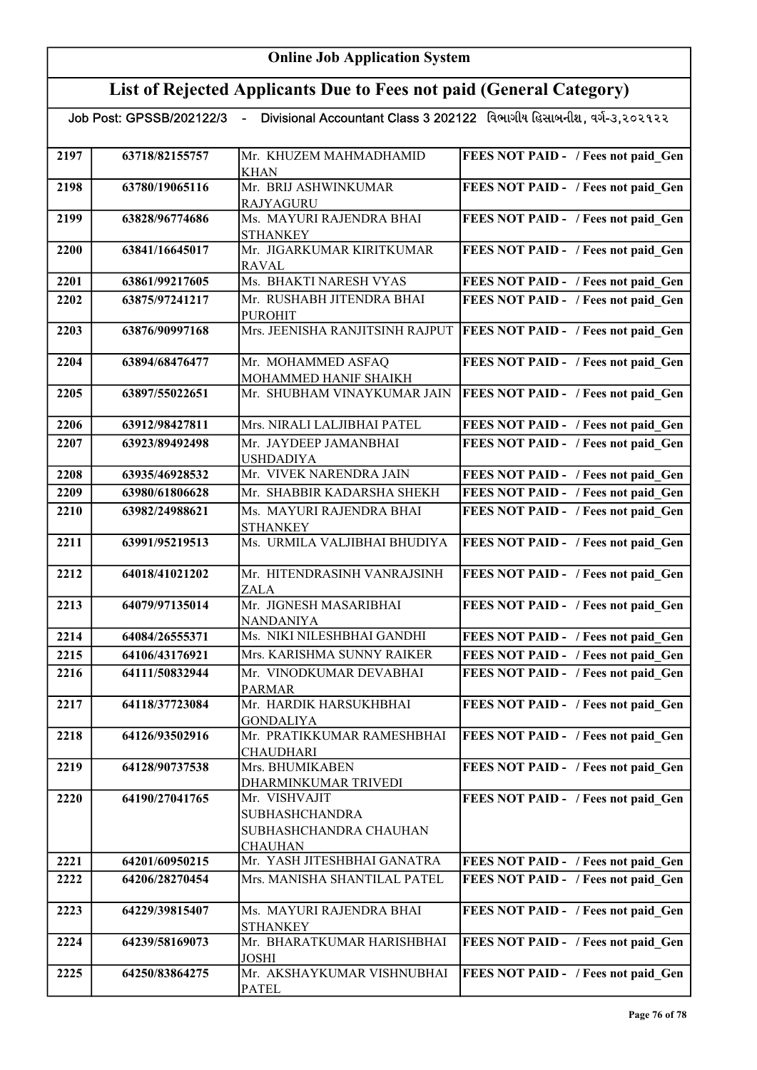# Online Job Application System

## List of Rejected Applicants Due to Fees not paid (General Category)

Job Post: GPSSB/202122/3 - Divisional Accountant Class 3 202122 વિભાગીય હિસાબનીશ, વર્ગ-૩,૨૦૨૧૨૨

| | | | |
|---|---|---|---|
| 2197 | 63718/82155757 | Mr. KHUZEM MAHMADHAMID KHAN | FEES NOT PAID - / Fees not paid_Gen |
| 2198 | 63780/19065116 | Mr. BRIJ ASHWINKUMAR RAJYAGURU | FEES NOT PAID - / Fees not paid_Gen |
| 2199 | 63828/96774686 | Ms. MAYURI RAJENDRA BHAI STHANKEY | FEES NOT PAID - / Fees not paid_Gen |
| 2200 | 63841/16645017 | Mr. JIGARKUMAR KIRITKUMAR RAVAL | FEES NOT PAID - / Fees not paid_Gen |
| 2201 | 63861/99217605 | Ms. BHAKTI NARESH VYAS | FEES NOT PAID - / Fees not paid_Gen |
| 2202 | 63875/97241217 | Mr. RUSHABH JITENDRA BHAI PUROHIT | FEES NOT PAID - / Fees not paid_Gen |
| 2203 | 63876/90997168 | Mrs. JEENISHA RANJITSINH RAJPUT | FEES NOT PAID - / Fees not paid_Gen |
| 2204 | 63894/68476477 | Mr. MOHAMMED ASFAQ MOHAMMED HANIF SHAIKH | FEES NOT PAID - / Fees not paid_Gen |
| 2205 | 63897/55022651 | Mr. SHUBHAM VINAYKUMAR JAIN | FEES NOT PAID - / Fees not paid_Gen |
| 2206 | 63912/98427811 | Mrs. NIRALI LALJIBHAI PATEL | FEES NOT PAID - / Fees not paid_Gen |
| 2207 | 63923/89492498 | Mr. JAYDEEP JAMANBHAI USHDADIYA | FEES NOT PAID - / Fees not paid_Gen |
| 2208 | 63935/46928532 | Mr. VIVEK NARENDRA JAIN | FEES NOT PAID - / Fees not paid_Gen |
| 2209 | 63980/61806628 | Mr. SHABBIR KADARSHA SHEKH | FEES NOT PAID - / Fees not paid_Gen |
| 2210 | 63982/24988621 | Ms. MAYURI RAJENDRA BHAI STHANKEY | FEES NOT PAID - / Fees not paid_Gen |
| 2211 | 63991/95219513 | Ms. URMILA VALJIBHAI BHUDIYA | FEES NOT PAID - / Fees not paid_Gen |
| 2212 | 64018/41021202 | Mr. HITENDRASINH VANRAJSINH ZALA | FEES NOT PAID - / Fees not paid_Gen |
| 2213 | 64079/97135014 | Mr. JIGNESH MASARIBHAI NANDANIYA | FEES NOT PAID - / Fees not paid_Gen |
| 2214 | 64084/26555371 | Ms. NIKI NILESHBHAI GANDHI | FEES NOT PAID - / Fees not paid_Gen |
| 2215 | 64106/43176921 | Mrs. KARISHMA SUNNY RAIKER | FEES NOT PAID - / Fees not paid_Gen |
| 2216 | 64111/50832944 | Mr. VINODKUMAR DEVABHAI PARMAR | FEES NOT PAID - / Fees not paid_Gen |
| 2217 | 64118/37723084 | Mr. HARDIK HARSUKHBHAI GONDALIYA | FEES NOT PAID - / Fees not paid_Gen |
| 2218 | 64126/93502916 | Mr. PRATIKKUMAR RAMESHBHAI CHAUDHARI | FEES NOT PAID - / Fees not paid_Gen |
| 2219 | 64128/90737538 | Mrs. BHUMIKABEN DHARMINKUMAR TRIVEDI | FEES NOT PAID - / Fees not paid_Gen |
| 2220 | 64190/27041765 | Mr. VISHVAJIT SUBHASHCHANDRA SUBHASHCHANDRA CHAUHAN CHAUHAN | FEES NOT PAID - / Fees not paid_Gen |
| 2221 | 64201/60950215 | Mr. YASH JITESHBHAI GANATRA | FEES NOT PAID - / Fees not paid_Gen |
| 2222 | 64206/28270454 | Mrs. MANISHA SHANTILAL PATEL | FEES NOT PAID - / Fees not paid_Gen |
| 2223 | 64229/39815407 | Ms. MAYURI RAJENDRA BHAI STHANKEY | FEES NOT PAID - / Fees not paid_Gen |
| 2224 | 64239/58169073 | Mr. BHARATKUMAR HARISHBHAI JOSHI | FEES NOT PAID - / Fees not paid_Gen |
| 2225 | 64250/83864275 | Mr. AKSHAYKUMAR VISHNUBHAI PATEL | FEES NOT PAID - / Fees not paid_Gen |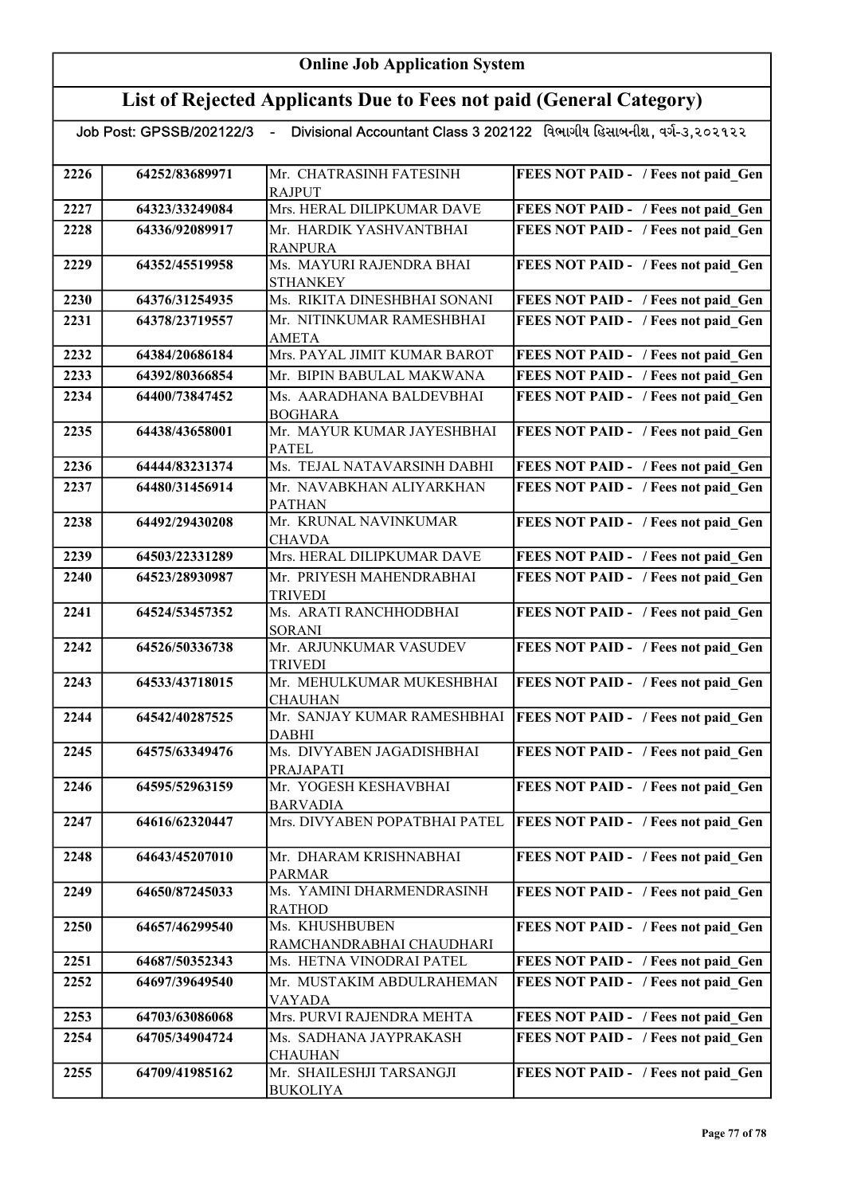# Online Job Application System

## List of Rejected Applicants Due to Fees not paid (General Category)

Job Post: GPSSB/202122/3 - Divisional Accountant Class 3 202122 વિભાગીય હિસાબનીશ, વર્ગ-૩,૨૦૨૧૨૨

| | | | |
|---|---|---|---|
| 2226 | 64252/83689971 | Mr. CHATRASINH FATESINH RAJPUT | FEES NOT PAID - / Fees not paid_Gen |
| 2227 | 64323/33249084 | Mrs. HERAL DILIPKUMAR DAVE | FEES NOT PAID - / Fees not paid_Gen |
| 2228 | 64336/92089917 | Mr. HARDIK YASHVANTBHAI RANPURA | FEES NOT PAID - / Fees not paid_Gen |
| 2229 | 64352/45519958 | Ms. MAYURI RAJENDRA BHAI STHANKEY | FEES NOT PAID - / Fees not paid_Gen |
| 2230 | 64376/31254935 | Ms. RIKITA DINESHBHAI SONANI | FEES NOT PAID - / Fees not paid_Gen |
| 2231 | 64378/23719557 | Mr. NITINKUMAR RAMESHBHAI AMETA | FEES NOT PAID - / Fees not paid_Gen |
| 2232 | 64384/20686184 | Mrs. PAYAL JIMIT KUMAR BAROT | FEES NOT PAID - / Fees not paid_Gen |
| 2233 | 64392/80366854 | Mr. BIPIN BABULAL MAKWANA | FEES NOT PAID - / Fees not paid_Gen |
| 2234 | 64400/73847452 | Ms. AARADHANA BALDEVBHAI BOGHARA | FEES NOT PAID - / Fees not paid_Gen |
| 2235 | 64438/43658001 | Mr. MAYUR KUMAR JAYESHBHAI PATEL | FEES NOT PAID - / Fees not paid_Gen |
| 2236 | 64444/83231374 | Ms. TEJAL NATAVARSINH DABHI | FEES NOT PAID - / Fees not paid_Gen |
| 2237 | 64480/31456914 | Mr. NAVABKHAN ALIYARKHAN PATHAN | FEES NOT PAID - / Fees not paid_Gen |
| 2238 | 64492/29430208 | Mr. KRUNAL NAVINKUMAR CHAVDA | FEES NOT PAID - / Fees not paid_Gen |
| 2239 | 64503/22331289 | Mrs. HERAL DILIPKUMAR DAVE | FEES NOT PAID - / Fees not paid_Gen |
| 2240 | 64523/28930987 | Mr. PRIYESH MAHENDRABHAI TRIVEDI | FEES NOT PAID - / Fees not paid_Gen |
| 2241 | 64524/53457352 | Ms. ARATI RANCHHODBHAI SORANI | FEES NOT PAID - / Fees not paid_Gen |
| 2242 | 64526/50336738 | Mr. ARJUNKUMAR VASUDEV TRIVEDI | FEES NOT PAID - / Fees not paid_Gen |
| 2243 | 64533/43718015 | Mr. MEHULKUMAR MUKESHBHAI CHAUHAN | FEES NOT PAID - / Fees not paid_Gen |
| 2244 | 64542/40287525 | Mr. SANJAY KUMAR RAMESHBHAI DABHI | FEES NOT PAID - / Fees not paid_Gen |
| 2245 | 64575/63349476 | Ms. DIVYABEN JAGADISHBHAI PRAJAPATI | FEES NOT PAID - / Fees not paid_Gen |
| 2246 | 64595/52963159 | Mr. YOGESH KESHAVBHAI BARVADIA | FEES NOT PAID - / Fees not paid_Gen |
| 2247 | 64616/62320447 | Mrs. DIVYABEN POPATBHAI PATEL | FEES NOT PAID - / Fees not paid_Gen |
| 2248 | 64643/45207010 | Mr. DHARAM KRISHNABHAI PARMAR | FEES NOT PAID - / Fees not paid_Gen |
| 2249 | 64650/87245033 | Ms. YAMINI DHARMENDRASINH RATHOD | FEES NOT PAID - / Fees not paid_Gen |
| 2250 | 64657/46299540 | Ms. KHUSHBUBEN RAMCHANDRABHAI CHAUDHARI | FEES NOT PAID - / Fees not paid_Gen |
| 2251 | 64687/50352343 | Ms. HETNA VINODRAI PATEL | FEES NOT PAID - / Fees not paid_Gen |
| 2252 | 64697/39649540 | Mr. MUSTAKIM ABDULRAHEMAN VAYADA | FEES NOT PAID - / Fees not paid_Gen |
| 2253 | 64703/63086068 | Mrs. PURVI RAJENDRA MEHTA | FEES NOT PAID - / Fees not paid_Gen |
| 2254 | 64705/34904724 | Ms. SADHANA JAYPRAKASH CHAUHAN | FEES NOT PAID - / Fees not paid_Gen |
| 2255 | 64709/41985162 | Mr. SHAILESHJI TARSANGJI BUKOLIYA | FEES NOT PAID - / Fees not paid_Gen |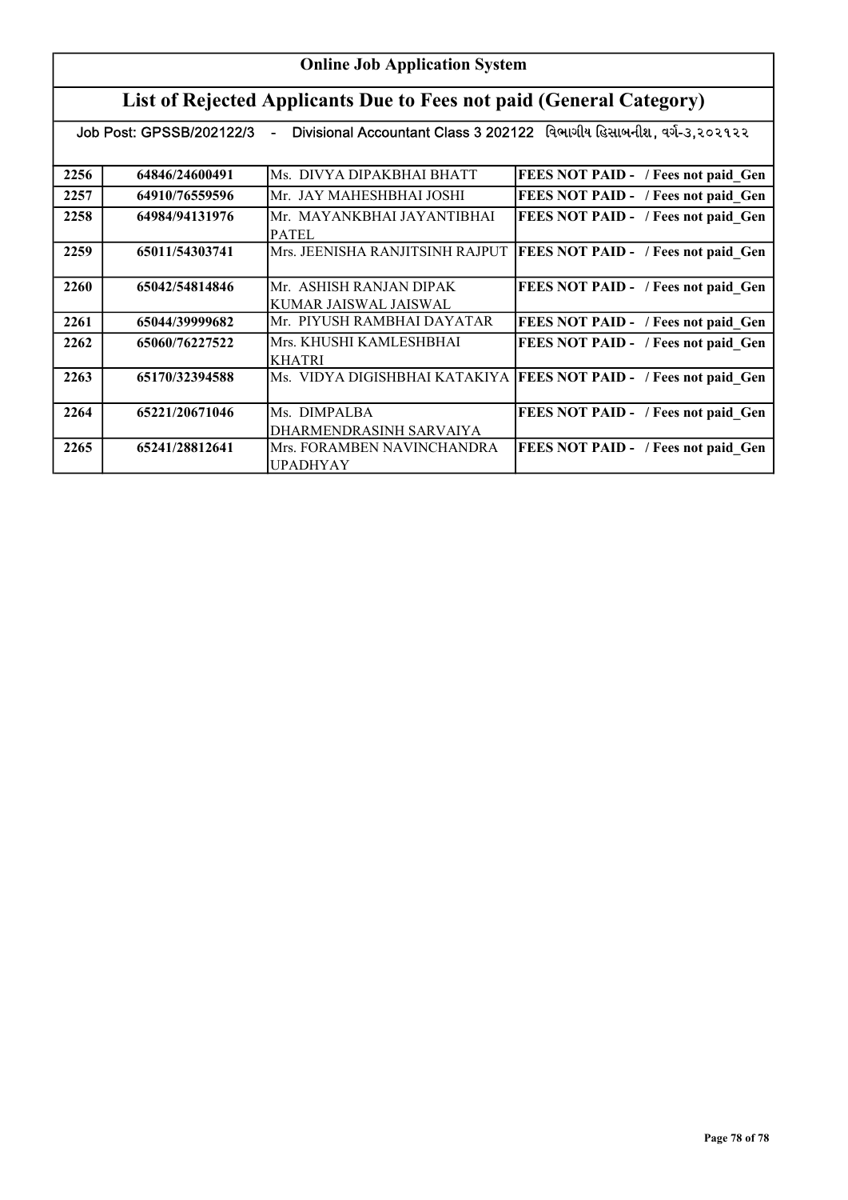# Online Job Application System

## List of Rejected Applicants Due to Fees not paid (General Category)

Job Post: GPSSB/202122/3 - Divisional Accountant Class 3 202122 વિભાગીય હિસાબનીશ, વર્ગ-૩,૨૦૨૧૨૨

| | | | |
|---|---|---|---|
| 2256 | 64846/24600491 | Ms. DIVYA DIPAKBHAI BHATT | FEES NOT PAID - / Fees not paid_Gen |
| 2257 | 64910/76559596 | Mr. JAY MAHESHBHAI JOSHI | FEES NOT PAID - / Fees not paid_Gen |
| 2258 | 64984/94131976 | Mr. MAYANKBHAI JAYANTIBHAI PATEL | FEES NOT PAID - / Fees not paid_Gen |
| 2259 | 65011/54303741 | Mrs. JEENISHA RANJITSINH RAJPUT | FEES NOT PAID - / Fees not paid_Gen |
| 2260 | 65042/54814846 | Mr. ASHISH RANJAN DIPAK KUMAR JAISWAL JAISWAL | FEES NOT PAID - / Fees not paid_Gen |
| 2261 | 65044/39999682 | Mr. PIYUSH RAMBHAI DAYATAR | FEES NOT PAID - / Fees not paid_Gen |
| 2262 | 65060/76227522 | Mrs. KHUSHI KAMLESHBHAI KHATRI | FEES NOT PAID - / Fees not paid_Gen |
| 2263 | 65170/32394588 | Ms. VIDYA DIGISHBHAI KATAKIYA | FEES NOT PAID - / Fees not paid_Gen |
| 2264 | 65221/20671046 | Ms. DIMPALBA DHARMENDRASINH SARVAIYA | FEES NOT PAID - / Fees not paid_Gen |
| 2265 | 65241/28812641 | Mrs. FORAMBEN NAVINCHANDRA UPADHYAY | FEES NOT PAID - / Fees not paid_Gen |